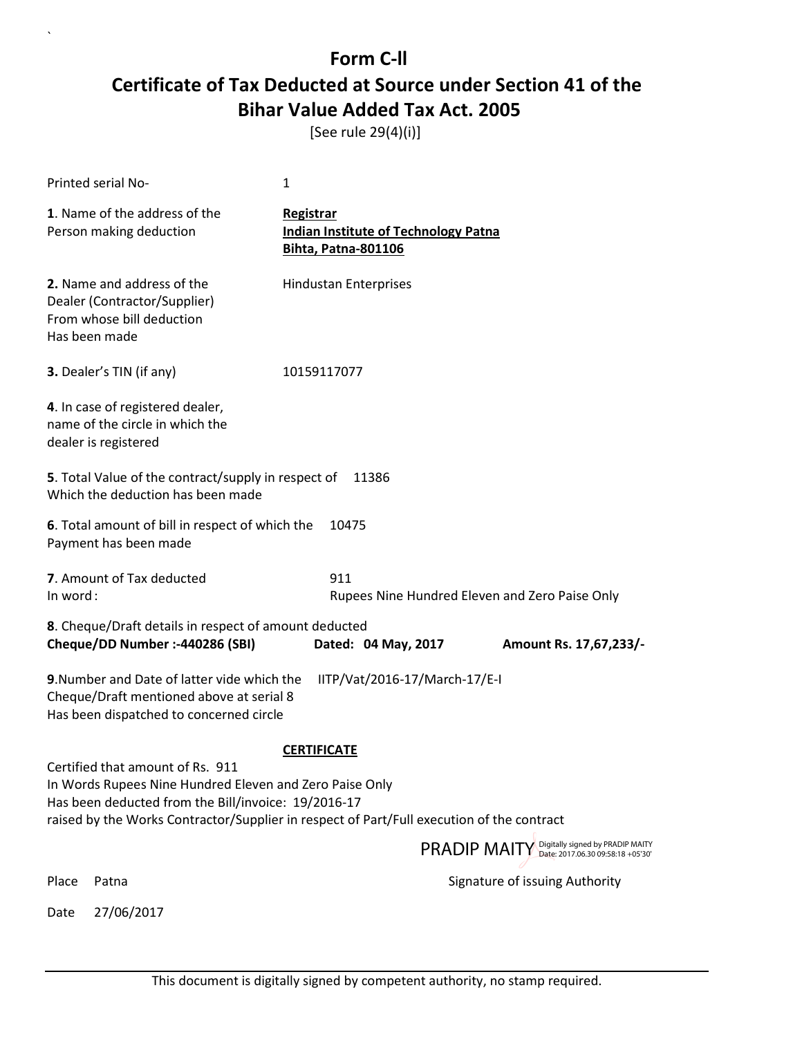# Form C-II

## Certificate of Tax Deducted at Source under Section 41 of the Bihar Value Added Tax Act. 2005

[See rule 29(4)(i)]

Printed serial No- 1

**1**. Name of the address of the Person making deduction

**Registrar**
**Indian Institute of Technology Patna**
**Bihta, Patna-801106**

**2.** Name and address of the Dealer (Contractor/Supplier) From whose bill deduction Has been made

Hindustan Enterprises

**3.** Dealer's TIN (if any) 10159117077

**4**. In case of registered dealer, name of the circle in which the dealer is registered

**5**. Total Value of the contract/supply in respect of Which the deduction has been made 11386

**6**. Total amount of bill in respect of which the Payment has been made 10475

**7**. Amount of Tax deducted 911
In word : Rupees Nine Hundred Eleven and Zero Paise Only

**8**. Cheque/Draft details in respect of amount deducted
**Cheque/DD Number :-440286 (SBI)** **Dated: 04 May, 2017** **Amount Rs. 17,67,233/-**

**9**.Number and Date of latter vide which the Cheque/Draft mentioned above at serial 8 Has been dispatched to concerned circle IITP/Vat/2016-17/March-17/E-I

**CERTIFICATE**

Certified that amount of Rs. 911
In Words Rupees Nine Hundred Eleven and Zero Paise Only
Has been deducted from the Bill/invoice: 19/2016-17
raised by the Works Contractor/Supplier in respect of Part/Full execution of the contract

PRADIP MAITY Digitally signed by PRADIP MAITY Date: 2017.06.30 09:58:18 +05'30'

Place Patna Signature of issuing Authority

Date 27/06/2017

This document is digitally signed by competent authority, no stamp required.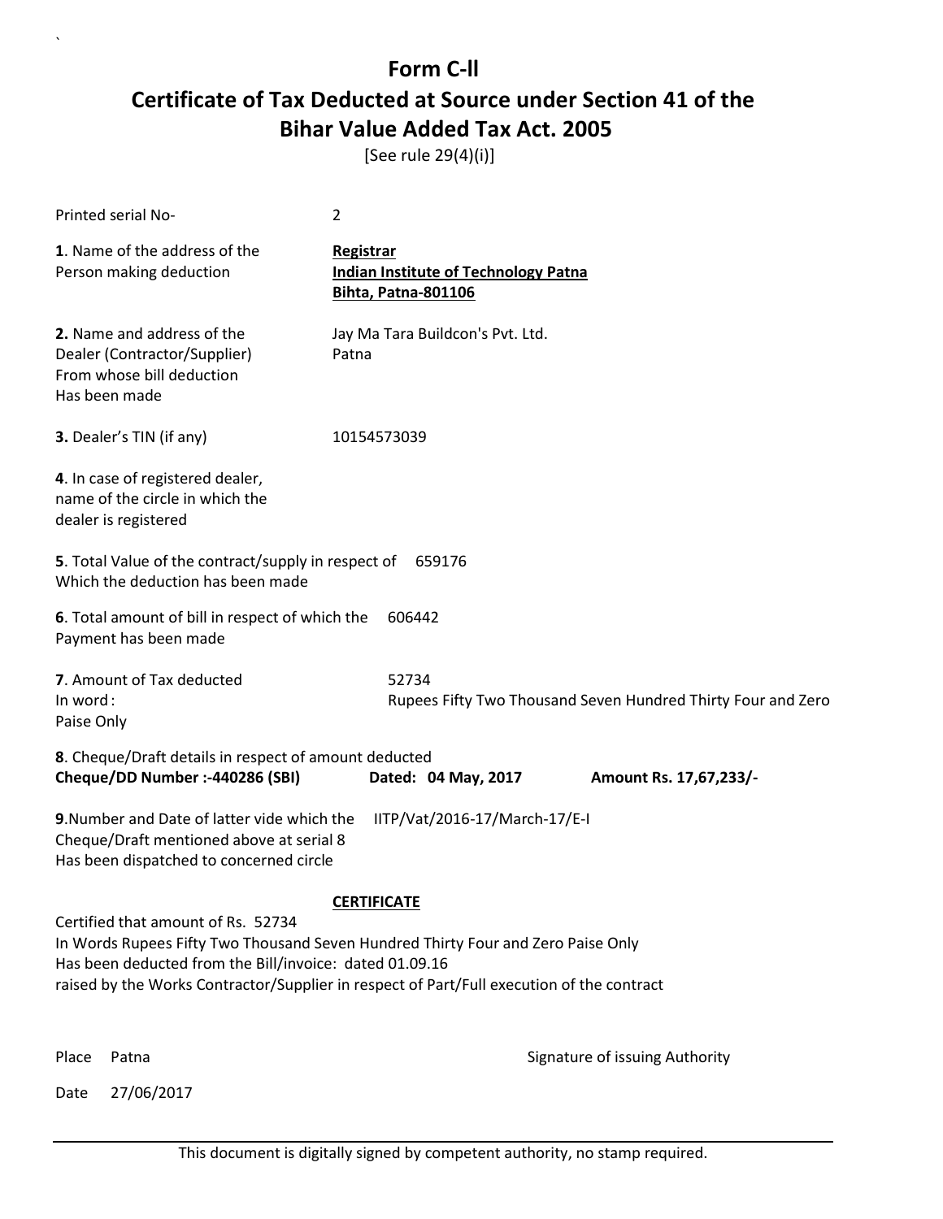# Form C-ll

# Certificate of Tax Deducted at Source under Section 41 of the Bihar Value Added Tax Act. 2005

[See rule 29(4)(i)]

Printed serial No- 2

**1**. Name of the address of the Person making deduction

**Registrar**
**Indian Institute of Technology Patna**
**Bihta, Patna-801106**

**2.** Name and address of the Dealer (Contractor/Supplier) From whose bill deduction Has been made

Jay Ma Tara Buildcon's Pvt. Ltd.
Patna

**3.** Dealer's TIN (if any) 10154573039

**4**. In case of registered dealer, name of the circle in which the dealer is registered

**5**. Total Value of the contract/supply in respect of Which the deduction has been made 659176

**6**. Total amount of bill in respect of which the Payment has been made 606442

**7**. Amount of Tax deducted 52734
In word : Rupees Fifty Two Thousand Seven Hundred Thirty Four and Zero Paise Only

**8**. Cheque/Draft details in respect of amount deducted
**Cheque/DD Number :-440286 (SBI)** **Dated: 04 May, 2017** **Amount Rs. 17,67,233/-**

**9**.Number and Date of latter vide which the Cheque/Draft mentioned above at serial 8 Has been dispatched to concerned circle IITP/Vat/2016-17/March-17/E-I

**CERTIFICATE**

Certified that amount of Rs. 52734
In Words Rupees Fifty Two Thousand Seven Hundred Thirty Four and Zero Paise Only
Has been deducted from the Bill/invoice: dated 01.09.16
raised by the Works Contractor/Supplier in respect of Part/Full execution of the contract

Place Patna

Signature of issuing Authority

Date 27/06/2017

This document is digitally signed by competent authority, no stamp required.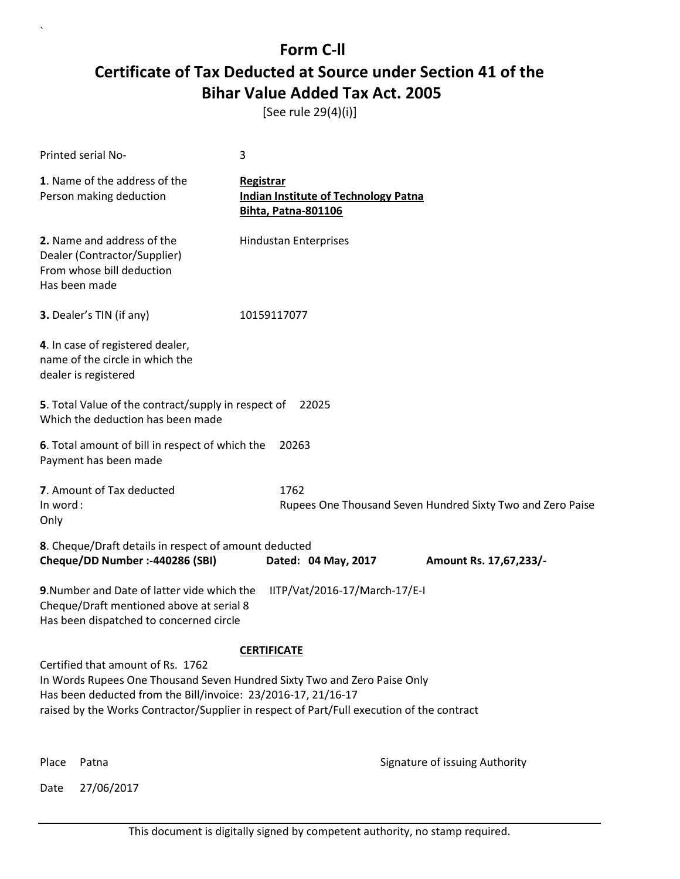# Form C-ll

## Certificate of Tax Deducted at Source under Section 41 of the Bihar Value Added Tax Act. 2005

[See rule 29(4)(i)]

Printed serial No- 3

**1**. Name of the address of the Person making deduction

**Registrar**
**Indian Institute of Technology Patna**
**Bihta, Patna-801106**

**2.** Name and address of the Dealer (Contractor/Supplier) From whose bill deduction Has been made

Hindustan Enterprises

**3.** Dealer's TIN (if any) 10159117077

**4**. In case of registered dealer, name of the circle in which the dealer is registered

**5**. Total Value of the contract/supply in respect of Which the deduction has been made 22025

**6**. Total amount of bill in respect of which the Payment has been made 20263

**7**. Amount of Tax deducted 1762
In word : Rupees One Thousand Seven Hundred Sixty Two and Zero Paise
Only

**8**. Cheque/Draft details in respect of amount deducted
**Cheque/DD Number :-440286 (SBI)** **Dated: 04 May, 2017** **Amount Rs. 17,67,233/-**

**9**.Number and Date of latter vide which the Cheque/Draft mentioned above at serial 8 Has been dispatched to concerned circle IITP/Vat/2016-17/March-17/E-I

**CERTIFICATE**

Certified that amount of Rs. 1762
In Words Rupees One Thousand Seven Hundred Sixty Two and Zero Paise Only
Has been deducted from the Bill/invoice: 23/2016-17, 21/16-17
raised by the Works Contractor/Supplier in respect of Part/Full execution of the contract

Place Patna

Signature of issuing Authority

Date 27/06/2017

This document is digitally signed by competent authority, no stamp required.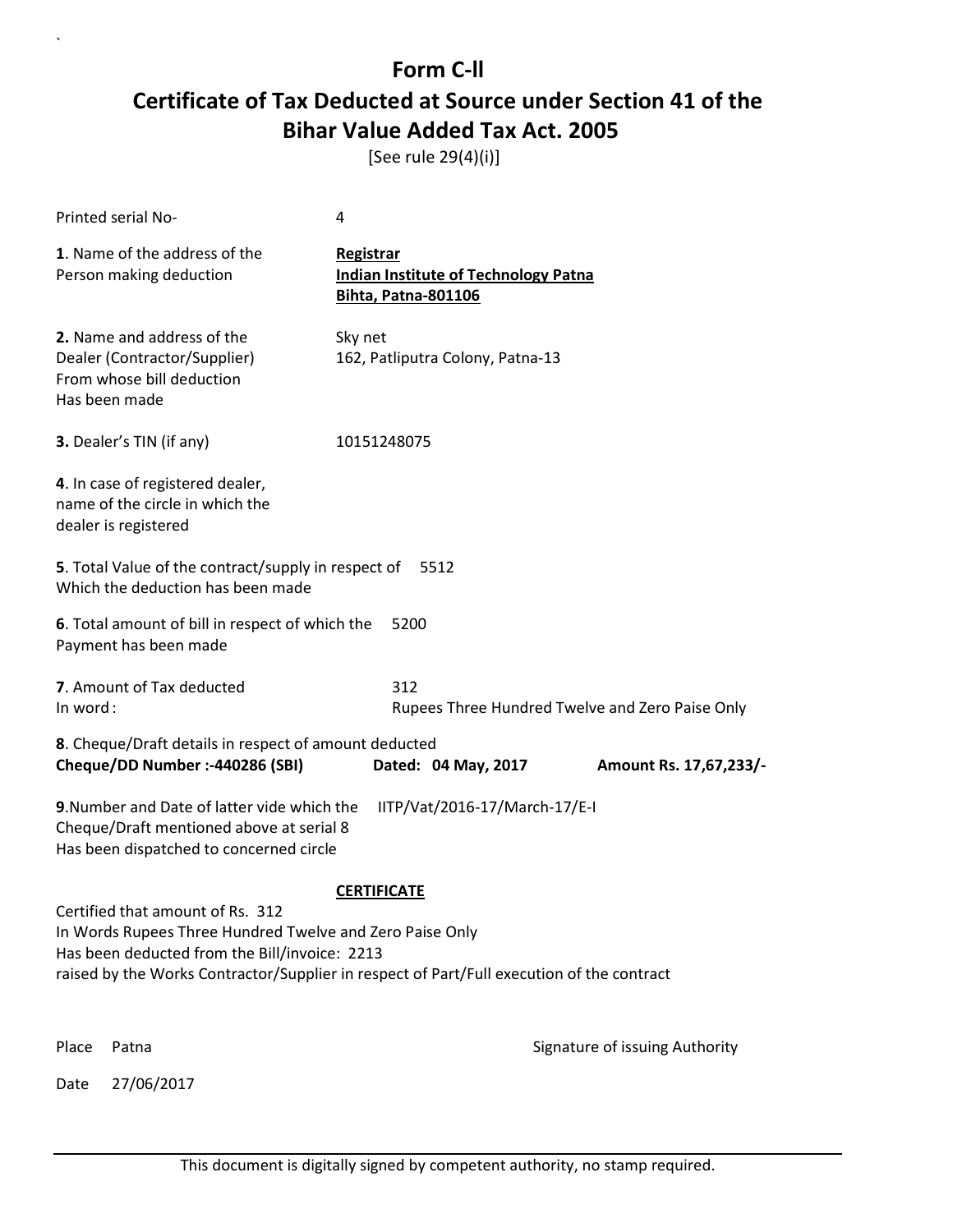# Form C-ll

# Certificate of Tax Deducted at Source under Section 41 of the Bihar Value Added Tax Act. 2005

[See rule 29(4)(i)]

Printed serial No- 4

**1**. Name of the address of the Person making deduction

**Registrar**
**Indian Institute of Technology Patna**
**Bihta, Patna-801106**

**2.** Name and address of the Dealer (Contractor/Supplier) From whose bill deduction Has been made

Sky net
162, Patliputra Colony, Patna-13

**3.** Dealer's TIN (if any) 10151248075

**4**. In case of registered dealer, name of the circle in which the dealer is registered

**5**. Total Value of the contract/supply in respect of Which the deduction has been made 5512

**6**. Total amount of bill in respect of which the Payment has been made 5200

**7**. Amount of Tax deducted 312
In word : Rupees Three Hundred Twelve and Zero Paise Only

**8**. Cheque/Draft details in respect of amount deducted
**Cheque/DD Number :-440286 (SBI)** **Dated: 04 May, 2017** **Amount Rs. 17,67,233/-**

**9**.Number and Date of latter vide which the Cheque/Draft mentioned above at serial 8 Has been dispatched to concerned circle IITP/Vat/2016-17/March-17/E-I

**CERTIFICATE**

Certified that amount of Rs. 312
In Words Rupees Three Hundred Twelve and Zero Paise Only
Has been deducted from the Bill/invoice: 2213
raised by the Works Contractor/Supplier in respect of Part/Full execution of the contract

Place Patna

Signature of issuing Authority

Date 27/06/2017

This document is digitally signed by competent authority, no stamp required.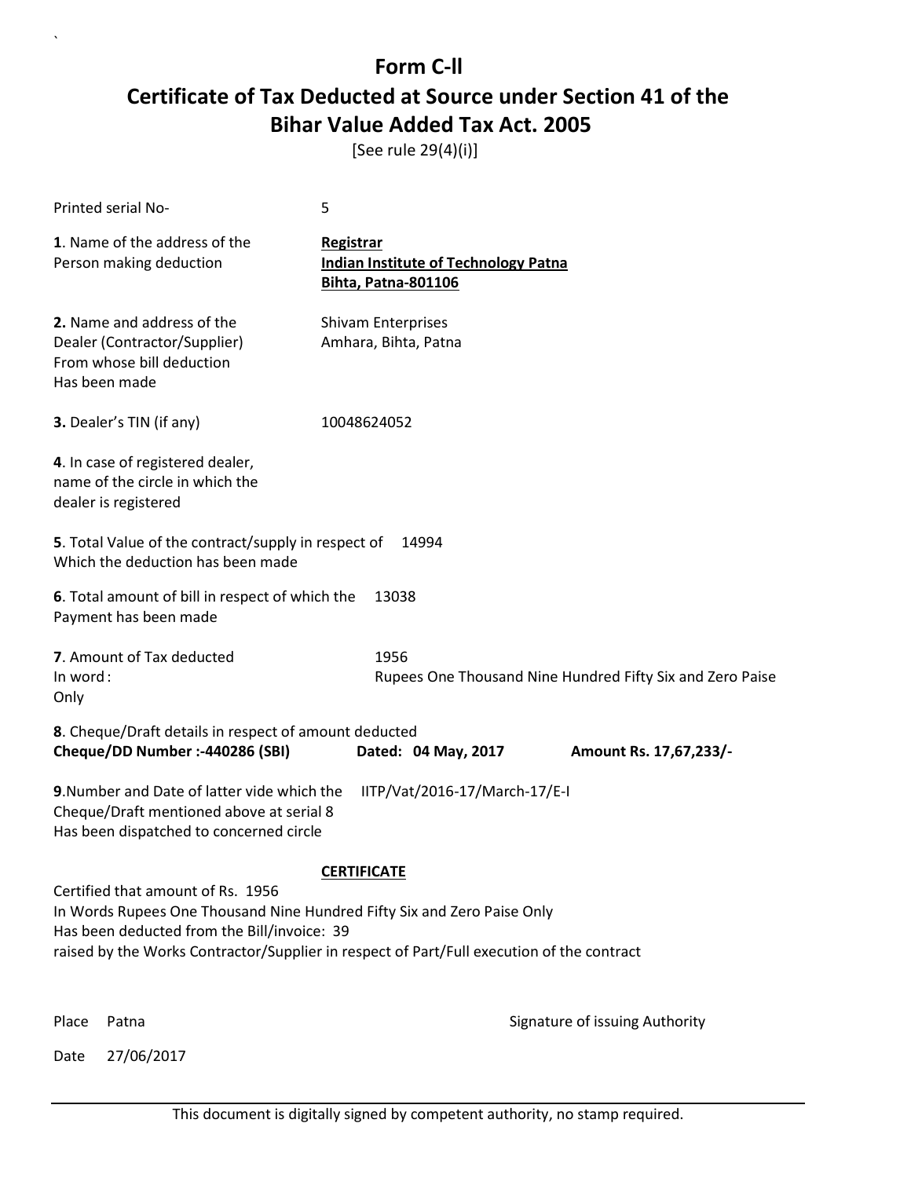# Form C-ll

## Certificate of Tax Deducted at Source under Section 41 of the Bihar Value Added Tax Act. 2005

[See rule 29(4)(i)]

Printed serial No- 5

**1**. Name of the address of the Person making deduction

**Registrar**
**Indian Institute of Technology Patna**
**Bihta, Patna-801106**

**2.** Name and address of the Dealer (Contractor/Supplier) From whose bill deduction Has been made

Shivam Enterprises
Amhara, Bihta, Patna

**3.** Dealer's TIN (if any) 10048624052

**4**. In case of registered dealer, name of the circle in which the dealer is registered

**5**. Total Value of the contract/supply in respect of Which the deduction has been made 14994

**6**. Total amount of bill in respect of which the Payment has been made 13038

**7**. Amount of Tax deducted 1956
In word : Rupees One Thousand Nine Hundred Fifty Six and Zero Paise Only

**8**. Cheque/Draft details in respect of amount deducted
**Cheque/DD Number :-440286 (SBI)** **Dated: 04 May, 2017** **Amount Rs. 17,67,233/-**

**9**.Number and Date of latter vide which the Cheque/Draft mentioned above at serial 8 Has been dispatched to concerned circle IITP/Vat/2016-17/March-17/E-I

**CERTIFICATE**

Certified that amount of Rs. 1956
In Words Rupees One Thousand Nine Hundred Fifty Six and Zero Paise Only
Has been deducted from the Bill/invoice: 39
raised by the Works Contractor/Supplier in respect of Part/Full execution of the contract

Place Patna

Signature of issuing Authority

Date 27/06/2017

This document is digitally signed by competent authority, no stamp required.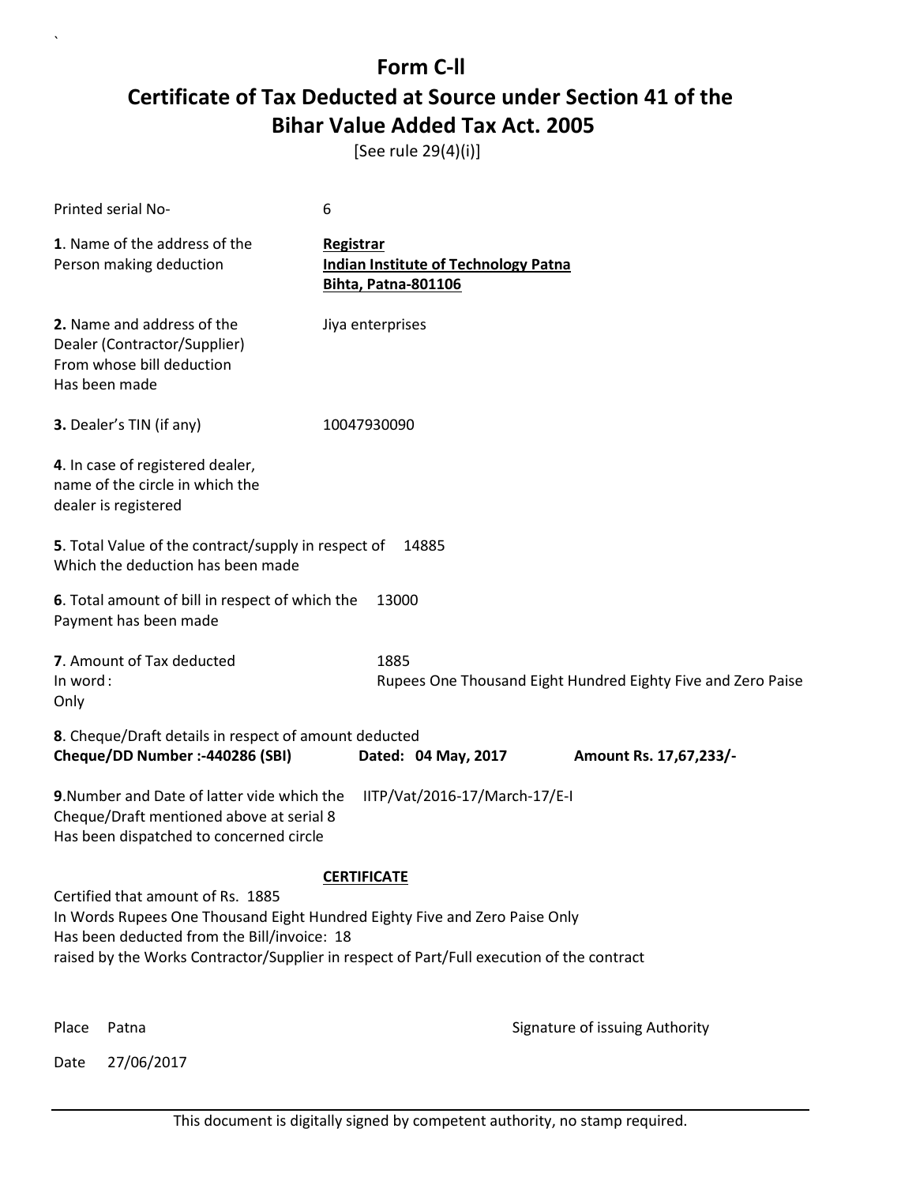# Form C-ll

## Certificate of Tax Deducted at Source under Section 41 of the Bihar Value Added Tax Act. 2005

[See rule 29(4)(i)]

Printed serial No- 6

**1**. Name of the address of the Person making deduction

**Registrar**
**Indian Institute of Technology Patna**
**Bihta, Patna-801106**

**2.** Name and address of the Dealer (Contractor/Supplier) From whose bill deduction Has been made

Jiya enterprises

**3.** Dealer's TIN (if any) 10047930090

**4**. In case of registered dealer, name of the circle in which the dealer is registered

**5**. Total Value of the contract/supply in respect of Which the deduction has been made 14885

**6**. Total amount of bill in respect of which the Payment has been made 13000

**7**. Amount of Tax deducted 1885
In word : Rupees One Thousand Eight Hundred Eighty Five and Zero Paise Only

**8**. Cheque/Draft details in respect of amount deducted
**Cheque/DD Number :-440286 (SBI)** **Dated: 04 May, 2017** **Amount Rs. 17,67,233/-**

**9**.Number and Date of latter vide which the Cheque/Draft mentioned above at serial 8 Has been dispatched to concerned circle IITP/Vat/2016-17/March-17/E-I

**CERTIFICATE**

Certified that amount of Rs. 1885
In Words Rupees One Thousand Eight Hundred Eighty Five and Zero Paise Only
Has been deducted from the Bill/invoice: 18
raised by the Works Contractor/Supplier in respect of Part/Full execution of the contract

Place Patna

Signature of issuing Authority

Date 27/06/2017

This document is digitally signed by competent authority, no stamp required.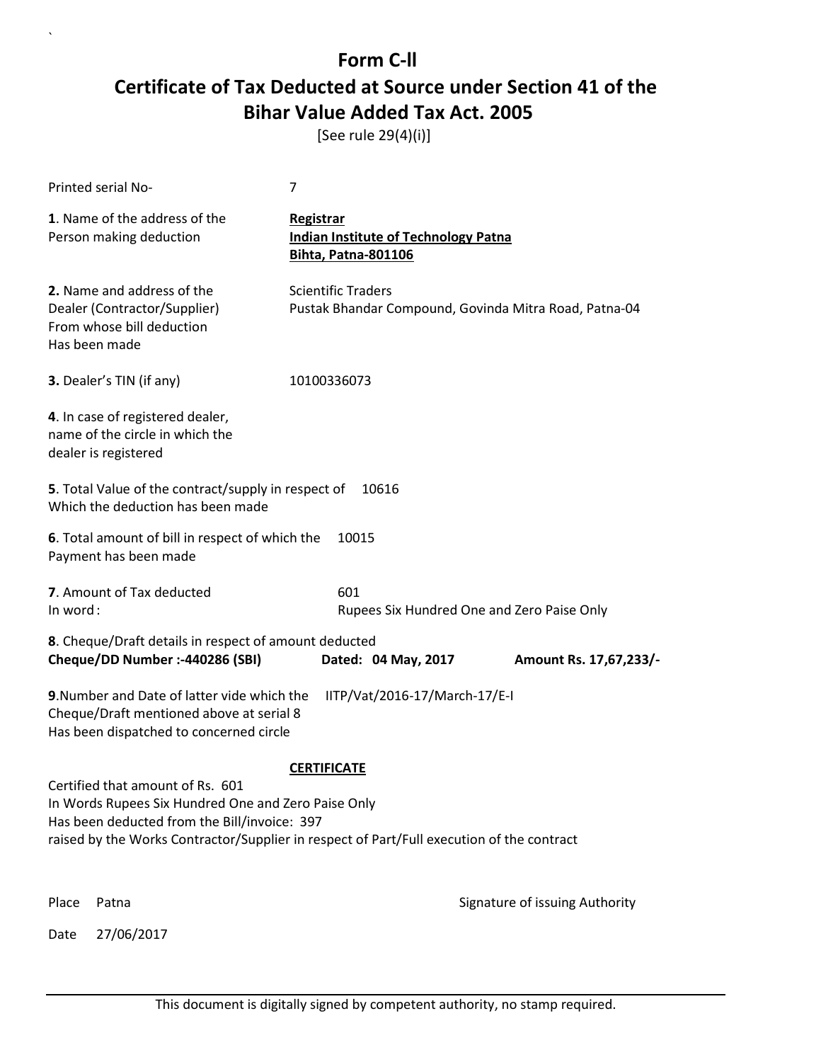# Form C-ll

## Certificate of Tax Deducted at Source under Section 41 of the Bihar Value Added Tax Act. 2005

[See rule 29(4)(i)]

Printed serial No- 7

**1**. Name of the address of the Person making deduction

**Registrar**
**Indian Institute of Technology Patna**
**Bihta, Patna-801106**

**2.** Name and address of the Dealer (Contractor/Supplier) From whose bill deduction Has been made

Scientific Traders
Pustak Bhandar Compound, Govinda Mitra Road, Patna-04

**3.** Dealer's TIN (if any) 10100336073

**4**. In case of registered dealer, name of the circle in which the dealer is registered

**5**. Total Value of the contract/supply in respect of Which the deduction has been made 10616

**6**. Total amount of bill in respect of which the Payment has been made 10015

**7**. Amount of Tax deducted 601
In word : Rupees Six Hundred One and Zero Paise Only

**8**. Cheque/Draft details in respect of amount deducted
**Cheque/DD Number :-440286 (SBI)** **Dated: 04 May, 2017** **Amount Rs. 17,67,233/-**

**9**.Number and Date of latter vide which the Cheque/Draft mentioned above at serial 8 Has been dispatched to concerned circle IITP/Vat/2016-17/March-17/E-I

**CERTIFICATE**

Certified that amount of Rs. 601
In Words Rupees Six Hundred One and Zero Paise Only
Has been deducted from the Bill/invoice: 397
raised by the Works Contractor/Supplier in respect of Part/Full execution of the contract

Place Patna

Signature of issuing Authority

Date 27/06/2017

This document is digitally signed by competent authority, no stamp required.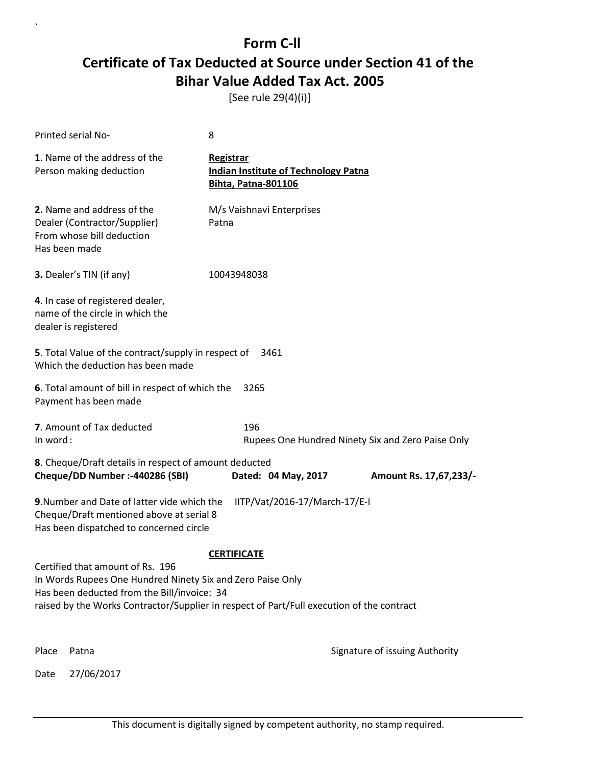# Form C-ll

# Certificate of Tax Deducted at Source under Section 41 of the Bihar Value Added Tax Act. 2005

[See rule 29(4)(i)]

Printed serial No- 8

**1**. Name of the address of the Person making deduction

**Registrar**
**Indian Institute of Technology Patna**
**Bihta, Patna-801106**

**2.** Name and address of the Dealer (Contractor/Supplier) From whose bill deduction Has been made

M/s Vaishnavi Enterprises
Patna

**3.** Dealer's TIN (if any) 10043948038

**4**. In case of registered dealer, name of the circle in which the dealer is registered

**5**. Total Value of the contract/supply in respect of Which the deduction has been made 3461

**6**. Total amount of bill in respect of which the Payment has been made 3265

**7**. Amount of Tax deducted 196
In word : Rupees One Hundred Ninety Six and Zero Paise Only

**8**. Cheque/Draft details in respect of amount deducted
**Cheque/DD Number :-440286 (SBI)** **Dated: 04 May, 2017** **Amount Rs. 17,67,233/-**

**9**.Number and Date of latter vide which the Cheque/Draft mentioned above at serial 8 Has been dispatched to concerned circle IITP/Vat/2016-17/March-17/E-I

**CERTIFICATE**

Certified that amount of Rs. 196
In Words Rupees One Hundred Ninety Six and Zero Paise Only
Has been deducted from the Bill/invoice: 34
raised by the Works Contractor/Supplier in respect of Part/Full execution of the contract

Place Patna

Signature of issuing Authority

Date 27/06/2017

This document is digitally signed by competent authority, no stamp required.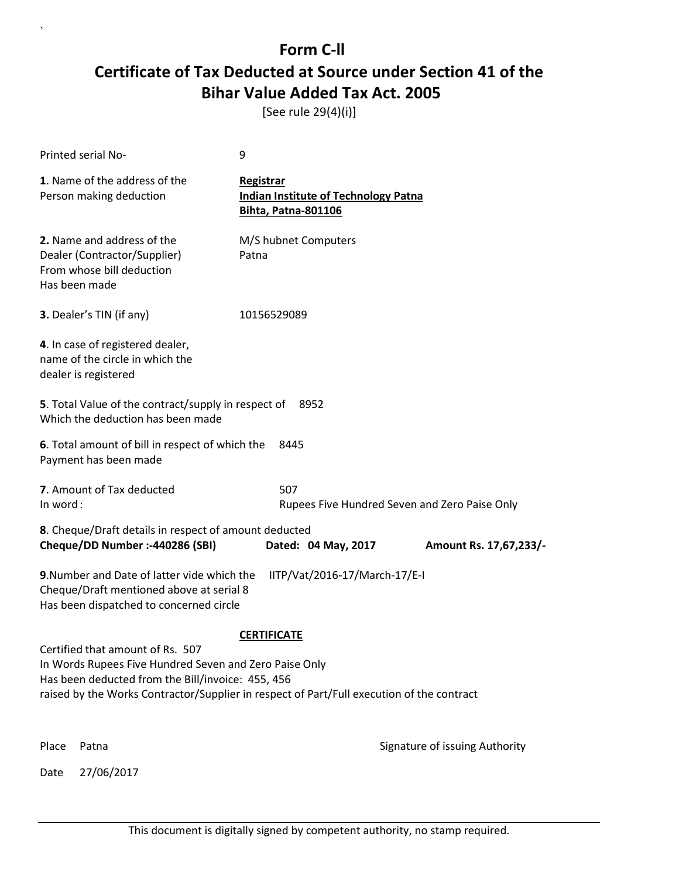# Form C-ll

## Certificate of Tax Deducted at Source under Section 41 of the Bihar Value Added Tax Act. 2005

[See rule 29(4)(i)]

Printed serial No- 9

**1**. Name of the address of the Person making deduction

**Registrar**
**Indian Institute of Technology Patna**
**Bihta, Patna-801106**

**2.** Name and address of the Dealer (Contractor/Supplier) From whose bill deduction Has been made

M/S hubnet Computers
Patna

**3.** Dealer's TIN (if any) 10156529089

**4**. In case of registered dealer, name of the circle in which the dealer is registered

**5**. Total Value of the contract/supply in respect of Which the deduction has been made 8952

**6**. Total amount of bill in respect of which the Payment has been made 8445

**7**. Amount of Tax deducted 507
In word : Rupees Five Hundred Seven and Zero Paise Only

**8**. Cheque/Draft details in respect of amount deducted
**Cheque/DD Number :-440286 (SBI)** **Dated: 04 May, 2017** **Amount Rs. 17,67,233/-**

**9**.Number and Date of latter vide which the Cheque/Draft mentioned above at serial 8 Has been dispatched to concerned circle IITP/Vat/2016-17/March-17/E-I

**CERTIFICATE**

Certified that amount of Rs. 507
In Words Rupees Five Hundred Seven and Zero Paise Only
Has been deducted from the Bill/invoice: 455, 456
raised by the Works Contractor/Supplier in respect of Part/Full execution of the contract

Place Patna

Signature of issuing Authority

Date 27/06/2017

This document is digitally signed by competent authority, no stamp required.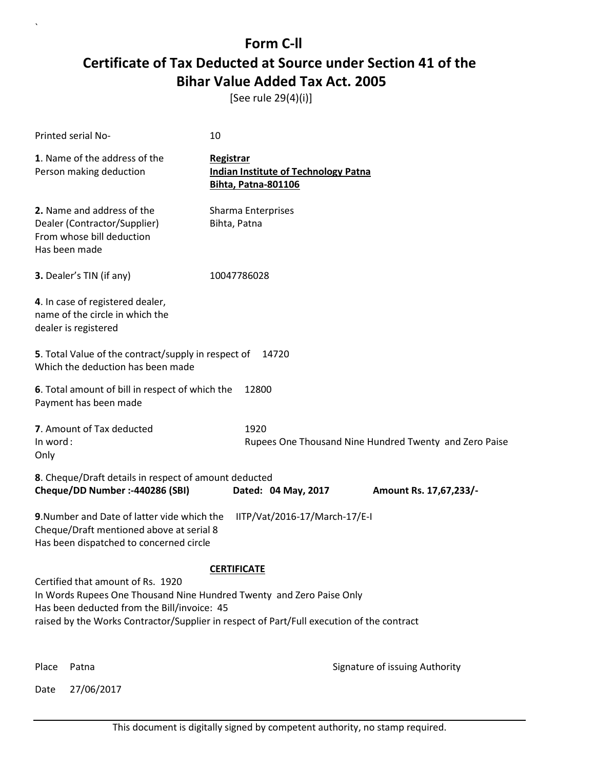# Form C-ll

## Certificate of Tax Deducted at Source under Section 41 of the Bihar Value Added Tax Act. 2005

[See rule 29(4)(i)]

Printed serial No- 10

**1**. Name of the address of the Person making deduction

**Registrar**
**Indian Institute of Technology Patna**
**Bihta, Patna-801106**

**2.** Name and address of the Dealer (Contractor/Supplier) From whose bill deduction Has been made

Sharma Enterprises
Bihta, Patna

**3.** Dealer's TIN (if any) 10047786028

**4**. In case of registered dealer, name of the circle in which the dealer is registered

**5**. Total Value of the contract/supply in respect of Which the deduction has been made 14720

**6**. Total amount of bill in respect of which the Payment has been made 12800

**7**. Amount of Tax deducted 1920
In word : Rupees One Thousand Nine Hundred Twenty and Zero Paise Only

**8**. Cheque/Draft details in respect of amount deducted
**Cheque/DD Number :-440286 (SBI)** **Dated: 04 May, 2017** **Amount Rs. 17,67,233/-**

**9**.Number and Date of latter vide which the Cheque/Draft mentioned above at serial 8 Has been dispatched to concerned circle IITP/Vat/2016-17/March-17/E-I

**CERTIFICATE**

Certified that amount of Rs. 1920
In Words Rupees One Thousand Nine Hundred Twenty and Zero Paise Only
Has been deducted from the Bill/invoice: 45
raised by the Works Contractor/Supplier in respect of Part/Full execution of the contract

Place Patna

Signature of issuing Authority

Date 27/06/2017

This document is digitally signed by competent authority, no stamp required.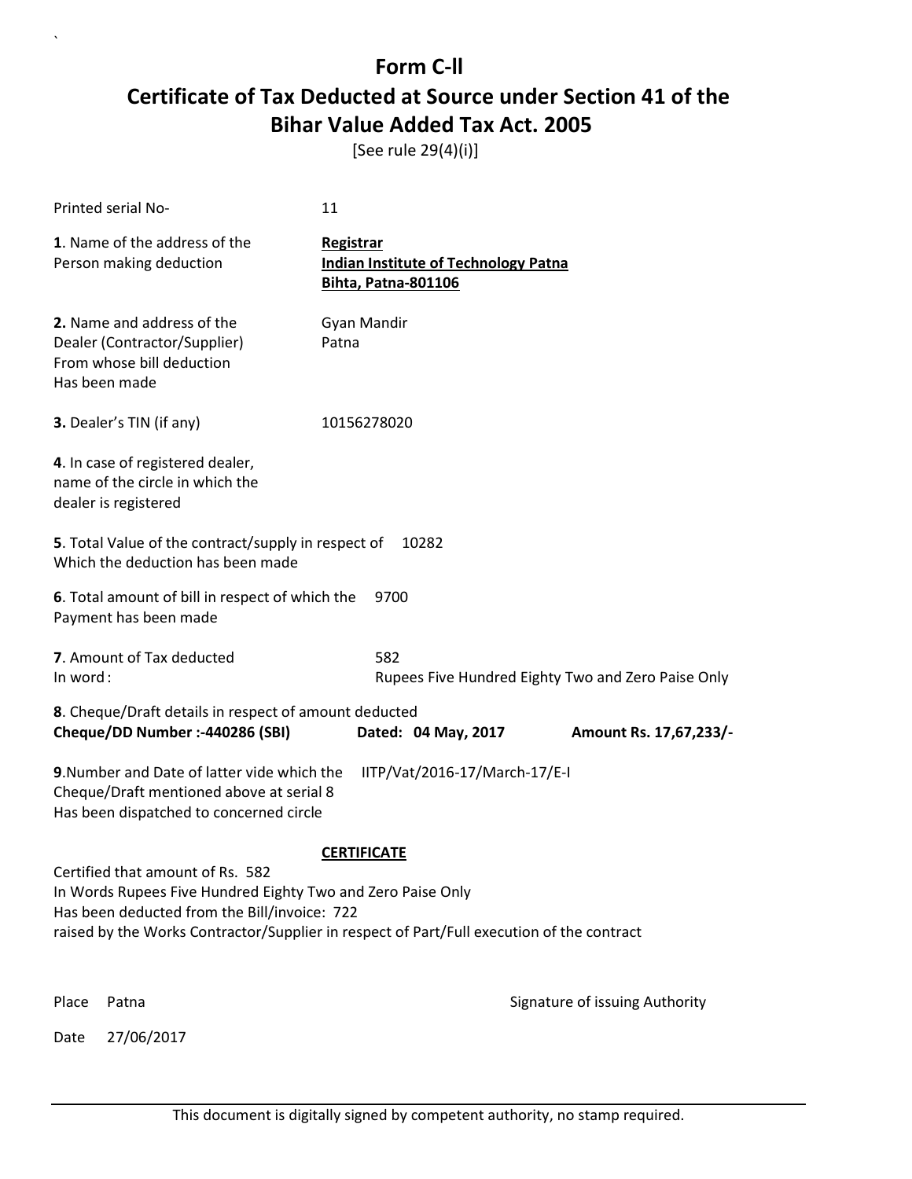# Form C-ll

## Certificate of Tax Deducted at Source under Section 41 of the Bihar Value Added Tax Act. 2005

[See rule 29(4)(i)]

Printed serial No- 11

**1**. Name of the address of the Person making deduction

**Registrar**
**Indian Institute of Technology Patna**
**Bihta, Patna-801106**

**2.** Name and address of the Dealer (Contractor/Supplier) From whose bill deduction Has been made

Gyan Mandir
Patna

**3.** Dealer's TIN (if any) 10156278020

**4**. In case of registered dealer, name of the circle in which the dealer is registered

**5**. Total Value of the contract/supply in respect of Which the deduction has been made 10282

**6**. Total amount of bill in respect of which the Payment has been made 9700

**7**. Amount of Tax deducted 582
In word : Rupees Five Hundred Eighty Two and Zero Paise Only

**8**. Cheque/Draft details in respect of amount deducted
**Cheque/DD Number :-440286 (SBI)** **Dated: 04 May, 2017** **Amount Rs. 17,67,233/-**

**9**.Number and Date of latter vide which the Cheque/Draft mentioned above at serial 8 Has been dispatched to concerned circle IITP/Vat/2016-17/March-17/E-I

**CERTIFICATE**

Certified that amount of Rs. 582
In Words Rupees Five Hundred Eighty Two and Zero Paise Only
Has been deducted from the Bill/invoice: 722
raised by the Works Contractor/Supplier in respect of Part/Full execution of the contract

Place Patna

Signature of issuing Authority

Date 27/06/2017

This document is digitally signed by competent authority, no stamp required.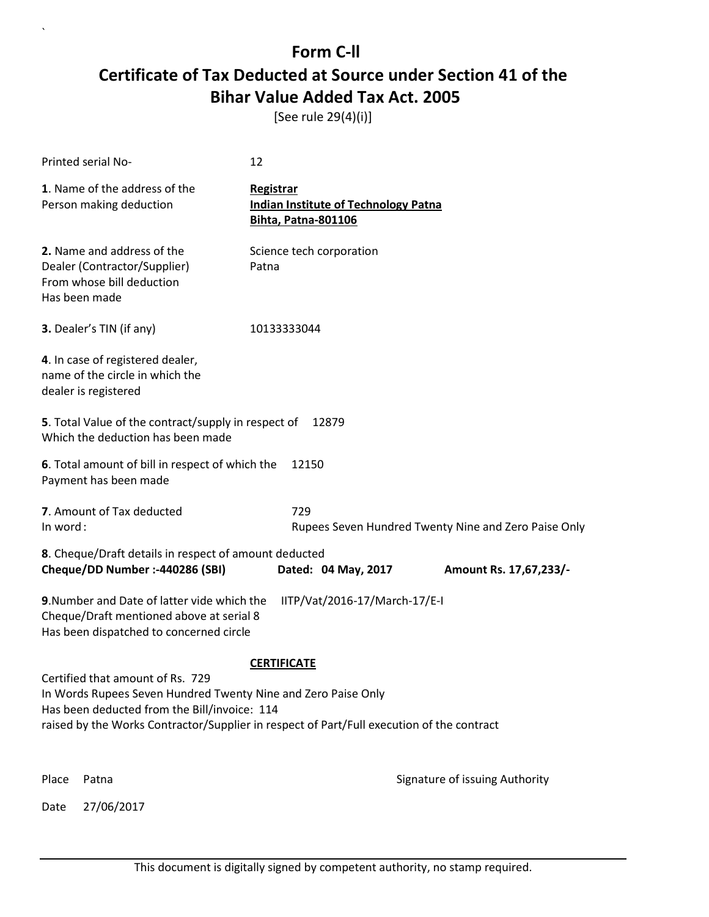# Form C-ll

## Certificate of Tax Deducted at Source under Section 41 of the Bihar Value Added Tax Act. 2005

[See rule 29(4)(i)]

Printed serial No- 12

**1**. Name of the address of the Person making deduction

**Registrar**
**Indian Institute of Technology Patna**
**Bihta, Patna-801106**

**2.** Name and address of the Dealer (Contractor/Supplier) From whose bill deduction Has been made

Science tech corporation
Patna

**3.** Dealer's TIN (if any) 10133333044

**4**. In case of registered dealer, name of the circle in which the dealer is registered

**5**. Total Value of the contract/supply in respect of Which the deduction has been made 12879

**6**. Total amount of bill in respect of which the Payment has been made 12150

**7**. Amount of Tax deducted 729
In word : Rupees Seven Hundred Twenty Nine and Zero Paise Only

**8**. Cheque/Draft details in respect of amount deducted
**Cheque/DD Number :-440286 (SBI)** **Dated: 04 May, 2017** **Amount Rs. 17,67,233/-**

**9**.Number and Date of latter vide which the Cheque/Draft mentioned above at serial 8 Has been dispatched to concerned circle IITP/Vat/2016-17/March-17/E-I

**CERTIFICATE**

Certified that amount of Rs. 729
In Words Rupees Seven Hundred Twenty Nine and Zero Paise Only
Has been deducted from the Bill/invoice: 114
raised by the Works Contractor/Supplier in respect of Part/Full execution of the contract

Place Patna

Signature of issuing Authority

Date 27/06/2017

This document is digitally signed by competent authority, no stamp required.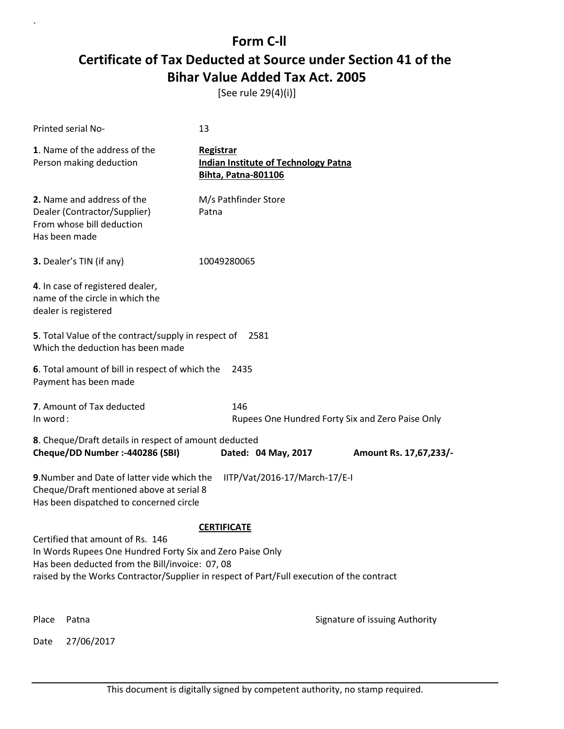# Form C-ll
# Certificate of Tax Deducted at Source under Section 41 of the Bihar Value Added Tax Act. 2005

[See rule 29(4)(i)]

Printed serial No- 13

**1**. Name of the address of the Person making deduction

**Registrar**
**Indian Institute of Technology Patna**
**Bihta, Patna-801106**

**2.** Name and address of the Dealer (Contractor/Supplier) From whose bill deduction Has been made

M/s Pathfinder Store
Patna

**3.** Dealer's TIN (if any) 10049280065

**4**. In case of registered dealer, name of the circle in which the dealer is registered

**5**. Total Value of the contract/supply in respect of Which the deduction has been made 2581

**6**. Total amount of bill in respect of which the Payment has been made 2435

**7**. Amount of Tax deducted 146
In word : Rupees One Hundred Forty Six and Zero Paise Only

**8**. Cheque/Draft details in respect of amount deducted
**Cheque/DD Number :-440286 (SBI)** **Dated: 04 May, 2017** **Amount Rs. 17,67,233/-**

**9**.Number and Date of latter vide which the Cheque/Draft mentioned above at serial 8 Has been dispatched to concerned circle IITP/Vat/2016-17/March-17/E-I

**CERTIFICATE**

Certified that amount of Rs. 146
In Words Rupees One Hundred Forty Six and Zero Paise Only
Has been deducted from the Bill/invoice: 07, 08
raised by the Works Contractor/Supplier in respect of Part/Full execution of the contract

Place Patna

Signature of issuing Authority

Date 27/06/2017

This document is digitally signed by competent authority, no stamp required.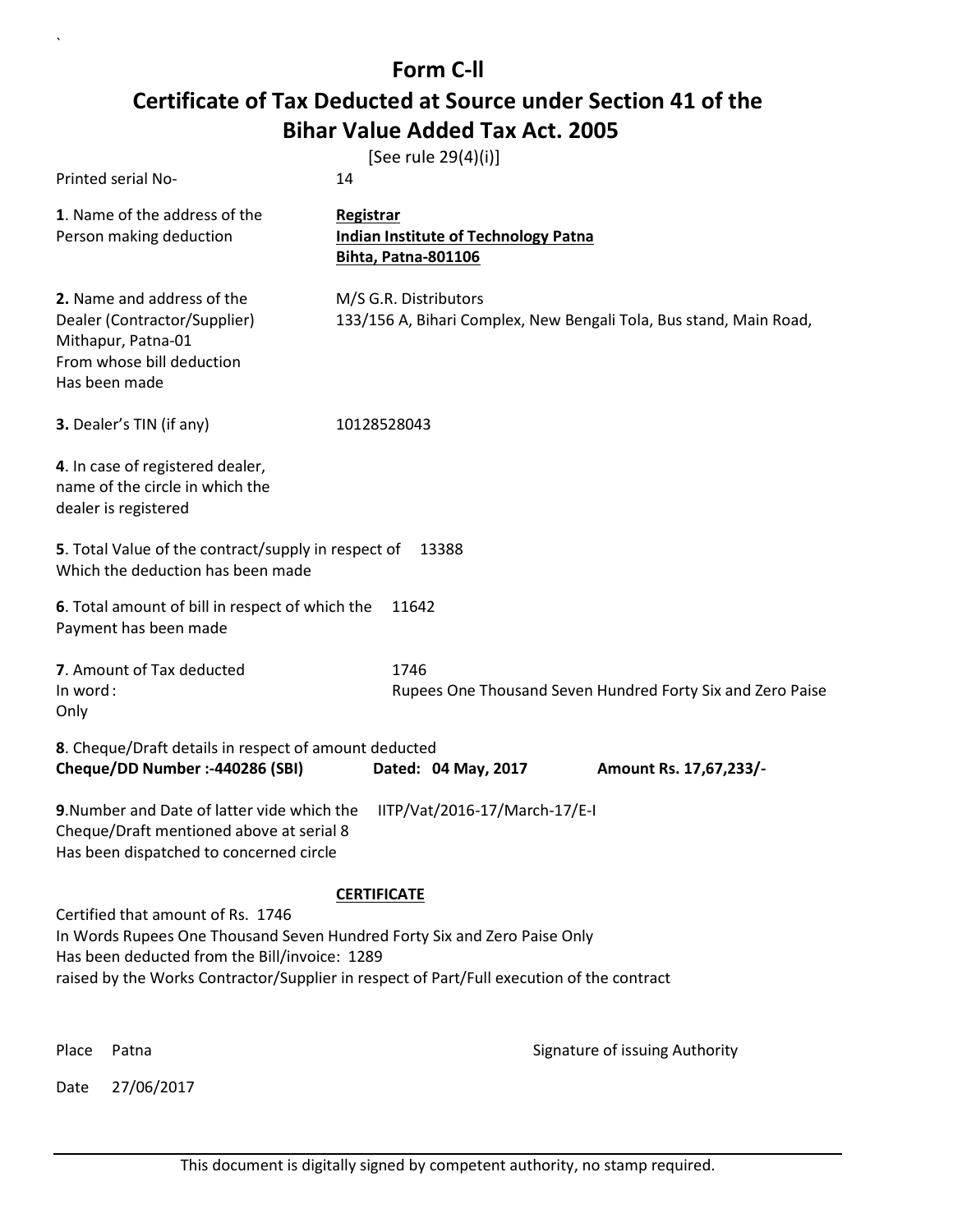# Form C-II

## Certificate of Tax Deducted at Source under Section 41 of the Bihar Value Added Tax Act. 2005

[See rule 29(4)(i)]

Printed serial No- 14

**1**. Name of the address of the Person making deduction

**Registrar**
**Indian Institute of Technology Patna**
**Bihta, Patna-801106**

**2.** Name and address of the Dealer (Contractor/Supplier) From whose bill deduction Has been made

M/S G.R. Distributors
133/156 A, Bihari Complex, New Bengali Tola, Bus stand, Main Road, Mithapur, Patna-01

**3.** Dealer's TIN (if any) 10128528043

**4**. In case of registered dealer, name of the circle in which the dealer is registered

**5**. Total Value of the contract/supply in respect of Which the deduction has been made 13388

**6**. Total amount of bill in respect of which the Payment has been made 11642

**7**. Amount of Tax deducted 1746
In word : Rupees One Thousand Seven Hundred Forty Six and Zero Paise Only

**8**. Cheque/Draft details in respect of amount deducted
**Cheque/DD Number :-440286 (SBI)** **Dated: 04 May, 2017** **Amount Rs. 17,67,233/-**

**9**.Number and Date of latter vide which the Cheque/Draft mentioned above at serial 8 Has been dispatched to concerned circle IITP/Vat/2016-17/March-17/E-I

**CERTIFICATE**

Certified that amount of Rs. 1746
In Words Rupees One Thousand Seven Hundred Forty Six and Zero Paise Only
Has been deducted from the Bill/invoice: 1289
raised by the Works Contractor/Supplier in respect of Part/Full execution of the contract

Place Patna

Signature of issuing Authority

Date 27/06/2017

This document is digitally signed by competent authority, no stamp required.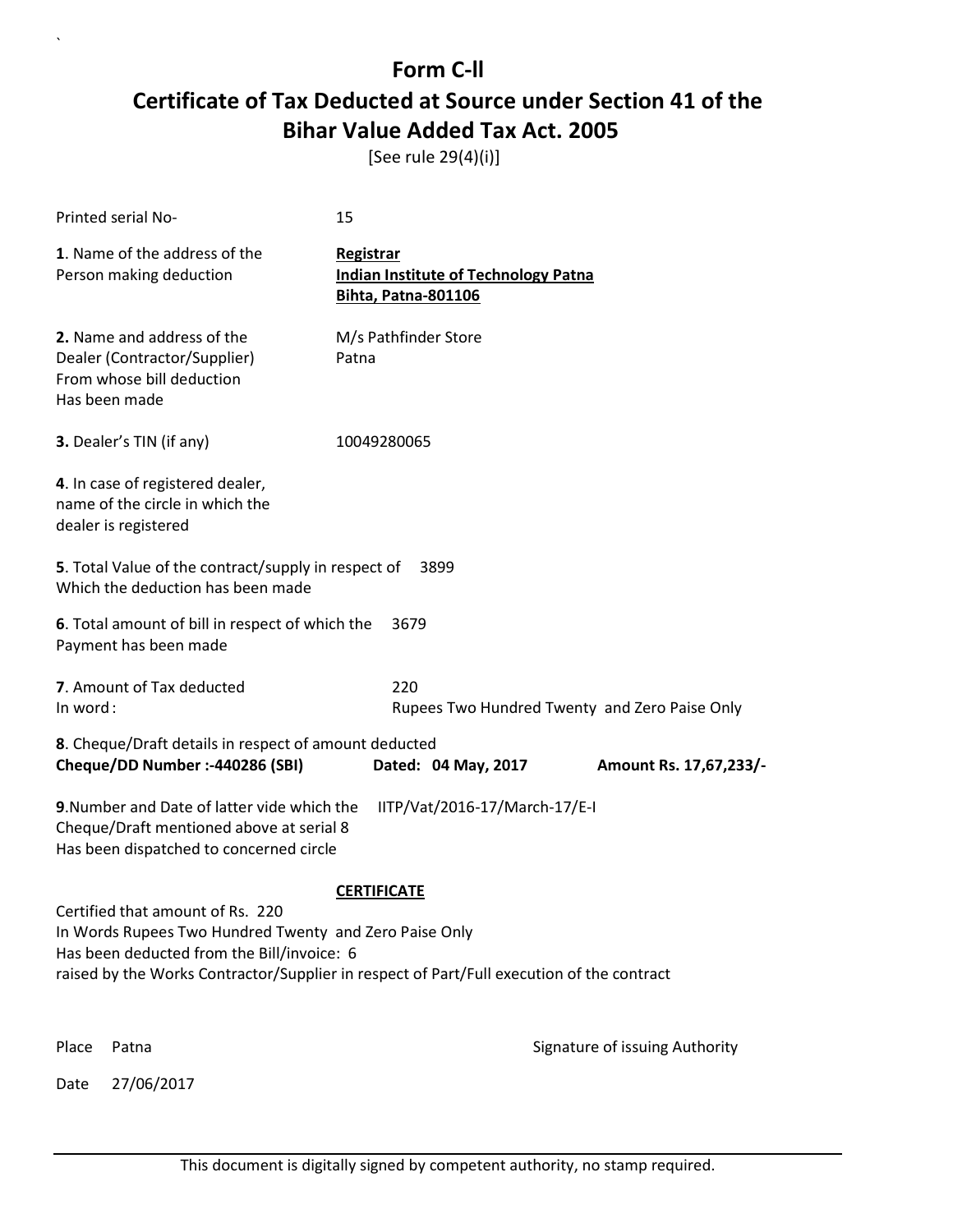# Form C-ll

# Certificate of Tax Deducted at Source under Section 41 of the Bihar Value Added Tax Act. 2005

[See rule 29(4)(i)]

Printed serial No- 15

**1**. Name of the address of the Person making deduction

**Registrar**
**Indian Institute of Technology Patna**
**Bihta, Patna-801106**

**2.** Name and address of the Dealer (Contractor/Supplier) From whose bill deduction Has been made

M/s Pathfinder Store
Patna

**3.** Dealer's TIN (if any) 10049280065

**4**. In case of registered dealer, name of the circle in which the dealer is registered

**5**. Total Value of the contract/supply in respect of Which the deduction has been made 3899

**6**. Total amount of bill in respect of which the Payment has been made 3679

**7**. Amount of Tax deducted 220
In word : Rupees Two Hundred Twenty and Zero Paise Only

**8**. Cheque/Draft details in respect of amount deducted
**Cheque/DD Number :-440286 (SBI)** **Dated: 04 May, 2017** **Amount Rs. 17,67,233/-**

**9**.Number and Date of latter vide which the Cheque/Draft mentioned above at serial 8 Has been dispatched to concerned circle IITP/Vat/2016-17/March-17/E-I

**CERTIFICATE**

Certified that amount of Rs. 220
In Words Rupees Two Hundred Twenty and Zero Paise Only
Has been deducted from the Bill/invoice: 6
raised by the Works Contractor/Supplier in respect of Part/Full execution of the contract

Place Patna

Signature of issuing Authority

Date 27/06/2017

This document is digitally signed by competent authority, no stamp required.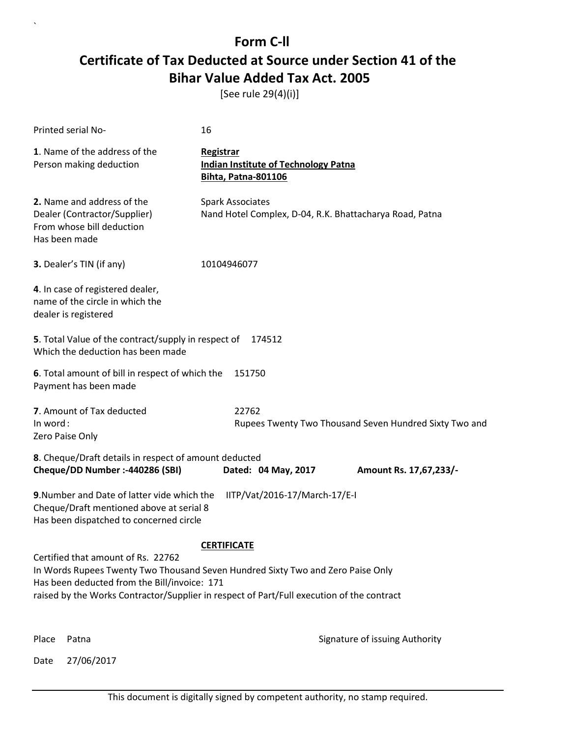# Form C-ll

## Certificate of Tax Deducted at Source under Section 41 of the Bihar Value Added Tax Act. 2005

[See rule 29(4)(i)]

Printed serial No- 16

**1**. Name of the address of the Person making deduction

**Registrar**
**Indian Institute of Technology Patna**
**Bihta, Patna-801106**

**2.** Name and address of the Dealer (Contractor/Supplier) From whose bill deduction Has been made

Spark Associates
Nand Hotel Complex, D-04, R.K. Bhattacharya Road, Patna

**3.** Dealer's TIN (if any) 10104946077

**4**. In case of registered dealer, name of the circle in which the dealer is registered

**5**. Total Value of the contract/supply in respect of Which the deduction has been made 174512

**6**. Total amount of bill in respect of which the Payment has been made 151750

**7**. Amount of Tax deducted 22762
In word : Rupees Twenty Two Thousand Seven Hundred Sixty Two and Zero Paise Only

**8**. Cheque/Draft details in respect of amount deducted
**Cheque/DD Number :-440286 (SBI)** **Dated: 04 May, 2017** **Amount Rs. 17,67,233/-**

**9**.Number and Date of latter vide which the Cheque/Draft mentioned above at serial 8 Has been dispatched to concerned circle IITP/Vat/2016-17/March-17/E-I

**CERTIFICATE**

Certified that amount of Rs. 22762
In Words Rupees Twenty Two Thousand Seven Hundred Sixty Two and Zero Paise Only
Has been deducted from the Bill/invoice: 171
raised by the Works Contractor/Supplier in respect of Part/Full execution of the contract

Place Patna

Signature of issuing Authority

Date 27/06/2017

This document is digitally signed by competent authority, no stamp required.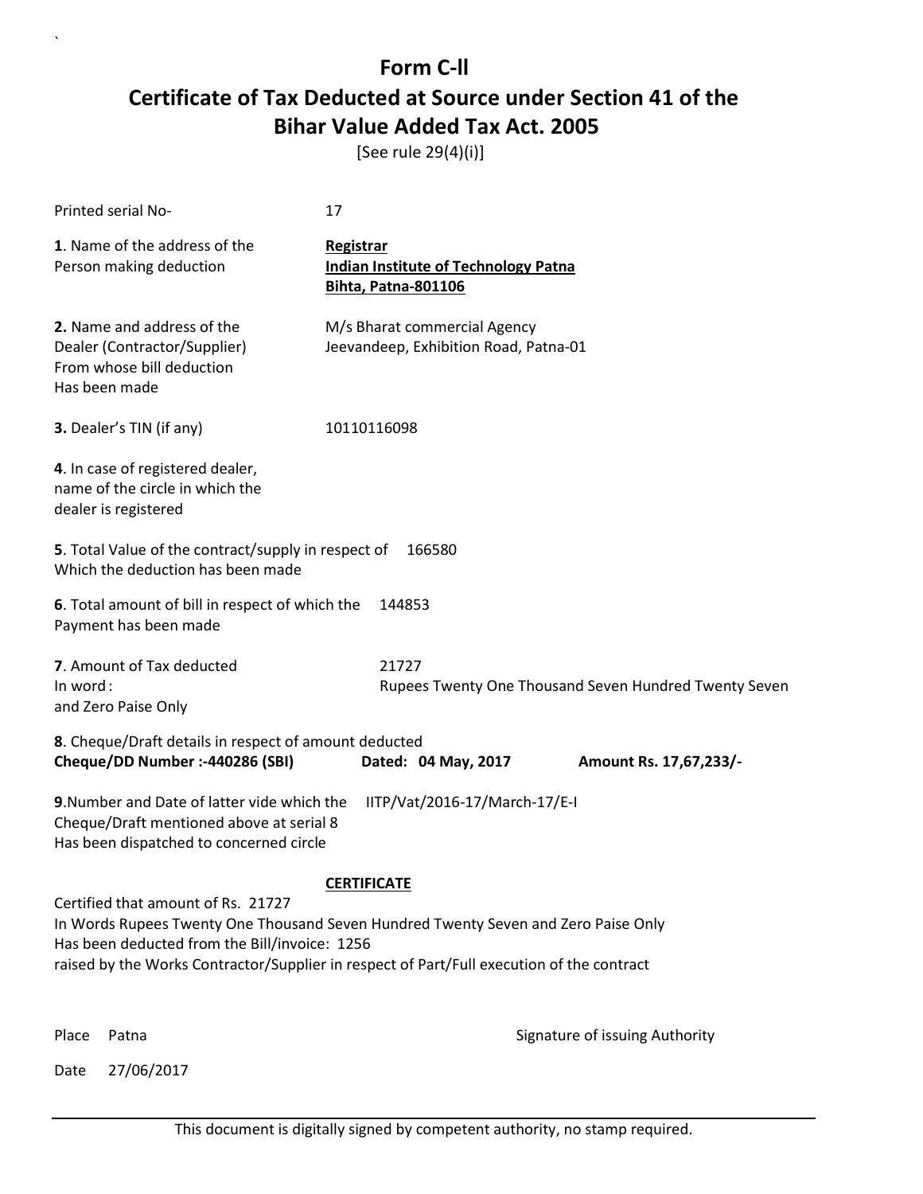# Form C-ll

## Certificate of Tax Deducted at Source under Section 41 of the Bihar Value Added Tax Act. 2005

[See rule 29(4)(i)]

Printed serial No- 17

**1**. Name of the address of the Person making deduction

**Registrar**
**Indian Institute of Technology Patna**
**Bihta, Patna-801106**

**2.** Name and address of the Dealer (Contractor/Supplier) From whose bill deduction Has been made

M/s Bharat commercial Agency
Jeevandeep, Exhibition Road, Patna-01

**3.** Dealer's TIN (if any) 10110116098

**4**. In case of registered dealer, name of the circle in which the dealer is registered

**5**. Total Value of the contract/supply in respect of Which the deduction has been made 166580

**6**. Total amount of bill in respect of which the Payment has been made 144853

**7**. Amount of Tax deducted 21727
In word : Rupees Twenty One Thousand Seven Hundred Twenty Seven and Zero Paise Only

**8**. Cheque/Draft details in respect of amount deducted
**Cheque/DD Number :-440286 (SBI)** **Dated: 04 May, 2017** **Amount Rs. 17,67,233/-**

**9**.Number and Date of latter vide which the Cheque/Draft mentioned above at serial 8 Has been dispatched to concerned circle IITP/Vat/2016-17/March-17/E-I

**CERTIFICATE**

Certified that amount of Rs. 21727
In Words Rupees Twenty One Thousand Seven Hundred Twenty Seven and Zero Paise Only
Has been deducted from the Bill/invoice: 1256
raised by the Works Contractor/Supplier in respect of Part/Full execution of the contract

Place Patna

Signature of issuing Authority

Date 27/06/2017

This document is digitally signed by competent authority, no stamp required.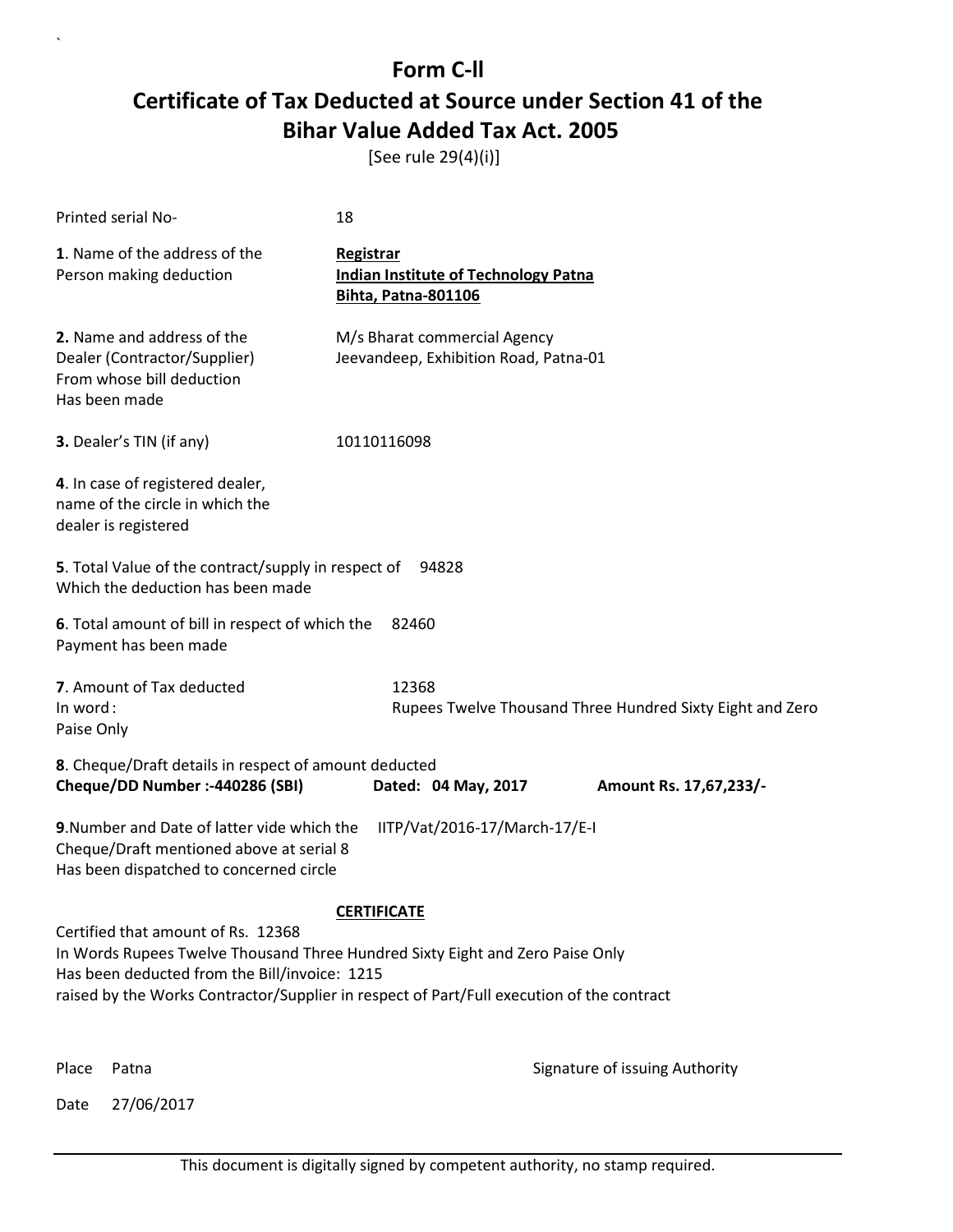# Form C-ll

## Certificate of Tax Deducted at Source under Section 41 of the Bihar Value Added Tax Act. 2005

[See rule 29(4)(i)]

Printed serial No- 18

**1**. Name of the address of the Person making deduction

**Registrar**
**Indian Institute of Technology Patna**
**Bihta, Patna-801106**

**2.** Name and address of the Dealer (Contractor/Supplier) From whose bill deduction Has been made

M/s Bharat commercial Agency
Jeevandeep, Exhibition Road, Patna-01

**3.** Dealer's TIN (if any) 10110116098

**4**. In case of registered dealer, name of the circle in which the dealer is registered

**5**. Total Value of the contract/supply in respect of Which the deduction has been made 94828

**6**. Total amount of bill in respect of which the Payment has been made 82460

**7**. Amount of Tax deducted 12368
In word : Rupees Twelve Thousand Three Hundred Sixty Eight and Zero Paise Only

**8**. Cheque/Draft details in respect of amount deducted
**Cheque/DD Number :-440286 (SBI)** **Dated: 04 May, 2017** **Amount Rs. 17,67,233/-**

**9**.Number and Date of latter vide which the Cheque/Draft mentioned above at serial 8 Has been dispatched to concerned circle IITP/Vat/2016-17/March-17/E-I

**CERTIFICATE**

Certified that amount of Rs. 12368
In Words Rupees Twelve Thousand Three Hundred Sixty Eight and Zero Paise Only
Has been deducted from the Bill/invoice: 1215
raised by the Works Contractor/Supplier in respect of Part/Full execution of the contract

Place Patna

Signature of issuing Authority

Date 27/06/2017

This document is digitally signed by competent authority, no stamp required.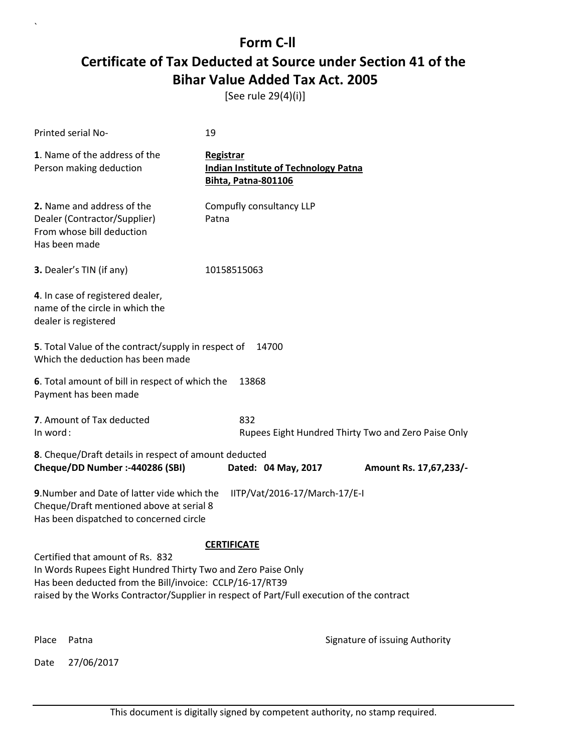# Form C-ll

## Certificate of Tax Deducted at Source under Section 41 of the Bihar Value Added Tax Act. 2005

[See rule 29(4)(i)]

Printed serial No- 19

**1**. Name of the address of the Person making deduction

**Registrar**
**Indian Institute of Technology Patna**
**Bihta, Patna-801106**

**2.** Name and address of the Dealer (Contractor/Supplier) From whose bill deduction Has been made

Compufly consultancy LLP
Patna

**3.** Dealer's TIN (if any) 10158515063

**4**. In case of registered dealer, name of the circle in which the dealer is registered

**5**. Total Value of the contract/supply in respect of Which the deduction has been made 14700

**6**. Total amount of bill in respect of which the Payment has been made 13868

**7**. Amount of Tax deducted 832
In word : Rupees Eight Hundred Thirty Two and Zero Paise Only

**8**. Cheque/Draft details in respect of amount deducted
**Cheque/DD Number :-440286 (SBI)** **Dated: 04 May, 2017** **Amount Rs. 17,67,233/-**

**9**.Number and Date of latter vide which the Cheque/Draft mentioned above at serial 8 Has been dispatched to concerned circle IITP/Vat/2016-17/March-17/E-I

**CERTIFICATE**

Certified that amount of Rs. 832
In Words Rupees Eight Hundred Thirty Two and Zero Paise Only
Has been deducted from the Bill/invoice: CCLP/16-17/RT39
raised by the Works Contractor/Supplier in respect of Part/Full execution of the contract

Place Patna

Signature of issuing Authority

Date 27/06/2017

This document is digitally signed by competent authority, no stamp required.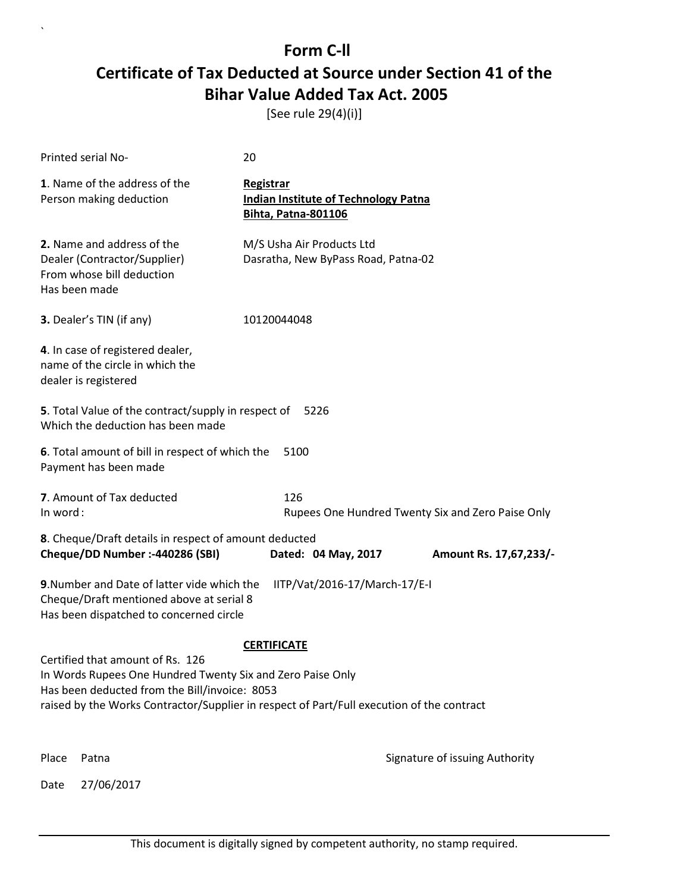# Form C-II

# Certificate of Tax Deducted at Source under Section 41 of the Bihar Value Added Tax Act. 2005

[See rule 29(4)(i)]

Printed serial No- 20

**1**. Name of the address of the Person making deduction

**Registrar**
**Indian Institute of Technology Patna**
**Bihta, Patna-801106**

**2.** Name and address of the Dealer (Contractor/Supplier) From whose bill deduction Has been made

M/S Usha Air Products Ltd
Dasratha, New ByPass Road, Patna-02

**3.** Dealer's TIN (if any) 10120044048

**4**. In case of registered dealer, name of the circle in which the dealer is registered

**5**. Total Value of the contract/supply in respect of Which the deduction has been made 5226

**6**. Total amount of bill in respect of which the Payment has been made 5100

**7**. Amount of Tax deducted 126
In word : Rupees One Hundred Twenty Six and Zero Paise Only

**8**. Cheque/Draft details in respect of amount deducted
**Cheque/DD Number :-440286 (SBI)** **Dated: 04 May, 2017** **Amount Rs. 17,67,233/-**

**9**.Number and Date of latter vide which the Cheque/Draft mentioned above at serial 8 Has been dispatched to concerned circle IITP/Vat/2016-17/March-17/E-I

**CERTIFICATE**

Certified that amount of Rs. 126
In Words Rupees One Hundred Twenty Six and Zero Paise Only
Has been deducted from the Bill/invoice: 8053
raised by the Works Contractor/Supplier in respect of Part/Full execution of the contract

Place Patna

Signature of issuing Authority

Date 27/06/2017

This document is digitally signed by competent authority, no stamp required.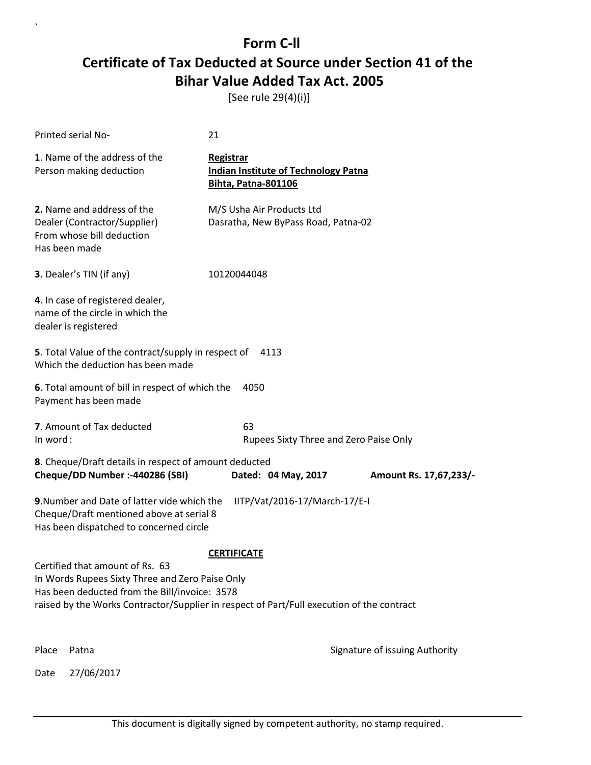# Form C-ll

## Certificate of Tax Deducted at Source under Section 41 of the Bihar Value Added Tax Act. 2005

[See rule 29(4)(i)]

Printed serial No- 21

**1**. Name of the address of the Person making deduction

**Registrar**
**Indian Institute of Technology Patna**
**Bihta, Patna-801106**

**2.** Name and address of the Dealer (Contractor/Supplier) From whose bill deduction Has been made

M/S Usha Air Products Ltd
Dasratha, New ByPass Road, Patna-02

**3.** Dealer's TIN (if any) 10120044048

**4**. In case of registered dealer, name of the circle in which the dealer is registered

**5**. Total Value of the contract/supply in respect of Which the deduction has been made 4113

**6**. Total amount of bill in respect of which the Payment has been made 4050

**7**. Amount of Tax deducted 63
In word : Rupees Sixty Three and Zero Paise Only

**8**. Cheque/Draft details in respect of amount deducted
**Cheque/DD Number :-440286 (SBI)** **Dated: 04 May, 2017** **Amount Rs. 17,67,233/-**

**9**.Number and Date of latter vide which the Cheque/Draft mentioned above at serial 8 Has been dispatched to concerned circle IITP/Vat/2016-17/March-17/E-I

**CERTIFICATE**

Certified that amount of Rs. 63
In Words Rupees Sixty Three and Zero Paise Only
Has been deducted from the Bill/invoice: 3578
raised by the Works Contractor/Supplier in respect of Part/Full execution of the contract

Place Patna

Signature of issuing Authority

Date 27/06/2017

This document is digitally signed by competent authority, no stamp required.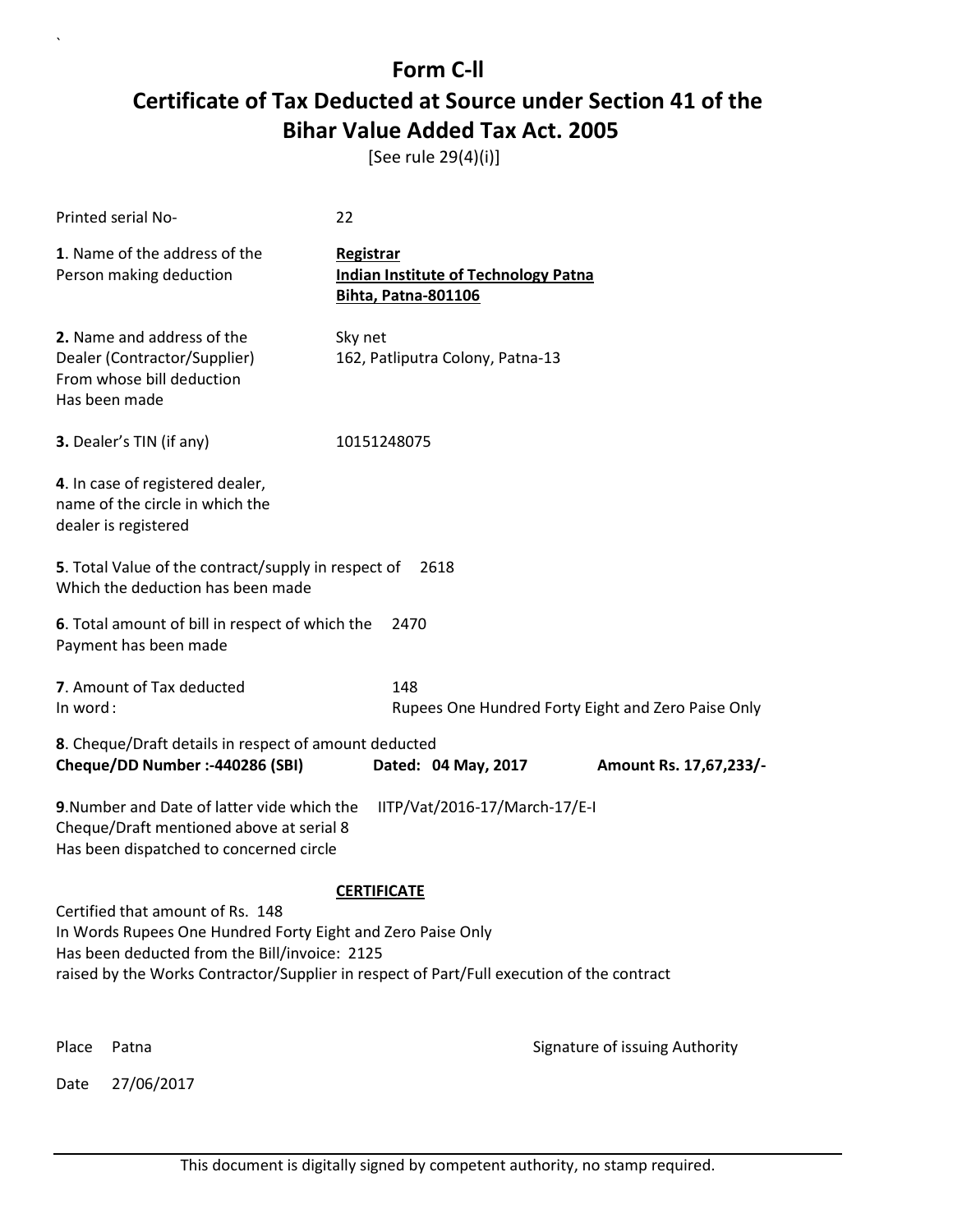# Form C-ll

## Certificate of Tax Deducted at Source under Section 41 of the Bihar Value Added Tax Act. 2005

[See rule 29(4)(i)]

Printed serial No- 22

**1**. Name of the address of the Person making deduction

**Registrar**
**Indian Institute of Technology Patna**
**Bihta, Patna-801106**

**2.** Name and address of the Dealer (Contractor/Supplier) From whose bill deduction Has been made

Sky net
162, Patliputra Colony, Patna-13

**3.** Dealer's TIN (if any) 10151248075

**4**. In case of registered dealer, name of the circle in which the dealer is registered

**5**. Total Value of the contract/supply in respect of Which the deduction has been made 2618

**6**. Total amount of bill in respect of which the Payment has been made 2470

**7**. Amount of Tax deducted 148
In word : Rupees One Hundred Forty Eight and Zero Paise Only

**8**. Cheque/Draft details in respect of amount deducted
**Cheque/DD Number :-440286 (SBI)** **Dated: 04 May, 2017** **Amount Rs. 17,67,233/-**

**9**.Number and Date of latter vide which the Cheque/Draft mentioned above at serial 8 Has been dispatched to concerned circle IITP/Vat/2016-17/March-17/E-I

**CERTIFICATE**

Certified that amount of Rs. 148
In Words Rupees One Hundred Forty Eight and Zero Paise Only
Has been deducted from the Bill/invoice: 2125
raised by the Works Contractor/Supplier in respect of Part/Full execution of the contract

Place Patna

Signature of issuing Authority

Date 27/06/2017

This document is digitally signed by competent authority, no stamp required.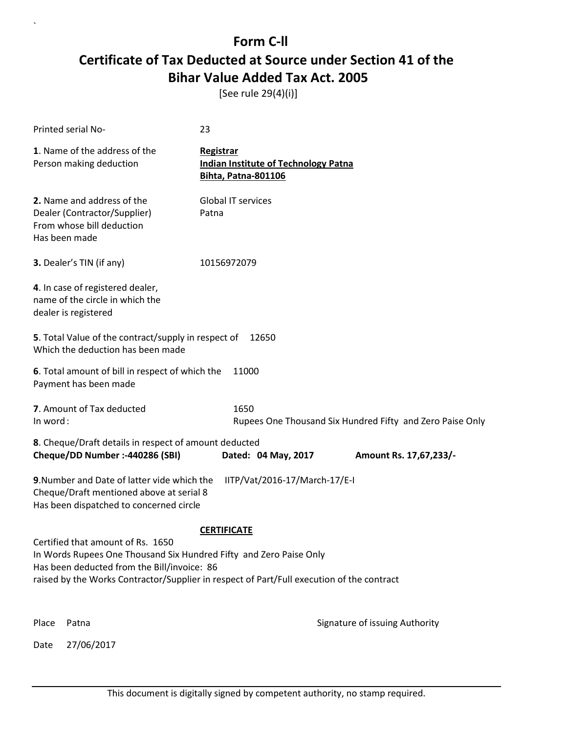# Form C-ll

## Certificate of Tax Deducted at Source under Section 41 of the Bihar Value Added Tax Act. 2005

[See rule 29(4)(i)]

Printed serial No- 23

**1**. Name of the address of the Person making deduction

**Registrar**
**Indian Institute of Technology Patna**
**Bihta, Patna-801106**

**2.** Name and address of the Dealer (Contractor/Supplier) From whose bill deduction Has been made

Global IT services
Patna

**3.** Dealer's TIN (if any) 10156972079

**4**. In case of registered dealer, name of the circle in which the dealer is registered

**5**. Total Value of the contract/supply in respect of Which the deduction has been made 12650

**6**. Total amount of bill in respect of which the Payment has been made 11000

**7**. Amount of Tax deducted 1650
In word : Rupees One Thousand Six Hundred Fifty and Zero Paise Only

**8**. Cheque/Draft details in respect of amount deducted
**Cheque/DD Number :-440286 (SBI)** **Dated: 04 May, 2017** **Amount Rs. 17,67,233/-**

**9**.Number and Date of latter vide which the Cheque/Draft mentioned above at serial 8 Has been dispatched to concerned circle IITP/Vat/2016-17/March-17/E-I

**CERTIFICATE**

Certified that amount of Rs. 1650
In Words Rupees One Thousand Six Hundred Fifty and Zero Paise Only
Has been deducted from the Bill/invoice: 86
raised by the Works Contractor/Supplier in respect of Part/Full execution of the contract

Place Patna

Signature of issuing Authority

Date 27/06/2017

This document is digitally signed by competent authority, no stamp required.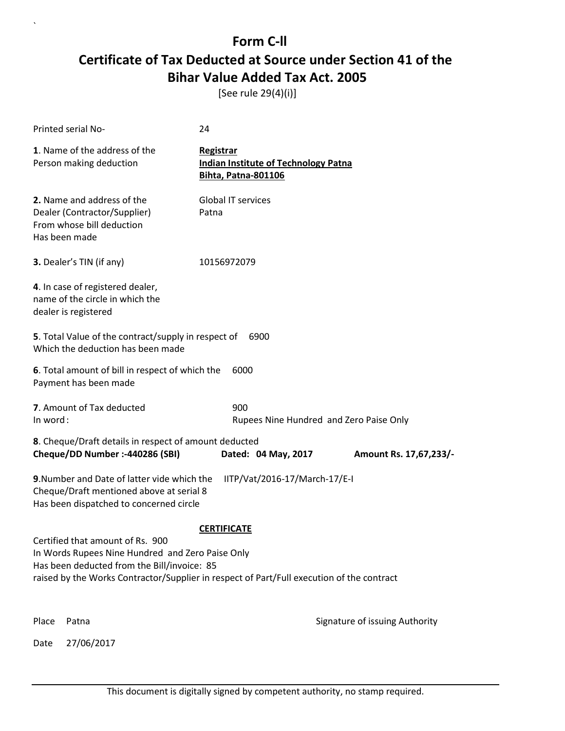# Form C-ll

# Certificate of Tax Deducted at Source under Section 41 of the Bihar Value Added Tax Act. 2005

[See rule 29(4)(i)]

Printed serial No- 24

**1**. Name of the address of the Person making deduction

**Registrar**
**Indian Institute of Technology Patna**
**Bihta, Patna-801106**

**2.** Name and address of the Dealer (Contractor/Supplier) From whose bill deduction Has been made

Global IT services
Patna

**3.** Dealer's TIN (if any) 10156972079

**4**. In case of registered dealer, name of the circle in which the dealer is registered

**5**. Total Value of the contract/supply in respect of Which the deduction has been made 6900

**6**. Total amount of bill in respect of which the Payment has been made 6000

**7**. Amount of Tax deducted 900
In word : Rupees Nine Hundred and Zero Paise Only

**8**. Cheque/Draft details in respect of amount deducted
**Cheque/DD Number :-440286 (SBI)** **Dated: 04 May, 2017** **Amount Rs. 17,67,233/-**

**9**.Number and Date of latter vide which the Cheque/Draft mentioned above at serial 8 Has been dispatched to concerned circle IITP/Vat/2016-17/March-17/E-I

**CERTIFICATE**

Certified that amount of Rs. 900
In Words Rupees Nine Hundred and Zero Paise Only
Has been deducted from the Bill/invoice: 85
raised by the Works Contractor/Supplier in respect of Part/Full execution of the contract

Place Patna

Signature of issuing Authority

Date 27/06/2017

This document is digitally signed by competent authority, no stamp required.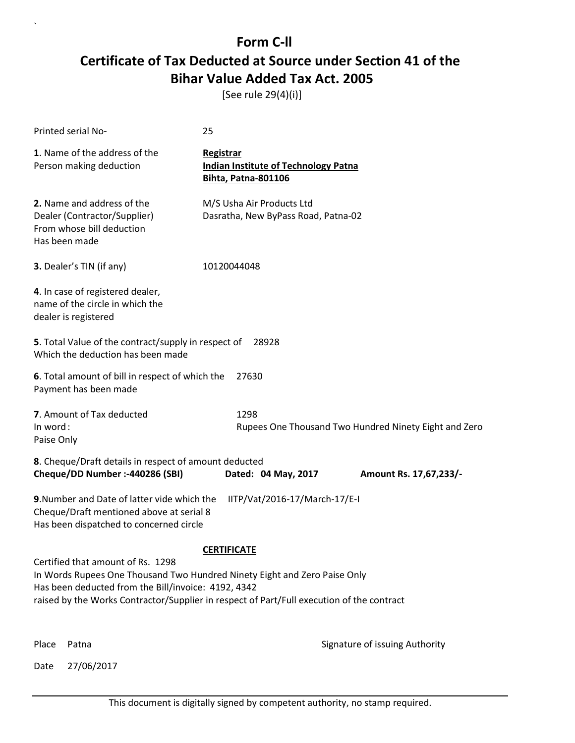# Form C-ll

## Certificate of Tax Deducted at Source under Section 41 of the Bihar Value Added Tax Act. 2005

[See rule 29(4)(i)]

Printed serial No- 25

**1**. Name of the address of the Person making deduction

**Registrar**
**Indian Institute of Technology Patna**
**Bihta, Patna-801106**

**2.** Name and address of the Dealer (Contractor/Supplier) From whose bill deduction Has been made

M/S Usha Air Products Ltd
Dasratha, New ByPass Road, Patna-02

**3.** Dealer's TIN (if any) 10120044048

**4**. In case of registered dealer, name of the circle in which the dealer is registered

**5**. Total Value of the contract/supply in respect of Which the deduction has been made 28928

**6**. Total amount of bill in respect of which the Payment has been made 27630

**7**. Amount of Tax deducted 1298
In word : Rupees One Thousand Two Hundred Ninety Eight and Zero Paise Only

**8**. Cheque/Draft details in respect of amount deducted
**Cheque/DD Number :-440286 (SBI) Dated: 04 May, 2017 Amount Rs. 17,67,233/-**

**9**.Number and Date of latter vide which the Cheque/Draft mentioned above at serial 8 Has been dispatched to concerned circle IITP/Vat/2016-17/March-17/E-I

**CERTIFICATE**

Certified that amount of Rs. 1298
In Words Rupees One Thousand Two Hundred Ninety Eight and Zero Paise Only
Has been deducted from the Bill/invoice: 4192, 4342
raised by the Works Contractor/Supplier in respect of Part/Full execution of the contract

Place Patna

Signature of issuing Authority

Date 27/06/2017

This document is digitally signed by competent authority, no stamp required.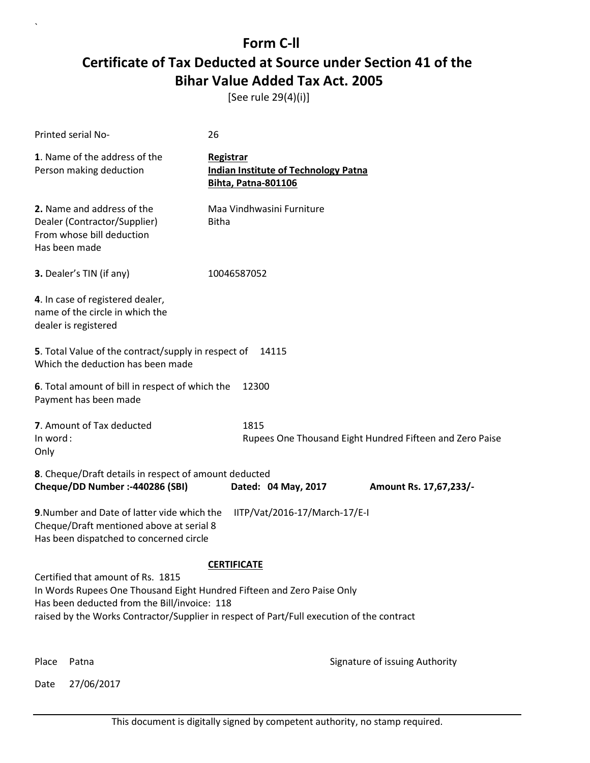# Form C-ll

## Certificate of Tax Deducted at Source under Section 41 of the Bihar Value Added Tax Act. 2005

[See rule 29(4)(i)]

Printed serial No- 26

**1**. Name of the address of the Person making deduction

**Registrar**
**Indian Institute of Technology Patna**
**Bihta, Patna-801106**

**2.** Name and address of the Dealer (Contractor/Supplier) From whose bill deduction Has been made

Maa Vindhwasini Furniture
Bitha

**3.** Dealer's TIN (if any) 10046587052

**4**. In case of registered dealer, name of the circle in which the dealer is registered

**5**. Total Value of the contract/supply in respect of Which the deduction has been made 14115

**6**. Total amount of bill in respect of which the Payment has been made 12300

**7**. Amount of Tax deducted 1815
In word : Rupees One Thousand Eight Hundred Fifteen and Zero Paise Only

**8**. Cheque/Draft details in respect of amount deducted
**Cheque/DD Number :-440286 (SBI)** **Dated: 04 May, 2017** **Amount Rs. 17,67,233/-**

**9**.Number and Date of latter vide which the Cheque/Draft mentioned above at serial 8 Has been dispatched to concerned circle IITP/Vat/2016-17/March-17/E-I

**CERTIFICATE**

Certified that amount of Rs. 1815
In Words Rupees One Thousand Eight Hundred Fifteen and Zero Paise Only
Has been deducted from the Bill/invoice: 118
raised by the Works Contractor/Supplier in respect of Part/Full execution of the contract

Place Patna

Signature of issuing Authority

Date 27/06/2017

This document is digitally signed by competent authority, no stamp required.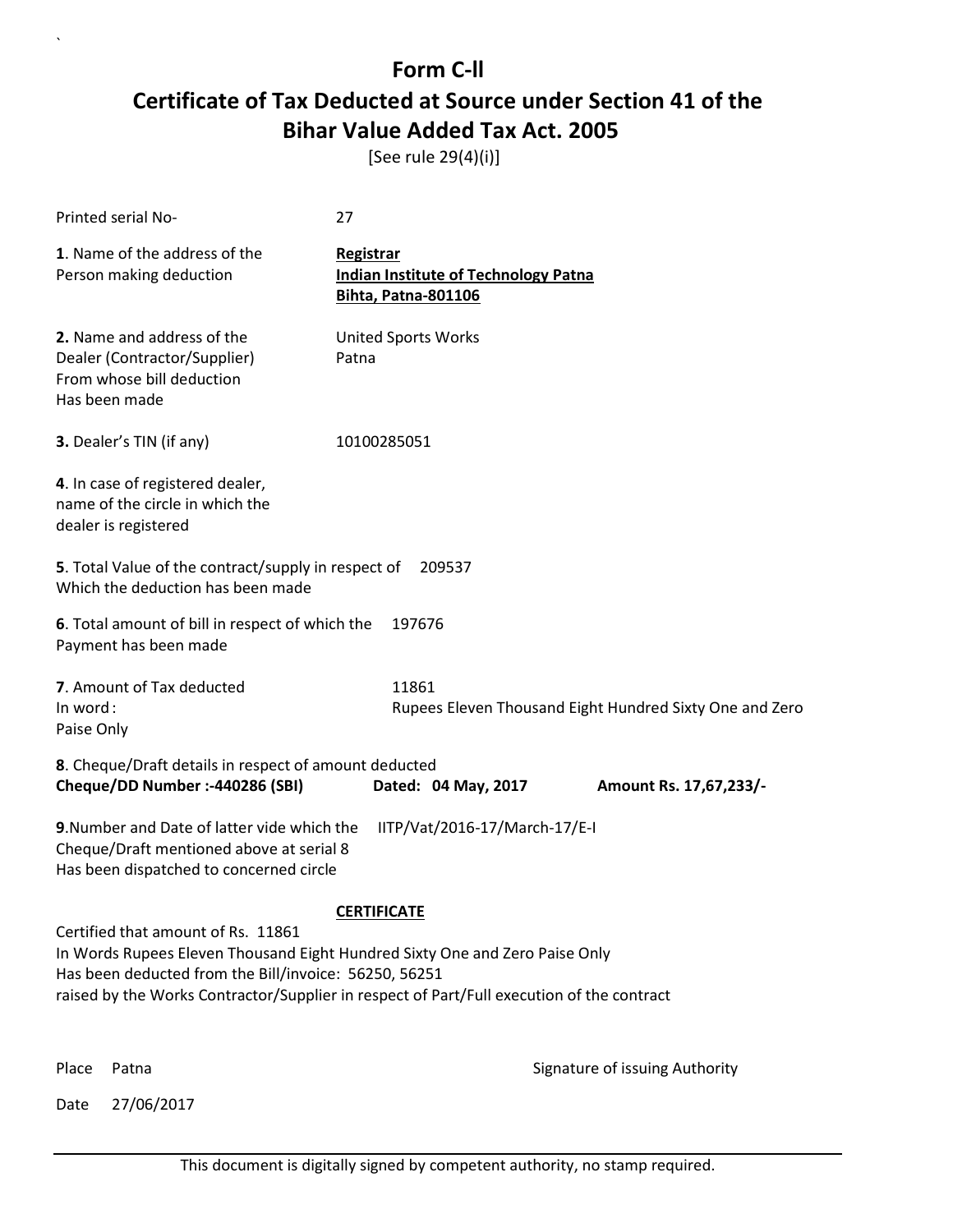# Form C-ll

## Certificate of Tax Deducted at Source under Section 41 of the Bihar Value Added Tax Act. 2005

[See rule 29(4)(i)]

Printed serial No- 27

**1**. Name of the address of the Person making deduction

**Registrar**
**Indian Institute of Technology Patna**
**Bihta, Patna-801106**

**2.** Name and address of the Dealer (Contractor/Supplier) From whose bill deduction Has been made

United Sports Works
Patna

**3.** Dealer's TIN (if any) 10100285051

**4**. In case of registered dealer, name of the circle in which the dealer is registered

**5**. Total Value of the contract/supply in respect of Which the deduction has been made 209537

**6**. Total amount of bill in respect of which the Payment has been made 197676

**7**. Amount of Tax deducted 11861
In word : Rupees Eleven Thousand Eight Hundred Sixty One and Zero Paise Only

**8**. Cheque/Draft details in respect of amount deducted
**Cheque/DD Number :-440286 (SBI)** **Dated: 04 May, 2017** **Amount Rs. 17,67,233/-**

**9**.Number and Date of latter vide which the Cheque/Draft mentioned above at serial 8 Has been dispatched to concerned circle IITP/Vat/2016-17/March-17/E-I

**CERTIFICATE**

Certified that amount of Rs. 11861
In Words Rupees Eleven Thousand Eight Hundred Sixty One and Zero Paise Only
Has been deducted from the Bill/invoice: 56250, 56251
raised by the Works Contractor/Supplier in respect of Part/Full execution of the contract

Place Patna

Signature of issuing Authority

Date 27/06/2017

This document is digitally signed by competent authority, no stamp required.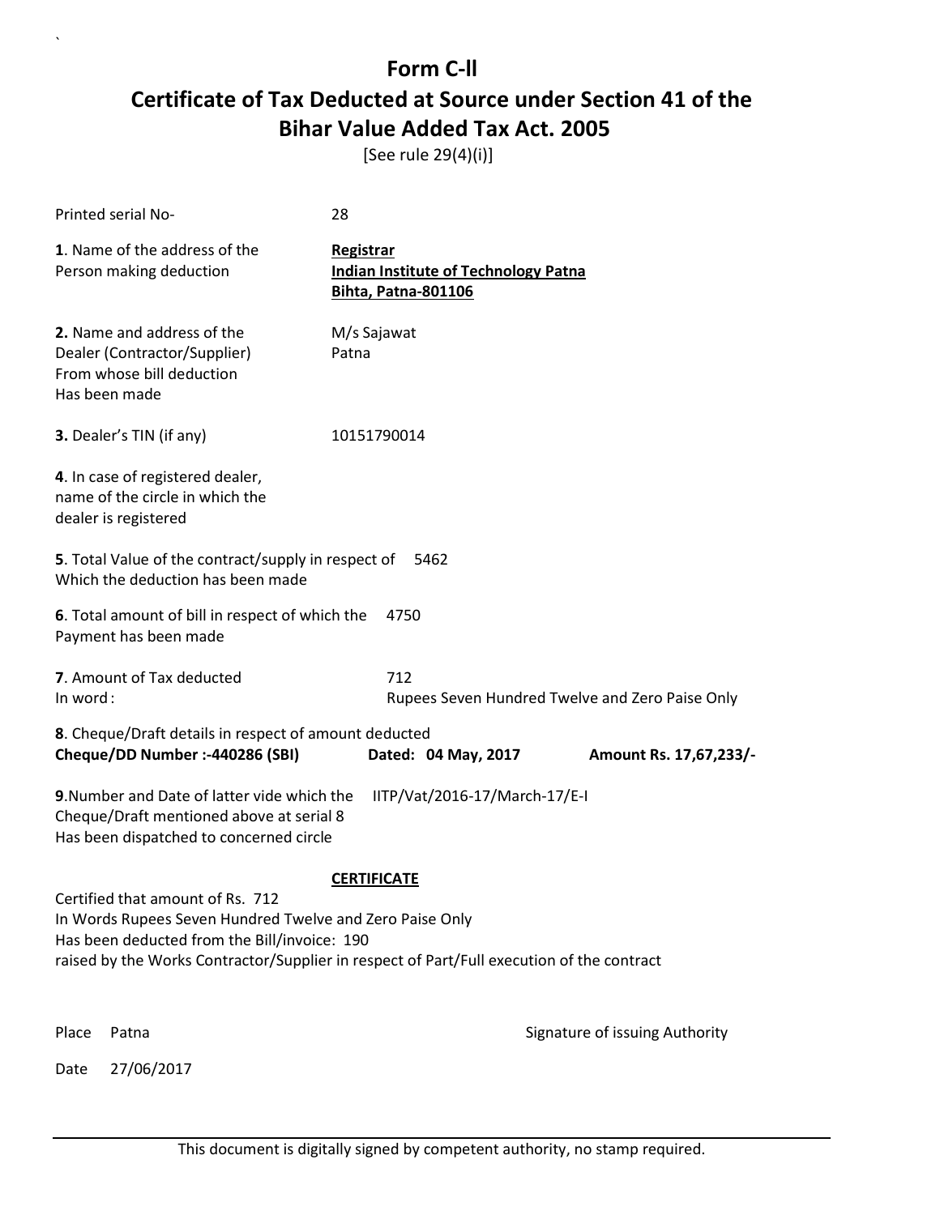# Form C-ll

## Certificate of Tax Deducted at Source under Section 41 of the Bihar Value Added Tax Act. 2005

[See rule 29(4)(i)]

Printed serial No- 28

**1**. Name of the address of the Person making deduction

**Registrar**
**Indian Institute of Technology Patna**
**Bihta, Patna-801106**

**2.** Name and address of the Dealer (Contractor/Supplier) From whose bill deduction Has been made

M/s Sajawat
Patna

**3.** Dealer's TIN (if any) 10151790014

**4**. In case of registered dealer, name of the circle in which the dealer is registered

**5**. Total Value of the contract/supply in respect of Which the deduction has been made 5462

**6**. Total amount of bill in respect of which the Payment has been made 4750

**7**. Amount of Tax deducted 712
In word : Rupees Seven Hundred Twelve and Zero Paise Only

**8**. Cheque/Draft details in respect of amount deducted
**Cheque/DD Number :-440286 (SBI)** **Dated: 04 May, 2017** **Amount Rs. 17,67,233/-**

**9**.Number and Date of latter vide which the Cheque/Draft mentioned above at serial 8 Has been dispatched to concerned circle IITP/Vat/2016-17/March-17/E-I

**CERTIFICATE**

Certified that amount of Rs. 712
In Words Rupees Seven Hundred Twelve and Zero Paise Only
Has been deducted from the Bill/invoice: 190
raised by the Works Contractor/Supplier in respect of Part/Full execution of the contract

Place Patna

Signature of issuing Authority

Date 27/06/2017

This document is digitally signed by competent authority, no stamp required.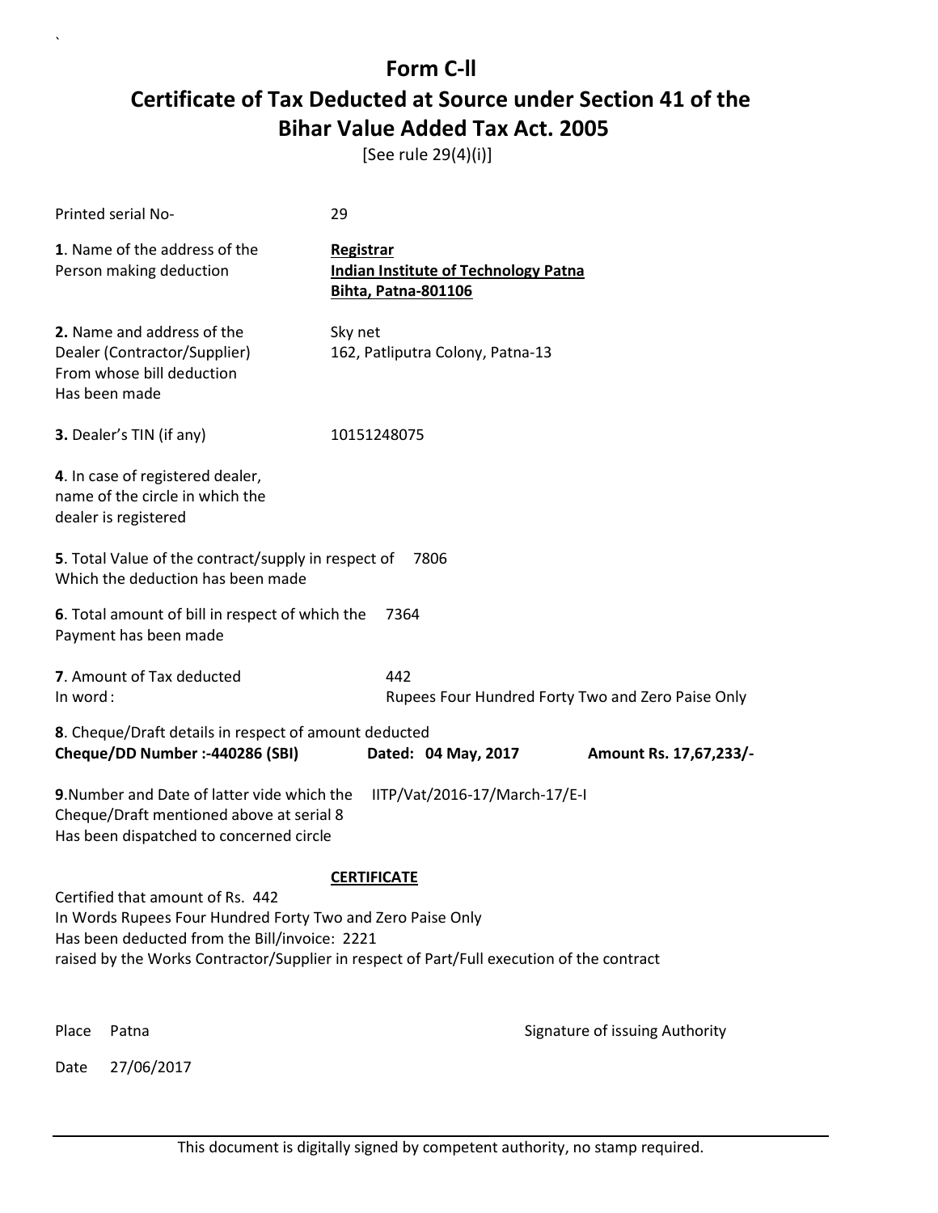# Form C-II

## Certificate of Tax Deducted at Source under Section 41 of the Bihar Value Added Tax Act. 2005

[See rule 29(4)(i)]

Printed serial No- 29

**1**. Name of the address of the Person making deduction

**Registrar**
**Indian Institute of Technology Patna**
**Bihta, Patna-801106**

**2.** Name and address of the Dealer (Contractor/Supplier) From whose bill deduction Has been made

Sky net
162, Patliputra Colony, Patna-13

**3.** Dealer's TIN (if any) 10151248075

**4**. In case of registered dealer, name of the circle in which the dealer is registered

**5**. Total Value of the contract/supply in respect of Which the deduction has been made 7806

**6**. Total amount of bill in respect of which the Payment has been made 7364

**7**. Amount of Tax deducted 442
In word : Rupees Four Hundred Forty Two and Zero Paise Only

**8**. Cheque/Draft details in respect of amount deducted
**Cheque/DD Number :-440286 (SBI)** **Dated: 04 May, 2017** **Amount Rs. 17,67,233/-**

**9**.Number and Date of latter vide which the Cheque/Draft mentioned above at serial 8 Has been dispatched to concerned circle IITP/Vat/2016-17/March-17/E-I

**CERTIFICATE**

Certified that amount of Rs. 442
In Words Rupees Four Hundred Forty Two and Zero Paise Only
Has been deducted from the Bill/invoice: 2221
raised by the Works Contractor/Supplier in respect of Part/Full execution of the contract

Place Patna

Signature of issuing Authority

Date 27/06/2017

This document is digitally signed by competent authority, no stamp required.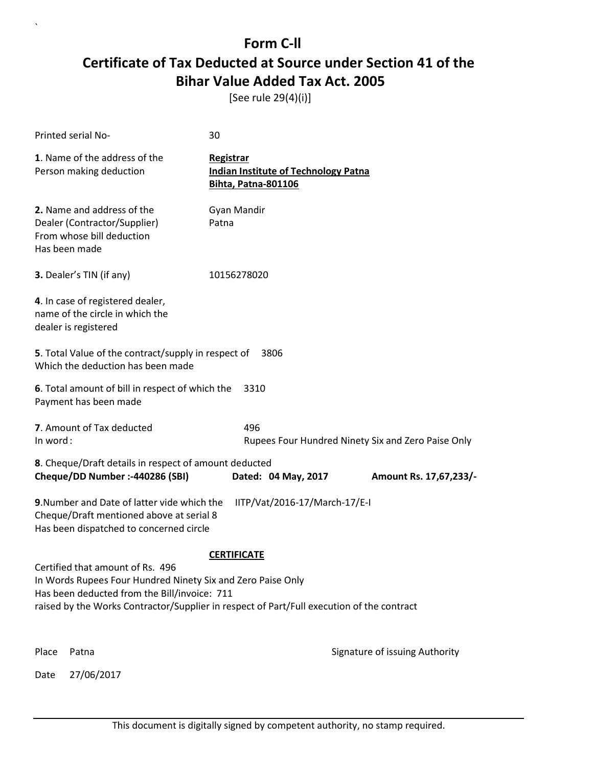# Form C-ll

## Certificate of Tax Deducted at Source under Section 41 of the Bihar Value Added Tax Act. 2005

[See rule 29(4)(i)]

Printed serial No- 30

**1**. Name of the address of the Person making deduction

**Registrar**
**Indian Institute of Technology Patna**
**Bihta, Patna-801106**

**2.** Name and address of the Dealer (Contractor/Supplier) From whose bill deduction Has been made

Gyan Mandir
Patna

**3.** Dealer's TIN (if any) 10156278020

**4**. In case of registered dealer, name of the circle in which the dealer is registered

**5**. Total Value of the contract/supply in respect of Which the deduction has been made 3806

**6**. Total amount of bill in respect of which the Payment has been made 3310

**7**. Amount of Tax deducted 496
In word : Rupees Four Hundred Ninety Six and Zero Paise Only

**8**. Cheque/Draft details in respect of amount deducted
**Cheque/DD Number :-440286 (SBI)** **Dated: 04 May, 2017** **Amount Rs. 17,67,233/-**

**9**.Number and Date of latter vide which the Cheque/Draft mentioned above at serial 8 Has been dispatched to concerned circle IITP/Vat/2016-17/March-17/E-I

**CERTIFICATE**

Certified that amount of Rs. 496
In Words Rupees Four Hundred Ninety Six and Zero Paise Only
Has been deducted from the Bill/invoice: 711
raised by the Works Contractor/Supplier in respect of Part/Full execution of the contract

Place Patna

Signature of issuing Authority

Date 27/06/2017

This document is digitally signed by competent authority, no stamp required.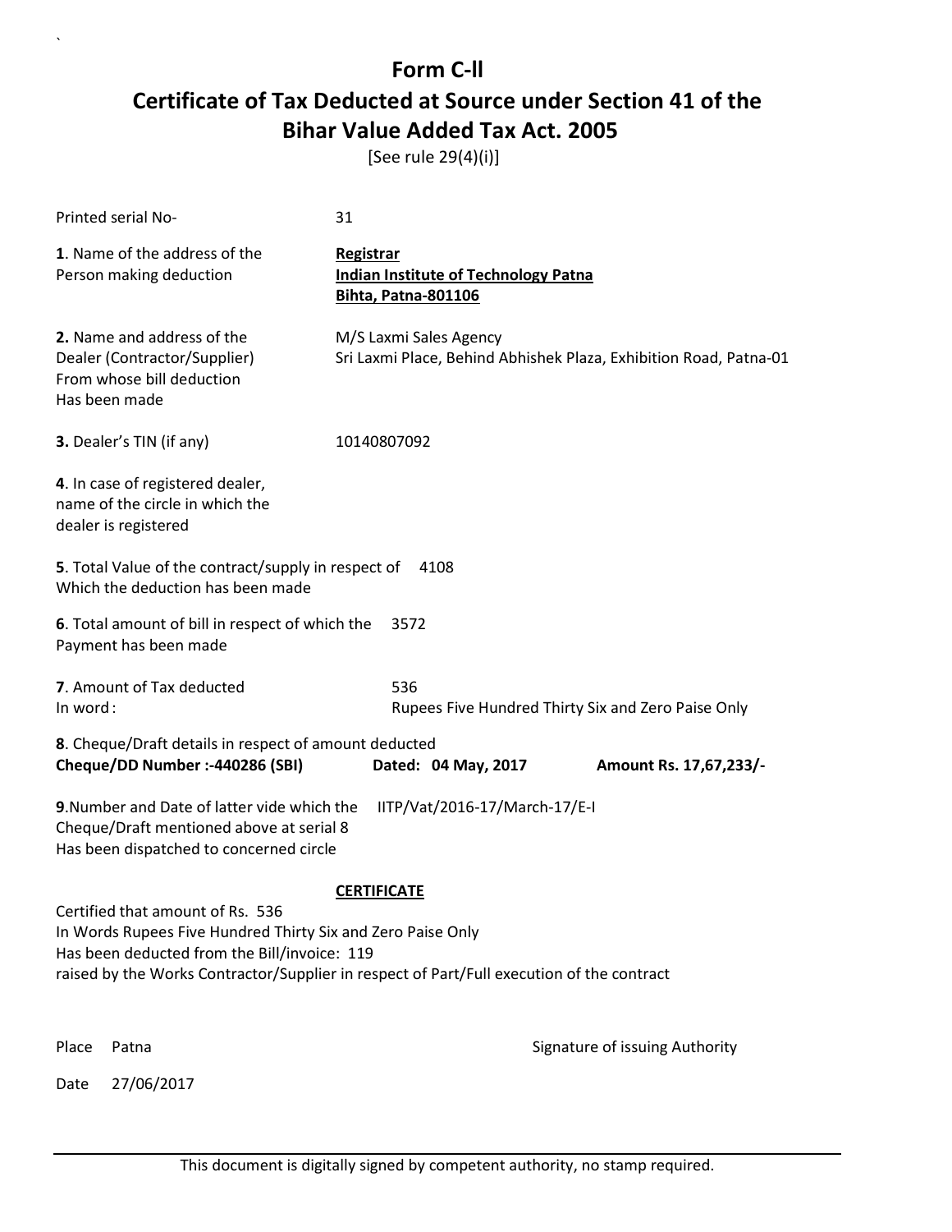# Form C-ll

# Certificate of Tax Deducted at Source under Section 41 of the Bihar Value Added Tax Act. 2005

[See rule 29(4)(i)]

Printed serial No- 31

**1**. Name of the address of the Person making deduction

**Registrar**
**Indian Institute of Technology Patna**
**Bihta, Patna-801106**

**2.** Name and address of the Dealer (Contractor/Supplier) From whose bill deduction Has been made

M/S Laxmi Sales Agency
Sri Laxmi Place, Behind Abhishek Plaza, Exhibition Road, Patna-01

**3.** Dealer's TIN (if any) 10140807092

**4**. In case of registered dealer, name of the circle in which the dealer is registered

**5**. Total Value of the contract/supply in respect of Which the deduction has been made 4108

**6**. Total amount of bill in respect of which the Payment has been made 3572

**7**. Amount of Tax deducted 536
In word : Rupees Five Hundred Thirty Six and Zero Paise Only

**8**. Cheque/Draft details in respect of amount deducted
**Cheque/DD Number :-440286 (SBI)** **Dated: 04 May, 2017** **Amount Rs. 17,67,233/-**

**9**.Number and Date of latter vide which the Cheque/Draft mentioned above at serial 8 Has been dispatched to concerned circle IITP/Vat/2016-17/March-17/E-I

**CERTIFICATE**

Certified that amount of Rs. 536
In Words Rupees Five Hundred Thirty Six and Zero Paise Only
Has been deducted from the Bill/invoice: 119
raised by the Works Contractor/Supplier in respect of Part/Full execution of the contract

Place Patna

Signature of issuing Authority

Date 27/06/2017

This document is digitally signed by competent authority, no stamp required.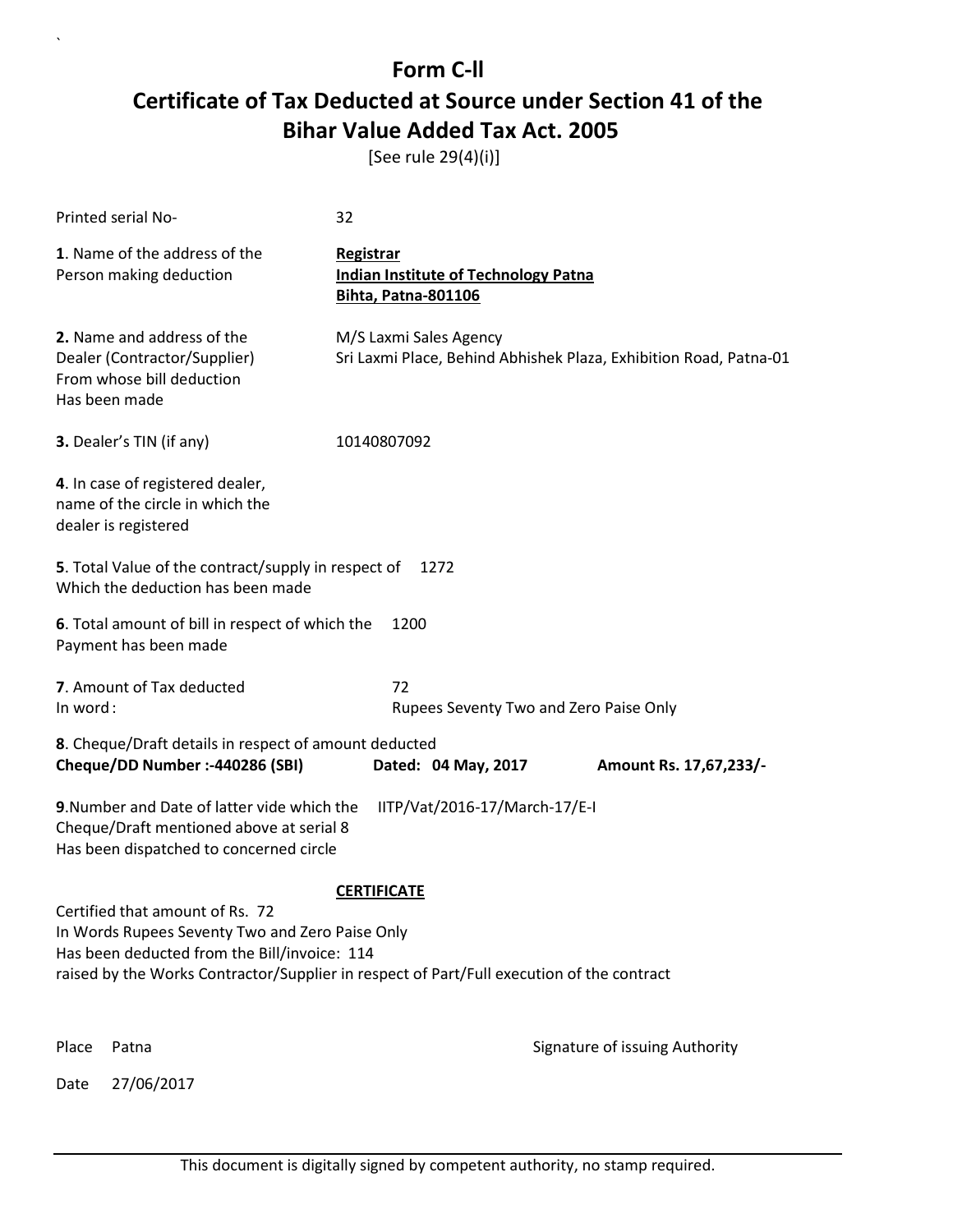# Form C-ll

## Certificate of Tax Deducted at Source under Section 41 of the Bihar Value Added Tax Act. 2005

[See rule 29(4)(i)]

Printed serial No- 32

**1**. Name of the address of the Person making deduction

**Registrar**
**Indian Institute of Technology Patna**
**Bihta, Patna-801106**

**2.** Name and address of the Dealer (Contractor/Supplier) From whose bill deduction Has been made

M/S Laxmi Sales Agency
Sri Laxmi Place, Behind Abhishek Plaza, Exhibition Road, Patna-01

**3.** Dealer's TIN (if any) 10140807092

**4**. In case of registered dealer, name of the circle in which the dealer is registered

**5**. Total Value of the contract/supply in respect of Which the deduction has been made 1272

**6**. Total amount of bill in respect of which the Payment has been made 1200

**7**. Amount of Tax deducted 72
In word : Rupees Seventy Two and Zero Paise Only

**8**. Cheque/Draft details in respect of amount deducted
**Cheque/DD Number :-440286 (SBI)** **Dated: 04 May, 2017** **Amount Rs. 17,67,233/-**

**9**.Number and Date of latter vide which the Cheque/Draft mentioned above at serial 8 Has been dispatched to concerned circle IITP/Vat/2016-17/March-17/E-I

**CERTIFICATE**

Certified that amount of Rs. 72
In Words Rupees Seventy Two and Zero Paise Only
Has been deducted from the Bill/invoice: 114
raised by the Works Contractor/Supplier in respect of Part/Full execution of the contract

Place Patna

Signature of issuing Authority

Date 27/06/2017

This document is digitally signed by competent authority, no stamp required.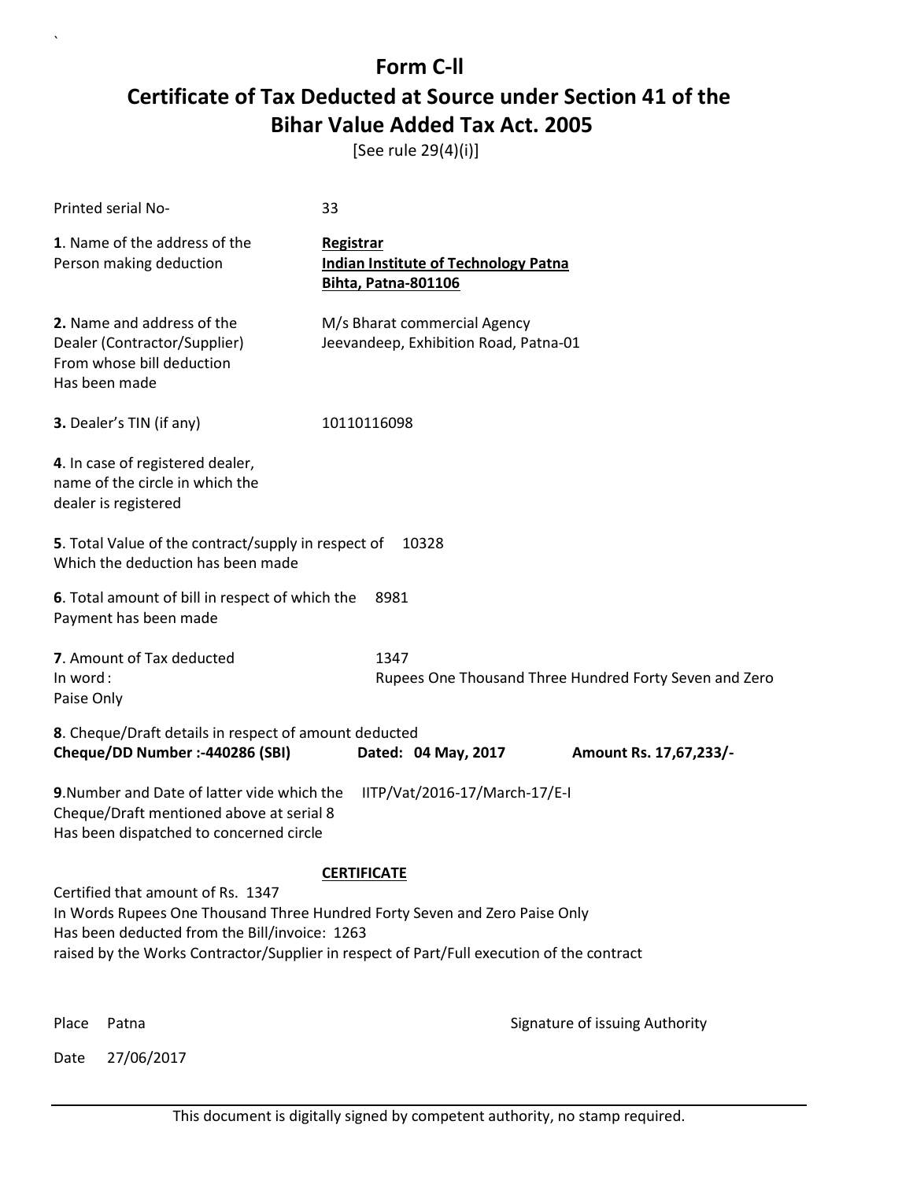# Form C-ll

## Certificate of Tax Deducted at Source under Section 41 of the Bihar Value Added Tax Act. 2005

[See rule 29(4)(i)]

Printed serial No- 33

**1**. Name of the address of the Person making deduction

**Registrar**
**Indian Institute of Technology Patna**
**Bihta, Patna-801106**

**2.** Name and address of the Dealer (Contractor/Supplier) From whose bill deduction Has been made

M/s Bharat commercial Agency
Jeevandeep, Exhibition Road, Patna-01

**3.** Dealer's TIN (if any) 10110116098

**4**. In case of registered dealer, name of the circle in which the dealer is registered

**5**. Total Value of the contract/supply in respect of Which the deduction has been made 10328

**6**. Total amount of bill in respect of which the Payment has been made 8981

**7**. Amount of Tax deducted 1347
In word : Rupees One Thousand Three Hundred Forty Seven and Zero Paise Only

**8**. Cheque/Draft details in respect of amount deducted
**Cheque/DD Number :-440286 (SBI)** **Dated: 04 May, 2017** **Amount Rs. 17,67,233/-**

**9**.Number and Date of latter vide which the Cheque/Draft mentioned above at serial 8 Has been dispatched to concerned circle IITP/Vat/2016-17/March-17/E-I

**CERTIFICATE**

Certified that amount of Rs. 1347
In Words Rupees One Thousand Three Hundred Forty Seven and Zero Paise Only
Has been deducted from the Bill/invoice: 1263
raised by the Works Contractor/Supplier in respect of Part/Full execution of the contract

Place Patna

Signature of issuing Authority

Date 27/06/2017

This document is digitally signed by competent authority, no stamp required.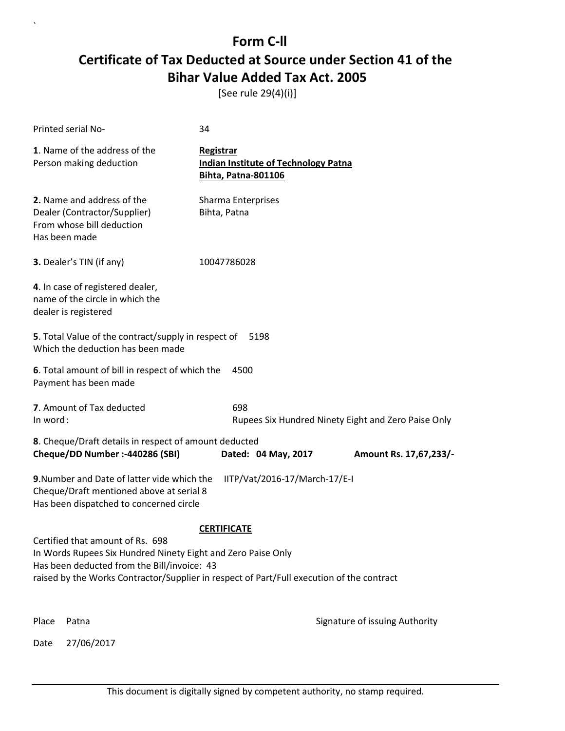# Form C-ll

# Certificate of Tax Deducted at Source under Section 41 of the Bihar Value Added Tax Act. 2005

[See rule 29(4)(i)]

| | |
|---|---|
| Printed serial No- | 34 |
| **1**. Name of the address of the Person making deduction | **Registrar**<br>**Indian Institute of Technology Patna**<br>**Bihta, Patna-801106** |
| **2.** Name and address of the Dealer (Contractor/Supplier) From whose bill deduction Has been made | Sharma Enterprises<br>Bihta, Patna |
| **3.** Dealer's TIN (if any) | 10047786028 |
| **4**. In case of registered dealer, name of the circle in which the dealer is registered | |
| **5**. Total Value of the contract/supply in respect of Which the deduction has been made | 5198 |
| **6**. Total amount of bill in respect of which the Payment has been made | 4500 |
| **7**. Amount of Tax deducted | 698 |
| In word : | Rupees Six Hundred Ninety Eight and Zero Paise Only |

**8**. Cheque/Draft details in respect of amount deducted

**Cheque/DD Number :-440286 (SBI)** **Dated: 04 May, 2017** **Amount Rs. 17,67,233/-**

**9**.Number and Date of latter vide which the Cheque/Draft mentioned above at serial 8 Has been dispatched to concerned circle IITP/Vat/2016-17/March-17/E-I

**CERTIFICATE**

Certified that amount of Rs. 698
In Words Rupees Six Hundred Ninety Eight and Zero Paise Only
Has been deducted from the Bill/invoice: 43
raised by the Works Contractor/Supplier in respect of Part/Full execution of the contract

Place Patna

Signature of issuing Authority

Date 27/06/2017

This document is digitally signed by competent authority, no stamp required.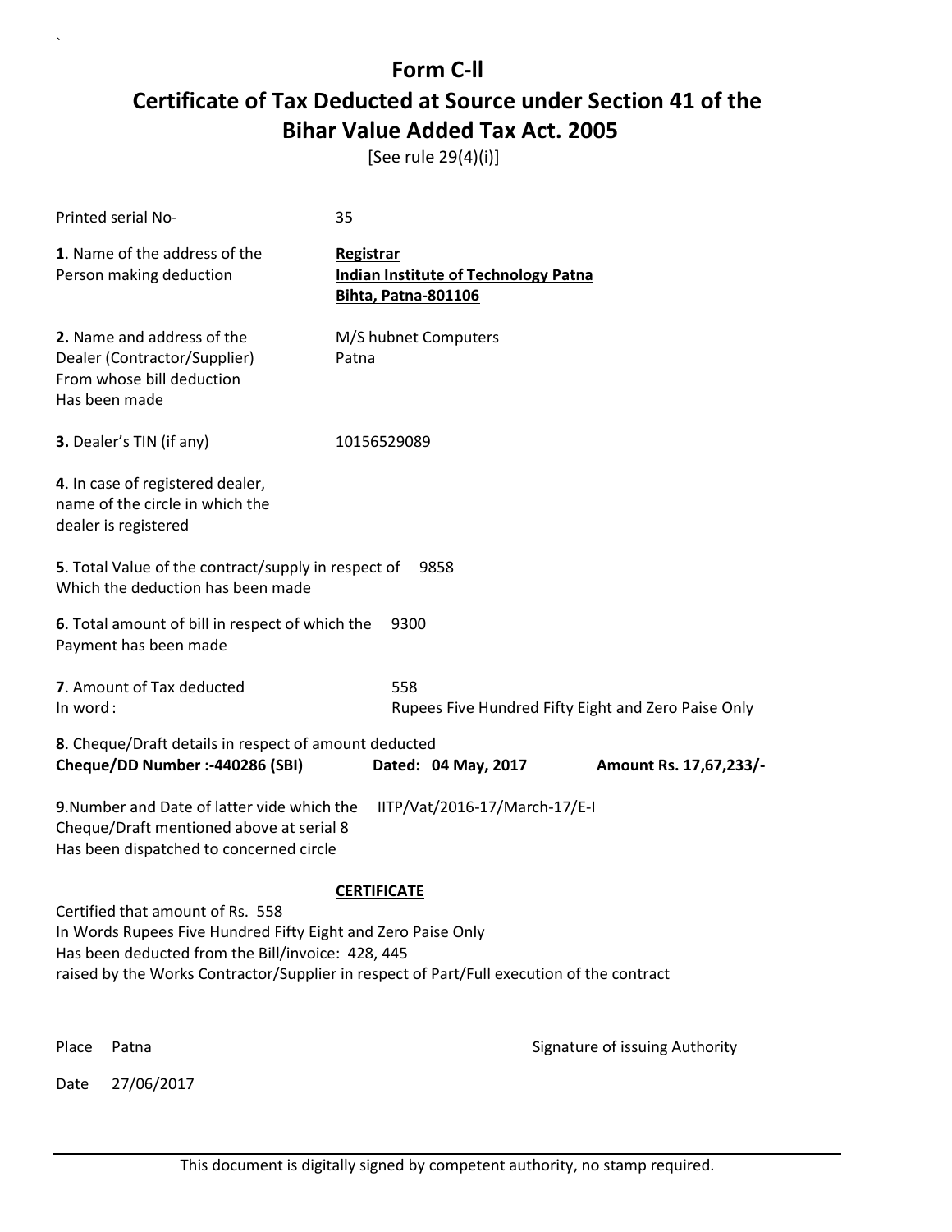# Form C-ll

## Certificate of Tax Deducted at Source under Section 41 of the Bihar Value Added Tax Act. 2005

[See rule 29(4)(i)]

Printed serial No- 35

**1**. Name of the address of the Person making deduction

**Registrar**
**Indian Institute of Technology Patna**
**Bihta, Patna-801106**

**2.** Name and address of the Dealer (Contractor/Supplier) From whose bill deduction Has been made

M/S hubnet Computers
Patna

**3.** Dealer's TIN (if any) 10156529089

**4**. In case of registered dealer, name of the circle in which the dealer is registered

**5**. Total Value of the contract/supply in respect of Which the deduction has been made 9858

**6**. Total amount of bill in respect of which the Payment has been made 9300

**7**. Amount of Tax deducted 558
In word : Rupees Five Hundred Fifty Eight and Zero Paise Only

**8**. Cheque/Draft details in respect of amount deducted
**Cheque/DD Number :-440286 (SBI)** **Dated: 04 May, 2017** **Amount Rs. 17,67,233/-**

**9**.Number and Date of latter vide which the Cheque/Draft mentioned above at serial 8 Has been dispatched to concerned circle IITP/Vat/2016-17/March-17/E-I

**CERTIFICATE**

Certified that amount of Rs. 558
In Words Rupees Five Hundred Fifty Eight and Zero Paise Only
Has been deducted from the Bill/invoice: 428, 445
raised by the Works Contractor/Supplier in respect of Part/Full execution of the contract

Place Patna

Signature of issuing Authority

Date 27/06/2017

This document is digitally signed by competent authority, no stamp required.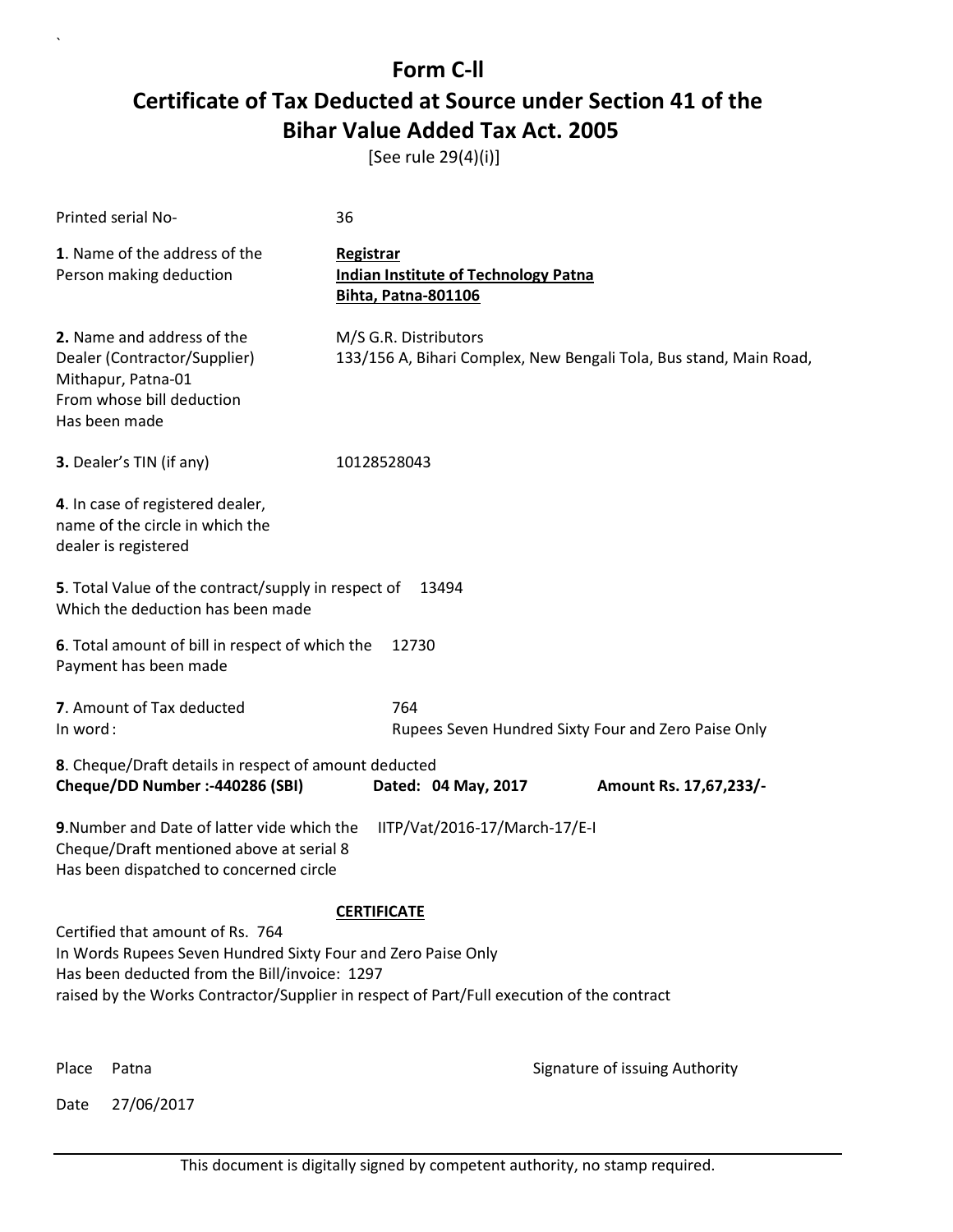# Form C-ll

## Certificate of Tax Deducted at Source under Section 41 of the Bihar Value Added Tax Act. 2005

[See rule 29(4)(i)]

Printed serial No- 36

**1**. Name of the address of the Person making deduction

**Registrar**
**Indian Institute of Technology Patna**
**Bihta, Patna-801106**

**2.** Name and address of the Dealer (Contractor/Supplier) From whose bill deduction Has been made

M/S G.R. Distributors
133/156 A, Bihari Complex, New Bengali Tola, Bus stand, Main Road, Mithapur, Patna-01

**3.** Dealer's TIN (if any) 10128528043

**4**. In case of registered dealer, name of the circle in which the dealer is registered

**5**. Total Value of the contract/supply in respect of Which the deduction has been made 13494

**6**. Total amount of bill in respect of which the Payment has been made 12730

**7**. Amount of Tax deducted 764
In word : Rupees Seven Hundred Sixty Four and Zero Paise Only

**8**. Cheque/Draft details in respect of amount deducted
**Cheque/DD Number :-440286 (SBI)** **Dated: 04 May, 2017** **Amount Rs. 17,67,233/-**

**9**.Number and Date of latter vide which the Cheque/Draft mentioned above at serial 8 Has been dispatched to concerned circle IITP/Vat/2016-17/March-17/E-I

**CERTIFICATE**

Certified that amount of Rs. 764
In Words Rupees Seven Hundred Sixty Four and Zero Paise Only
Has been deducted from the Bill/invoice: 1297
raised by the Works Contractor/Supplier in respect of Part/Full execution of the contract

Place Patna

Signature of issuing Authority

Date 27/06/2017

This document is digitally signed by competent authority, no stamp required.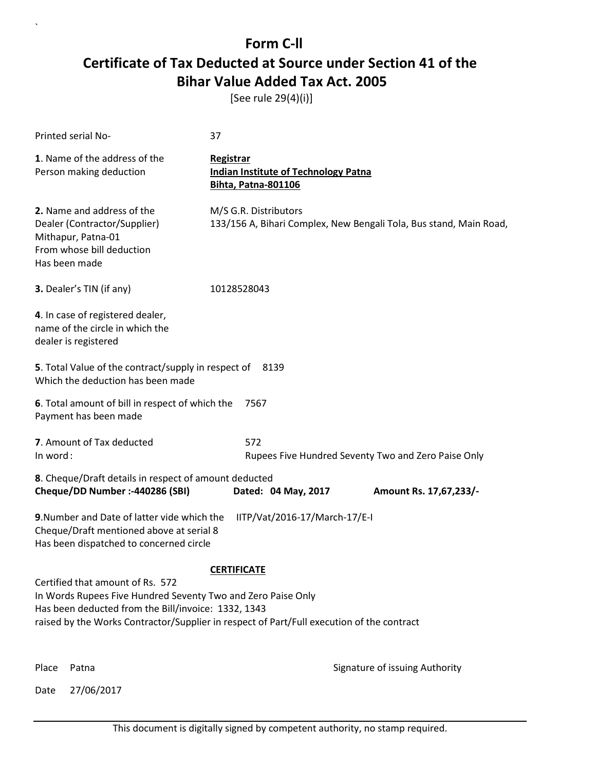# Form C-ll

## Certificate of Tax Deducted at Source under Section 41 of the Bihar Value Added Tax Act. 2005

[See rule 29(4)(i)]

Printed serial No- 37

**1**. Name of the address of the Person making deduction
**Registrar**
**Indian Institute of Technology Patna**
**Bihta, Patna-801106**

**2.** Name and address of the Dealer (Contractor/Supplier) From whose bill deduction Has been made
M/S G.R. Distributors
133/156 A, Bihari Complex, New Bengali Tola, Bus stand, Main Road, Mithapur, Patna-01

**3.** Dealer's TIN (if any) 10128528043

**4**. In case of registered dealer, name of the circle in which the dealer is registered

**5**. Total Value of the contract/supply in respect of Which the deduction has been made 8139

**6**. Total amount of bill in respect of which the Payment has been made 7567

**7**. Amount of Tax deducted 572
In word : Rupees Five Hundred Seventy Two and Zero Paise Only

**8**. Cheque/Draft details in respect of amount deducted
**Cheque/DD Number :-440286 (SBI)** **Dated: 04 May, 2017** **Amount Rs. 17,67,233/-**

**9**.Number and Date of latter vide which the Cheque/Draft mentioned above at serial 8 Has been dispatched to concerned circle IITP/Vat/2016-17/March-17/E-I

**CERTIFICATE**

Certified that amount of Rs. 572
In Words Rupees Five Hundred Seventy Two and Zero Paise Only
Has been deducted from the Bill/invoice: 1332, 1343
raised by the Works Contractor/Supplier in respect of Part/Full execution of the contract

Place Patna

Signature of issuing Authority

Date 27/06/2017

This document is digitally signed by competent authority, no stamp required.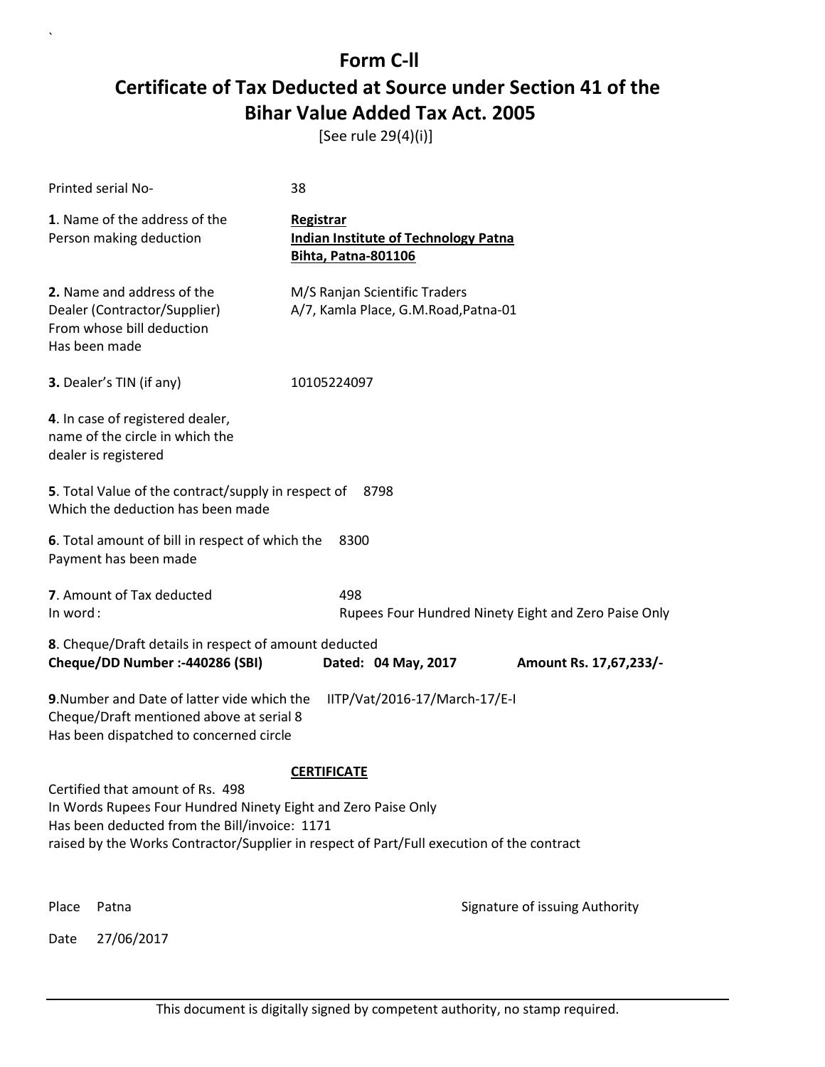# Form C-II

## Certificate of Tax Deducted at Source under Section 41 of the Bihar Value Added Tax Act. 2005

[See rule 29(4)(i)]

Printed serial No- 38

**1**. Name of the address of the Person making deduction

**Registrar**
**Indian Institute of Technology Patna**
**Bihta, Patna-801106**

**2.** Name and address of the Dealer (Contractor/Supplier) From whose bill deduction Has been made

M/S Ranjan Scientific Traders
A/7, Kamla Place, G.M.Road,Patna-01

**3.** Dealer's TIN (if any) 10105224097

**4**. In case of registered dealer, name of the circle in which the dealer is registered

**5**. Total Value of the contract/supply in respect of Which the deduction has been made 8798

**6**. Total amount of bill in respect of which the Payment has been made 8300

**7**. Amount of Tax deducted 498
In word : Rupees Four Hundred Ninety Eight and Zero Paise Only

**8**. Cheque/Draft details in respect of amount deducted
**Cheque/DD Number :-440286 (SBI)** **Dated: 04 May, 2017** **Amount Rs. 17,67,233/-**

**9**.Number and Date of latter vide which the Cheque/Draft mentioned above at serial 8 Has been dispatched to concerned circle IITP/Vat/2016-17/March-17/E-I

**CERTIFICATE**

Certified that amount of Rs. 498
In Words Rupees Four Hundred Ninety Eight and Zero Paise Only
Has been deducted from the Bill/invoice: 1171
raised by the Works Contractor/Supplier in respect of Part/Full execution of the contract

Place Patna

Signature of issuing Authority

Date 27/06/2017

This document is digitally signed by competent authority, no stamp required.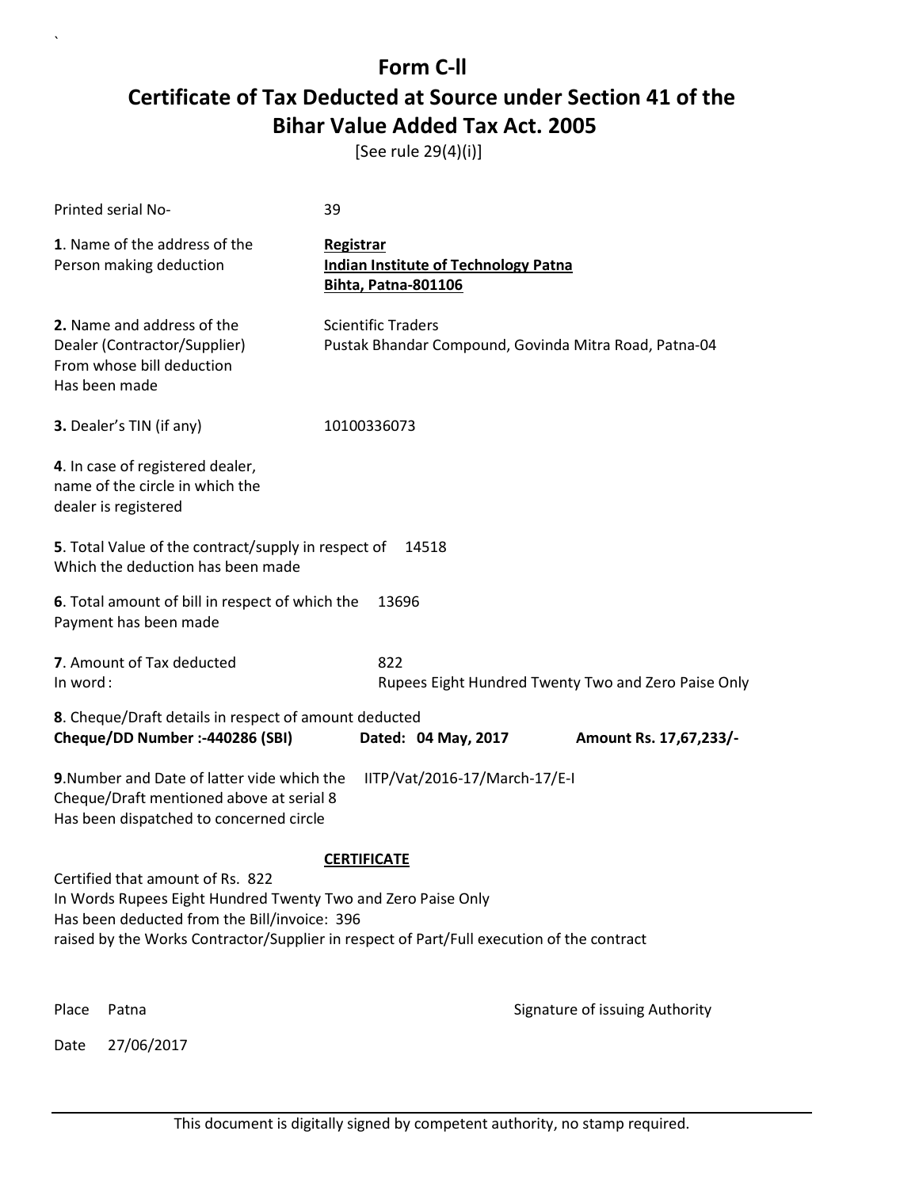# Form C-ll

## Certificate of Tax Deducted at Source under Section 41 of the Bihar Value Added Tax Act. 2005

[See rule 29(4)(i)]

Printed serial No- 39

**1**. Name of the address of the Person making deduction

**Registrar**
**Indian Institute of Technology Patna**
**Bihta, Patna-801106**

**2.** Name and address of the Dealer (Contractor/Supplier) From whose bill deduction Has been made

Scientific Traders
Pustak Bhandar Compound, Govinda Mitra Road, Patna-04

**3.** Dealer's TIN (if any) 10100336073

**4**. In case of registered dealer, name of the circle in which the dealer is registered

**5**. Total Value of the contract/supply in respect of Which the deduction has been made 14518

**6**. Total amount of bill in respect of which the Payment has been made 13696

**7**. Amount of Tax deducted 822
In word : Rupees Eight Hundred Twenty Two and Zero Paise Only

**8**. Cheque/Draft details in respect of amount deducted
**Cheque/DD Number :-440286 (SBI)** **Dated: 04 May, 2017** **Amount Rs. 17,67,233/-**

**9**.Number and Date of latter vide which the Cheque/Draft mentioned above at serial 8 Has been dispatched to concerned circle IITP/Vat/2016-17/March-17/E-I

**CERTIFICATE**

Certified that amount of Rs. 822
In Words Rupees Eight Hundred Twenty Two and Zero Paise Only
Has been deducted from the Bill/invoice: 396
raised by the Works Contractor/Supplier in respect of Part/Full execution of the contract

Place Patna

Signature of issuing Authority

Date 27/06/2017

This document is digitally signed by competent authority, no stamp required.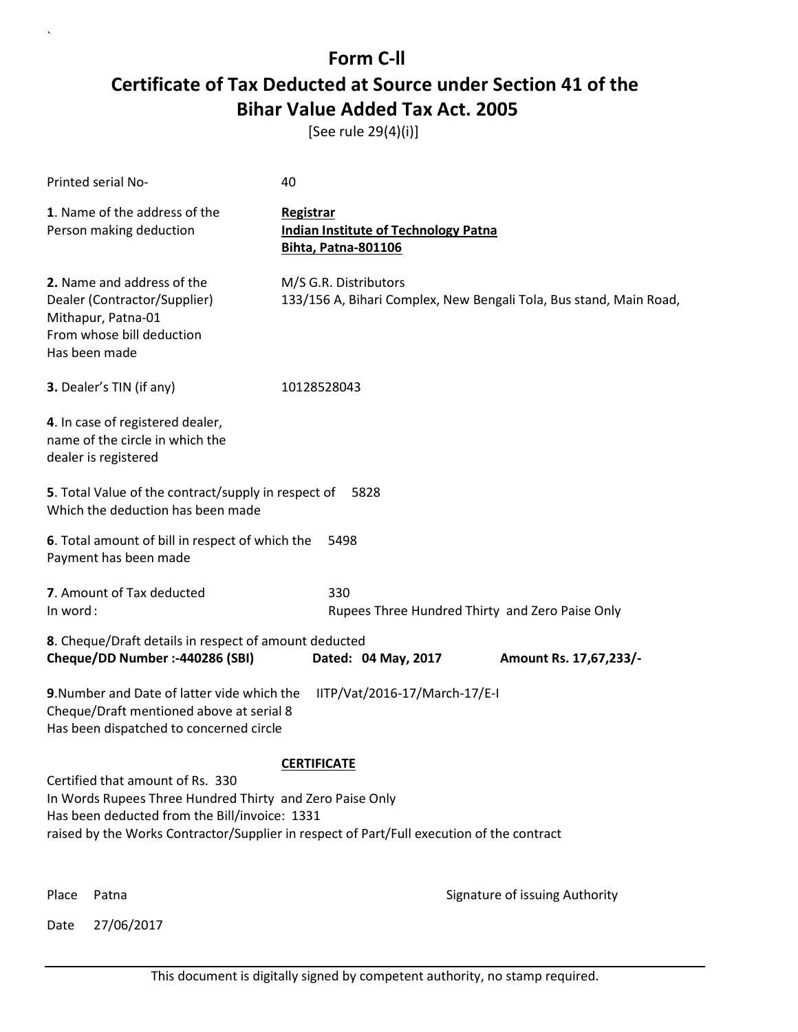# Form C-II

## Certificate of Tax Deducted at Source under Section 41 of the Bihar Value Added Tax Act. 2005

[See rule 29(4)(i)]

Printed serial No- 40

**1**. Name of the address of the Person making deduction

**Registrar**
**Indian Institute of Technology Patna**
**Bihta, Patna-801106**

**2.** Name and address of the Dealer (Contractor/Supplier) Mithapur, Patna-01 From whose bill deduction Has been made

M/S G.R. Distributors
133/156 A, Bihari Complex, New Bengali Tola, Bus stand, Main Road,

**3.** Dealer's TIN (if any) 10128528043

**4**. In case of registered dealer, name of the circle in which the dealer is registered

**5**. Total Value of the contract/supply in respect of Which the deduction has been made 5828

**6**. Total amount of bill in respect of which the Payment has been made 5498

**7**. Amount of Tax deducted 330
In word : Rupees Three Hundred Thirty and Zero Paise Only

**8**. Cheque/Draft details in respect of amount deducted
**Cheque/DD Number :-440286 (SBI)** **Dated: 04 May, 2017** **Amount Rs. 17,67,233/-**

**9**.Number and Date of latter vide which the Cheque/Draft mentioned above at serial 8 Has been dispatched to concerned circle IITP/Vat/2016-17/March-17/E-I

**CERTIFICATE**

Certified that amount of Rs. 330
In Words Rupees Three Hundred Thirty and Zero Paise Only
Has been deducted from the Bill/invoice: 1331
raised by the Works Contractor/Supplier in respect of Part/Full execution of the contract

Place Patna

Signature of issuing Authority

Date 27/06/2017

This document is digitally signed by competent authority, no stamp required.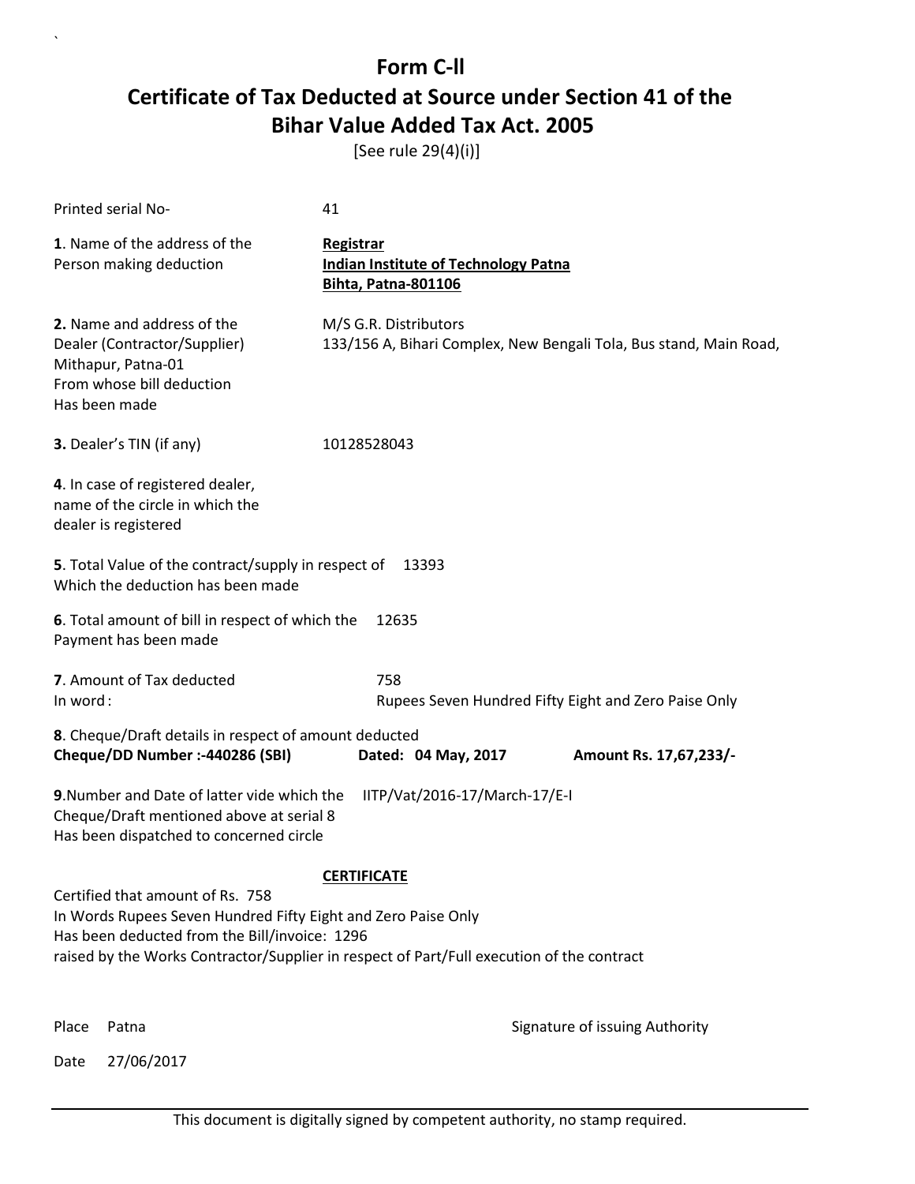# Form C-II

## Certificate of Tax Deducted at Source under Section 41 of the Bihar Value Added Tax Act. 2005

[See rule 29(4)(i)]

| | |
|---|---|
| Printed serial No- | 41 |
| **1**. Name of the address of the Person making deduction | **Registrar**<br>**Indian Institute of Technology Patna**<br>**Bihta, Patna-801106** |
| **2.** Name and address of the Dealer (Contractor/Supplier) Mithapur, Patna-01 From whose bill deduction Has been made | M/S G.R. Distributors<br>133/156 A, Bihari Complex, New Bengali Tola, Bus stand, Main Road, |
| **3.** Dealer's TIN (if any) | 10128528043 |
| **4**. In case of registered dealer, name of the circle in which the dealer is registered | |
| **5**. Total Value of the contract/supply in respect of Which the deduction has been made | 13393 |
| **6**. Total amount of bill in respect of which the Payment has been made | 12635 |
| **7**. Amount of Tax deducted<br>In word : | 758<br>Rupees Seven Hundred Fifty Eight and Zero Paise Only |

**8**. Cheque/Draft details in respect of amount deducted

**Cheque/DD Number :-440286 (SBI)** **Dated: 04 May, 2017** **Amount Rs. 17,67,233/-**

**9**.Number and Date of latter vide which the Cheque/Draft mentioned above at serial 8 Has been dispatched to concerned circle IITP/Vat/2016-17/March-17/E-I

**CERTIFICATE**

Certified that amount of Rs. 758
In Words Rupees Seven Hundred Fifty Eight and Zero Paise Only
Has been deducted from the Bill/invoice: 1296
raised by the Works Contractor/Supplier in respect of Part/Full execution of the contract

Place Patna

Signature of issuing Authority

Date 27/06/2017

This document is digitally signed by competent authority, no stamp required.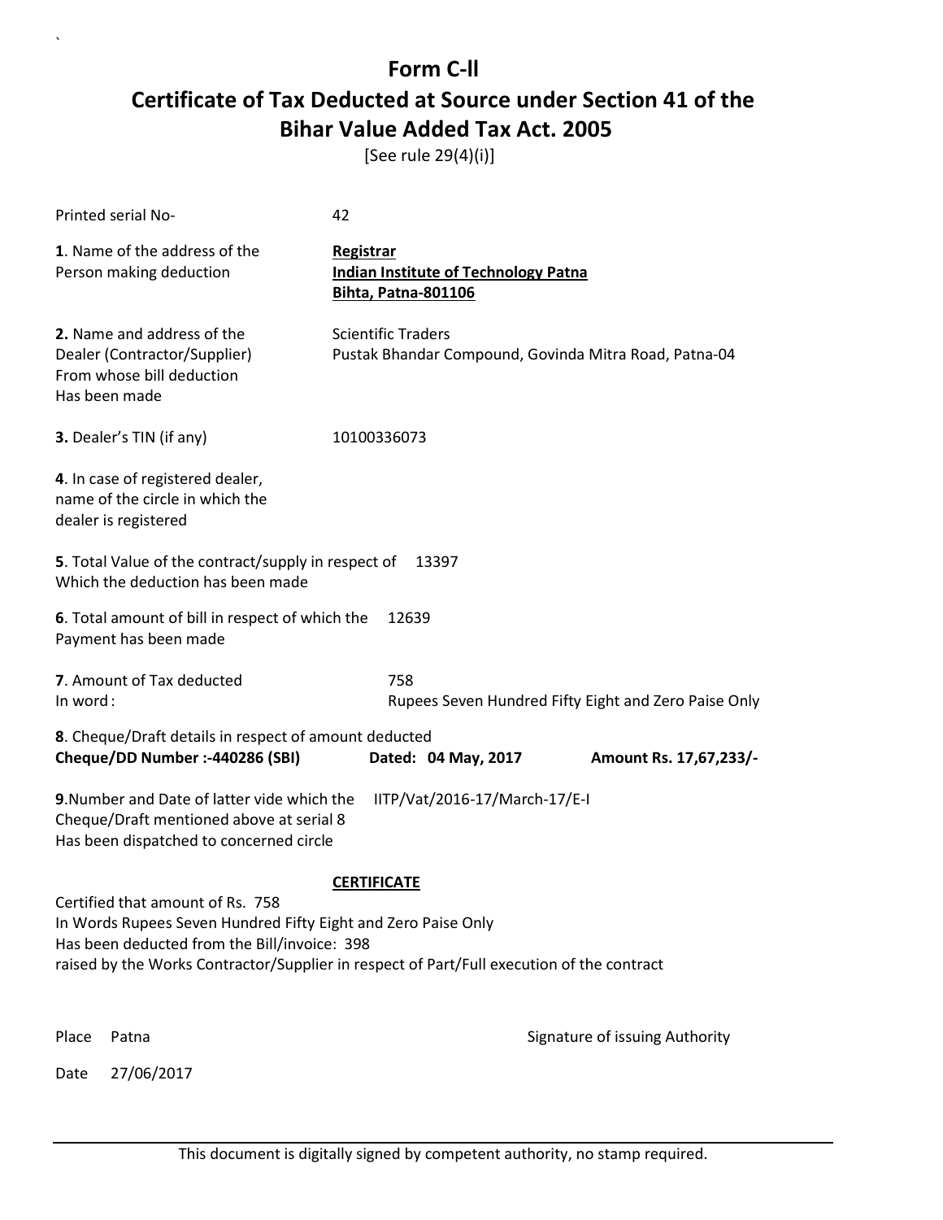# Form C-ll

## Certificate of Tax Deducted at Source under Section 41 of the Bihar Value Added Tax Act. 2005

[See rule 29(4)(i)]

Printed serial No- 42

**1**. Name of the address of the Person making deduction

**Registrar**
**Indian Institute of Technology Patna**
**Bihta, Patna-801106**

**2.** Name and address of the Dealer (Contractor/Supplier) From whose bill deduction Has been made

Scientific Traders
Pustak Bhandar Compound, Govinda Mitra Road, Patna-04

**3.** Dealer's TIN (if any) 10100336073

**4**. In case of registered dealer, name of the circle in which the dealer is registered

**5**. Total Value of the contract/supply in respect of Which the deduction has been made 13397

**6**. Total amount of bill in respect of which the Payment has been made 12639

**7**. Amount of Tax deducted 758
In word : Rupees Seven Hundred Fifty Eight and Zero Paise Only

**8**. Cheque/Draft details in respect of amount deducted
**Cheque/DD Number :-440286 (SBI)** **Dated: 04 May, 2017** **Amount Rs. 17,67,233/-**

**9**.Number and Date of latter vide which the Cheque/Draft mentioned above at serial 8 Has been dispatched to concerned circle IITP/Vat/2016-17/March-17/E-I

**CERTIFICATE**

Certified that amount of Rs. 758
In Words Rupees Seven Hundred Fifty Eight and Zero Paise Only
Has been deducted from the Bill/invoice: 398
raised by the Works Contractor/Supplier in respect of Part/Full execution of the contract

Place Patna

Signature of issuing Authority

Date 27/06/2017

This document is digitally signed by competent authority, no stamp required.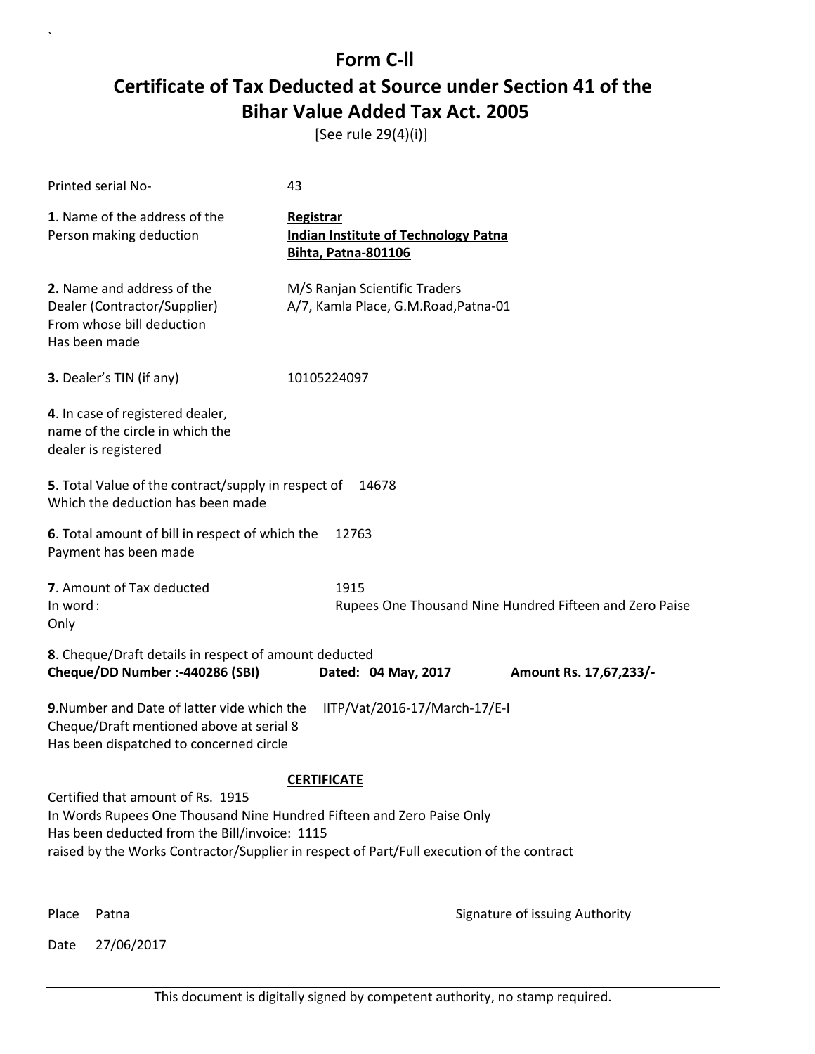# Form C-ll

## Certificate of Tax Deducted at Source under Section 41 of the Bihar Value Added Tax Act. 2005

[See rule 29(4)(i)]

Printed serial No- 43

**1**. Name of the address of the Person making deduction

**Registrar**
**Indian Institute of Technology Patna**
**Bihta, Patna-801106**

**2.** Name and address of the Dealer (Contractor/Supplier) From whose bill deduction Has been made

M/S Ranjan Scientific Traders
A/7, Kamla Place, G.M.Road,Patna-01

**3.** Dealer's TIN (if any) 10105224097

**4**. In case of registered dealer, name of the circle in which the dealer is registered

**5**. Total Value of the contract/supply in respect of Which the deduction has been made 14678

**6**. Total amount of bill in respect of which the Payment has been made 12763

**7**. Amount of Tax deducted 1915
In word : Rupees One Thousand Nine Hundred Fifteen and Zero Paise Only

**8**. Cheque/Draft details in respect of amount deducted
**Cheque/DD Number :-440286 (SBI)** **Dated: 04 May, 2017** **Amount Rs. 17,67,233/-**

**9**.Number and Date of latter vide which the Cheque/Draft mentioned above at serial 8 Has been dispatched to concerned circle IITP/Vat/2016-17/March-17/E-I

**CERTIFICATE**

Certified that amount of Rs. 1915
In Words Rupees One Thousand Nine Hundred Fifteen and Zero Paise Only
Has been deducted from the Bill/invoice: 1115
raised by the Works Contractor/Supplier in respect of Part/Full execution of the contract

Place Patna

Signature of issuing Authority

Date 27/06/2017

This document is digitally signed by competent authority, no stamp required.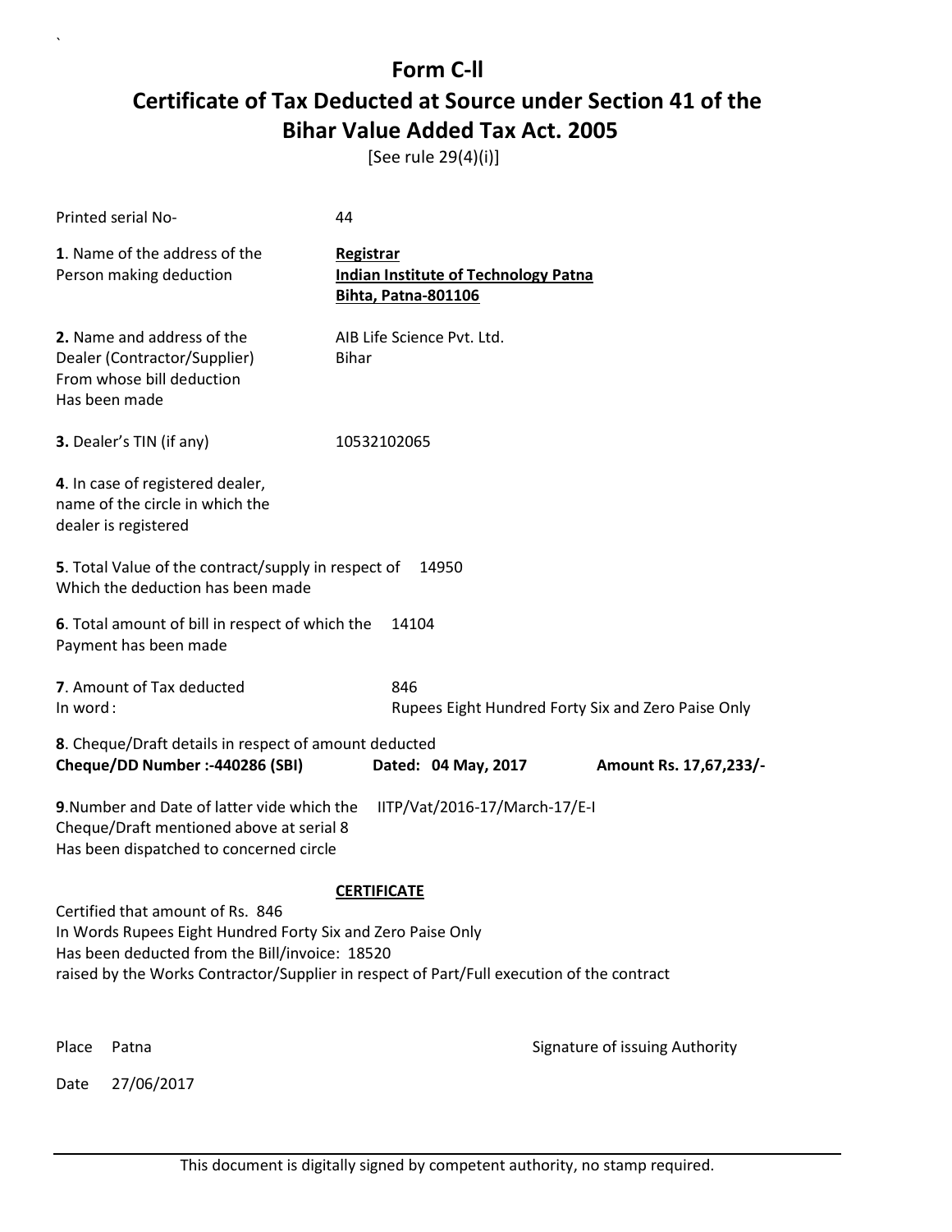# Form C-ll

## Certificate of Tax Deducted at Source under Section 41 of the Bihar Value Added Tax Act. 2005

[See rule 29(4)(i)]

Printed serial No- 44

**1**. Name of the address of the Person making deduction

**Registrar**
**Indian Institute of Technology Patna**
**Bihta, Patna-801106**

**2.** Name and address of the Dealer (Contractor/Supplier) From whose bill deduction Has been made

AIB Life Science Pvt. Ltd.
Bihar

**3.** Dealer's TIN (if any) 10532102065

**4**. In case of registered dealer, name of the circle in which the dealer is registered

**5**. Total Value of the contract/supply in respect of Which the deduction has been made 14950

**6**. Total amount of bill in respect of which the Payment has been made 14104

**7**. Amount of Tax deducted 846
In word : Rupees Eight Hundred Forty Six and Zero Paise Only

**8**. Cheque/Draft details in respect of amount deducted
**Cheque/DD Number :-440286 (SBI)** **Dated: 04 May, 2017** **Amount Rs. 17,67,233/-**

**9**.Number and Date of latter vide which the Cheque/Draft mentioned above at serial 8 Has been dispatched to concerned circle IITP/Vat/2016-17/March-17/E-I

**CERTIFICATE**

Certified that amount of Rs. 846
In Words Rupees Eight Hundred Forty Six and Zero Paise Only
Has been deducted from the Bill/invoice: 18520
raised by the Works Contractor/Supplier in respect of Part/Full execution of the contract

Place Patna

Signature of issuing Authority

Date 27/06/2017

This document is digitally signed by competent authority, no stamp required.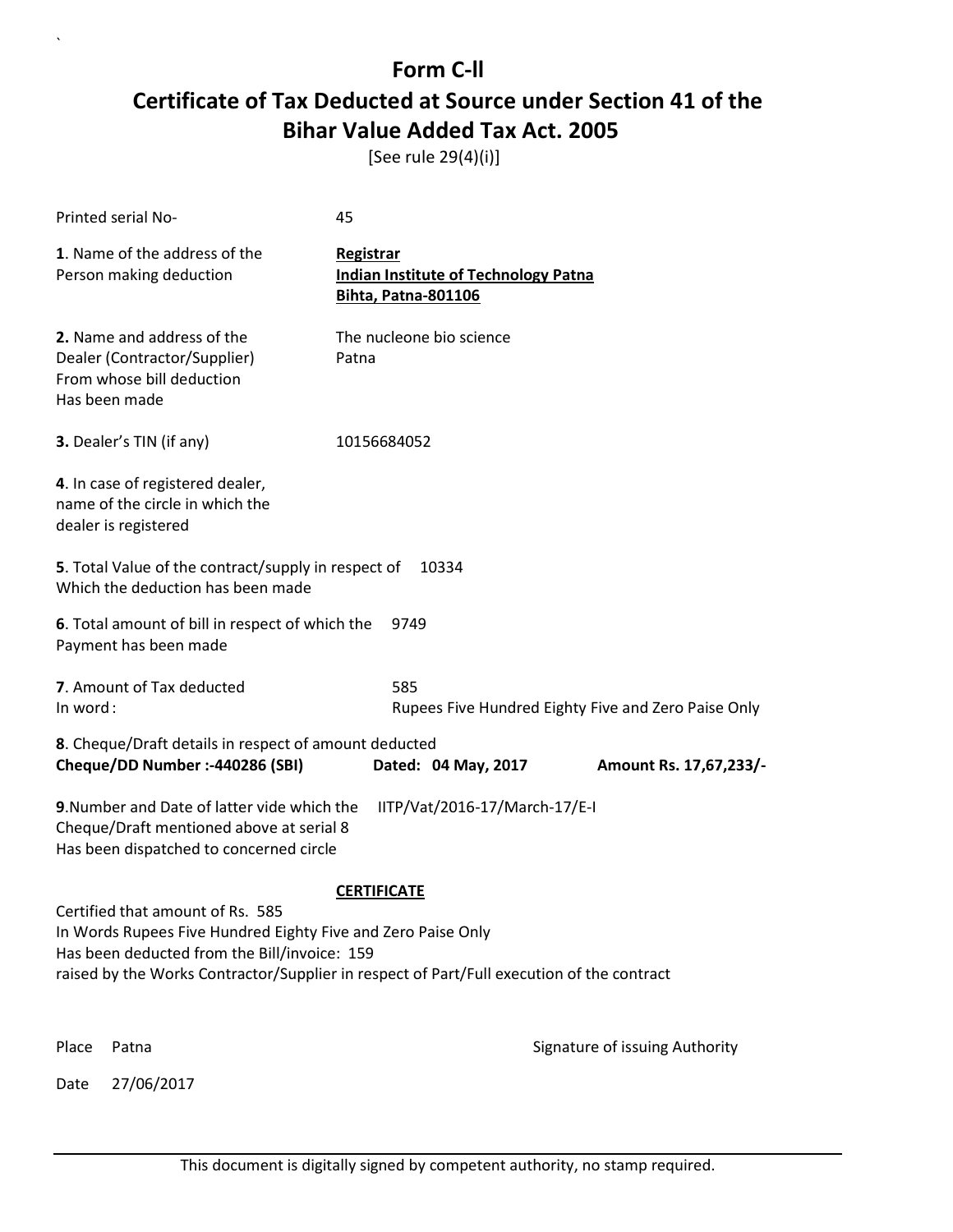# Form C-ll

## Certificate of Tax Deducted at Source under Section 41 of the Bihar Value Added Tax Act. 2005

[See rule 29(4)(i)]

Printed serial No- 45

**1**. Name of the address of the Person making deduction

**Registrar**
**Indian Institute of Technology Patna**
**Bihta, Patna-801106**

**2.** Name and address of the Dealer (Contractor/Supplier) From whose bill deduction Has been made

The nucleone bio science
Patna

**3.** Dealer's TIN (if any) 10156684052

**4**. In case of registered dealer, name of the circle in which the dealer is registered

**5**. Total Value of the contract/supply in respect of Which the deduction has been made 10334

**6**. Total amount of bill in respect of which the Payment has been made 9749

**7**. Amount of Tax deducted 585
In word : Rupees Five Hundred Eighty Five and Zero Paise Only

**8**. Cheque/Draft details in respect of amount deducted
**Cheque/DD Number :-440286 (SBI)** **Dated: 04 May, 2017** **Amount Rs. 17,67,233/-**

**9**.Number and Date of latter vide which the Cheque/Draft mentioned above at serial 8 Has been dispatched to concerned circle IITP/Vat/2016-17/March-17/E-I

**CERTIFICATE**

Certified that amount of Rs. 585
In Words Rupees Five Hundred Eighty Five and Zero Paise Only
Has been deducted from the Bill/invoice: 159
raised by the Works Contractor/Supplier in respect of Part/Full execution of the contract

Place Patna

Signature of issuing Authority

Date 27/06/2017

This document is digitally signed by competent authority, no stamp required.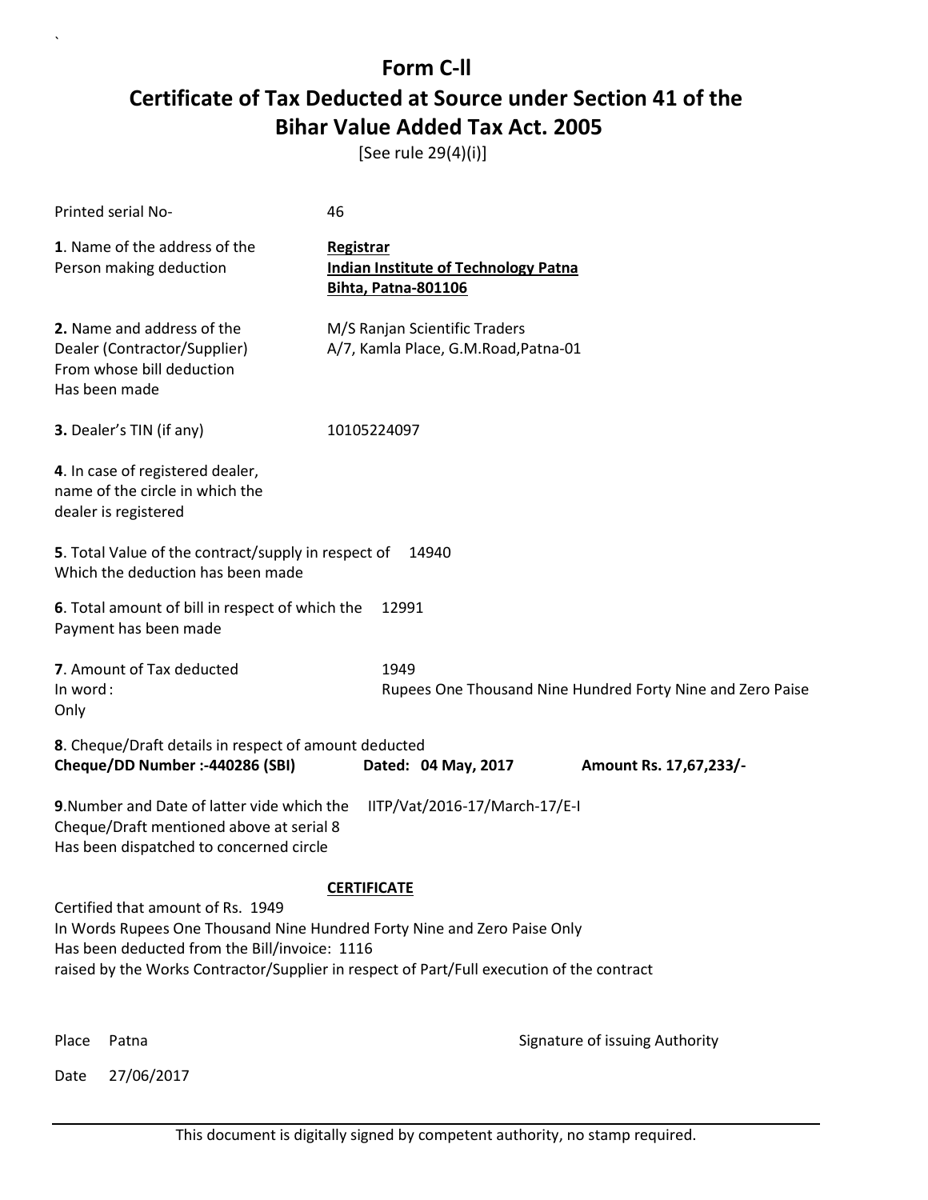# Form C-ll

## Certificate of Tax Deducted at Source under Section 41 of the Bihar Value Added Tax Act. 2005

[See rule 29(4)(i)]

Printed serial No- 46

**1**. Name of the address of the Person making deduction

**Registrar**
**Indian Institute of Technology Patna**
**Bihta, Patna-801106**

**2.** Name and address of the Dealer (Contractor/Supplier) From whose bill deduction Has been made

M/S Ranjan Scientific Traders
A/7, Kamla Place, G.M.Road,Patna-01

**3.** Dealer's TIN (if any) 10105224097

**4**. In case of registered dealer, name of the circle in which the dealer is registered

**5**. Total Value of the contract/supply in respect of Which the deduction has been made 14940

**6**. Total amount of bill in respect of which the Payment has been made 12991

**7**. Amount of Tax deducted 1949
In word : Rupees One Thousand Nine Hundred Forty Nine and Zero Paise Only

**8**. Cheque/Draft details in respect of amount deducted
**Cheque/DD Number :-440286 (SBI)** **Dated: 04 May, 2017** **Amount Rs. 17,67,233/-**

**9**.Number and Date of latter vide which the Cheque/Draft mentioned above at serial 8 Has been dispatched to concerned circle IITP/Vat/2016-17/March-17/E-I

**CERTIFICATE**

Certified that amount of Rs. 1949
In Words Rupees One Thousand Nine Hundred Forty Nine and Zero Paise Only
Has been deducted from the Bill/invoice: 1116
raised by the Works Contractor/Supplier in respect of Part/Full execution of the contract

Place Patna

Signature of issuing Authority

Date 27/06/2017

This document is digitally signed by competent authority, no stamp required.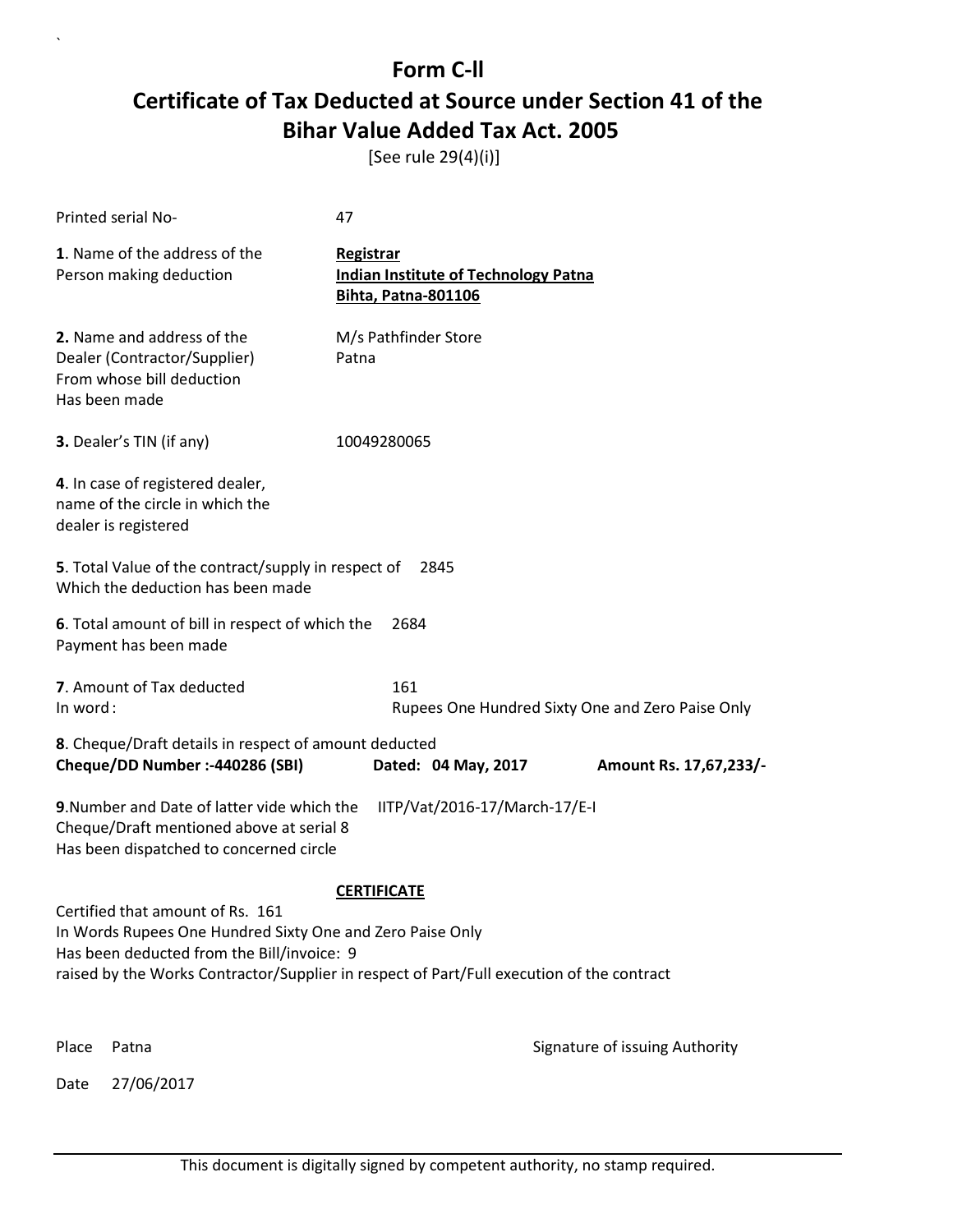# Form C-ll

## Certificate of Tax Deducted at Source under Section 41 of the Bihar Value Added Tax Act. 2005

[See rule 29(4)(i)]

Printed serial No- 47

**1**. Name of the address of the Person making deduction

**Registrar**
**Indian Institute of Technology Patna**
**Bihta, Patna-801106**

**2.** Name and address of the Dealer (Contractor/Supplier) From whose bill deduction Has been made

M/s Pathfinder Store
Patna

**3.** Dealer's TIN (if any) 10049280065

**4**. In case of registered dealer, name of the circle in which the dealer is registered

**5**. Total Value of the contract/supply in respect of Which the deduction has been made 2845

**6**. Total amount of bill in respect of which the Payment has been made 2684

**7**. Amount of Tax deducted 161
In word : Rupees One Hundred Sixty One and Zero Paise Only

**8**. Cheque/Draft details in respect of amount deducted
**Cheque/DD Number :-440286 (SBI)** **Dated: 04 May, 2017** **Amount Rs. 17,67,233/-**

**9**.Number and Date of latter vide which the Cheque/Draft mentioned above at serial 8 Has been dispatched to concerned circle IITP/Vat/2016-17/March-17/E-I

**CERTIFICATE**

Certified that amount of Rs. 161
In Words Rupees One Hundred Sixty One and Zero Paise Only
Has been deducted from the Bill/invoice: 9
raised by the Works Contractor/Supplier in respect of Part/Full execution of the contract

Place Patna

Signature of issuing Authority

Date 27/06/2017

This document is digitally signed by competent authority, no stamp required.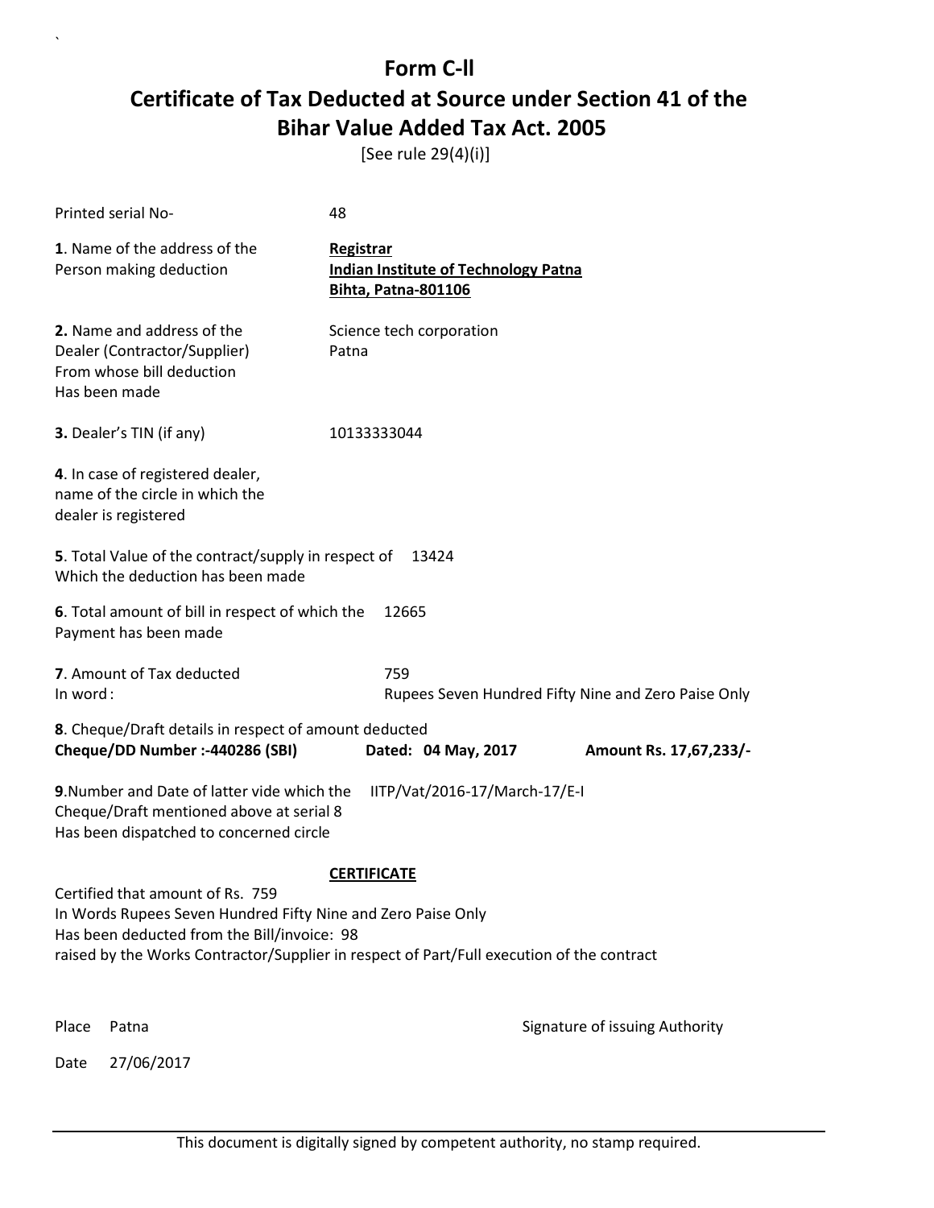# Form C-ll

## Certificate of Tax Deducted at Source under Section 41 of the Bihar Value Added Tax Act. 2005

[See rule 29(4)(i)]

Printed serial No- 48

**1**. Name of the address of the Person making deduction

**Registrar**
**Indian Institute of Technology Patna**
**Bihta, Patna-801106**

**2.** Name and address of the Dealer (Contractor/Supplier) From whose bill deduction Has been made

Science tech corporation
Patna

**3.** Dealer's TIN (if any) 10133333044

**4**. In case of registered dealer, name of the circle in which the dealer is registered

**5**. Total Value of the contract/supply in respect of Which the deduction has been made 13424

**6**. Total amount of bill in respect of which the Payment has been made 12665

**7**. Amount of Tax deducted 759
In word : Rupees Seven Hundred Fifty Nine and Zero Paise Only

**8**. Cheque/Draft details in respect of amount deducted
**Cheque/DD Number :-440286 (SBI)** **Dated: 04 May, 2017** **Amount Rs. 17,67,233/-**

**9**.Number and Date of latter vide which the Cheque/Draft mentioned above at serial 8 Has been dispatched to concerned circle IITP/Vat/2016-17/March-17/E-I

**CERTIFICATE**

Certified that amount of Rs. 759
In Words Rupees Seven Hundred Fifty Nine and Zero Paise Only
Has been deducted from the Bill/invoice: 98
raised by the Works Contractor/Supplier in respect of Part/Full execution of the contract

Place Patna

Signature of issuing Authority

Date 27/06/2017

This document is digitally signed by competent authority, no stamp required.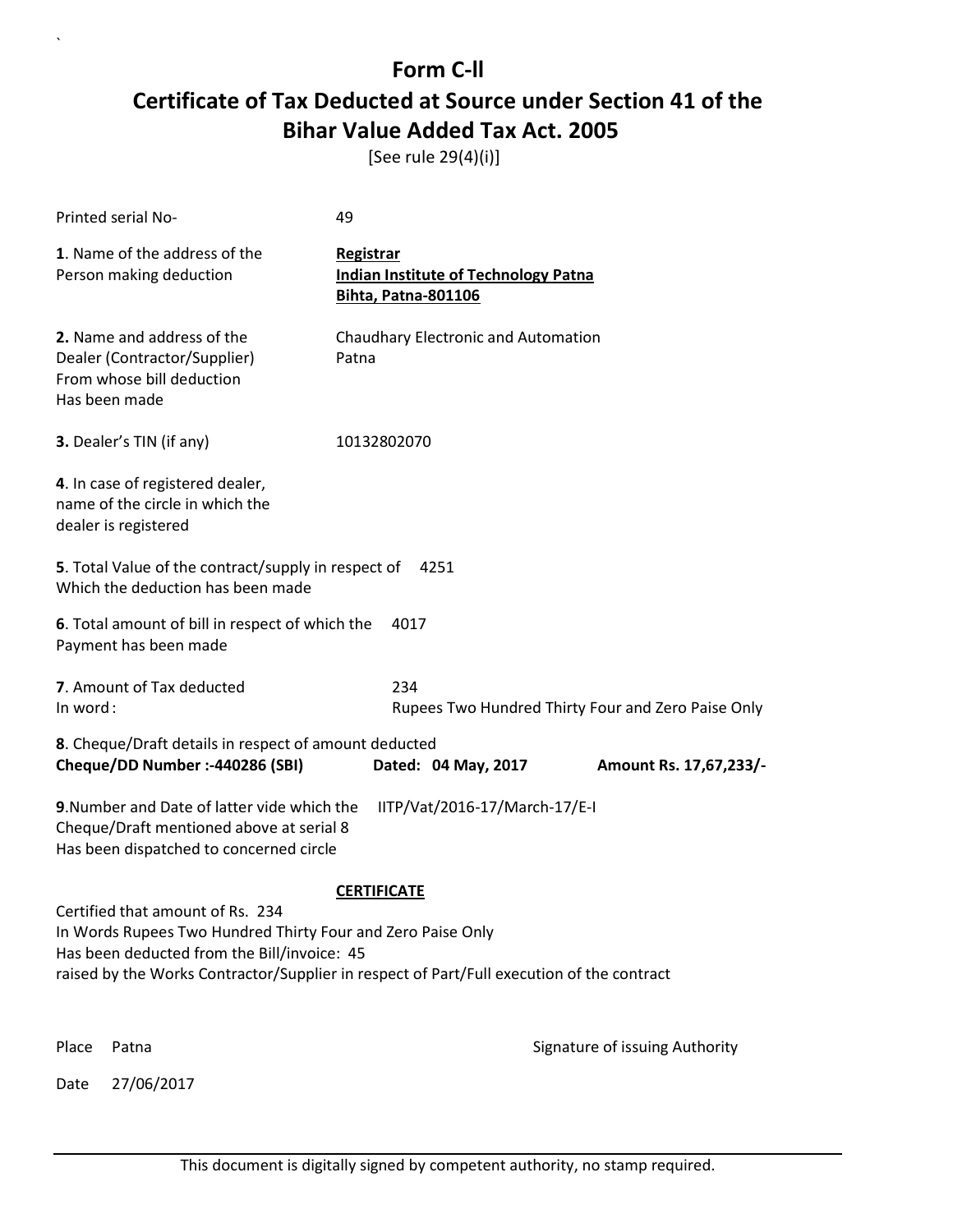# Form C-II

## Certificate of Tax Deducted at Source under Section 41 of the Bihar Value Added Tax Act. 2005

[See rule 29(4)(i)]

Printed serial No- 49

**1**. Name of the address of the Person making deduction

**Registrar**
**Indian Institute of Technology Patna**
**Bihta, Patna-801106**

**2.** Name and address of the Dealer (Contractor/Supplier) From whose bill deduction Has been made

Chaudhary Electronic and Automation
Patna

**3.** Dealer's TIN (if any) 10132802070

**4**. In case of registered dealer, name of the circle in which the dealer is registered

**5**. Total Value of the contract/supply in respect of Which the deduction has been made 4251

**6**. Total amount of bill in respect of which the Payment has been made 4017

**7**. Amount of Tax deducted 234
In word : Rupees Two Hundred Thirty Four and Zero Paise Only

**8**. Cheque/Draft details in respect of amount deducted
**Cheque/DD Number :-440286 (SBI)** **Dated: 04 May, 2017** **Amount Rs. 17,67,233/-**

**9**.Number and Date of latter vide which the Cheque/Draft mentioned above at serial 8 Has been dispatched to concerned circle IITP/Vat/2016-17/March-17/E-I

**CERTIFICATE**

Certified that amount of Rs. 234
In Words Rupees Two Hundred Thirty Four and Zero Paise Only
Has been deducted from the Bill/invoice: 45
raised by the Works Contractor/Supplier in respect of Part/Full execution of the contract

Place Patna

Signature of issuing Authority

Date 27/06/2017

This document is digitally signed by competent authority, no stamp required.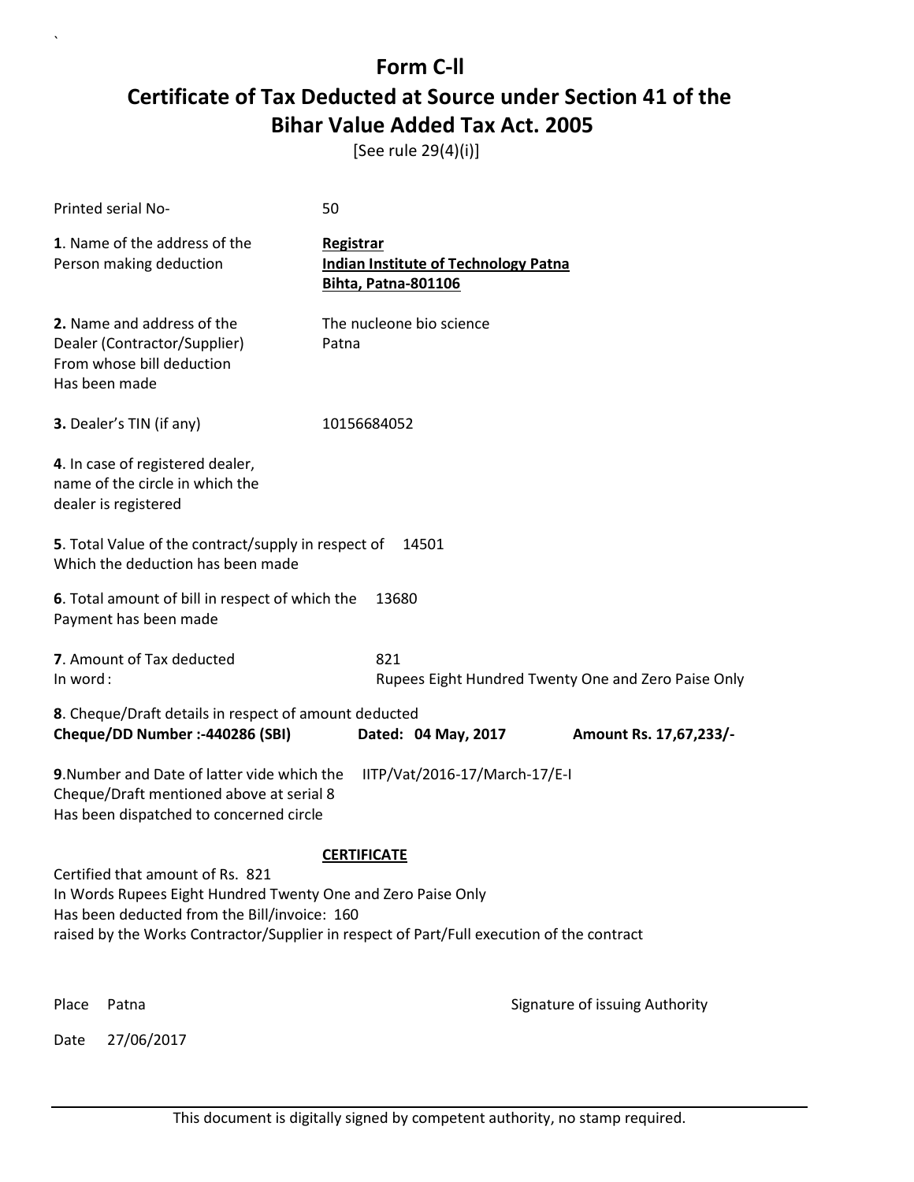# Form C-II
# Certificate of Tax Deducted at Source under Section 41 of the Bihar Value Added Tax Act. 2005

[See rule 29(4)(i)]

Printed serial No- 50

**1**. Name of the address of the Person making deduction

**Registrar**
**Indian Institute of Technology Patna**
**Bihta, Patna-801106**

**2.** Name and address of the Dealer (Contractor/Supplier) From whose bill deduction Has been made

The nucleone bio science
Patna

**3.** Dealer's TIN (if any) 10156684052

**4**. In case of registered dealer, name of the circle in which the dealer is registered

**5**. Total Value of the contract/supply in respect of Which the deduction has been made 14501

**6**. Total amount of bill in respect of which the Payment has been made 13680

**7**. Amount of Tax deducted 821
In word : Rupees Eight Hundred Twenty One and Zero Paise Only

**8**. Cheque/Draft details in respect of amount deducted
**Cheque/DD Number :-440286 (SBI)** **Dated: 04 May, 2017** **Amount Rs. 17,67,233/-**

**9**.Number and Date of latter vide which the Cheque/Draft mentioned above at serial 8 Has been dispatched to concerned circle IITP/Vat/2016-17/March-17/E-I

**CERTIFICATE**

Certified that amount of Rs. 821
In Words Rupees Eight Hundred Twenty One and Zero Paise Only
Has been deducted from the Bill/invoice: 160
raised by the Works Contractor/Supplier in respect of Part/Full execution of the contract

Place Patna

Date 27/06/2017

Signature of issuing Authority

This document is digitally signed by competent authority, no stamp required.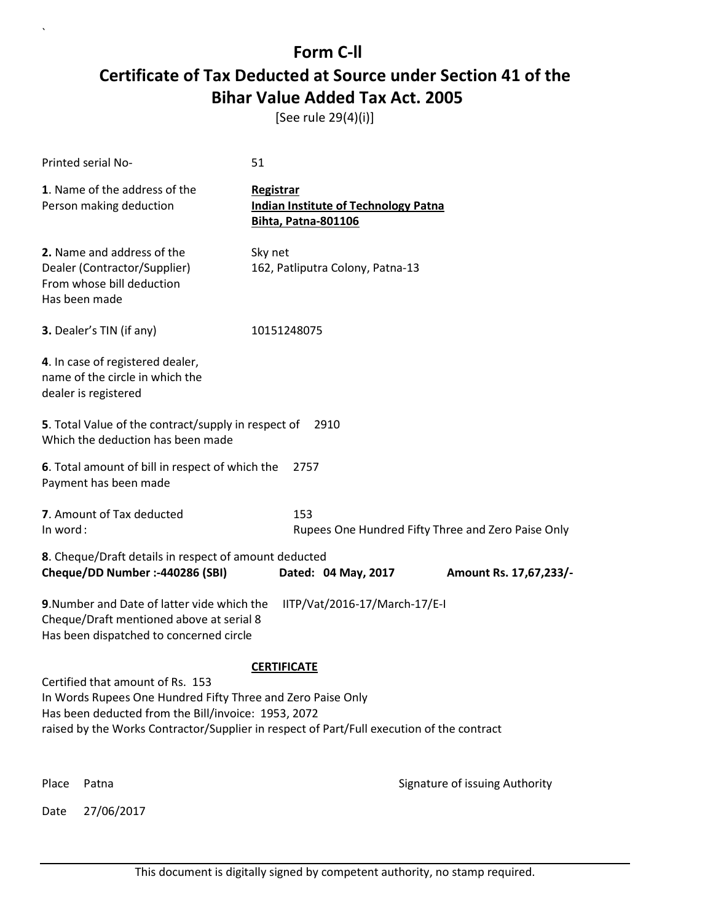# Form C-ll

# Certificate of Tax Deducted at Source under Section 41 of the Bihar Value Added Tax Act. 2005

[See rule 29(4)(i)]

Printed serial No- 51

**1**. Name of the address of the Person making deduction

**Registrar**
**Indian Institute of Technology Patna**
**Bihta, Patna-801106**

**2.** Name and address of the Dealer (Contractor/Supplier) From whose bill deduction Has been made

Sky net
162, Patliputra Colony, Patna-13

**3.** Dealer's TIN (if any) 10151248075

**4**. In case of registered dealer, name of the circle in which the dealer is registered

**5**. Total Value of the contract/supply in respect of Which the deduction has been made 2910

**6**. Total amount of bill in respect of which the Payment has been made 2757

**7**. Amount of Tax deducted 153
In word : Rupees One Hundred Fifty Three and Zero Paise Only

**8**. Cheque/Draft details in respect of amount deducted
**Cheque/DD Number :-440286 (SBI)** **Dated: 04 May, 2017** **Amount Rs. 17,67,233/-**

**9**.Number and Date of latter vide which the Cheque/Draft mentioned above at serial 8 Has been dispatched to concerned circle IITP/Vat/2016-17/March-17/E-I

**CERTIFICATE**

Certified that amount of Rs. 153
In Words Rupees One Hundred Fifty Three and Zero Paise Only
Has been deducted from the Bill/invoice: 1953, 2072
raised by the Works Contractor/Supplier in respect of Part/Full execution of the contract

Place Patna

Date 27/06/2017

Signature of issuing Authority

This document is digitally signed by competent authority, no stamp required.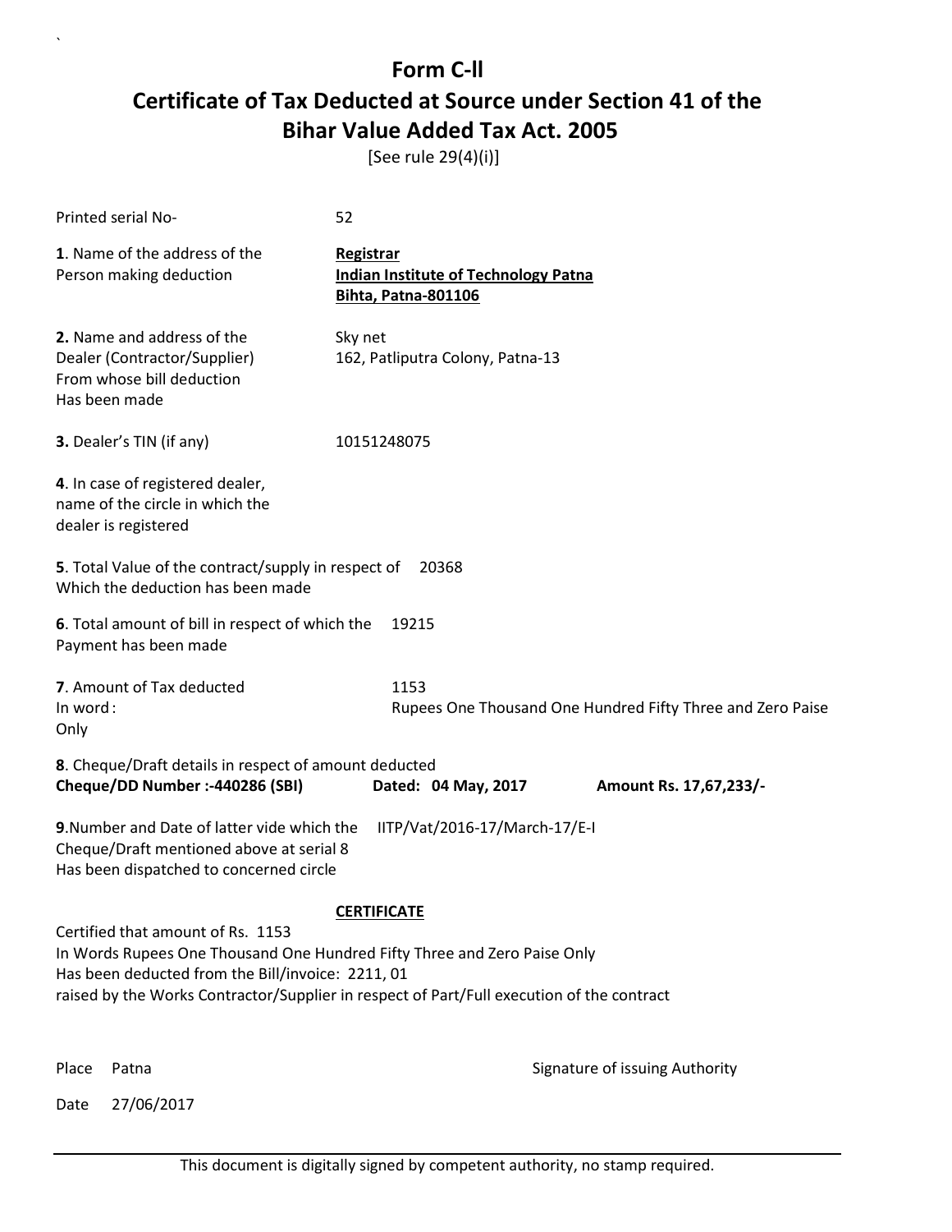# Form C-ll

## Certificate of Tax Deducted at Source under Section 41 of the Bihar Value Added Tax Act. 2005

[See rule 29(4)(i)]

Printed serial No- 52

**1**. Name of the address of the Person making deduction

**Registrar**
**Indian Institute of Technology Patna**
**Bihta, Patna-801106**

**2.** Name and address of the Dealer (Contractor/Supplier) From whose bill deduction Has been made

Sky net
162, Patliputra Colony, Patna-13

**3.** Dealer's TIN (if any) 10151248075

**4**. In case of registered dealer, name of the circle in which the dealer is registered

**5**. Total Value of the contract/supply in respect of Which the deduction has been made 20368

**6**. Total amount of bill in respect of which the Payment has been made 19215

**7**. Amount of Tax deducted 1153
In word : Rupees One Thousand One Hundred Fifty Three and Zero Paise Only

**8**. Cheque/Draft details in respect of amount deducted
**Cheque/DD Number :-440286 (SBI)** **Dated: 04 May, 2017** **Amount Rs. 17,67,233/-**

**9**.Number and Date of latter vide which the Cheque/Draft mentioned above at serial 8 Has been dispatched to concerned circle IITP/Vat/2016-17/March-17/E-I

**CERTIFICATE**

Certified that amount of Rs. 1153
In Words Rupees One Thousand One Hundred Fifty Three and Zero Paise Only
Has been deducted from the Bill/invoice: 2211, 01
raised by the Works Contractor/Supplier in respect of Part/Full execution of the contract

Place Patna

Signature of issuing Authority

Date 27/06/2017

This document is digitally signed by competent authority, no stamp required.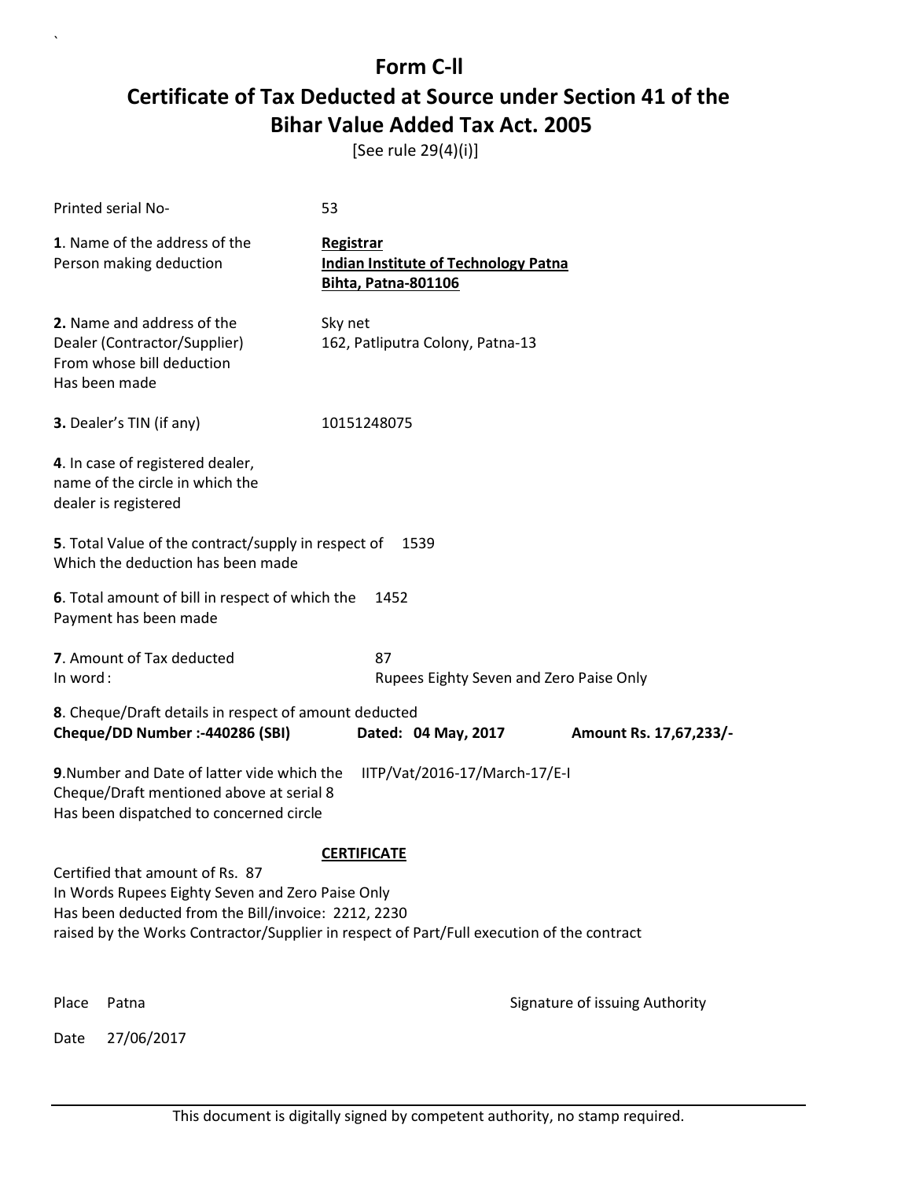# Form C-ll

## Certificate of Tax Deducted at Source under Section 41 of the Bihar Value Added Tax Act. 2005

[See rule 29(4)(i)]

Printed serial No- 53

**1**. Name of the address of the Person making deduction

**Registrar**
**Indian Institute of Technology Patna**
**Bihta, Patna-801106**

**2.** Name and address of the Dealer (Contractor/Supplier) From whose bill deduction Has been made

Sky net
162, Patliputra Colony, Patna-13

**3.** Dealer's TIN (if any) 10151248075

**4**. In case of registered dealer, name of the circle in which the dealer is registered

**5**. Total Value of the contract/supply in respect of Which the deduction has been made 1539

**6**. Total amount of bill in respect of which the Payment has been made 1452

**7**. Amount of Tax deducted 87
In word : Rupees Eighty Seven and Zero Paise Only

**8**. Cheque/Draft details in respect of amount deducted
**Cheque/DD Number :-440286 (SBI)** **Dated: 04 May, 2017** **Amount Rs. 17,67,233/-**

**9**.Number and Date of latter vide which the Cheque/Draft mentioned above at serial 8 Has been dispatched to concerned circle IITP/Vat/2016-17/March-17/E-I

**CERTIFICATE**

Certified that amount of Rs. 87
In Words Rupees Eighty Seven and Zero Paise Only
Has been deducted from the Bill/invoice: 2212, 2230
raised by the Works Contractor/Supplier in respect of Part/Full execution of the contract

Place Patna

Signature of issuing Authority

Date 27/06/2017

This document is digitally signed by competent authority, no stamp required.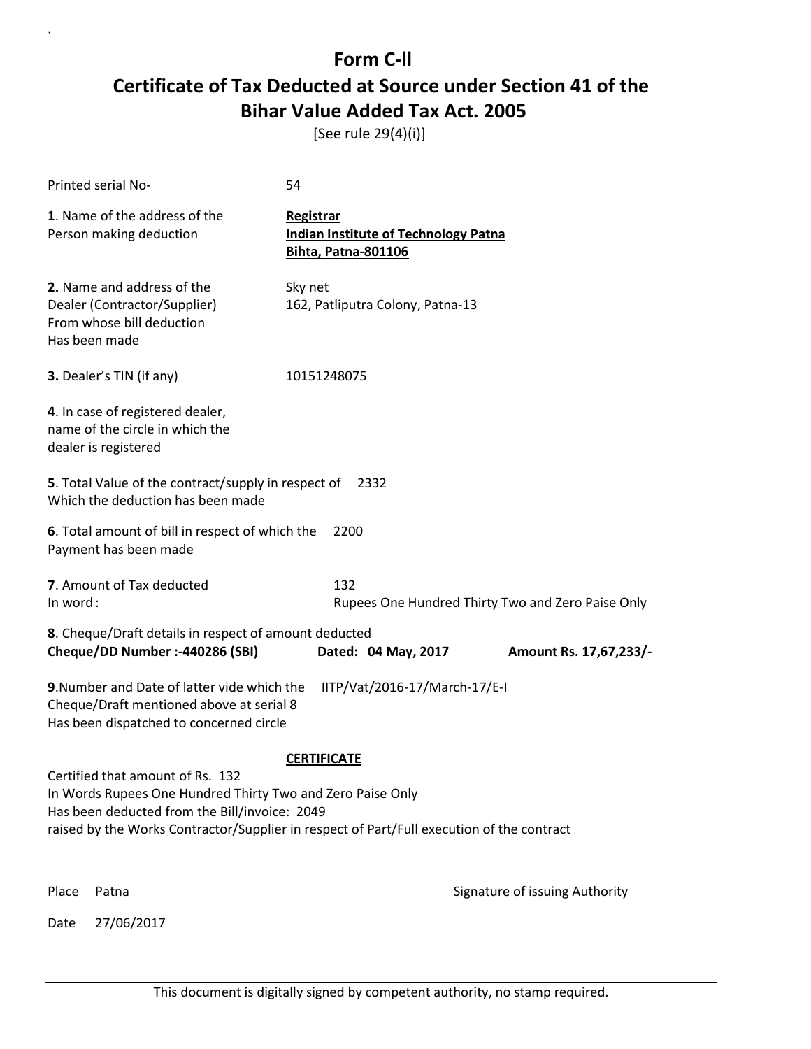# Form C-ll

## Certificate of Tax Deducted at Source under Section 41 of the Bihar Value Added Tax Act. 2005

[See rule 29(4)(i)]

Printed serial No- 54

**1**. Name of the address of the Person making deduction

**Registrar**
**Indian Institute of Technology Patna**
**Bihta, Patna-801106**

**2.** Name and address of the Dealer (Contractor/Supplier) From whose bill deduction Has been made

Sky net
162, Patliputra Colony, Patna-13

**3.** Dealer's TIN (if any) 10151248075

**4**. In case of registered dealer, name of the circle in which the dealer is registered

**5**. Total Value of the contract/supply in respect of Which the deduction has been made 2332

**6**. Total amount of bill in respect of which the Payment has been made 2200

**7**. Amount of Tax deducted 132
In word : Rupees One Hundred Thirty Two and Zero Paise Only

**8**. Cheque/Draft details in respect of amount deducted
**Cheque/DD Number :-440286 (SBI)** **Dated: 04 May, 2017** **Amount Rs. 17,67,233/-**

**9**.Number and Date of latter vide which the Cheque/Draft mentioned above at serial 8 Has been dispatched to concerned circle IITP/Vat/2016-17/March-17/E-I

**CERTIFICATE**

Certified that amount of Rs. 132
In Words Rupees One Hundred Thirty Two and Zero Paise Only
Has been deducted from the Bill/invoice: 2049
raised by the Works Contractor/Supplier in respect of Part/Full execution of the contract

Place Patna

Signature of issuing Authority

Date 27/06/2017

This document is digitally signed by competent authority, no stamp required.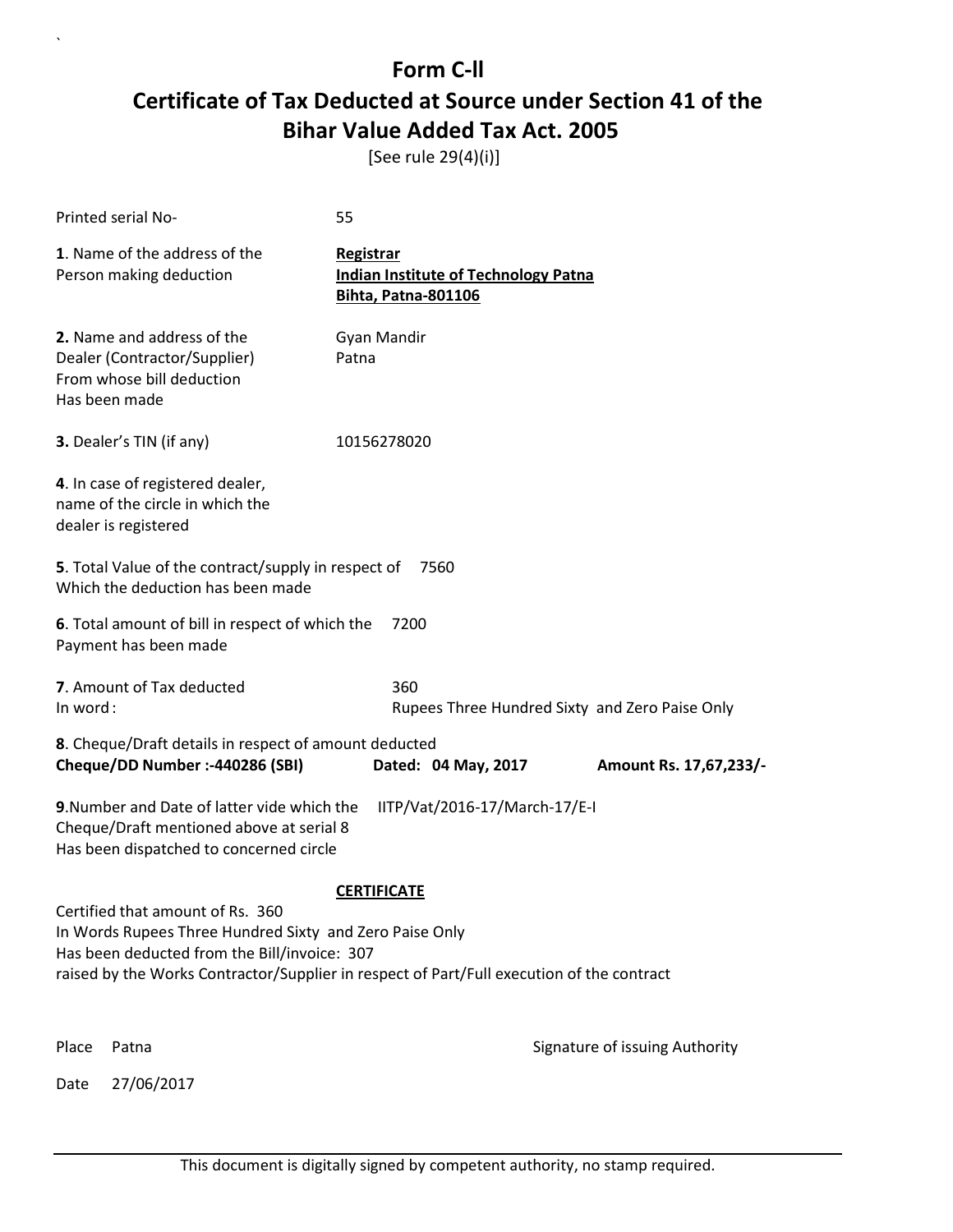# Form C-ll

## Certificate of Tax Deducted at Source under Section 41 of the Bihar Value Added Tax Act. 2005

[See rule 29(4)(i)]

Printed serial No- 55

**1**. Name of the address of the Person making deduction

**Registrar**
**Indian Institute of Technology Patna**
**Bihta, Patna-801106**

**2.** Name and address of the Dealer (Contractor/Supplier) From whose bill deduction Has been made

Gyan Mandir
Patna

**3.** Dealer's TIN (if any) 10156278020

**4**. In case of registered dealer, name of the circle in which the dealer is registered

**5**. Total Value of the contract/supply in respect of Which the deduction has been made 7560

**6**. Total amount of bill in respect of which the Payment has been made 7200

**7**. Amount of Tax deducted 360
In word : Rupees Three Hundred Sixty and Zero Paise Only

**8**. Cheque/Draft details in respect of amount deducted
**Cheque/DD Number :-440286 (SBI)** **Dated: 04 May, 2017** **Amount Rs. 17,67,233/-**

**9**.Number and Date of latter vide which the Cheque/Draft mentioned above at serial 8 Has been dispatched to concerned circle IITP/Vat/2016-17/March-17/E-I

**CERTIFICATE**

Certified that amount of Rs. 360
In Words Rupees Three Hundred Sixty and Zero Paise Only
Has been deducted from the Bill/invoice: 307
raised by the Works Contractor/Supplier in respect of Part/Full execution of the contract

Place Patna

Signature of issuing Authority

Date 27/06/2017

This document is digitally signed by competent authority, no stamp required.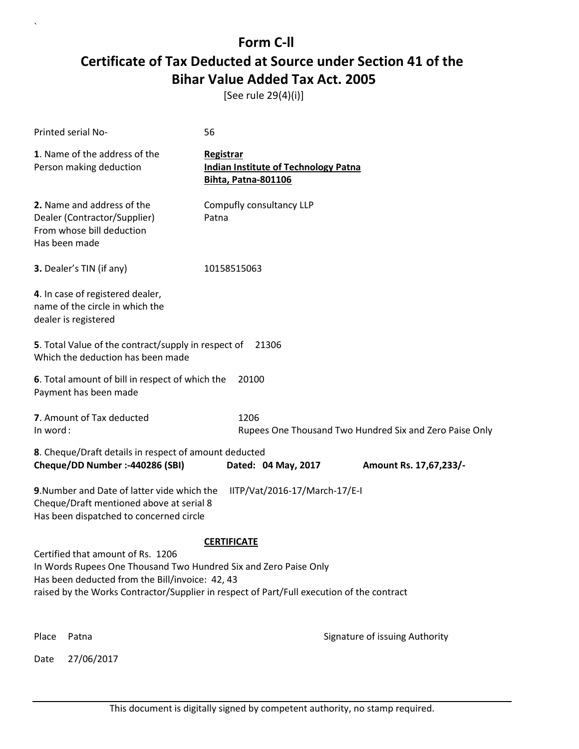# Form C-ll

## Certificate of Tax Deducted at Source under Section 41 of the Bihar Value Added Tax Act. 2005

[See rule 29(4)(i)]

Printed serial No- 56

**1**. Name of the address of the Person making deduction

**Registrar**
**Indian Institute of Technology Patna**
**Bihta, Patna-801106**

**2.** Name and address of the Dealer (Contractor/Supplier) From whose bill deduction Has been made

Compufly consultancy LLP
Patna

**3.** Dealer's TIN (if any) 10158515063

**4**. In case of registered dealer, name of the circle in which the dealer is registered

**5**. Total Value of the contract/supply in respect of Which the deduction has been made 21306

**6**. Total amount of bill in respect of which the Payment has been made 20100

**7**. Amount of Tax deducted 1206
In word : Rupees One Thousand Two Hundred Six and Zero Paise Only

**8**. Cheque/Draft details in respect of amount deducted
**Cheque/DD Number :-440286 (SBI)** **Dated: 04 May, 2017** **Amount Rs. 17,67,233/-**

**9**.Number and Date of latter vide which the Cheque/Draft mentioned above at serial 8 Has been dispatched to concerned circle IITP/Vat/2016-17/March-17/E-I

**CERTIFICATE**

Certified that amount of Rs. 1206
In Words Rupees One Thousand Two Hundred Six and Zero Paise Only
Has been deducted from the Bill/invoice: 42, 43
raised by the Works Contractor/Supplier in respect of Part/Full execution of the contract

Place Patna

Signature of issuing Authority

Date 27/06/2017

This document is digitally signed by competent authority, no stamp required.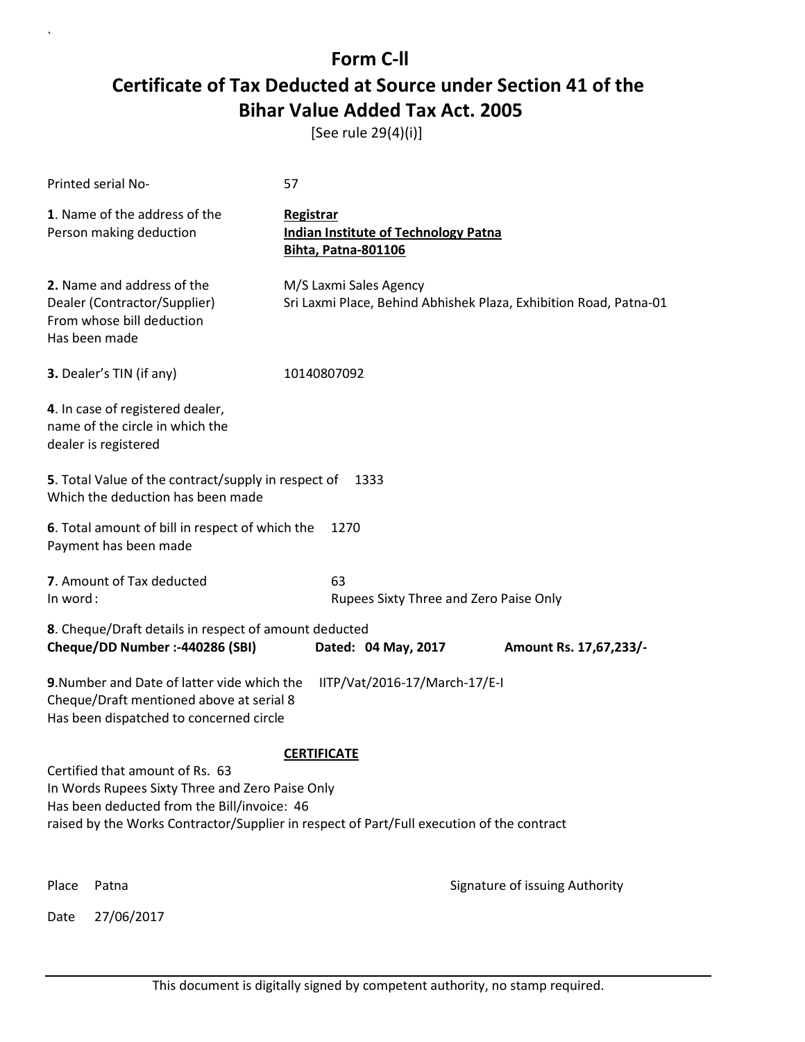# Form C-ll

## Certificate of Tax Deducted at Source under Section 41 of the Bihar Value Added Tax Act. 2005

[See rule 29(4)(i)]

Printed serial No- 57

**1**. Name of the address of the Person making deduction

**Registrar**
**Indian Institute of Technology Patna**
**Bihta, Patna-801106**

**2.** Name and address of the Dealer (Contractor/Supplier) From whose bill deduction Has been made

M/S Laxmi Sales Agency
Sri Laxmi Place, Behind Abhishek Plaza, Exhibition Road, Patna-01

**3.** Dealer's TIN (if any) 10140807092

**4**. In case of registered dealer, name of the circle in which the dealer is registered

**5**. Total Value of the contract/supply in respect of Which the deduction has been made 1333

**6**. Total amount of bill in respect of which the Payment has been made 1270

**7**. Amount of Tax deducted 63
In word : Rupees Sixty Three and Zero Paise Only

**8**. Cheque/Draft details in respect of amount deducted
**Cheque/DD Number :-440286 (SBI)** **Dated: 04 May, 2017** **Amount Rs. 17,67,233/-**

**9**.Number and Date of latter vide which the Cheque/Draft mentioned above at serial 8 Has been dispatched to concerned circle IITP/Vat/2016-17/March-17/E-I

**CERTIFICATE**

Certified that amount of Rs. 63
In Words Rupees Sixty Three and Zero Paise Only
Has been deducted from the Bill/invoice: 46
raised by the Works Contractor/Supplier in respect of Part/Full execution of the contract

Place Patna

Signature of issuing Authority

Date 27/06/2017

This document is digitally signed by competent authority, no stamp required.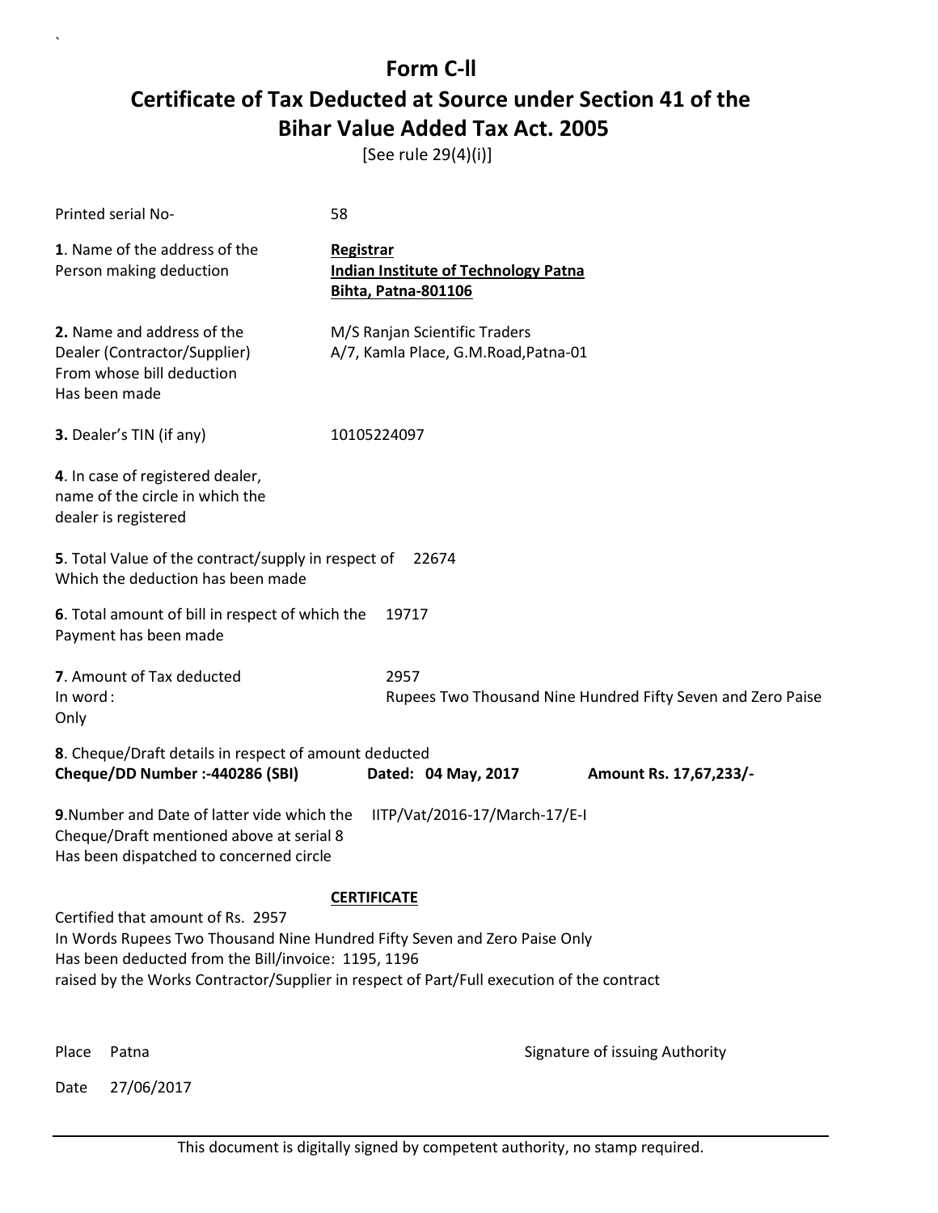# Form C-ll

## Certificate of Tax Deducted at Source under Section 41 of the Bihar Value Added Tax Act. 2005

[See rule 29(4)(i)]

Printed serial No- 58

**1**. Name of the address of the Person making deduction
**Registrar**
**Indian Institute of Technology Patna**
**Bihta, Patna-801106**

**2.** Name and address of the Dealer (Contractor/Supplier) From whose bill deduction Has been made
M/S Ranjan Scientific Traders
A/7, Kamla Place, G.M.Road,Patna-01

**3.** Dealer's TIN (if any) 10105224097

**4**. In case of registered dealer, name of the circle in which the dealer is registered

**5**. Total Value of the contract/supply in respect of Which the deduction has been made 22674

**6**. Total amount of bill in respect of which the Payment has been made 19717

**7**. Amount of Tax deducted 2957
In word : Rupees Two Thousand Nine Hundred Fifty Seven and Zero Paise Only

**8**. Cheque/Draft details in respect of amount deducted
**Cheque/DD Number :-440286 (SBI)** **Dated: 04 May, 2017** **Amount Rs. 17,67,233/-**

**9**.Number and Date of latter vide which the Cheque/Draft mentioned above at serial 8 Has been dispatched to concerned circle IITP/Vat/2016-17/March-17/E-I

**CERTIFICATE**

Certified that amount of Rs. 2957
In Words Rupees Two Thousand Nine Hundred Fifty Seven and Zero Paise Only
Has been deducted from the Bill/invoice: 1195, 1196
raised by the Works Contractor/Supplier in respect of Part/Full execution of the contract

Place Patna

Signature of issuing Authority

Date 27/06/2017

This document is digitally signed by competent authority, no stamp required.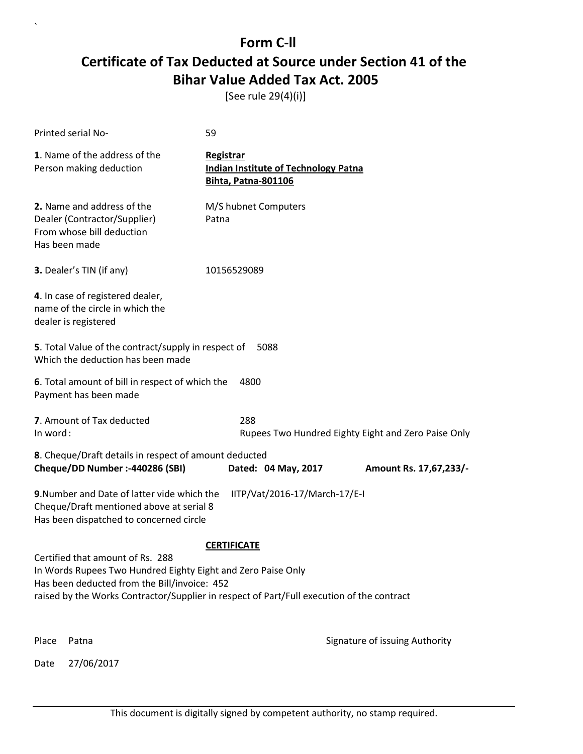# Form C-ll

# Certificate of Tax Deducted at Source under Section 41 of the Bihar Value Added Tax Act. 2005

[See rule 29(4)(i)]

Printed serial No- 59

**1**. Name of the address of the Person making deduction

**Registrar**
**Indian Institute of Technology Patna**
**Bihta, Patna-801106**

**2.** Name and address of the Dealer (Contractor/Supplier) From whose bill deduction Has been made

M/S hubnet Computers
Patna

**3.** Dealer's TIN (if any) 10156529089

**4**. In case of registered dealer, name of the circle in which the dealer is registered

**5**. Total Value of the contract/supply in respect of Which the deduction has been made 5088

**6**. Total amount of bill in respect of which the Payment has been made 4800

**7**. Amount of Tax deducted 288
In word : Rupees Two Hundred Eighty Eight and Zero Paise Only

**8**. Cheque/Draft details in respect of amount deducted
**Cheque/DD Number :-440286 (SBI)** **Dated: 04 May, 2017** **Amount Rs. 17,67,233/-**

**9**.Number and Date of latter vide which the Cheque/Draft mentioned above at serial 8 Has been dispatched to concerned circle IITP/Vat/2016-17/March-17/E-I

**CERTIFICATE**

Certified that amount of Rs. 288
In Words Rupees Two Hundred Eighty Eight and Zero Paise Only
Has been deducted from the Bill/invoice: 452
raised by the Works Contractor/Supplier in respect of Part/Full execution of the contract

Place Patna

Signature of issuing Authority

Date 27/06/2017

This document is digitally signed by competent authority, no stamp required.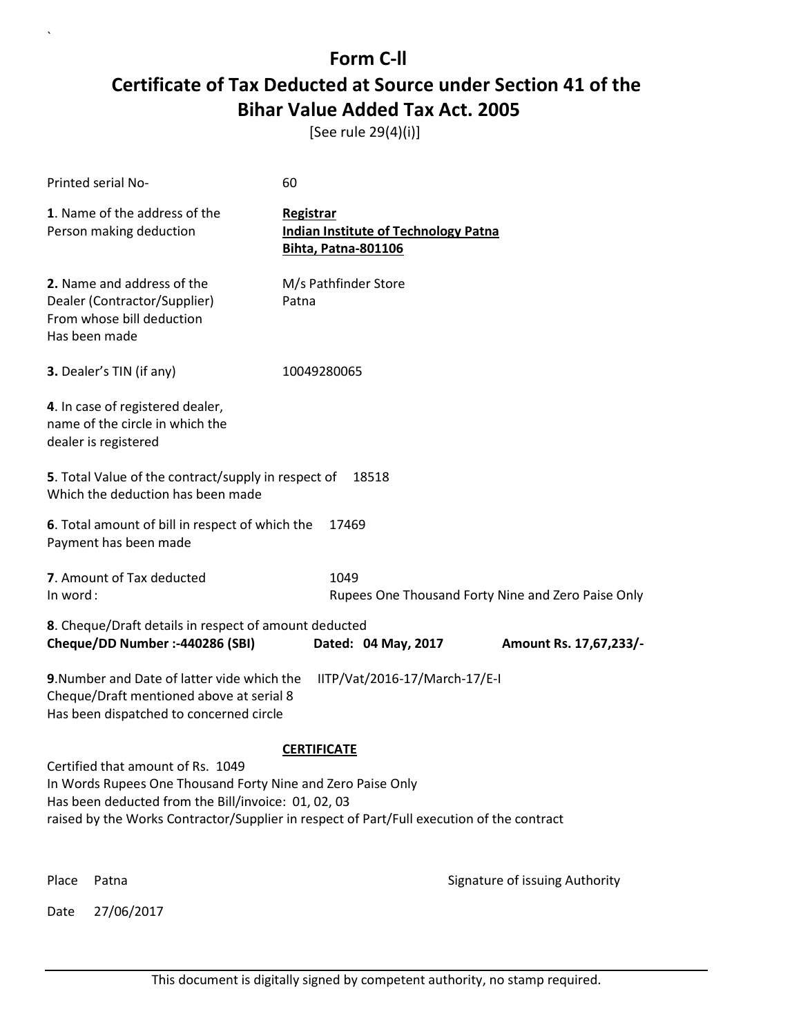# Form C-II

# Certificate of Tax Deducted at Source under Section 41 of the Bihar Value Added Tax Act. 2005

[See rule 29(4)(i)]

Printed serial No- 60

**1**. Name of the address of the Person making deduction

**Registrar**
**Indian Institute of Technology Patna**
**Bihta, Patna-801106**

**2.** Name and address of the Dealer (Contractor/Supplier) From whose bill deduction Has been made

M/s Pathfinder Store
Patna

**3.** Dealer's TIN (if any) 10049280065

**4**. In case of registered dealer, name of the circle in which the dealer is registered

**5**. Total Value of the contract/supply in respect of Which the deduction has been made 18518

**6**. Total amount of bill in respect of which the Payment has been made 17469

**7**. Amount of Tax deducted 1049
In word : Rupees One Thousand Forty Nine and Zero Paise Only

**8**. Cheque/Draft details in respect of amount deducted
**Cheque/DD Number :-440286 (SBI)** **Dated: 04 May, 2017** **Amount Rs. 17,67,233/-**

**9**.Number and Date of latter vide which the Cheque/Draft mentioned above at serial 8 Has been dispatched to concerned circle IITP/Vat/2016-17/March-17/E-I

**CERTIFICATE**

Certified that amount of Rs. 1049
In Words Rupees One Thousand Forty Nine and Zero Paise Only
Has been deducted from the Bill/invoice: 01, 02, 03
raised by the Works Contractor/Supplier in respect of Part/Full execution of the contract

Place Patna

Signature of issuing Authority

Date 27/06/2017

This document is digitally signed by competent authority, no stamp required.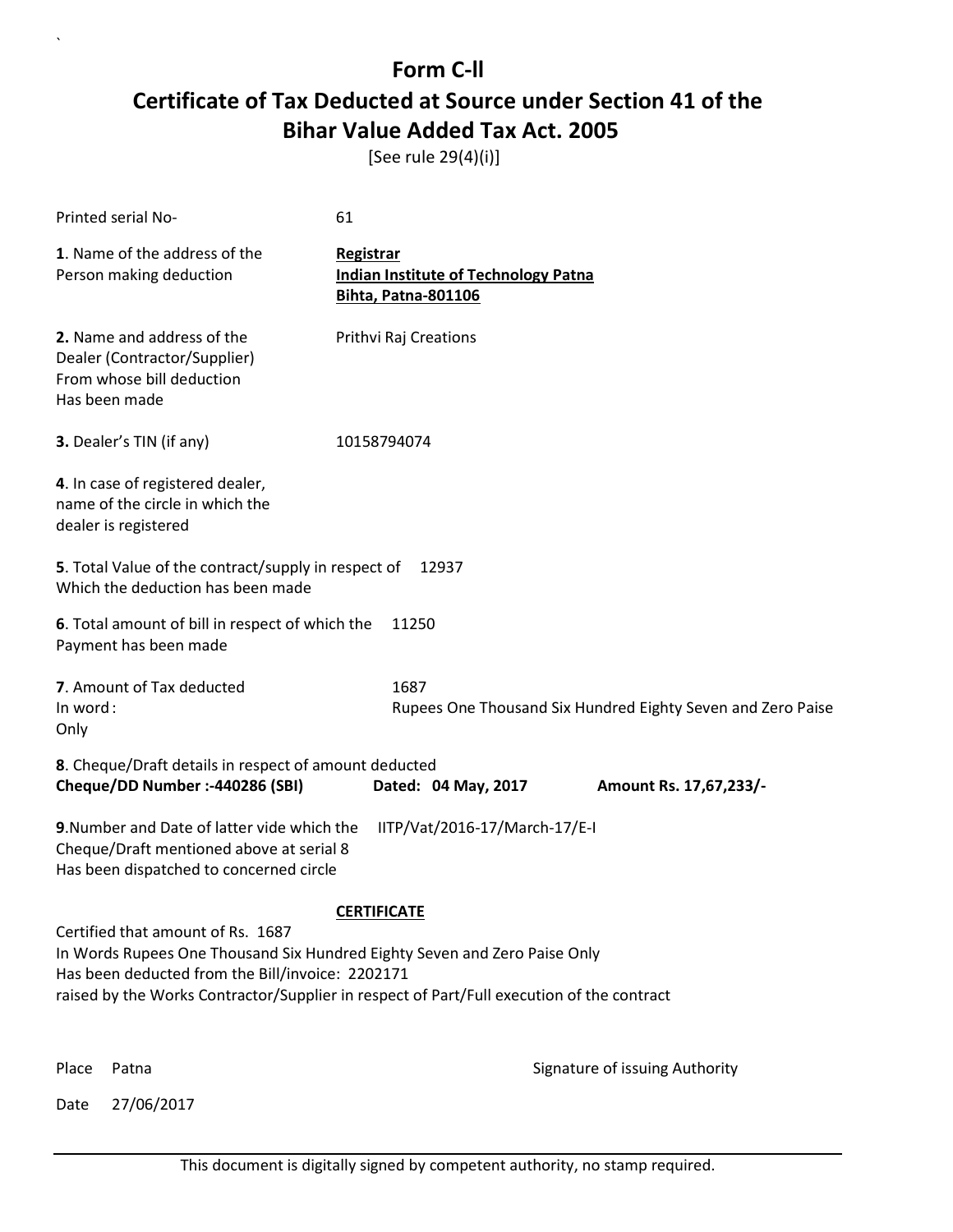# Form C-ll

## Certificate of Tax Deducted at Source under Section 41 of the Bihar Value Added Tax Act. 2005

[See rule 29(4)(i)]

Printed serial No- 61

**1**. Name of the address of the Person making deduction

**Registrar**
**Indian Institute of Technology Patna**
**Bihta, Patna-801106**

**2.** Name and address of the Dealer (Contractor/Supplier) From whose bill deduction Has been made

Prithvi Raj Creations

**3.** Dealer's TIN (if any) 10158794074

**4**. In case of registered dealer, name of the circle in which the dealer is registered

**5**. Total Value of the contract/supply in respect of Which the deduction has been made 12937

**6**. Total amount of bill in respect of which the Payment has been made 11250

**7**. Amount of Tax deducted 1687
In word : Rupees One Thousand Six Hundred Eighty Seven and Zero Paise Only

**8**. Cheque/Draft details in respect of amount deducted
**Cheque/DD Number :-440286 (SBI)** **Dated: 04 May, 2017** **Amount Rs. 17,67,233/-**

**9**.Number and Date of latter vide which the Cheque/Draft mentioned above at serial 8 Has been dispatched to concerned circle IITP/Vat/2016-17/March-17/E-I

**CERTIFICATE**

Certified that amount of Rs. 1687
In Words Rupees One Thousand Six Hundred Eighty Seven and Zero Paise Only
Has been deducted from the Bill/invoice: 2202171
raised by the Works Contractor/Supplier in respect of Part/Full execution of the contract

Place Patna

Signature of issuing Authority

Date 27/06/2017

This document is digitally signed by competent authority, no stamp required.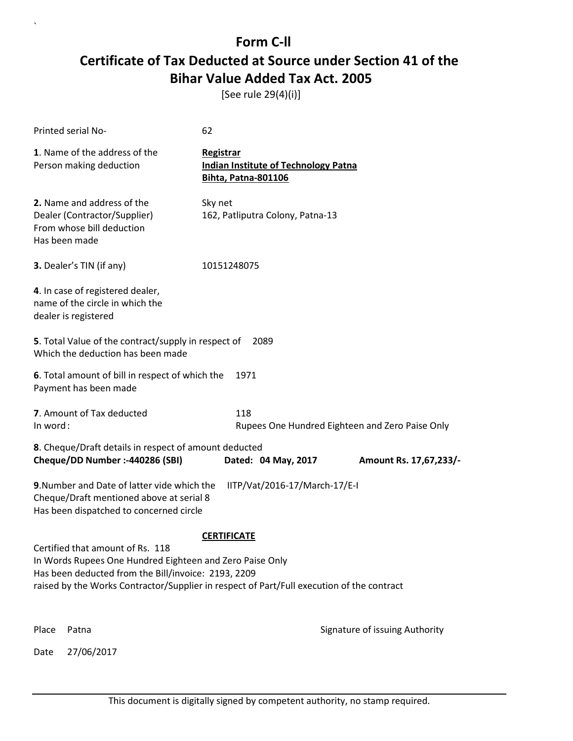# Form C-ll

## Certificate of Tax Deducted at Source under Section 41 of the Bihar Value Added Tax Act. 2005

[See rule 29(4)(i)]

Printed serial No- 62

**1**. Name of the address of the Person making deduction

**Registrar**
**Indian Institute of Technology Patna**
**Bihta, Patna-801106**

**2.** Name and address of the Dealer (Contractor/Supplier) From whose bill deduction Has been made

Sky net
162, Patliputra Colony, Patna-13

**3.** Dealer's TIN (if any) 10151248075

**4**. In case of registered dealer, name of the circle in which the dealer is registered

**5**. Total Value of the contract/supply in respect of Which the deduction has been made 2089

**6**. Total amount of bill in respect of which the Payment has been made 1971

**7**. Amount of Tax deducted 118
In word : Rupees One Hundred Eighteen and Zero Paise Only

**8**. Cheque/Draft details in respect of amount deducted
**Cheque/DD Number :-440286 (SBI)** **Dated: 04 May, 2017** **Amount Rs. 17,67,233/-**

**9**.Number and Date of latter vide which the Cheque/Draft mentioned above at serial 8 Has been dispatched to concerned circle IITP/Vat/2016-17/March-17/E-I

**CERTIFICATE**

Certified that amount of Rs. 118
In Words Rupees One Hundred Eighteen and Zero Paise Only
Has been deducted from the Bill/invoice: 2193, 2209
raised by the Works Contractor/Supplier in respect of Part/Full execution of the contract

Place Patna

Signature of issuing Authority

Date 27/06/2017

This document is digitally signed by competent authority, no stamp required.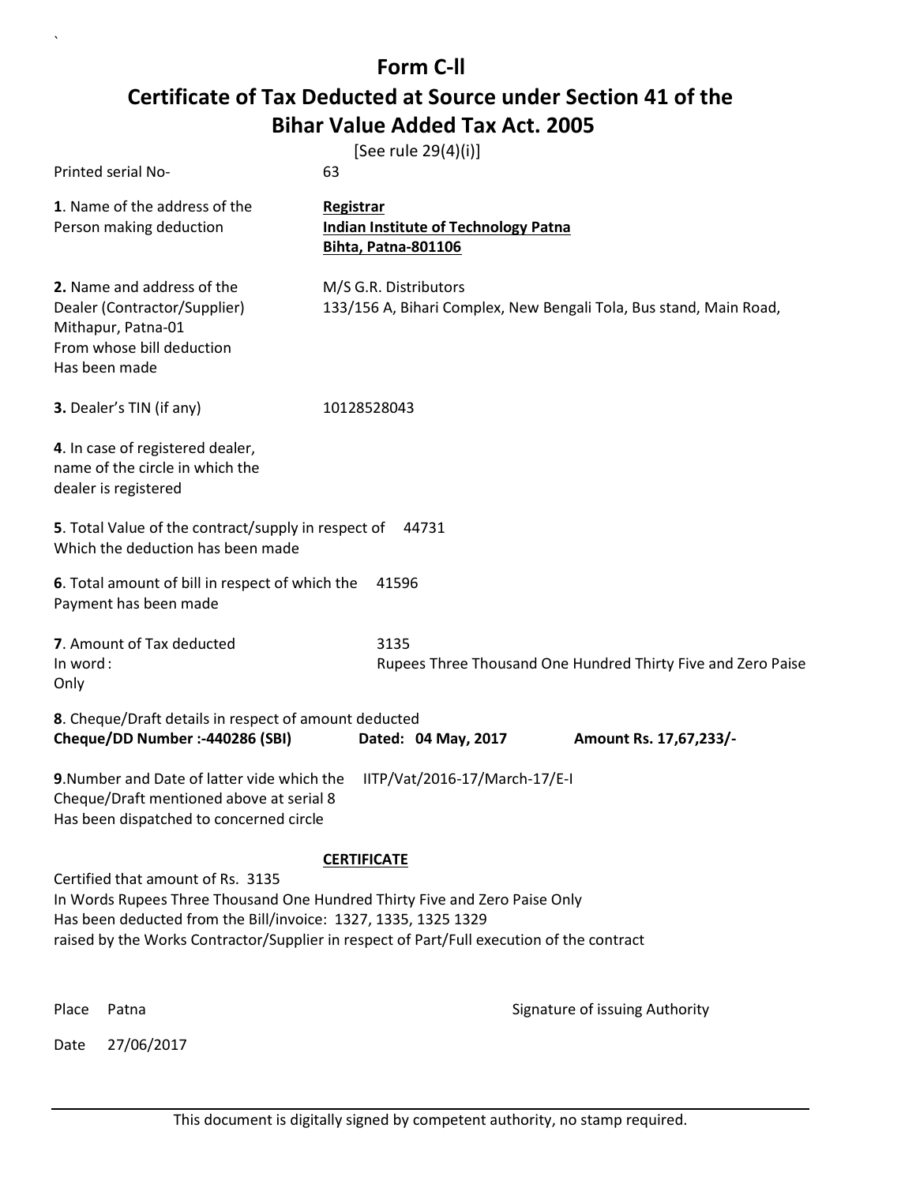# Form C-ll

## Certificate of Tax Deducted at Source under Section 41 of the Bihar Value Added Tax Act. 2005

[See rule 29(4)(i)]

Printed serial No- 63

**1**. Name of the address of the Person making deduction

**Registrar**
**Indian Institute of Technology Patna**
**Bihta, Patna-801106**

**2.** Name and address of the Dealer (Contractor/Supplier) Mithapur, Patna-01 From whose bill deduction Has been made

M/S G.R. Distributors
133/156 A, Bihari Complex, New Bengali Tola, Bus stand, Main Road,

**3.** Dealer's TIN (if any) 10128528043

**4**. In case of registered dealer, name of the circle in which the dealer is registered

**5**. Total Value of the contract/supply in respect of Which the deduction has been made 44731

**6**. Total amount of bill in respect of which the Payment has been made 41596

**7**. Amount of Tax deducted 3135
In word : Rupees Three Thousand One Hundred Thirty Five and Zero Paise Only

**8**. Cheque/Draft details in respect of amount deducted
**Cheque/DD Number :-440286 (SBI)** **Dated: 04 May, 2017** **Amount Rs. 17,67,233/-**

**9**.Number and Date of latter vide which the Cheque/Draft mentioned above at serial 8 Has been dispatched to concerned circle IITP/Vat/2016-17/March-17/E-I

**CERTIFICATE**

Certified that amount of Rs. 3135
In Words Rupees Three Thousand One Hundred Thirty Five and Zero Paise Only
Has been deducted from the Bill/invoice: 1327, 1335, 1325 1329
raised by the Works Contractor/Supplier in respect of Part/Full execution of the contract

Place Patna

Signature of issuing Authority

Date 27/06/2017

This document is digitally signed by competent authority, no stamp required.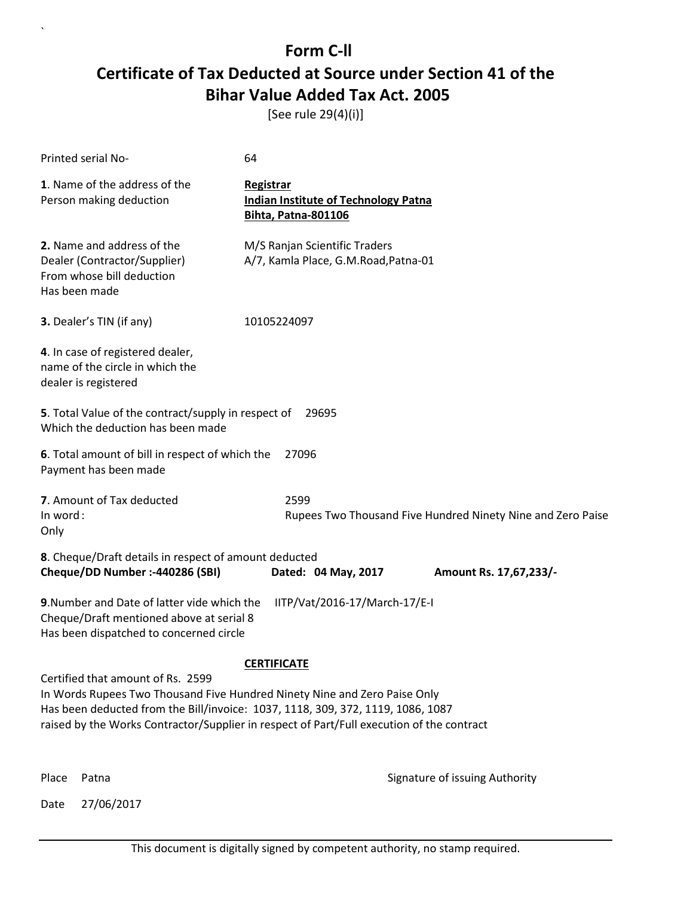# Form C-ll

# Certificate of Tax Deducted at Source under Section 41 of the Bihar Value Added Tax Act. 2005

[See rule 29(4)(i)]

Printed serial No- 64

**1**. Name of the address of the Person making deduction

**Registrar**
**Indian Institute of Technology Patna**
**Bihta, Patna-801106**

**2.** Name and address of the Dealer (Contractor/Supplier) From whose bill deduction Has been made

M/S Ranjan Scientific Traders
A/7, Kamla Place, G.M.Road,Patna-01

**3.** Dealer's TIN (if any) 10105224097

**4**. In case of registered dealer, name of the circle in which the dealer is registered

**5**. Total Value of the contract/supply in respect of Which the deduction has been made 29695

**6**. Total amount of bill in respect of which the Payment has been made 27096

**7**. Amount of Tax deducted 2599
In word : Rupees Two Thousand Five Hundred Ninety Nine and Zero Paise Only

**8**. Cheque/Draft details in respect of amount deducted
**Cheque/DD Number :-440286 (SBI)** **Dated: 04 May, 2017** **Amount Rs. 17,67,233/-**

**9**.Number and Date of latter vide which the Cheque/Draft mentioned above at serial 8 Has been dispatched to concerned circle IITP/Vat/2016-17/March-17/E-I

**CERTIFICATE**

Certified that amount of Rs. 2599
In Words Rupees Two Thousand Five Hundred Ninety Nine and Zero Paise Only
Has been deducted from the Bill/invoice: 1037, 1118, 309, 372, 1119, 1086, 1087
raised by the Works Contractor/Supplier in respect of Part/Full execution of the contract

Place Patna

Signature of issuing Authority

Date 27/06/2017

This document is digitally signed by competent authority, no stamp required.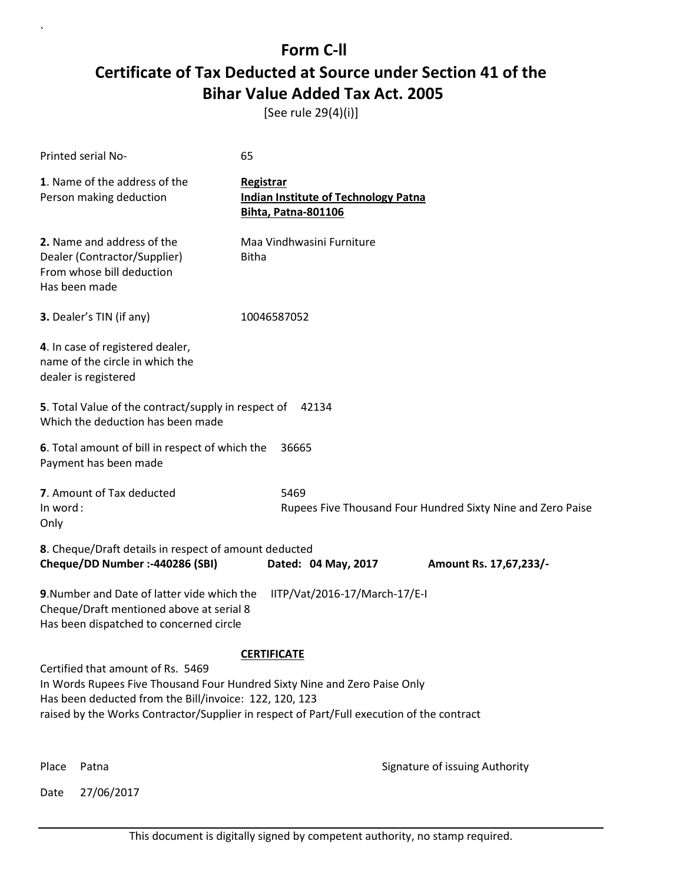# Form C-ll

## Certificate of Tax Deducted at Source under Section 41 of the Bihar Value Added Tax Act. 2005

[See rule 29(4)(i)]

Printed serial No- 65

**1**. Name of the address of the Person making deduction

**Registrar**
**Indian Institute of Technology Patna**
**Bihta, Patna-801106**

**2.** Name and address of the Dealer (Contractor/Supplier) From whose bill deduction Has been made

Maa Vindhwasini Furniture
Bitha

**3.** Dealer's TIN (if any) 10046587052

**4**. In case of registered dealer, name of the circle in which the dealer is registered

**5**. Total Value of the contract/supply in respect of Which the deduction has been made 42134

**6**. Total amount of bill in respect of which the Payment has been made 36665

**7**. Amount of Tax deducted 5469
In word : Rupees Five Thousand Four Hundred Sixty Nine and Zero Paise Only

**8**. Cheque/Draft details in respect of amount deducted
**Cheque/DD Number :-440286 (SBI)** **Dated: 04 May, 2017** **Amount Rs. 17,67,233/-**

**9**.Number and Date of latter vide which the Cheque/Draft mentioned above at serial 8 Has been dispatched to concerned circle IITP/Vat/2016-17/March-17/E-I

**CERTIFICATE**

Certified that amount of Rs. 5469
In Words Rupees Five Thousand Four Hundred Sixty Nine and Zero Paise Only
Has been deducted from the Bill/invoice: 122, 120, 123
raised by the Works Contractor/Supplier in respect of Part/Full execution of the contract

Place Patna

Signature of issuing Authority

Date 27/06/2017

This document is digitally signed by competent authority, no stamp required.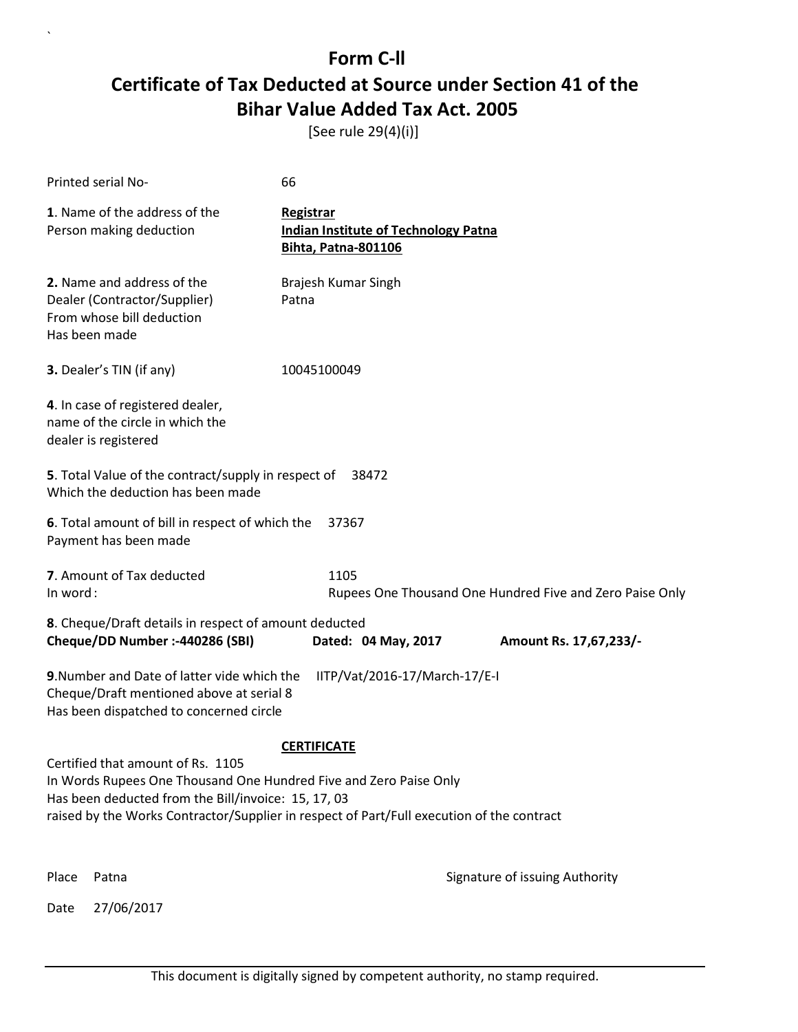# Form C-ll

## Certificate of Tax Deducted at Source under Section 41 of the Bihar Value Added Tax Act. 2005

[See rule 29(4)(i)]

Printed serial No- 66

**1**. Name of the address of the Person making deduction

**Registrar**
**Indian Institute of Technology Patna**
**Bihta, Patna-801106**

**2.** Name and address of the Dealer (Contractor/Supplier) From whose bill deduction Has been made

Brajesh Kumar Singh
Patna

**3.** Dealer's TIN (if any) 10045100049

**4**. In case of registered dealer, name of the circle in which the dealer is registered

**5**. Total Value of the contract/supply in respect of Which the deduction has been made 38472

**6**. Total amount of bill in respect of which the Payment has been made 37367

**7**. Amount of Tax deducted 1105
In word : Rupees One Thousand One Hundred Five and Zero Paise Only

**8**. Cheque/Draft details in respect of amount deducted
**Cheque/DD Number :-440286 (SBI)** **Dated: 04 May, 2017** **Amount Rs. 17,67,233/-**

**9**.Number and Date of latter vide which the Cheque/Draft mentioned above at serial 8 Has been dispatched to concerned circle IITP/Vat/2016-17/March-17/E-I

**CERTIFICATE**

Certified that amount of Rs. 1105
In Words Rupees One Thousand One Hundred Five and Zero Paise Only
Has been deducted from the Bill/invoice: 15, 17, 03
raised by the Works Contractor/Supplier in respect of Part/Full execution of the contract

Place Patna

Signature of issuing Authority

Date 27/06/2017

This document is digitally signed by competent authority, no stamp required.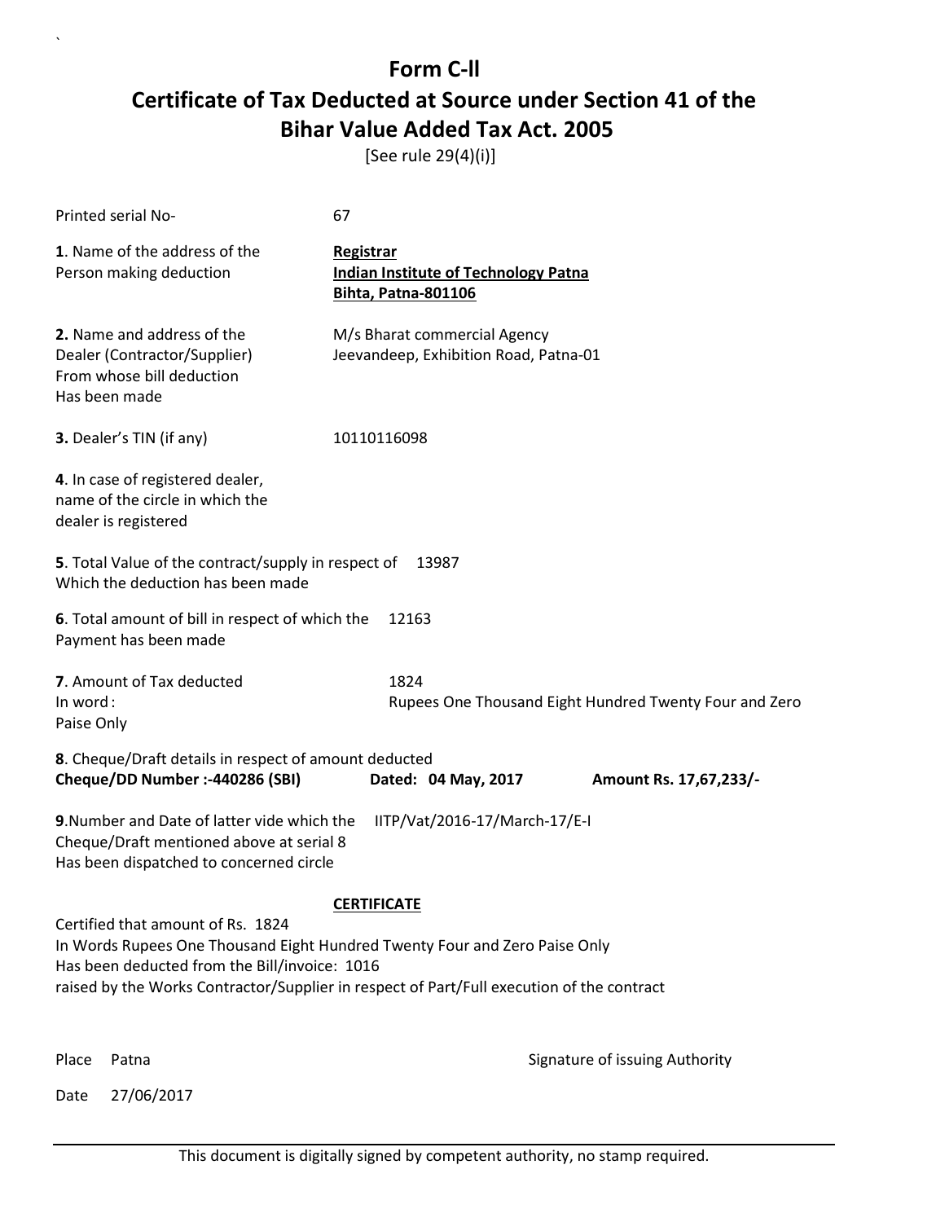# Form C-ll

## Certificate of Tax Deducted at Source under Section 41 of the Bihar Value Added Tax Act. 2005

[See rule 29(4)(i)]

Printed serial No- 67

**1**. Name of the address of the Person making deduction

**Registrar**
**Indian Institute of Technology Patna**
**Bihta, Patna-801106**

**2.** Name and address of the Dealer (Contractor/Supplier) From whose bill deduction Has been made

M/s Bharat commercial Agency
Jeevandeep, Exhibition Road, Patna-01

**3.** Dealer's TIN (if any) 10110116098

**4**. In case of registered dealer, name of the circle in which the dealer is registered

**5**. Total Value of the contract/supply in respect of Which the deduction has been made 13987

**6**. Total amount of bill in respect of which the Payment has been made 12163

**7**. Amount of Tax deducted 1824
In word : Rupees One Thousand Eight Hundred Twenty Four and Zero Paise Only

**8**. Cheque/Draft details in respect of amount deducted
**Cheque/DD Number :-440286 (SBI)** **Dated: 04 May, 2017** **Amount Rs. 17,67,233/-**

**9**.Number and Date of latter vide which the Cheque/Draft mentioned above at serial 8 Has been dispatched to concerned circle IITP/Vat/2016-17/March-17/E-I

**CERTIFICATE**

Certified that amount of Rs. 1824
In Words Rupees One Thousand Eight Hundred Twenty Four and Zero Paise Only
Has been deducted from the Bill/invoice: 1016
raised by the Works Contractor/Supplier in respect of Part/Full execution of the contract

Place Patna

Signature of issuing Authority

Date 27/06/2017

This document is digitally signed by competent authority, no stamp required.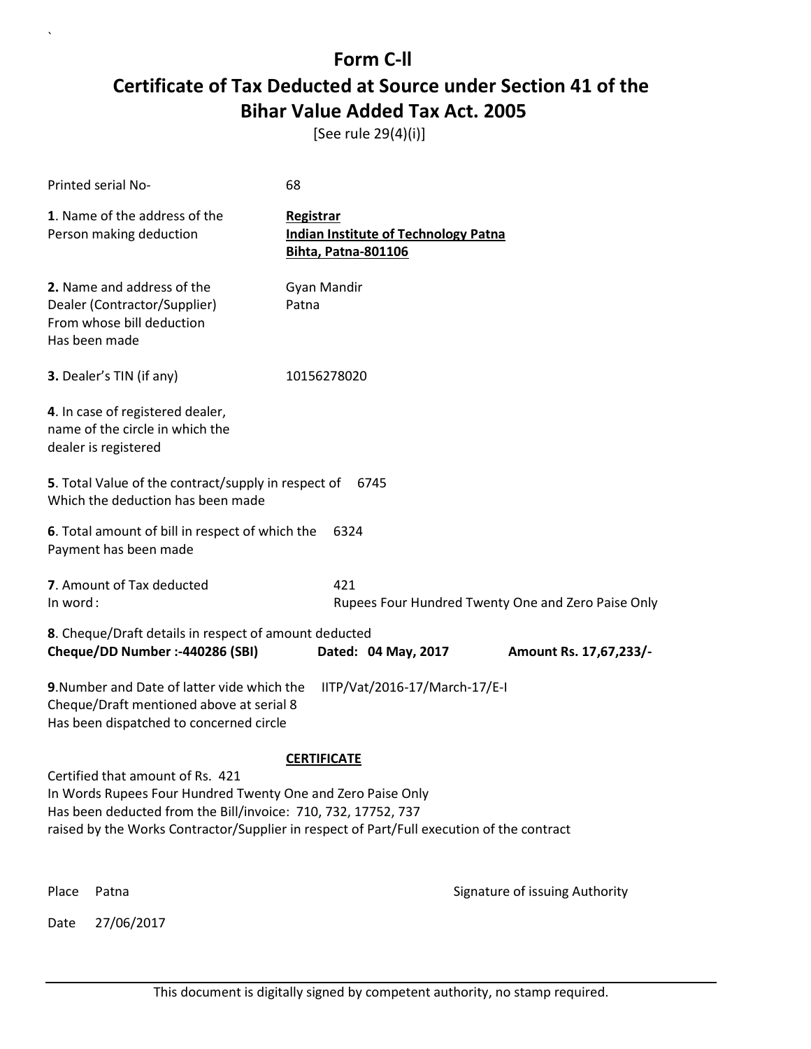# Form C-ll

# Certificate of Tax Deducted at Source under Section 41 of the Bihar Value Added Tax Act. 2005

[See rule 29(4)(i)]

Printed serial No- 68

**1**. Name of the address of the Person making deduction

**Registrar**
**Indian Institute of Technology Patna**
**Bihta, Patna-801106**

**2.** Name and address of the Dealer (Contractor/Supplier) From whose bill deduction Has been made

Gyan Mandir
Patna

**3.** Dealer's TIN (if any) 10156278020

**4**. In case of registered dealer, name of the circle in which the dealer is registered

**5**. Total Value of the contract/supply in respect of Which the deduction has been made 6745

**6**. Total amount of bill in respect of which the Payment has been made 6324

**7**. Amount of Tax deducted 421
In word : Rupees Four Hundred Twenty One and Zero Paise Only

**8**. Cheque/Draft details in respect of amount deducted
**Cheque/DD Number :-440286 (SBI)** **Dated: 04 May, 2017** **Amount Rs. 17,67,233/-**

**9**.Number and Date of latter vide which the Cheque/Draft mentioned above at serial 8 Has been dispatched to concerned circle IITP/Vat/2016-17/March-17/E-I

**CERTIFICATE**

Certified that amount of Rs. 421
In Words Rupees Four Hundred Twenty One and Zero Paise Only
Has been deducted from the Bill/invoice: 710, 732, 17752, 737
raised by the Works Contractor/Supplier in respect of Part/Full execution of the contract

Place Patna

Signature of issuing Authority

Date 27/06/2017

This document is digitally signed by competent authority, no stamp required.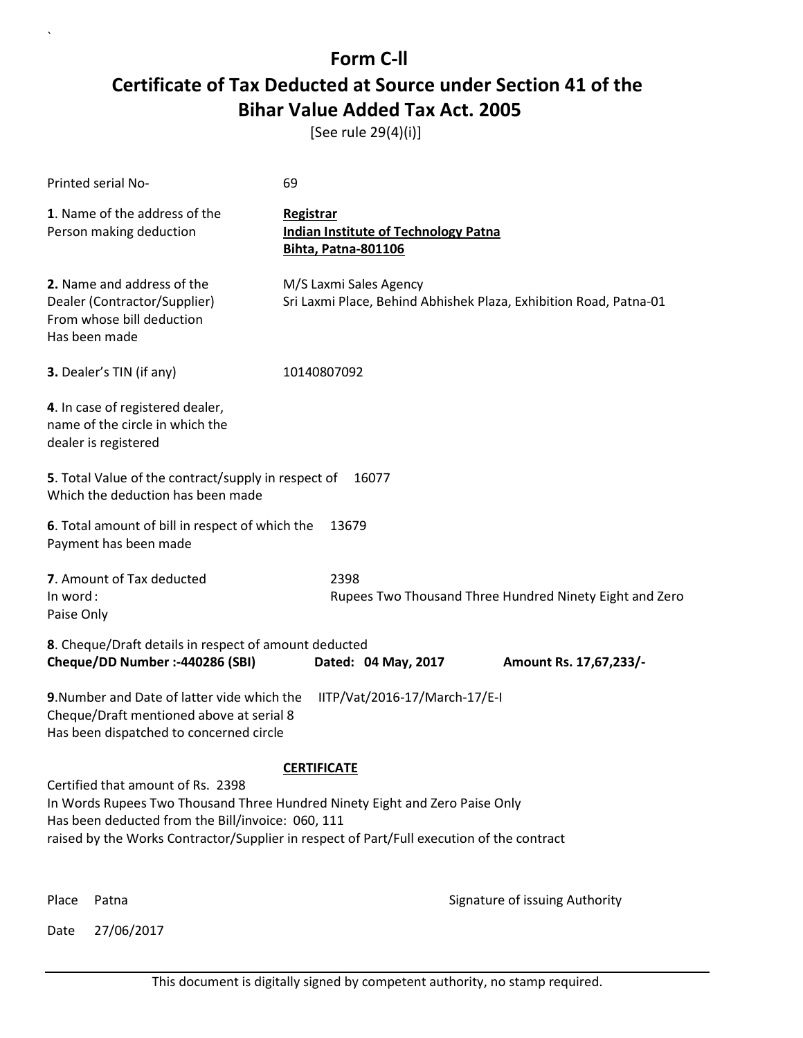# Form C-II

## Certificate of Tax Deducted at Source under Section 41 of the Bihar Value Added Tax Act. 2005

[See rule 29(4)(i)]

Printed serial No- 69

**1**. Name of the address of the Person making deduction

**Registrar**
**Indian Institute of Technology Patna**
**Bihta, Patna-801106**

**2.** Name and address of the Dealer (Contractor/Supplier) From whose bill deduction Has been made

M/S Laxmi Sales Agency
Sri Laxmi Place, Behind Abhishek Plaza, Exhibition Road, Patna-01

**3.** Dealer's TIN (if any) 10140807092

**4**. In case of registered dealer, name of the circle in which the dealer is registered

**5**. Total Value of the contract/supply in respect of Which the deduction has been made 16077

**6**. Total amount of bill in respect of which the Payment has been made 13679

**7**. Amount of Tax deducted 2398
In word : Rupees Two Thousand Three Hundred Ninety Eight and Zero Paise Only

**8**. Cheque/Draft details in respect of amount deducted
**Cheque/DD Number :-440286 (SBI)** **Dated: 04 May, 2017** **Amount Rs. 17,67,233/-**

**9**.Number and Date of latter vide which the Cheque/Draft mentioned above at serial 8 Has been dispatched to concerned circle IITP/Vat/2016-17/March-17/E-I

**CERTIFICATE**

Certified that amount of Rs. 2398
In Words Rupees Two Thousand Three Hundred Ninety Eight and Zero Paise Only
Has been deducted from the Bill/invoice: 060, 111
raised by the Works Contractor/Supplier in respect of Part/Full execution of the contract

Place Patna

Signature of issuing Authority

Date 27/06/2017

This document is digitally signed by competent authority, no stamp required.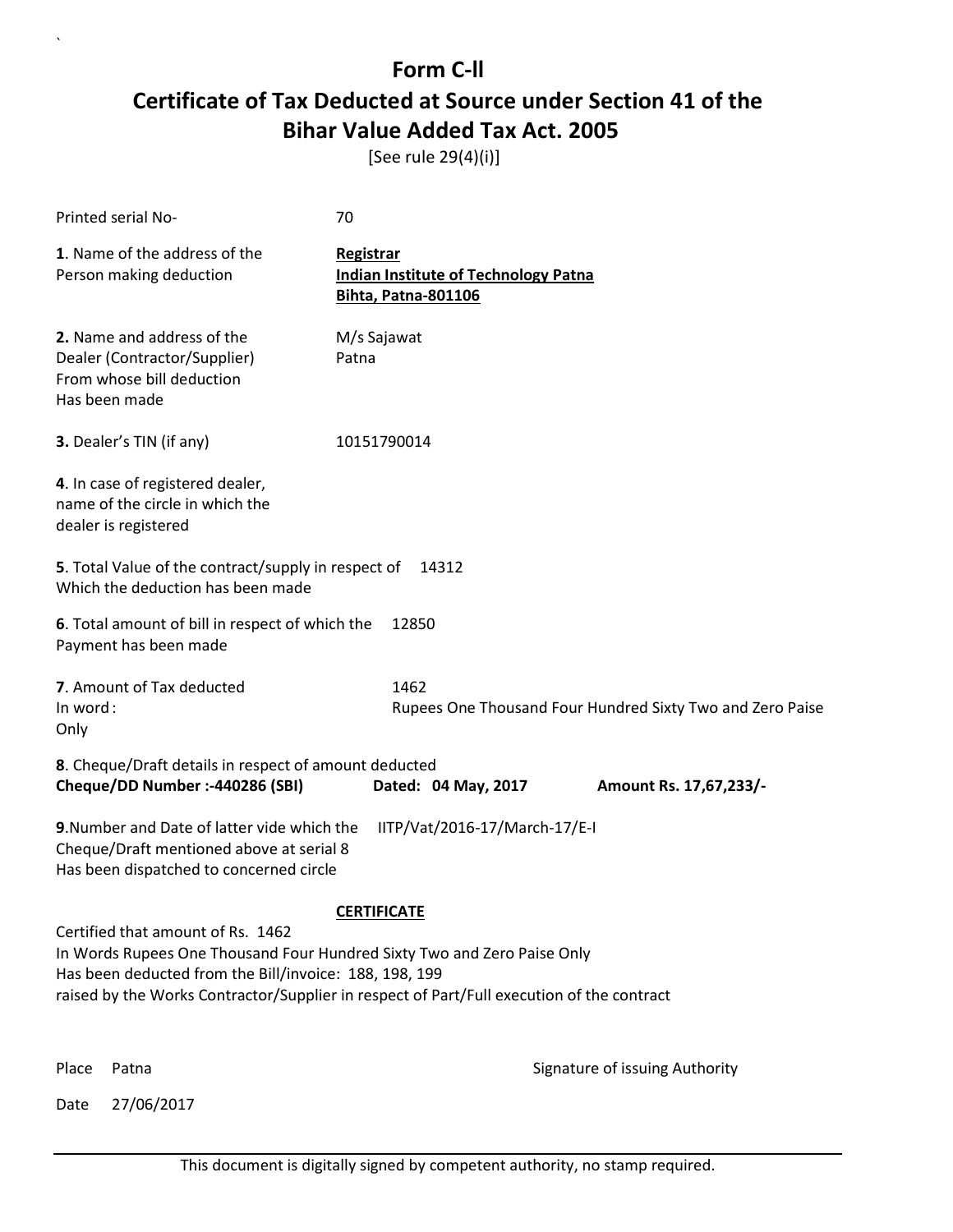# Form C-II

## Certificate of Tax Deducted at Source under Section 41 of the Bihar Value Added Tax Act. 2005

[See rule 29(4)(i)]

Printed serial No- 70

**1**. Name of the address of the Person making deduction

**Registrar**
**Indian Institute of Technology Patna**
**Bihta, Patna-801106**

**2.** Name and address of the Dealer (Contractor/Supplier) From whose bill deduction Has been made

M/s Sajawat
Patna

**3.** Dealer's TIN (if any) 10151790014

**4**. In case of registered dealer, name of the circle in which the dealer is registered

**5**. Total Value of the contract/supply in respect of Which the deduction has been made 14312

**6**. Total amount of bill in respect of which the Payment has been made 12850

**7**. Amount of Tax deducted 1462
In word : Rupees One Thousand Four Hundred Sixty Two and Zero Paise Only

**8**. Cheque/Draft details in respect of amount deducted
**Cheque/DD Number :-440286 (SBI)** **Dated: 04 May, 2017** **Amount Rs. 17,67,233/-**

**9**.Number and Date of latter vide which the Cheque/Draft mentioned above at serial 8 Has been dispatched to concerned circle IITP/Vat/2016-17/March-17/E-I

**CERTIFICATE**

Certified that amount of Rs. 1462
In Words Rupees One Thousand Four Hundred Sixty Two and Zero Paise Only
Has been deducted from the Bill/invoice: 188, 198, 199
raised by the Works Contractor/Supplier in respect of Part/Full execution of the contract

Place Patna

Signature of issuing Authority

Date 27/06/2017

This document is digitally signed by competent authority, no stamp required.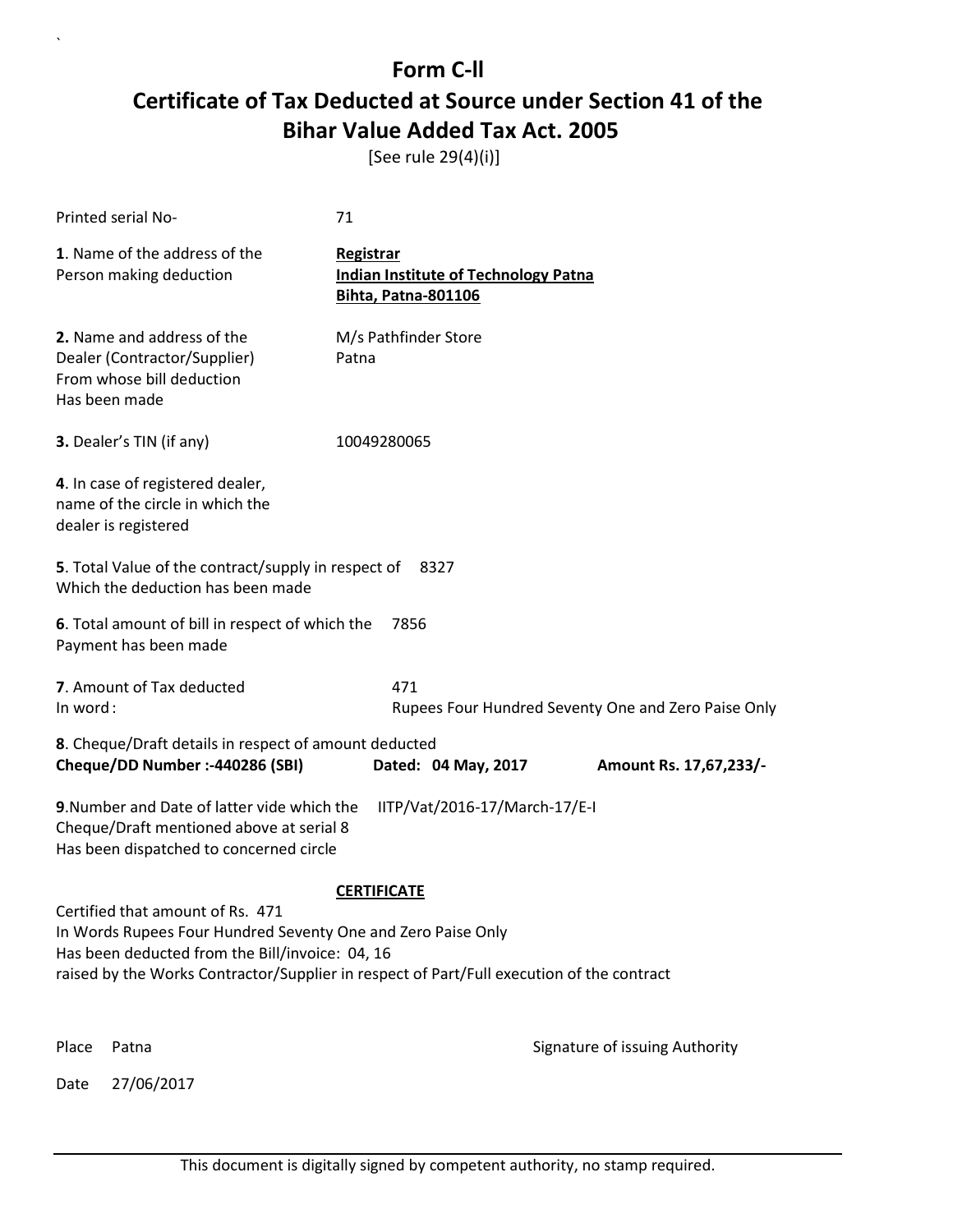# Form C-ll

## Certificate of Tax Deducted at Source under Section 41 of the Bihar Value Added Tax Act. 2005

[See rule 29(4)(i)]

Printed serial No- 71

**1**. Name of the address of the Person making deduction

**Registrar**
**Indian Institute of Technology Patna**
**Bihta, Patna-801106**

**2.** Name and address of the Dealer (Contractor/Supplier) From whose bill deduction Has been made

M/s Pathfinder Store
Patna

**3.** Dealer's TIN (if any) 10049280065

**4**. In case of registered dealer, name of the circle in which the dealer is registered

**5**. Total Value of the contract/supply in respect of Which the deduction has been made 8327

**6**. Total amount of bill in respect of which the Payment has been made 7856

**7**. Amount of Tax deducted 471
In word : Rupees Four Hundred Seventy One and Zero Paise Only

**8**. Cheque/Draft details in respect of amount deducted
**Cheque/DD Number :-440286 (SBI)** **Dated: 04 May, 2017** **Amount Rs. 17,67,233/-**

**9**.Number and Date of latter vide which the Cheque/Draft mentioned above at serial 8 Has been dispatched to concerned circle IITP/Vat/2016-17/March-17/E-I

**CERTIFICATE**

Certified that amount of Rs. 471
In Words Rupees Four Hundred Seventy One and Zero Paise Only
Has been deducted from the Bill/invoice: 04, 16
raised by the Works Contractor/Supplier in respect of Part/Full execution of the contract

Place Patna

Signature of issuing Authority

Date 27/06/2017

This document is digitally signed by competent authority, no stamp required.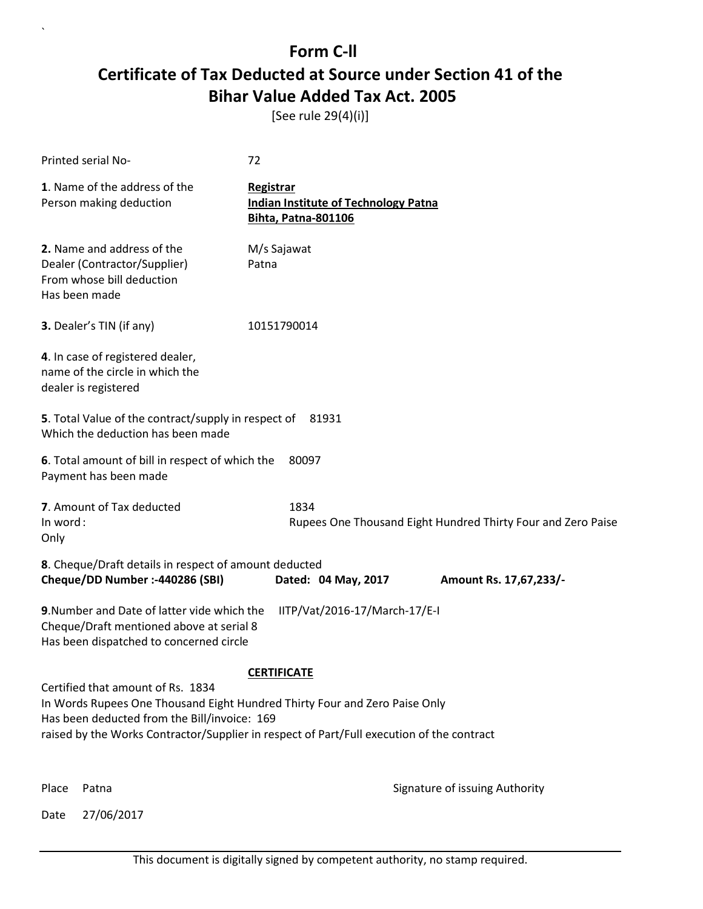# Form C-ll

## Certificate of Tax Deducted at Source under Section 41 of the Bihar Value Added Tax Act. 2005

[See rule 29(4)(i)]

Printed serial No- 72

**1**. Name of the address of the Person making deduction

**Registrar**
**Indian Institute of Technology Patna**
**Bihta, Patna-801106**

**2.** Name and address of the Dealer (Contractor/Supplier) From whose bill deduction Has been made

M/s Sajawat
Patna

**3.** Dealer's TIN (if any) 10151790014

**4**. In case of registered dealer, name of the circle in which the dealer is registered

**5**. Total Value of the contract/supply in respect of Which the deduction has been made 81931

**6**. Total amount of bill in respect of which the Payment has been made 80097

**7**. Amount of Tax deducted 1834
In word : Rupees One Thousand Eight Hundred Thirty Four and Zero Paise Only

**8**. Cheque/Draft details in respect of amount deducted
**Cheque/DD Number :-440286 (SBI)** **Dated: 04 May, 2017** **Amount Rs. 17,67,233/-**

**9**.Number and Date of latter vide which the Cheque/Draft mentioned above at serial 8 Has been dispatched to concerned circle IITP/Vat/2016-17/March-17/E-I

**CERTIFICATE**

Certified that amount of Rs. 1834
In Words Rupees One Thousand Eight Hundred Thirty Four and Zero Paise Only
Has been deducted from the Bill/invoice: 169
raised by the Works Contractor/Supplier in respect of Part/Full execution of the contract

Place Patna

Signature of issuing Authority

Date 27/06/2017

This document is digitally signed by competent authority, no stamp required.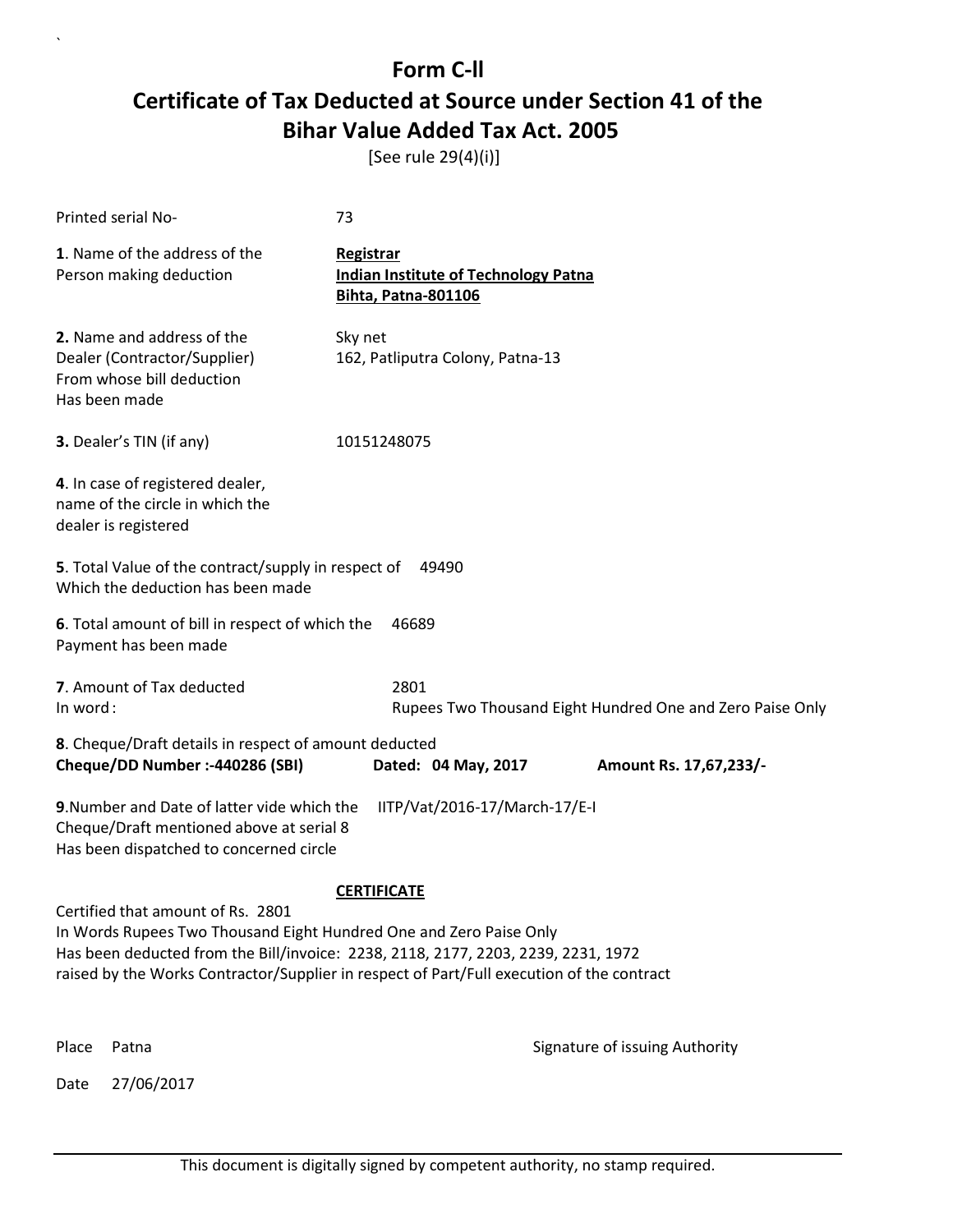# Form C-ll

## Certificate of Tax Deducted at Source under Section 41 of the Bihar Value Added Tax Act. 2005

[See rule 29(4)(i)]

Printed serial No- 73

**1**. Name of the address of the Person making deduction

**Registrar**
**Indian Institute of Technology Patna**
**Bihta, Patna-801106**

**2.** Name and address of the Dealer (Contractor/Supplier) From whose bill deduction Has been made

Sky net
162, Patliputra Colony, Patna-13

**3.** Dealer's TIN (if any) 10151248075

**4**. In case of registered dealer, name of the circle in which the dealer is registered

**5**. Total Value of the contract/supply in respect of Which the deduction has been made 49490

**6**. Total amount of bill in respect of which the Payment has been made 46689

**7**. Amount of Tax deducted 2801
In word : Rupees Two Thousand Eight Hundred One and Zero Paise Only

**8**. Cheque/Draft details in respect of amount deducted
**Cheque/DD Number :-440286 (SBI)** **Dated: 04 May, 2017** **Amount Rs. 17,67,233/-**

**9**.Number and Date of latter vide which the Cheque/Draft mentioned above at serial 8 Has been dispatched to concerned circle IITP/Vat/2016-17/March-17/E-I

**CERTIFICATE**

Certified that amount of Rs. 2801
In Words Rupees Two Thousand Eight Hundred One and Zero Paise Only
Has been deducted from the Bill/invoice: 2238, 2118, 2177, 2203, 2239, 2231, 1972
raised by the Works Contractor/Supplier in respect of Part/Full execution of the contract

Place Patna

Signature of issuing Authority

Date 27/06/2017

This document is digitally signed by competent authority, no stamp required.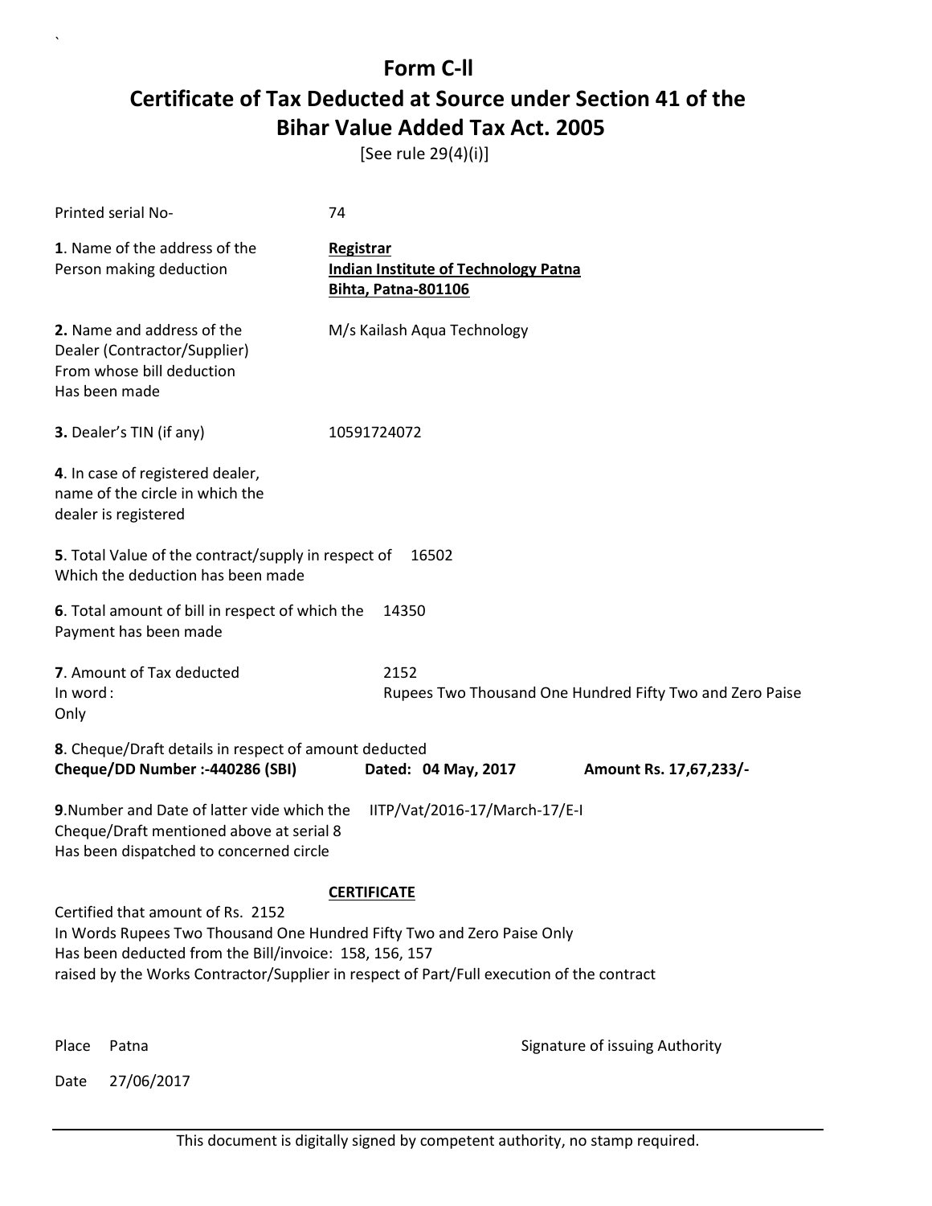# Form C-ll

## Certificate of Tax Deducted at Source under Section 41 of the Bihar Value Added Tax Act. 2005

[See rule 29(4)(i)]

Printed serial No- 74

**1**. Name of the address of the Person making deduction

**Registrar**
**Indian Institute of Technology Patna**
**Bihta, Patna-801106**

**2.** Name and address of the Dealer (Contractor/Supplier) From whose bill deduction Has been made

M/s Kailash Aqua Technology

**3.** Dealer's TIN (if any) 10591724072

**4**. In case of registered dealer, name of the circle in which the dealer is registered

**5**. Total Value of the contract/supply in respect of Which the deduction has been made 16502

**6**. Total amount of bill in respect of which the Payment has been made 14350

**7**. Amount of Tax deducted 2152

In word : Rupees Two Thousand One Hundred Fifty Two and Zero Paise Only

**8**. Cheque/Draft details in respect of amount deducted

**Cheque/DD Number :-440286 (SBI)** **Dated: 04 May, 2017** **Amount Rs. 17,67,233/-**

**9**.Number and Date of latter vide which the Cheque/Draft mentioned above at serial 8 Has been dispatched to concerned circle IITP/Vat/2016-17/March-17/E-I

**CERTIFICATE**

Certified that amount of Rs. 2152
In Words Rupees Two Thousand One Hundred Fifty Two and Zero Paise Only
Has been deducted from the Bill/invoice: 158, 156, 157
raised by the Works Contractor/Supplier in respect of Part/Full execution of the contract

Place Patna

Signature of issuing Authority

Date 27/06/2017

This document is digitally signed by competent authority, no stamp required.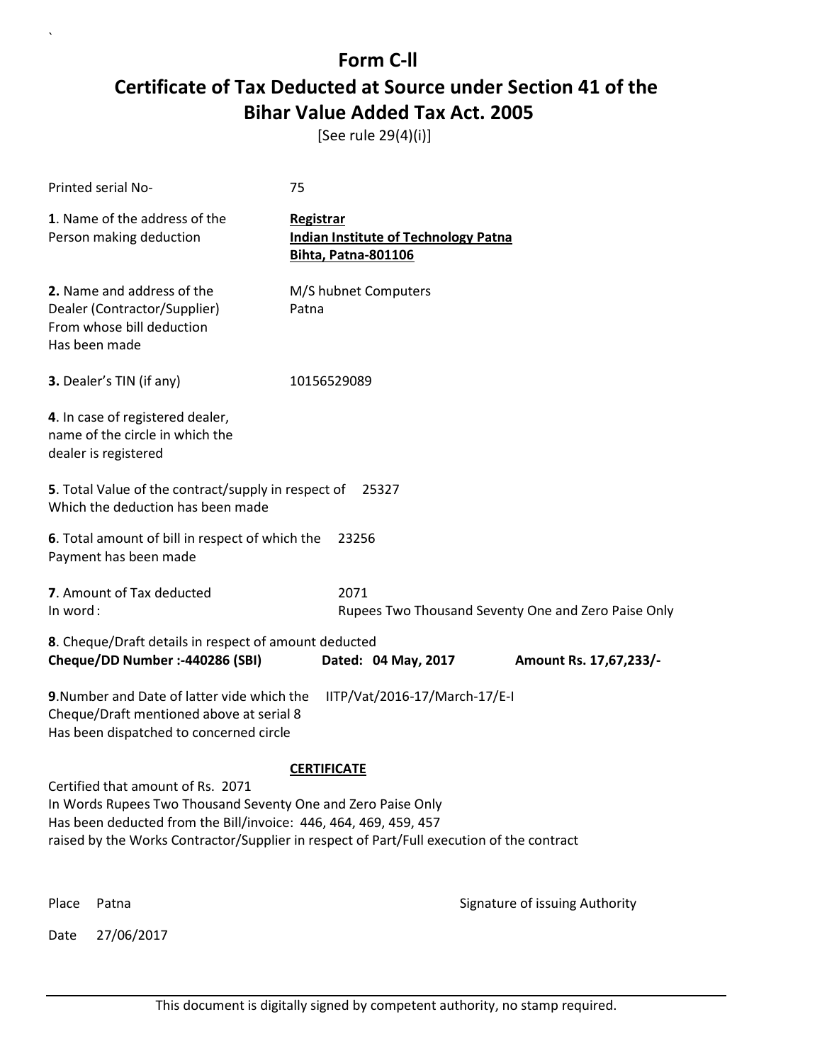# Form C-ll

## Certificate of Tax Deducted at Source under Section 41 of the Bihar Value Added Tax Act. 2005

[See rule 29(4)(i)]

Printed serial No- 75

**1**. Name of the address of the Person making deduction

**Registrar**
**Indian Institute of Technology Patna**
**Bihta, Patna-801106**

**2.** Name and address of the Dealer (Contractor/Supplier) From whose bill deduction Has been made

M/S hubnet Computers
Patna

**3.** Dealer's TIN (if any) 10156529089

**4**. In case of registered dealer, name of the circle in which the dealer is registered

**5**. Total Value of the contract/supply in respect of Which the deduction has been made 25327

**6**. Total amount of bill in respect of which the Payment has been made 23256

**7**. Amount of Tax deducted 2071
In word : Rupees Two Thousand Seventy One and Zero Paise Only

**8**. Cheque/Draft details in respect of amount deducted
**Cheque/DD Number :-440286 (SBI)** **Dated: 04 May, 2017** **Amount Rs. 17,67,233/-**

**9**.Number and Date of latter vide which the Cheque/Draft mentioned above at serial 8 Has been dispatched to concerned circle IITP/Vat/2016-17/March-17/E-I

**CERTIFICATE**

Certified that amount of Rs. 2071
In Words Rupees Two Thousand Seventy One and Zero Paise Only
Has been deducted from the Bill/invoice: 446, 464, 469, 459, 457
raised by the Works Contractor/Supplier in respect of Part/Full execution of the contract

Place Patna

Signature of issuing Authority

Date 27/06/2017

This document is digitally signed by competent authority, no stamp required.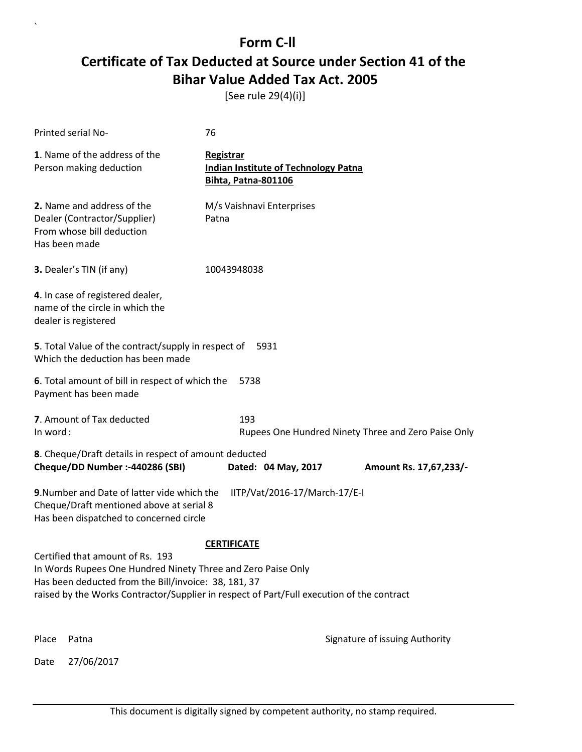# Form C-ll

## Certificate of Tax Deducted at Source under Section 41 of the Bihar Value Added Tax Act. 2005

[See rule 29(4)(i)]

Printed serial No- 76

**1**. Name of the address of the Person making deduction

**Registrar**
**Indian Institute of Technology Patna**
**Bihta, Patna-801106**

**2.** Name and address of the Dealer (Contractor/Supplier) From whose bill deduction Has been made

M/s Vaishnavi Enterprises
Patna

**3.** Dealer's TIN (if any) 10043948038

**4**. In case of registered dealer, name of the circle in which the dealer is registered

**5**. Total Value of the contract/supply in respect of Which the deduction has been made 5931

**6**. Total amount of bill in respect of which the Payment has been made 5738

**7**. Amount of Tax deducted 193
In word : Rupees One Hundred Ninety Three and Zero Paise Only

**8**. Cheque/Draft details in respect of amount deducted
**Cheque/DD Number :-440286 (SBI)** **Dated: 04 May, 2017** **Amount Rs. 17,67,233/-**

**9**.Number and Date of latter vide which the Cheque/Draft mentioned above at serial 8 Has been dispatched to concerned circle IITP/Vat/2016-17/March-17/E-I

**CERTIFICATE**

Certified that amount of Rs. 193
In Words Rupees One Hundred Ninety Three and Zero Paise Only
Has been deducted from the Bill/invoice: 38, 181, 37
raised by the Works Contractor/Supplier in respect of Part/Full execution of the contract

Place Patna

Signature of issuing Authority

Date 27/06/2017

This document is digitally signed by competent authority, no stamp required.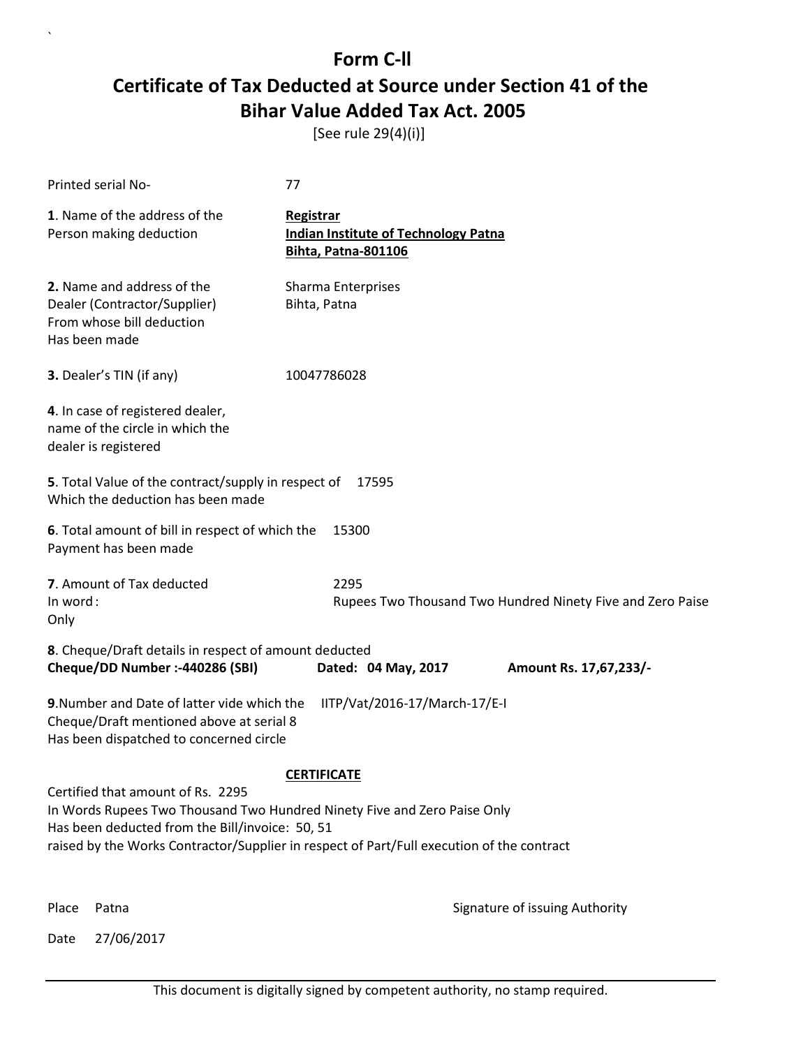# Form C-ll

## Certificate of Tax Deducted at Source under Section 41 of the Bihar Value Added Tax Act. 2005

[See rule 29(4)(i)]

Printed serial No- 77

**1**. Name of the address of the Person making deduction

**Registrar**
**Indian Institute of Technology Patna**
**Bihta, Patna-801106**

**2.** Name and address of the Dealer (Contractor/Supplier) From whose bill deduction Has been made

Sharma Enterprises
Bihta, Patna

**3.** Dealer's TIN (if any) 10047786028

**4**. In case of registered dealer, name of the circle in which the dealer is registered

**5**. Total Value of the contract/supply in respect of Which the deduction has been made 17595

**6**. Total amount of bill in respect of which the Payment has been made 15300

**7**. Amount of Tax deducted 2295
In word : Rupees Two Thousand Two Hundred Ninety Five and Zero Paise Only

**8**. Cheque/Draft details in respect of amount deducted
**Cheque/DD Number :-440286 (SBI)** **Dated: 04 May, 2017** **Amount Rs. 17,67,233/-**

**9**.Number and Date of latter vide which the Cheque/Draft mentioned above at serial 8 Has been dispatched to concerned circle IITP/Vat/2016-17/March-17/E-I

**CERTIFICATE**

Certified that amount of Rs. 2295
In Words Rupees Two Thousand Two Hundred Ninety Five and Zero Paise Only
Has been deducted from the Bill/invoice: 50, 51
raised by the Works Contractor/Supplier in respect of Part/Full execution of the contract

Place Patna

Signature of issuing Authority

Date 27/06/2017

This document is digitally signed by competent authority, no stamp required.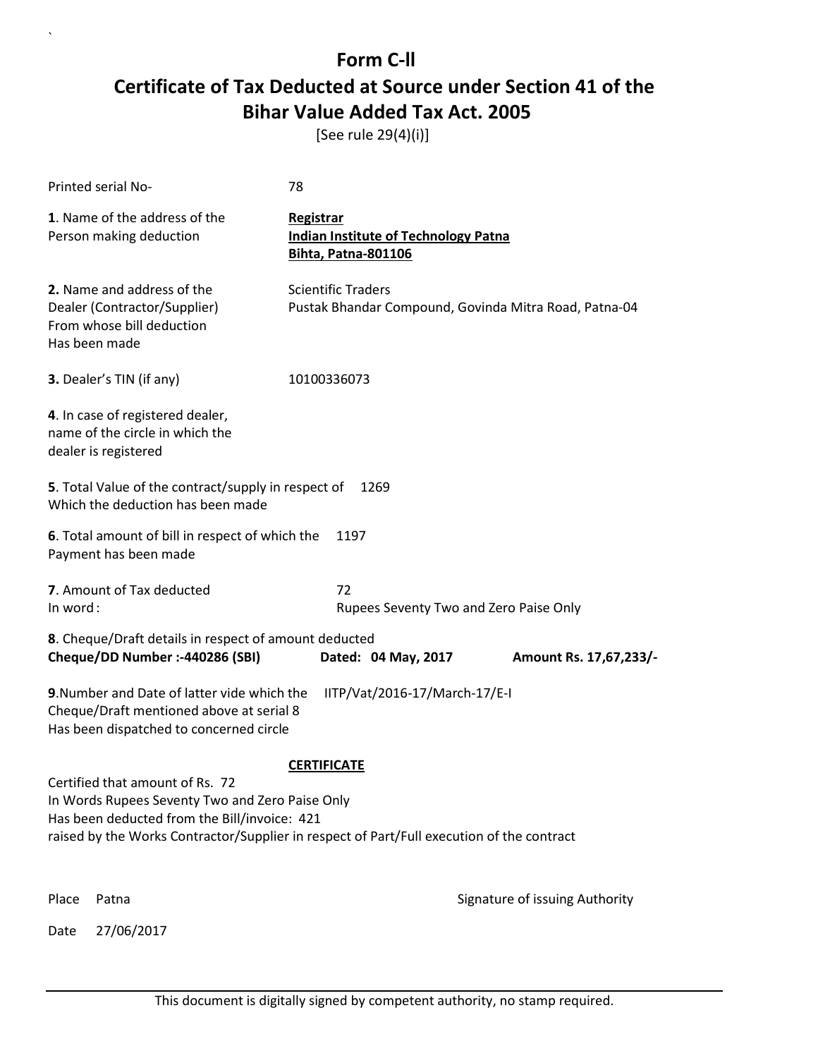# Form C-ll

## Certificate of Tax Deducted at Source under Section 41 of the Bihar Value Added Tax Act. 2005

[See rule 29(4)(i)]

Printed serial No- 78

**1**. Name of the address of the Person making deduction

**Registrar**
**Indian Institute of Technology Patna**
**Bihta, Patna-801106**

**2.** Name and address of the Dealer (Contractor/Supplier) From whose bill deduction Has been made

Scientific Traders
Pustak Bhandar Compound, Govinda Mitra Road, Patna-04

**3.** Dealer's TIN (if any) 10100336073

**4**. In case of registered dealer, name of the circle in which the dealer is registered

**5**. Total Value of the contract/supply in respect of Which the deduction has been made 1269

**6**. Total amount of bill in respect of which the Payment has been made 1197

**7**. Amount of Tax deducted 72
In word : Rupees Seventy Two and Zero Paise Only

**8**. Cheque/Draft details in respect of amount deducted
**Cheque/DD Number :-440286 (SBI)** **Dated: 04 May, 2017** **Amount Rs. 17,67,233/-**

**9**.Number and Date of latter vide which the Cheque/Draft mentioned above at serial 8 Has been dispatched to concerned circle IITP/Vat/2016-17/March-17/E-I

**CERTIFICATE**

Certified that amount of Rs. 72
In Words Rupees Seventy Two and Zero Paise Only
Has been deducted from the Bill/invoice: 421
raised by the Works Contractor/Supplier in respect of Part/Full execution of the contract

Place Patna

Signature of issuing Authority

Date 27/06/2017

This document is digitally signed by competent authority, no stamp required.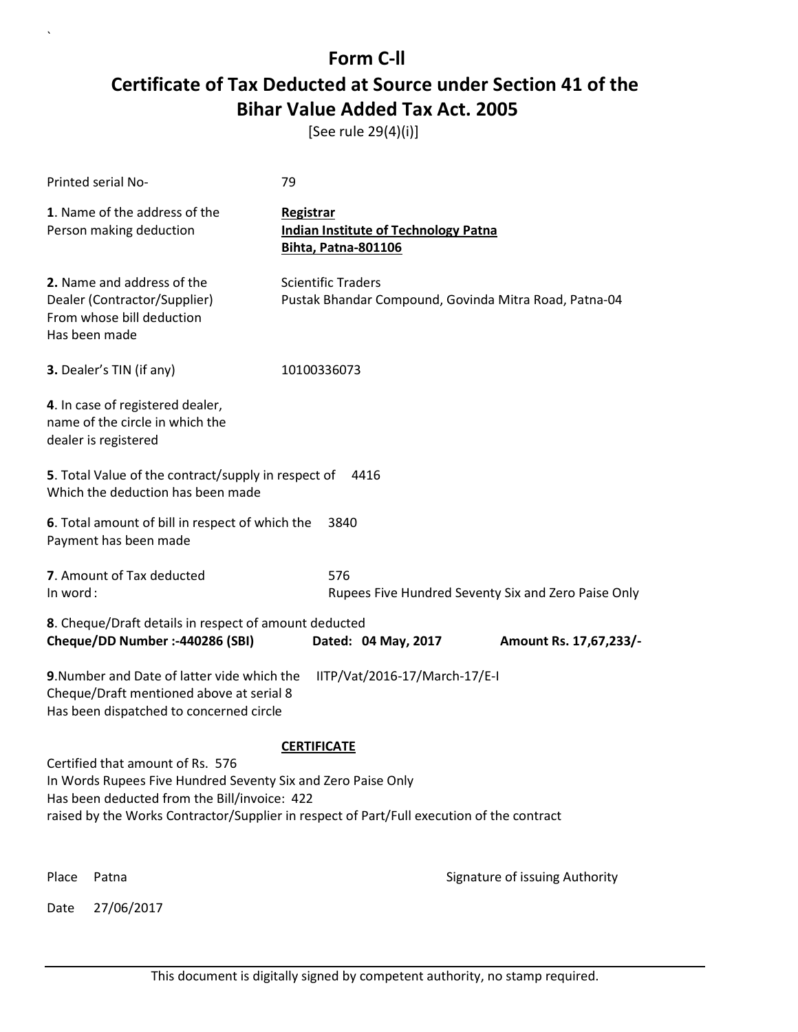# Form C-ll

## Certificate of Tax Deducted at Source under Section 41 of the Bihar Value Added Tax Act. 2005

[See rule 29(4)(i)]

Printed serial No- 79

**1**. Name of the address of the Person making deduction

**Registrar**
**Indian Institute of Technology Patna**
**Bihta, Patna-801106**

**2.** Name and address of the Dealer (Contractor/Supplier) From whose bill deduction Has been made

Scientific Traders
Pustak Bhandar Compound, Govinda Mitra Road, Patna-04

**3.** Dealer's TIN (if any) 10100336073

**4**. In case of registered dealer, name of the circle in which the dealer is registered

**5**. Total Value of the contract/supply in respect of Which the deduction has been made 4416

**6**. Total amount of bill in respect of which the Payment has been made 3840

**7**. Amount of Tax deducted 576
In word : Rupees Five Hundred Seventy Six and Zero Paise Only

**8**. Cheque/Draft details in respect of amount deducted
**Cheque/DD Number :-440286 (SBI)** **Dated: 04 May, 2017** **Amount Rs. 17,67,233/-**

**9**.Number and Date of latter vide which the Cheque/Draft mentioned above at serial 8 Has been dispatched to concerned circle IITP/Vat/2016-17/March-17/E-I

**CERTIFICATE**

Certified that amount of Rs. 576
In Words Rupees Five Hundred Seventy Six and Zero Paise Only
Has been deducted from the Bill/invoice: 422
raised by the Works Contractor/Supplier in respect of Part/Full execution of the contract

Place Patna

Signature of issuing Authority

Date 27/06/2017

This document is digitally signed by competent authority, no stamp required.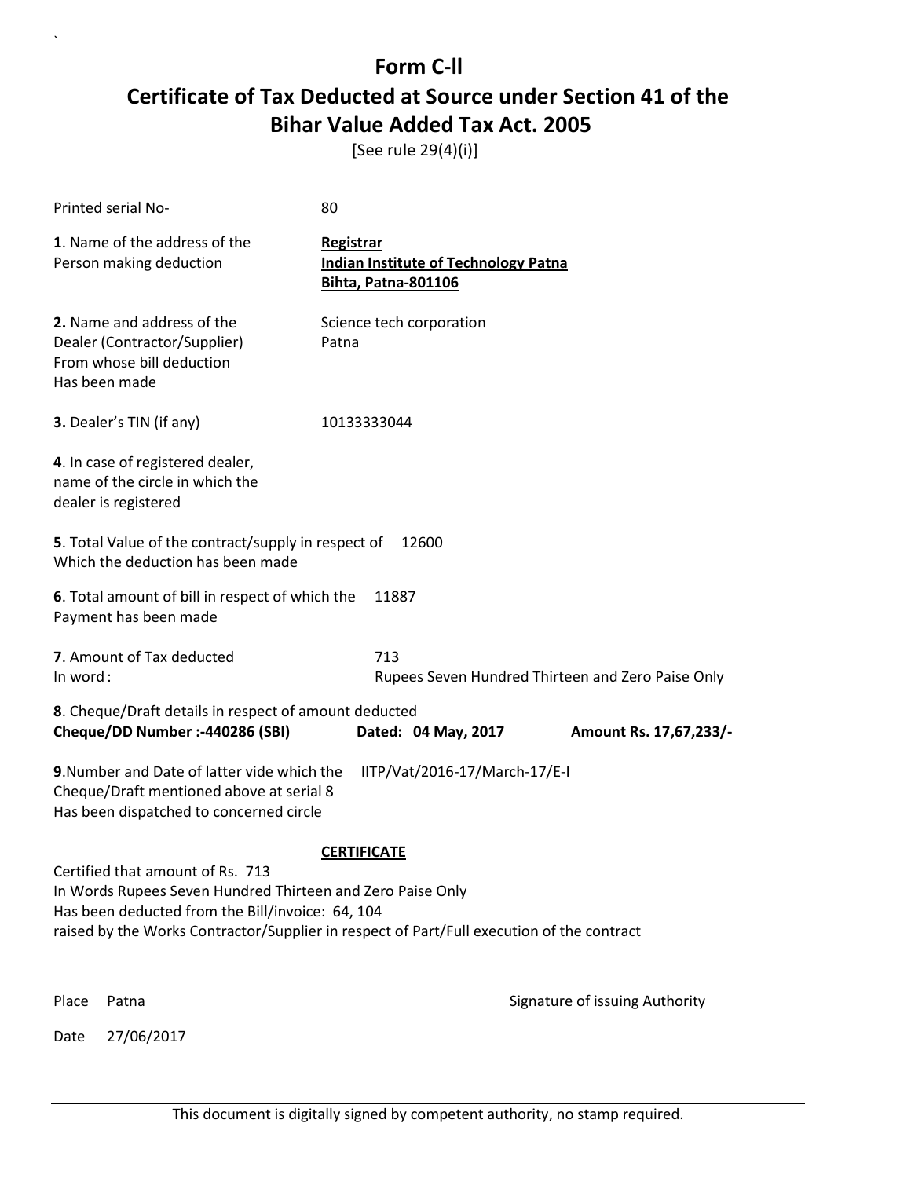# Form C-ll

## Certificate of Tax Deducted at Source under Section 41 of the Bihar Value Added Tax Act. 2005

[See rule 29(4)(i)]

| | |
|---|---|
| Printed serial No- | 80 |
| **1**. Name of the address of the Person making deduction | **Registrar**<br>**Indian Institute of Technology Patna**<br>**Bihta, Patna-801106** |
| **2.** Name and address of the Dealer (Contractor/Supplier) From whose bill deduction Has been made | Science tech corporation<br>Patna |
| **3.** Dealer's TIN (if any) | 10133333044 |
| **4**. In case of registered dealer, name of the circle in which the dealer is registered | |
| **5**. Total Value of the contract/supply in respect of Which the deduction has been made | 12600 |
| **6**. Total amount of bill in respect of which the Payment has been made | 11887 |
| **7**. Amount of Tax deducted<br>In word : | 713<br>Rupees Seven Hundred Thirteen and Zero Paise Only |

**8**. Cheque/Draft details in respect of amount deducted

**Cheque/DD Number :-440286 (SBI)** **Dated: 04 May, 2017** **Amount Rs. 17,67,233/-**

**9**.Number and Date of latter vide which the Cheque/Draft mentioned above at serial 8 Has been dispatched to concerned circle IITP/Vat/2016-17/March-17/E-I

**CERTIFICATE**

Certified that amount of Rs. 713
In Words Rupees Seven Hundred Thirteen and Zero Paise Only
Has been deducted from the Bill/invoice: 64, 104
raised by the Works Contractor/Supplier in respect of Part/Full execution of the contract

Place Patna

Signature of issuing Authority

Date 27/06/2017

This document is digitally signed by competent authority, no stamp required.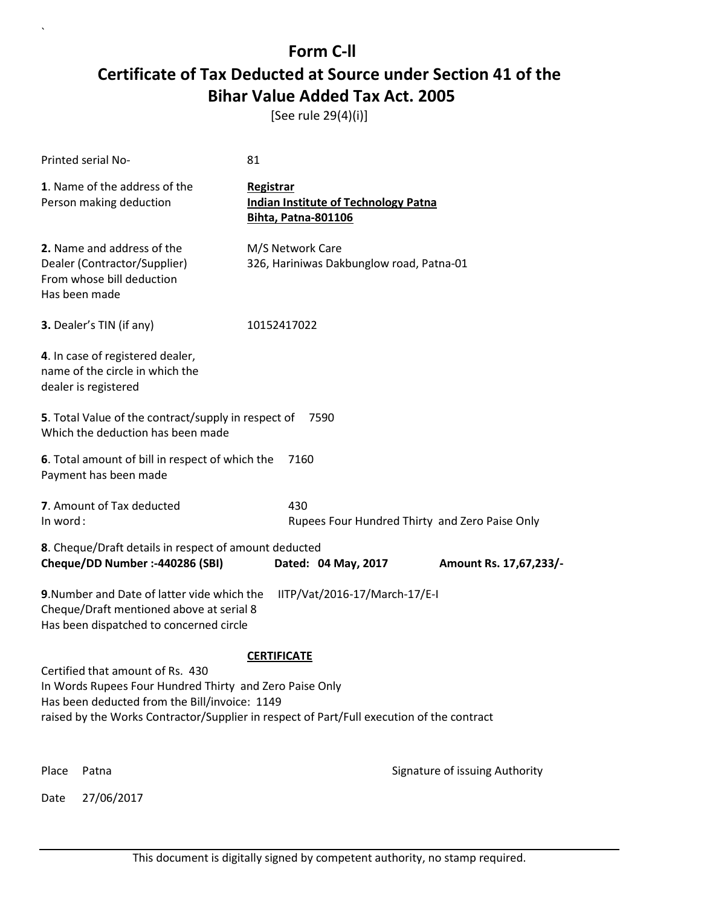# Form C-ll

## Certificate of Tax Deducted at Source under Section 41 of the Bihar Value Added Tax Act. 2005

[See rule 29(4)(i)]

Printed serial No- 81

**1**. Name of the address of the Person making deduction

**Registrar**
**Indian Institute of Technology Patna**
**Bihta, Patna-801106**

**2.** Name and address of the Dealer (Contractor/Supplier) From whose bill deduction Has been made

M/S Network Care
326, Hariniwas Dakbunglow road, Patna-01

**3.** Dealer's TIN (if any) 10152417022

**4**. In case of registered dealer, name of the circle in which the dealer is registered

**5**. Total Value of the contract/supply in respect of Which the deduction has been made 7590

**6**. Total amount of bill in respect of which the Payment has been made 7160

**7**. Amount of Tax deducted 430
In word : Rupees Four Hundred Thirty and Zero Paise Only

**8**. Cheque/Draft details in respect of amount deducted
**Cheque/DD Number :-440286 (SBI)** **Dated: 04 May, 2017** **Amount Rs. 17,67,233/-**

**9**.Number and Date of latter vide which the Cheque/Draft mentioned above at serial 8 Has been dispatched to concerned circle IITP/Vat/2016-17/March-17/E-I

**CERTIFICATE**

Certified that amount of Rs. 430
In Words Rupees Four Hundred Thirty and Zero Paise Only
Has been deducted from the Bill/invoice: 1149
raised by the Works Contractor/Supplier in respect of Part/Full execution of the contract

Place Patna

Signature of issuing Authority

Date 27/06/2017

This document is digitally signed by competent authority, no stamp required.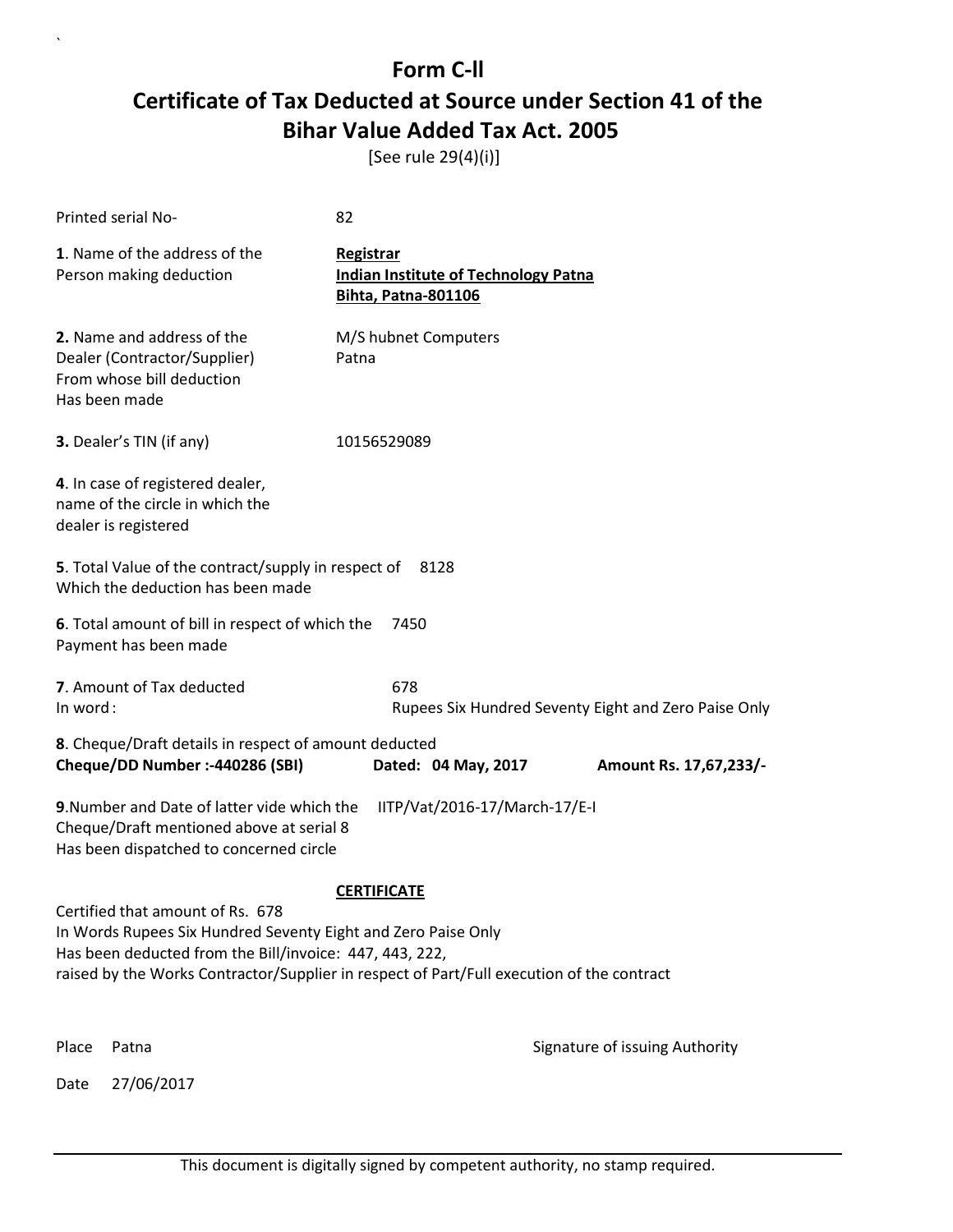# Form C-ll

## Certificate of Tax Deducted at Source under Section 41 of the Bihar Value Added Tax Act. 2005

[See rule 29(4)(i)]

Printed serial No- 82

**1**. Name of the address of the Person making deduction

**Registrar**
**Indian Institute of Technology Patna**
**Bihta, Patna-801106**

**2.** Name and address of the Dealer (Contractor/Supplier) From whose bill deduction Has been made

M/S hubnet Computers
Patna

**3.** Dealer's TIN (if any) 10156529089

**4**. In case of registered dealer, name of the circle in which the dealer is registered

**5**. Total Value of the contract/supply in respect of Which the deduction has been made 8128

**6**. Total amount of bill in respect of which the Payment has been made 7450

**7**. Amount of Tax deducted 678
In word : Rupees Six Hundred Seventy Eight and Zero Paise Only

**8**. Cheque/Draft details in respect of amount deducted
**Cheque/DD Number :-440286 (SBI)** **Dated: 04 May, 2017** **Amount Rs. 17,67,233/-**

**9**.Number and Date of latter vide which the Cheque/Draft mentioned above at serial 8 Has been dispatched to concerned circle IITP/Vat/2016-17/March-17/E-I

**CERTIFICATE**

Certified that amount of Rs. 678
In Words Rupees Six Hundred Seventy Eight and Zero Paise Only
Has been deducted from the Bill/invoice: 447, 443, 222,
raised by the Works Contractor/Supplier in respect of Part/Full execution of the contract

Place Patna

Signature of issuing Authority

Date 27/06/2017

This document is digitally signed by competent authority, no stamp required.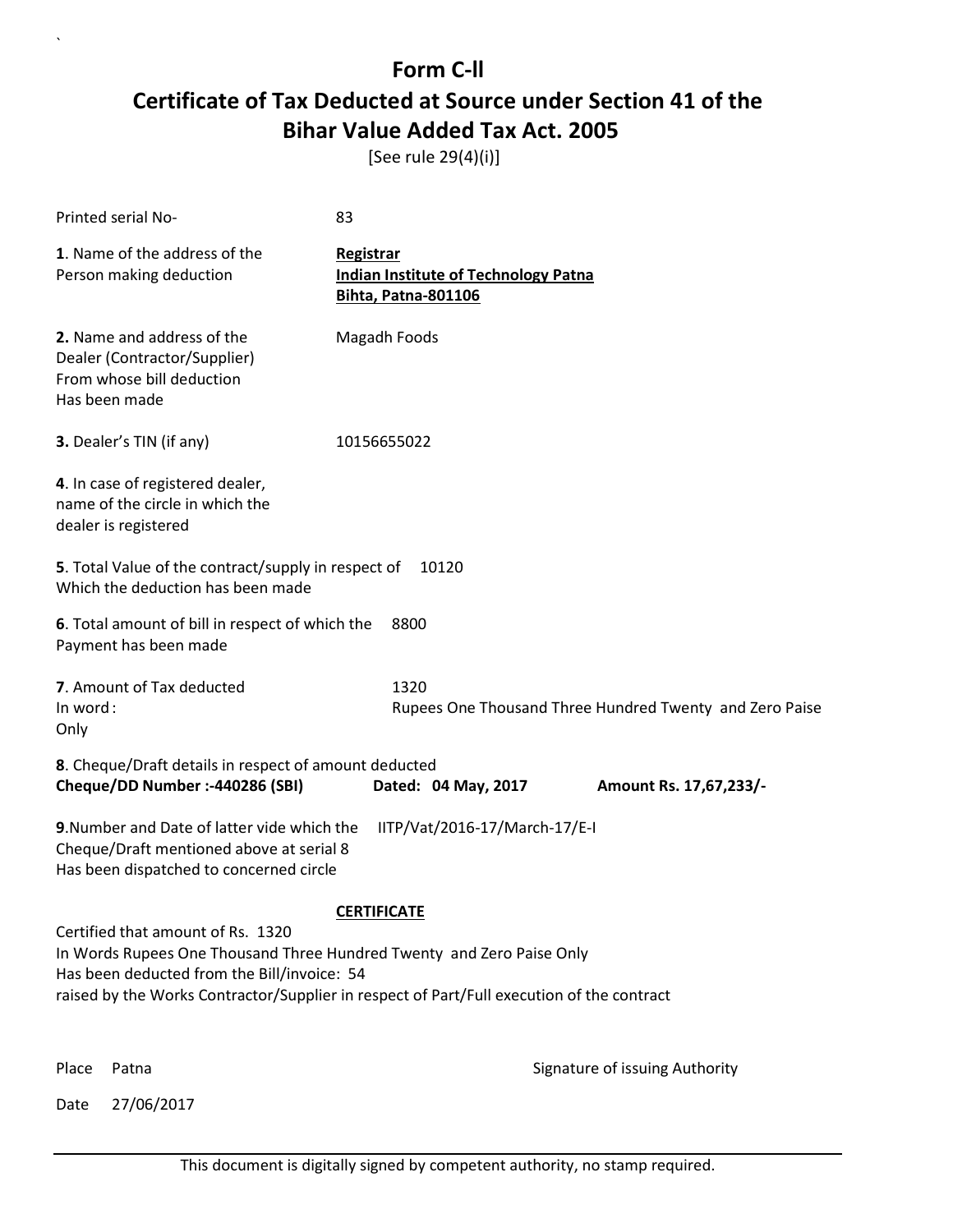# Form C-II

## Certificate of Tax Deducted at Source under Section 41 of the Bihar Value Added Tax Act. 2005

[See rule 29(4)(i)]

Printed serial No- 83

**1**. Name of the address of the Person making deduction

**Registrar**
**Indian Institute of Technology Patna**
**Bihta, Patna-801106**

**2.** Name and address of the Dealer (Contractor/Supplier) From whose bill deduction Has been made

Magadh Foods

**3.** Dealer's TIN (if any) 10156655022

**4**. In case of registered dealer, name of the circle in which the dealer is registered

**5**. Total Value of the contract/supply in respect of Which the deduction has been made 10120

**6**. Total amount of bill in respect of which the Payment has been made 8800

**7**. Amount of Tax deducted 1320
In word : Rupees One Thousand Three Hundred Twenty and Zero Paise Only

**8**. Cheque/Draft details in respect of amount deducted
**Cheque/DD Number :-440286 (SBI)** **Dated: 04 May, 2017** **Amount Rs. 17,67,233/-**

**9**.Number and Date of latter vide which the Cheque/Draft mentioned above at serial 8 Has been dispatched to concerned circle IITP/Vat/2016-17/March-17/E-I

**CERTIFICATE**

Certified that amount of Rs. 1320
In Words Rupees One Thousand Three Hundred Twenty and Zero Paise Only
Has been deducted from the Bill/invoice: 54
raised by the Works Contractor/Supplier in respect of Part/Full execution of the contract

Place Patna

Signature of issuing Authority

Date 27/06/2017

This document is digitally signed by competent authority, no stamp required.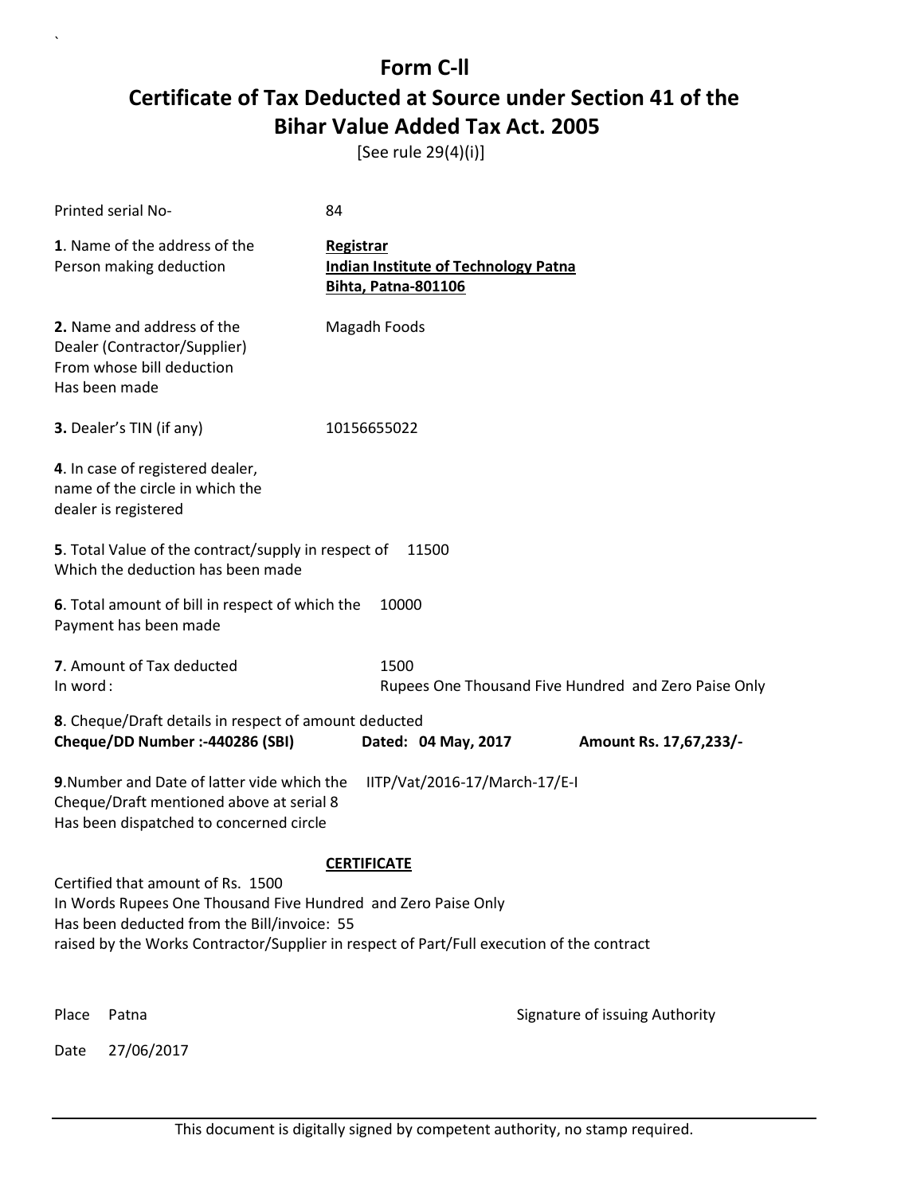# Form C-ll

# Certificate of Tax Deducted at Source under Section 41 of the Bihar Value Added Tax Act. 2005

[See rule 29(4)(i)]

Printed serial No- 84

**1**. Name of the address of the Person making deduction

**Registrar**
**Indian Institute of Technology Patna**
**Bihta, Patna-801106**

**2.** Name and address of the Dealer (Contractor/Supplier) From whose bill deduction Has been made

Magadh Foods

**3.** Dealer's TIN (if any) 10156655022

**4**. In case of registered dealer, name of the circle in which the dealer is registered

**5**. Total Value of the contract/supply in respect of Which the deduction has been made 11500

**6**. Total amount of bill in respect of which the Payment has been made 10000

**7**. Amount of Tax deducted 1500
In word : Rupees One Thousand Five Hundred and Zero Paise Only

**8**. Cheque/Draft details in respect of amount deducted
**Cheque/DD Number :-440286 (SBI)** **Dated: 04 May, 2017** **Amount Rs. 17,67,233/-**

**9**.Number and Date of latter vide which the Cheque/Draft mentioned above at serial 8 Has been dispatched to concerned circle IITP/Vat/2016-17/March-17/E-I

**CERTIFICATE**

Certified that amount of Rs. 1500
In Words Rupees One Thousand Five Hundred and Zero Paise Only
Has been deducted from the Bill/invoice: 55
raised by the Works Contractor/Supplier in respect of Part/Full execution of the contract

Place Patna

Signature of issuing Authority

Date 27/06/2017

This document is digitally signed by competent authority, no stamp required.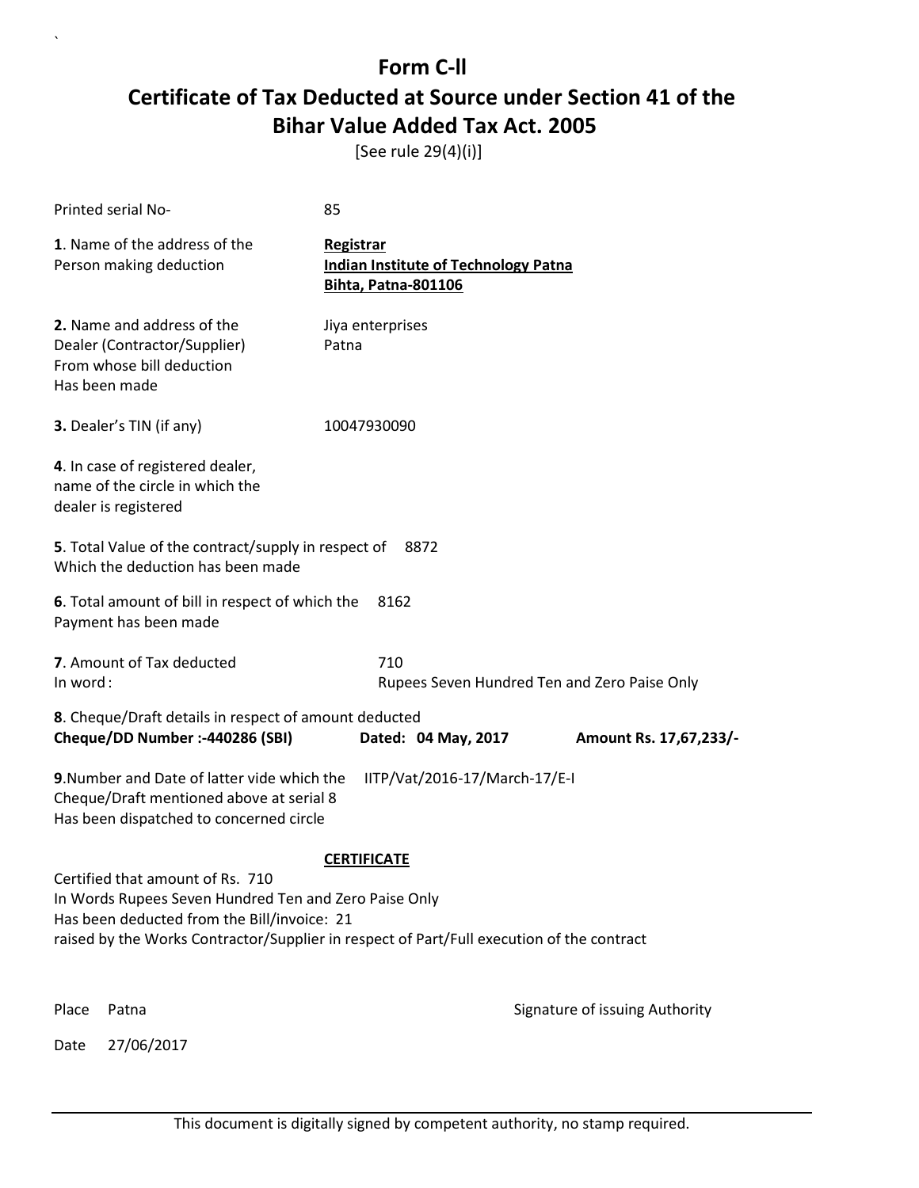# Form C-ll

## Certificate of Tax Deducted at Source under Section 41 of the Bihar Value Added Tax Act. 2005

[See rule 29(4)(i)]

Printed serial No- 85

**1**. Name of the address of the Person making deduction

**Registrar**
**Indian Institute of Technology Patna**
**Bihta, Patna-801106**

**2.** Name and address of the Dealer (Contractor/Supplier) From whose bill deduction Has been made

Jiya enterprises
Patna

**3.** Dealer's TIN (if any) 10047930090

**4**. In case of registered dealer, name of the circle in which the dealer is registered

**5**. Total Value of the contract/supply in respect of Which the deduction has been made 8872

**6**. Total amount of bill in respect of which the Payment has been made 8162

**7**. Amount of Tax deducted 710
In word : Rupees Seven Hundred Ten and Zero Paise Only

**8**. Cheque/Draft details in respect of amount deducted
**Cheque/DD Number :-440286 (SBI)** **Dated: 04 May, 2017** **Amount Rs. 17,67,233/-**

**9**.Number and Date of latter vide which the Cheque/Draft mentioned above at serial 8 Has been dispatched to concerned circle IITP/Vat/2016-17/March-17/E-I

**CERTIFICATE**

Certified that amount of Rs. 710
In Words Rupees Seven Hundred Ten and Zero Paise Only
Has been deducted from the Bill/invoice: 21
raised by the Works Contractor/Supplier in respect of Part/Full execution of the contract

Place Patna

Signature of issuing Authority

Date 27/06/2017

This document is digitally signed by competent authority, no stamp required.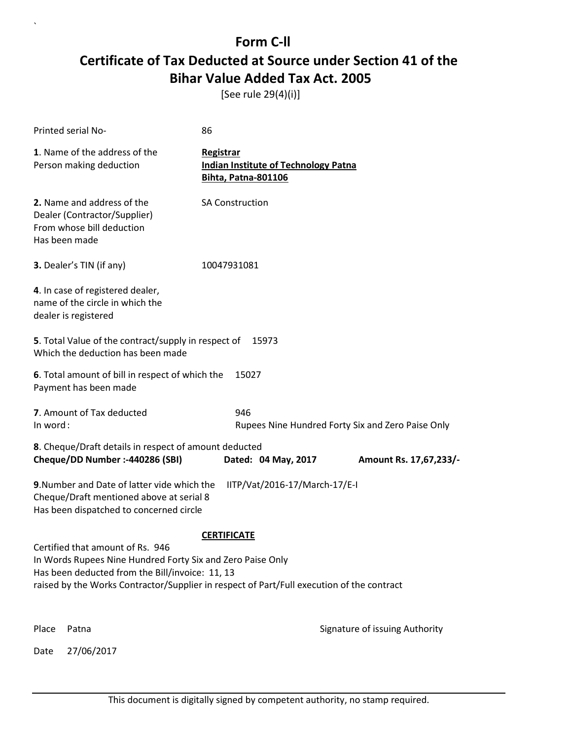# Form C-ll

## Certificate of Tax Deducted at Source under Section 41 of the Bihar Value Added Tax Act. 2005

[See rule 29(4)(i)]

Printed serial No- 86

**1**. Name of the address of the Person making deduction

**Registrar**
**Indian Institute of Technology Patna**
**Bihta, Patna-801106**

**2.** Name and address of the Dealer (Contractor/Supplier) From whose bill deduction Has been made

SA Construction

**3.** Dealer's TIN (if any) 10047931081

**4**. In case of registered dealer, name of the circle in which the dealer is registered

**5**. Total Value of the contract/supply in respect of Which the deduction has been made 15973

**6**. Total amount of bill in respect of which the Payment has been made 15027

**7**. Amount of Tax deducted 946
In word : Rupees Nine Hundred Forty Six and Zero Paise Only

**8**. Cheque/Draft details in respect of amount deducted
**Cheque/DD Number :-440286 (SBI)** **Dated: 04 May, 2017** **Amount Rs. 17,67,233/-**

**9**.Number and Date of latter vide which the Cheque/Draft mentioned above at serial 8 Has been dispatched to concerned circle IITP/Vat/2016-17/March-17/E-I

**CERTIFICATE**

Certified that amount of Rs. 946
In Words Rupees Nine Hundred Forty Six and Zero Paise Only
Has been deducted from the Bill/invoice: 11, 13
raised by the Works Contractor/Supplier in respect of Part/Full execution of the contract

Place Patna

Signature of issuing Authority

Date 27/06/2017

This document is digitally signed by competent authority, no stamp required.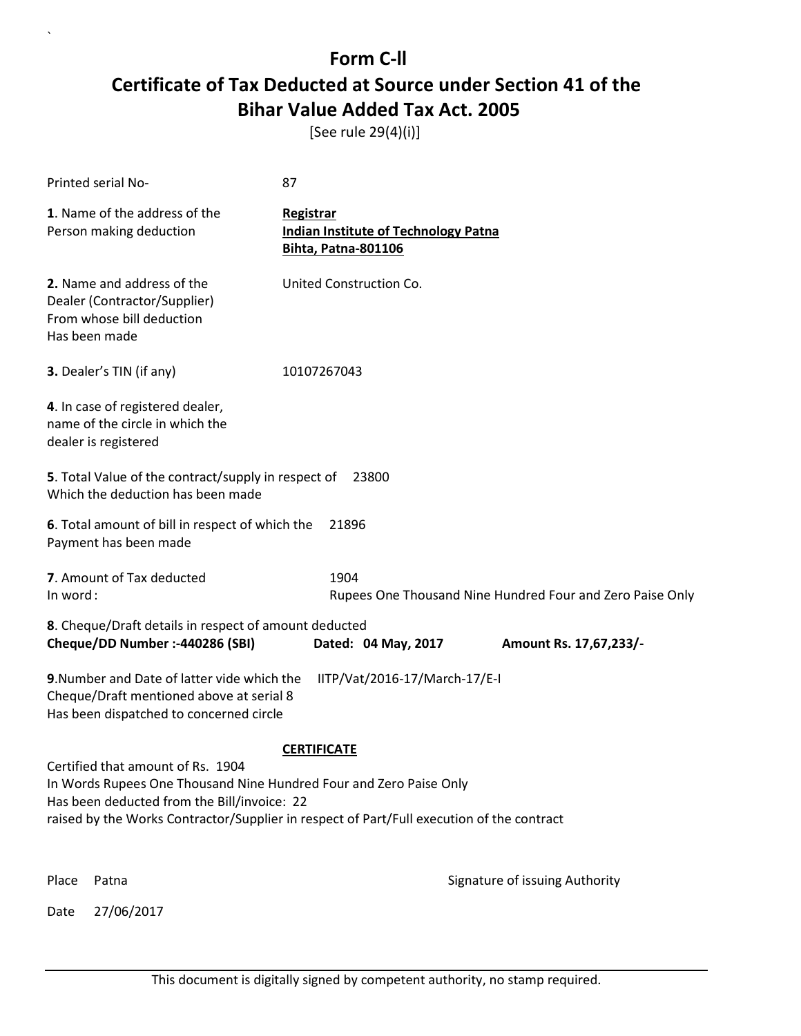# Form C-ll

## Certificate of Tax Deducted at Source under Section 41 of the Bihar Value Added Tax Act. 2005

[See rule 29(4)(i)]

Printed serial No- 87

**1**. Name of the address of the Person making deduction

**Registrar**
**Indian Institute of Technology Patna**
**Bihta, Patna-801106**

**2.** Name and address of the Dealer (Contractor/Supplier) From whose bill deduction Has been made

United Construction Co.

**3.** Dealer's TIN (if any) 10107267043

**4**. In case of registered dealer, name of the circle in which the dealer is registered

**5**. Total Value of the contract/supply in respect of Which the deduction has been made 23800

**6**. Total amount of bill in respect of which the Payment has been made 21896

**7**. Amount of Tax deducted 1904
In word : Rupees One Thousand Nine Hundred Four and Zero Paise Only

**8**. Cheque/Draft details in respect of amount deducted
**Cheque/DD Number :-440286 (SBI)** **Dated: 04 May, 2017** **Amount Rs. 17,67,233/-**

**9**.Number and Date of latter vide which the Cheque/Draft mentioned above at serial 8 Has been dispatched to concerned circle IITP/Vat/2016-17/March-17/E-I

**CERTIFICATE**

Certified that amount of Rs. 1904
In Words Rupees One Thousand Nine Hundred Four and Zero Paise Only
Has been deducted from the Bill/invoice: 22
raised by the Works Contractor/Supplier in respect of Part/Full execution of the contract

Place Patna

Signature of issuing Authority

Date 27/06/2017

This document is digitally signed by competent authority, no stamp required.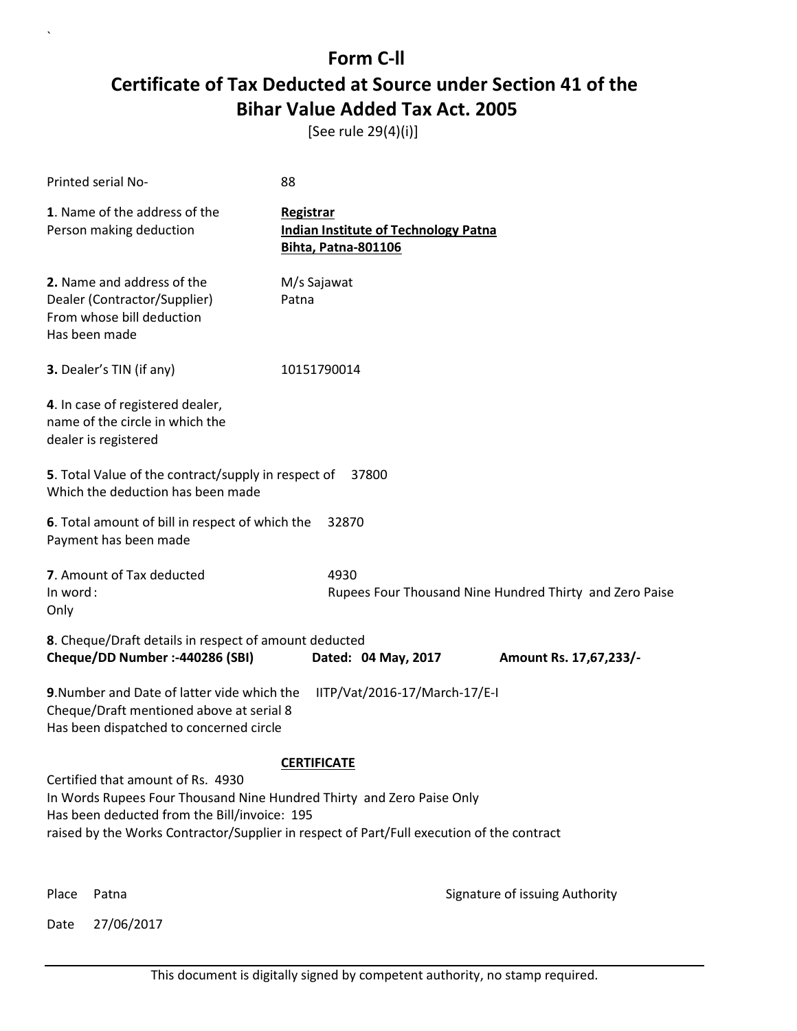# Form C-ll

## Certificate of Tax Deducted at Source under Section 41 of the Bihar Value Added Tax Act. 2005

[See rule 29(4)(i)]

Printed serial No- 88

**1**. Name of the address of the Person making deduction

**Registrar**
**Indian Institute of Technology Patna**
**Bihta, Patna-801106**

**2.** Name and address of the Dealer (Contractor/Supplier) From whose bill deduction Has been made

M/s Sajawat
Patna

**3.** Dealer's TIN (if any) 10151790014

**4**. In case of registered dealer, name of the circle in which the dealer is registered

**5**. Total Value of the contract/supply in respect of Which the deduction has been made 37800

**6**. Total amount of bill in respect of which the Payment has been made 32870

**7**. Amount of Tax deducted 4930
In word : Rupees Four Thousand Nine Hundred Thirty and Zero Paise Only

**8**. Cheque/Draft details in respect of amount deducted
**Cheque/DD Number :-440286 (SBI)** **Dated: 04 May, 2017** **Amount Rs. 17,67,233/-**

**9**.Number and Date of latter vide which the Cheque/Draft mentioned above at serial 8 Has been dispatched to concerned circle IITP/Vat/2016-17/March-17/E-I

**CERTIFICATE**

Certified that amount of Rs. 4930
In Words Rupees Four Thousand Nine Hundred Thirty and Zero Paise Only
Has been deducted from the Bill/invoice: 195
raised by the Works Contractor/Supplier in respect of Part/Full execution of the contract

Place Patna

Signature of issuing Authority

Date 27/06/2017

This document is digitally signed by competent authority, no stamp required.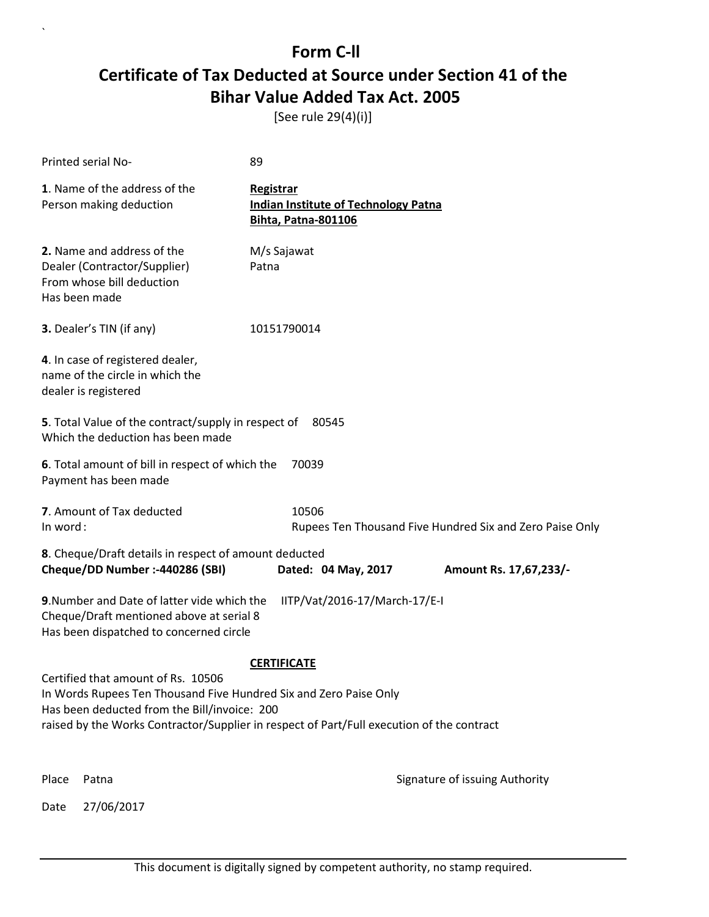# Form C-II

## Certificate of Tax Deducted at Source under Section 41 of the Bihar Value Added Tax Act. 2005

[See rule 29(4)(i)]

Printed serial No- 89

**1**. Name of the address of the Person making deduction

**Registrar**
**Indian Institute of Technology Patna**
**Bihta, Patna-801106**

**2.** Name and address of the Dealer (Contractor/Supplier) From whose bill deduction Has been made

M/s Sajawat
Patna

**3.** Dealer's TIN (if any) 10151790014

**4**. In case of registered dealer, name of the circle in which the dealer is registered

**5**. Total Value of the contract/supply in respect of Which the deduction has been made 80545

**6**. Total amount of bill in respect of which the Payment has been made 70039

**7**. Amount of Tax deducted 10506
In word : Rupees Ten Thousand Five Hundred Six and Zero Paise Only

**8**. Cheque/Draft details in respect of amount deducted
**Cheque/DD Number :-440286 (SBI)** **Dated: 04 May, 2017** **Amount Rs. 17,67,233/-**

**9**.Number and Date of latter vide which the Cheque/Draft mentioned above at serial 8 Has been dispatched to concerned circle IITP/Vat/2016-17/March-17/E-I

**CERTIFICATE**

Certified that amount of Rs. 10506
In Words Rupees Ten Thousand Five Hundred Six and Zero Paise Only
Has been deducted from the Bill/invoice: 200
raised by the Works Contractor/Supplier in respect of Part/Full execution of the contract

Place Patna

Signature of issuing Authority

Date 27/06/2017

This document is digitally signed by competent authority, no stamp required.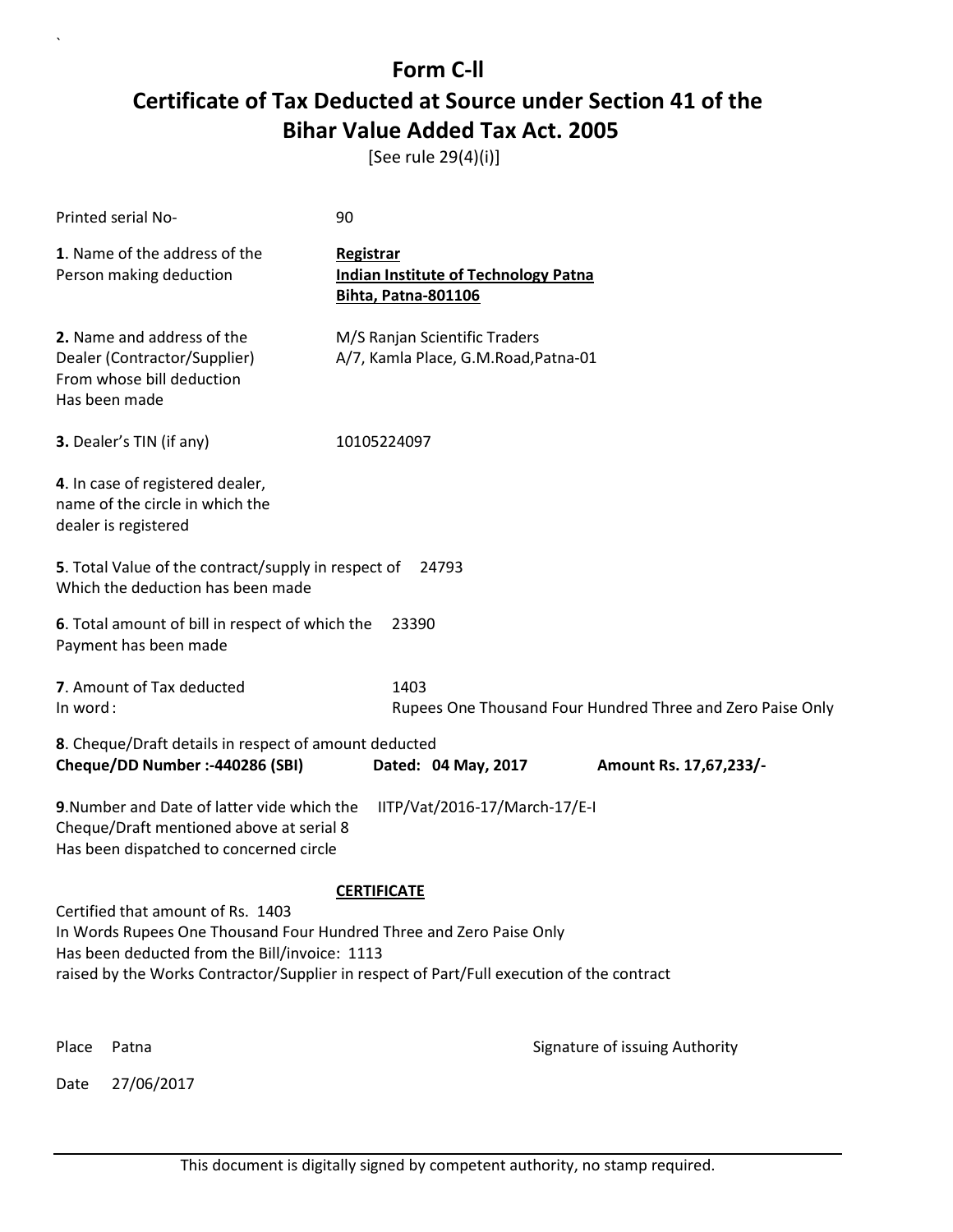# Form C-II

## Certificate of Tax Deducted at Source under Section 41 of the Bihar Value Added Tax Act. 2005

[See rule 29(4)(i)]

Printed serial No- 90

**1**. Name of the address of the Person making deduction

**Registrar**
**Indian Institute of Technology Patna**
**Bihta, Patna-801106**

**2.** Name and address of the Dealer (Contractor/Supplier) From whose bill deduction Has been made

M/S Ranjan Scientific Traders
A/7, Kamla Place, G.M.Road,Patna-01

**3.** Dealer's TIN (if any) 10105224097

**4**. In case of registered dealer, name of the circle in which the dealer is registered

**5**. Total Value of the contract/supply in respect of Which the deduction has been made 24793

**6**. Total amount of bill in respect of which the Payment has been made 23390

**7**. Amount of Tax deducted 1403
In word : Rupees One Thousand Four Hundred Three and Zero Paise Only

**8**. Cheque/Draft details in respect of amount deducted
**Cheque/DD Number :-440286 (SBI)** **Dated: 04 May, 2017** **Amount Rs. 17,67,233/-**

**9**.Number and Date of latter vide which the Cheque/Draft mentioned above at serial 8 Has been dispatched to concerned circle IITP/Vat/2016-17/March-17/E-I

**CERTIFICATE**

Certified that amount of Rs. 1403
In Words Rupees One Thousand Four Hundred Three and Zero Paise Only
Has been deducted from the Bill/invoice: 1113
raised by the Works Contractor/Supplier in respect of Part/Full execution of the contract

Place Patna

Signature of issuing Authority

Date 27/06/2017

This document is digitally signed by competent authority, no stamp required.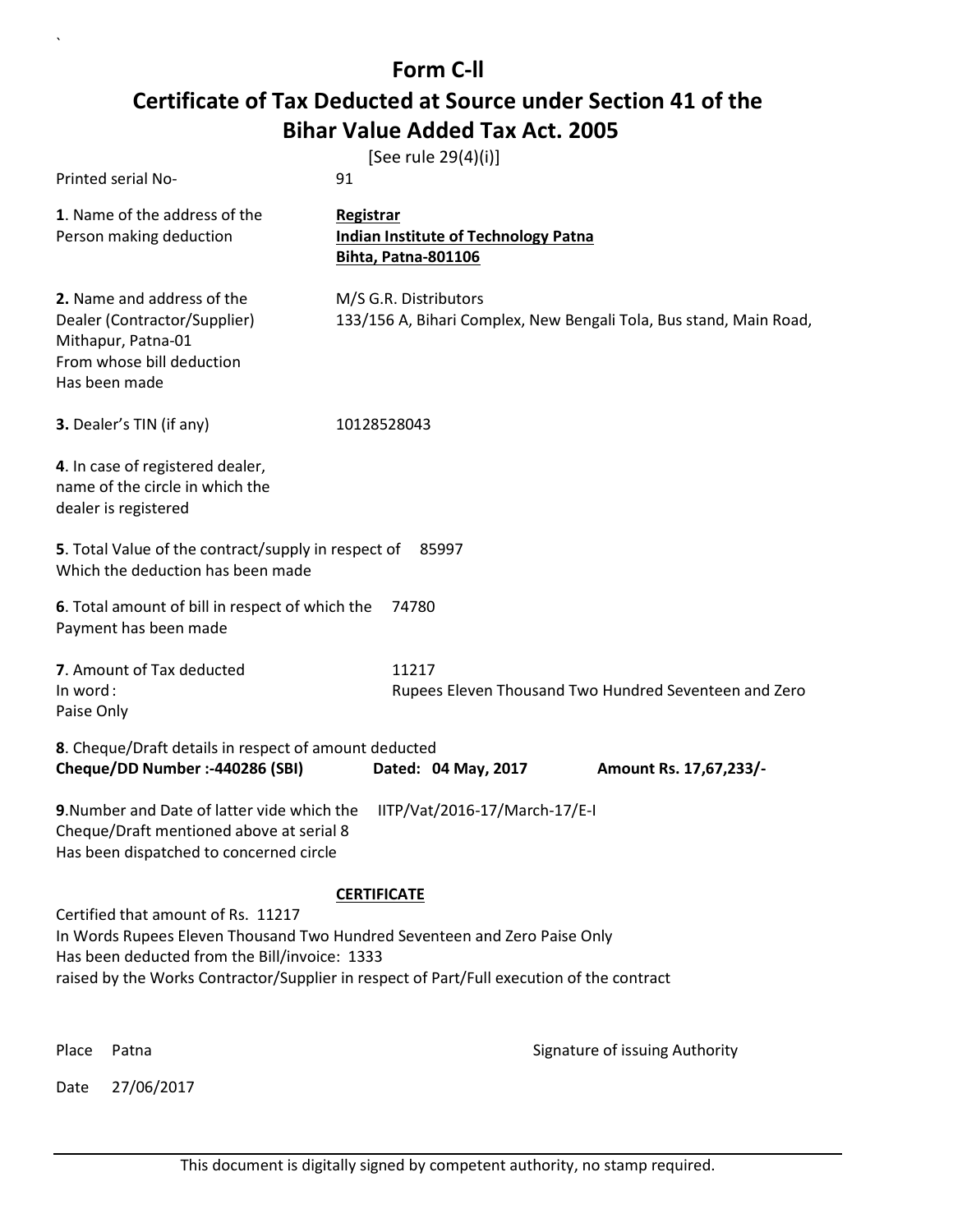# Form C-ll

## Certificate of Tax Deducted at Source under Section 41 of the Bihar Value Added Tax Act. 2005

[See rule 29(4)(i)]

Printed serial No- 91

**1**. Name of the address of the Person making deduction

**Registrar**
**Indian Institute of Technology Patna**
**Bihta, Patna-801106**

**2.** Name and address of the Dealer (Contractor/Supplier) From whose bill deduction Has been made

M/S G.R. Distributors
133/156 A, Bihari Complex, New Bengali Tola, Bus stand, Main Road, Mithapur, Patna-01

**3.** Dealer's TIN (if any) 10128528043

**4**. In case of registered dealer, name of the circle in which the dealer is registered

**5**. Total Value of the contract/supply in respect of Which the deduction has been made 85997

**6**. Total amount of bill in respect of which the Payment has been made 74780

**7**. Amount of Tax deducted 11217
In word : Rupees Eleven Thousand Two Hundred Seventeen and Zero Paise Only

**8**. Cheque/Draft details in respect of amount deducted
**Cheque/DD Number :-440286 (SBI)** **Dated: 04 May, 2017** **Amount Rs. 17,67,233/-**

**9**.Number and Date of latter vide which the Cheque/Draft mentioned above at serial 8 Has been dispatched to concerned circle IITP/Vat/2016-17/March-17/E-I

**CERTIFICATE**

Certified that amount of Rs. 11217
In Words Rupees Eleven Thousand Two Hundred Seventeen and Zero Paise Only
Has been deducted from the Bill/invoice: 1333
raised by the Works Contractor/Supplier in respect of Part/Full execution of the contract

Place Patna

Signature of issuing Authority

Date 27/06/2017

This document is digitally signed by competent authority, no stamp required.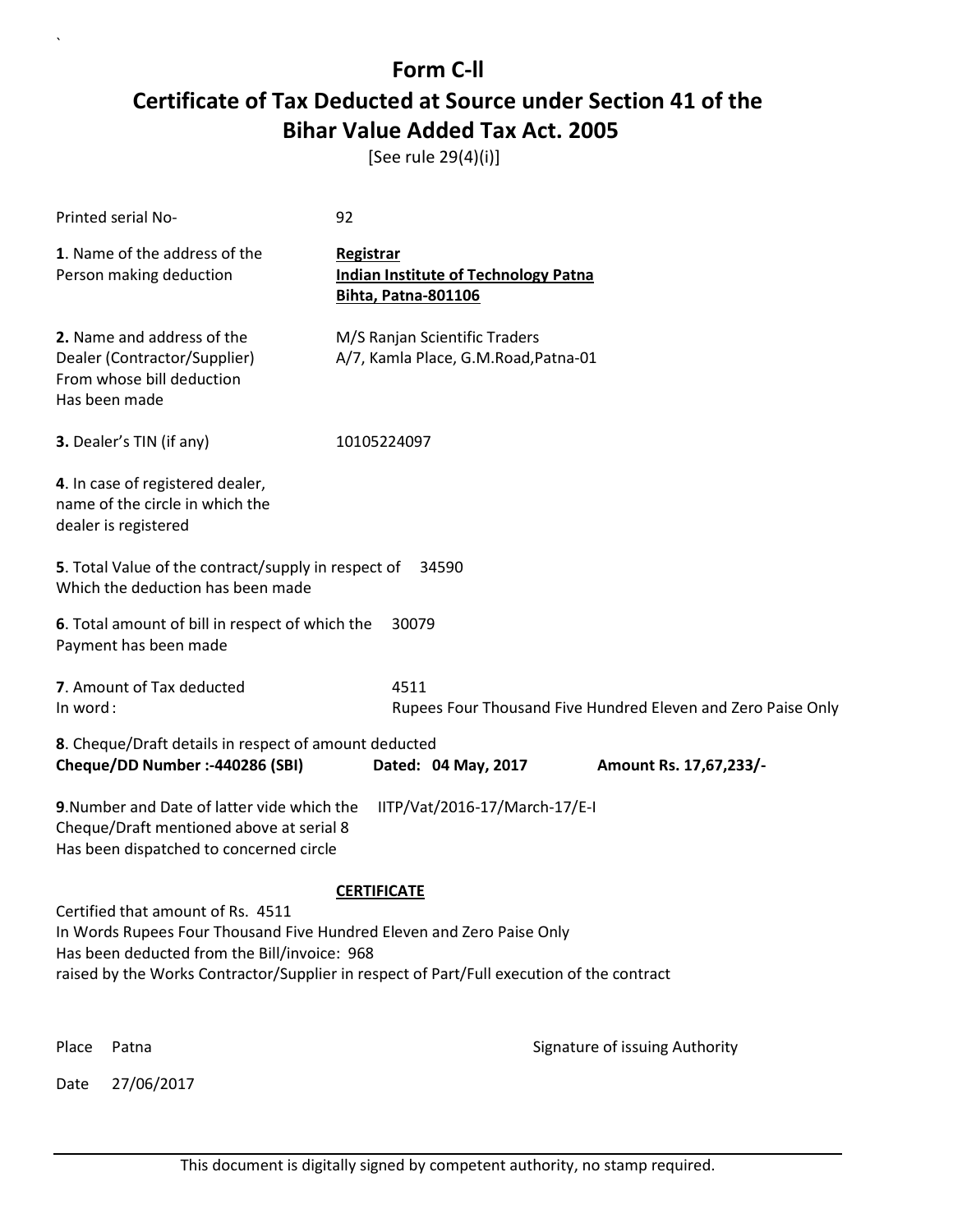# Form C-ll

## Certificate of Tax Deducted at Source under Section 41 of the Bihar Value Added Tax Act. 2005

[See rule 29(4)(i)]

Printed serial No- 92

**1**. Name of the address of the Person making deduction

**Registrar**
**Indian Institute of Technology Patna**
**Bihta, Patna-801106**

**2.** Name and address of the Dealer (Contractor/Supplier) From whose bill deduction Has been made

M/S Ranjan Scientific Traders
A/7, Kamla Place, G.M.Road,Patna-01

**3.** Dealer's TIN (if any) 10105224097

**4**. In case of registered dealer, name of the circle in which the dealer is registered

**5**. Total Value of the contract/supply in respect of Which the deduction has been made 34590

**6**. Total amount of bill in respect of which the Payment has been made 30079

**7**. Amount of Tax deducted 4511
In word : Rupees Four Thousand Five Hundred Eleven and Zero Paise Only

**8**. Cheque/Draft details in respect of amount deducted
**Cheque/DD Number :-440286 (SBI)** **Dated: 04 May, 2017** **Amount Rs. 17,67,233/-**

**9**.Number and Date of latter vide which the Cheque/Draft mentioned above at serial 8 Has been dispatched to concerned circle IITP/Vat/2016-17/March-17/E-I

**CERTIFICATE**

Certified that amount of Rs. 4511
In Words Rupees Four Thousand Five Hundred Eleven and Zero Paise Only
Has been deducted from the Bill/invoice: 968
raised by the Works Contractor/Supplier in respect of Part/Full execution of the contract

Place Patna

Signature of issuing Authority

Date 27/06/2017

This document is digitally signed by competent authority, no stamp required.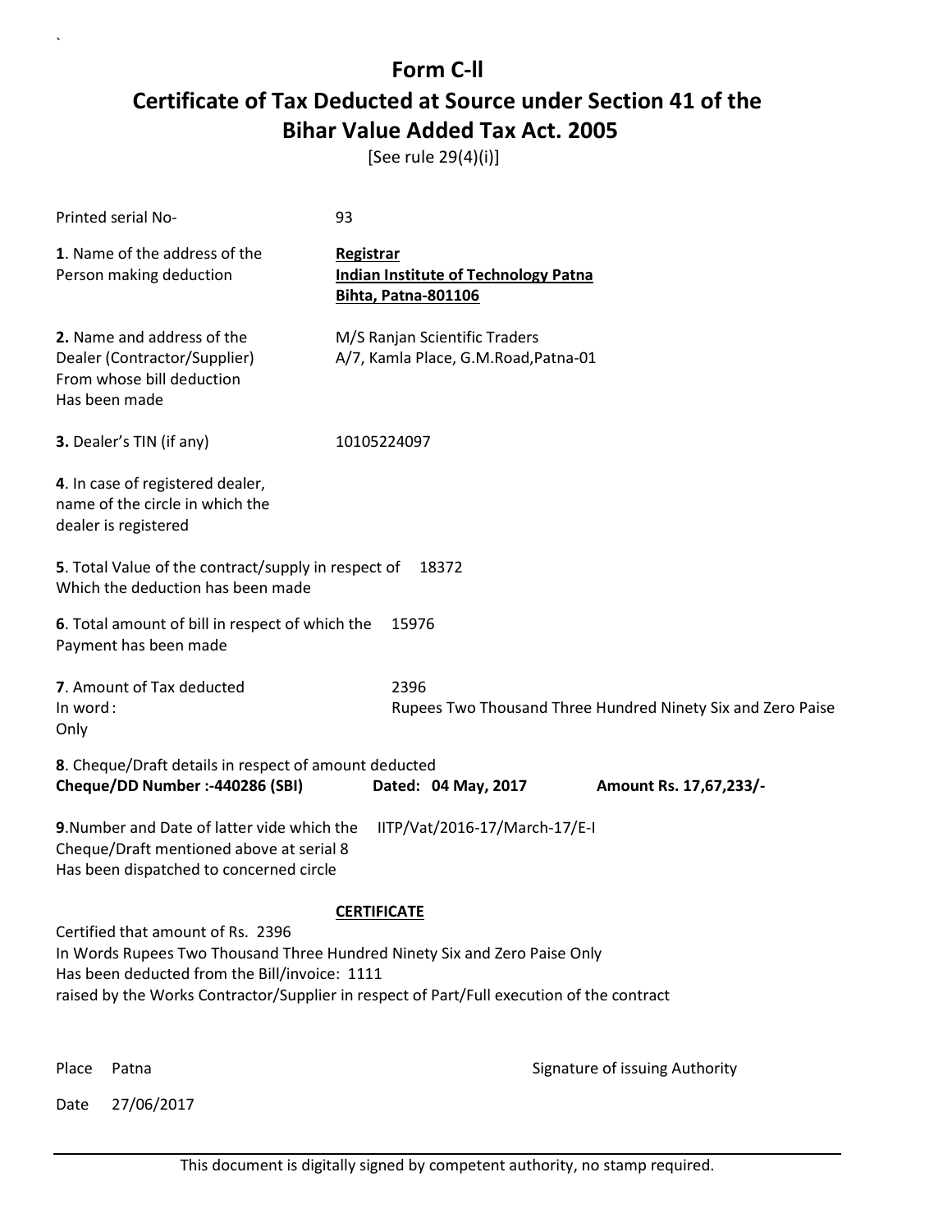# Form C-ll

## Certificate of Tax Deducted at Source under Section 41 of the Bihar Value Added Tax Act. 2005

[See rule 29(4)(i)]

Printed serial No- 93

**1**. Name of the address of the Person making deduction

**Registrar**
**Indian Institute of Technology Patna**
**Bihta, Patna-801106**

**2.** Name and address of the Dealer (Contractor/Supplier) From whose bill deduction Has been made

M/S Ranjan Scientific Traders
A/7, Kamla Place, G.M.Road,Patna-01

**3.** Dealer's TIN (if any) 10105224097

**4**. In case of registered dealer, name of the circle in which the dealer is registered

**5**. Total Value of the contract/supply in respect of Which the deduction has been made 18372

**6**. Total amount of bill in respect of which the Payment has been made 15976

**7**. Amount of Tax deducted 2396
In word : Rupees Two Thousand Three Hundred Ninety Six and Zero Paise Only

**8**. Cheque/Draft details in respect of amount deducted
**Cheque/DD Number :-440286 (SBI)** **Dated: 04 May, 2017** **Amount Rs. 17,67,233/-**

**9**.Number and Date of latter vide which the Cheque/Draft mentioned above at serial 8 Has been dispatched to concerned circle IITP/Vat/2016-17/March-17/E-I

**CERTIFICATE**

Certified that amount of Rs. 2396
In Words Rupees Two Thousand Three Hundred Ninety Six and Zero Paise Only
Has been deducted from the Bill/invoice: 1111
raised by the Works Contractor/Supplier in respect of Part/Full execution of the contract

Place Patna

Signature of issuing Authority

Date 27/06/2017

This document is digitally signed by competent authority, no stamp required.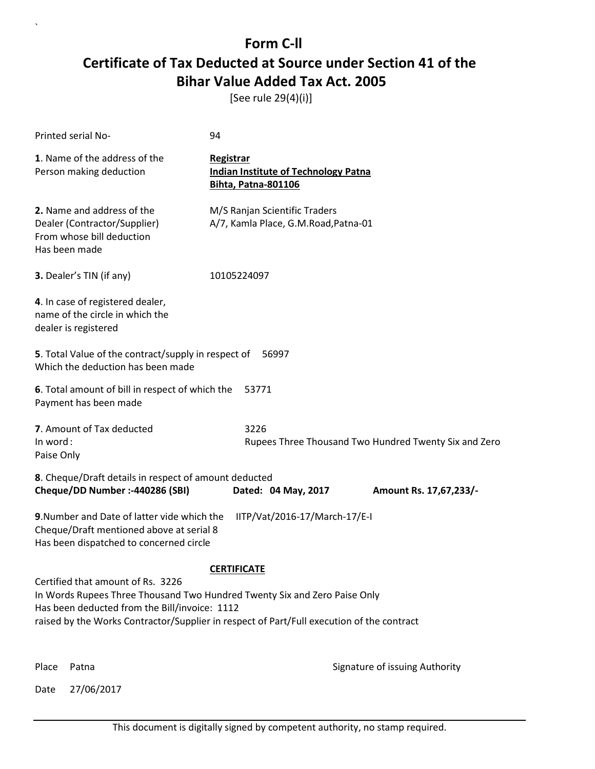# Form C-ll

## Certificate of Tax Deducted at Source under Section 41 of the Bihar Value Added Tax Act. 2005

[See rule 29(4)(i)]

Printed serial No- 94

**1**. Name of the address of the Person making deduction

**Registrar**
**Indian Institute of Technology Patna**
**Bihta, Patna-801106**

**2.** Name and address of the Dealer (Contractor/Supplier) From whose bill deduction Has been made

M/S Ranjan Scientific Traders
A/7, Kamla Place, G.M.Road,Patna-01

**3.** Dealer's TIN (if any) 10105224097

**4**. In case of registered dealer, name of the circle in which the dealer is registered

**5**. Total Value of the contract/supply in respect of Which the deduction has been made 56997

**6**. Total amount of bill in respect of which the Payment has been made 53771

**7**. Amount of Tax deducted 3226
In word : Rupees Three Thousand Two Hundred Twenty Six and Zero Paise Only

**8**. Cheque/Draft details in respect of amount deducted
**Cheque/DD Number :-440286 (SBI)** **Dated: 04 May, 2017** **Amount Rs. 17,67,233/-**

**9**.Number and Date of latter vide which the Cheque/Draft mentioned above at serial 8 Has been dispatched to concerned circle IITP/Vat/2016-17/March-17/E-I

**CERTIFICATE**

Certified that amount of Rs. 3226
In Words Rupees Three Thousand Two Hundred Twenty Six and Zero Paise Only
Has been deducted from the Bill/invoice: 1112
raised by the Works Contractor/Supplier in respect of Part/Full execution of the contract

Place Patna

Signature of issuing Authority

Date 27/06/2017

This document is digitally signed by competent authority, no stamp required.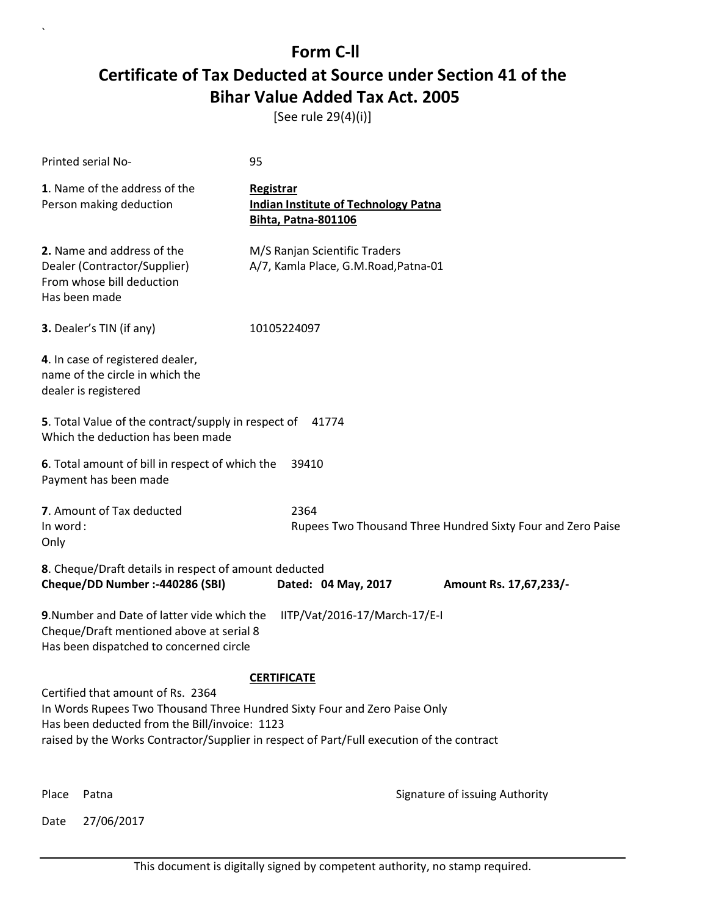# Form C-ll

## Certificate of Tax Deducted at Source under Section 41 of the Bihar Value Added Tax Act. 2005

[See rule 29(4)(i)]

Printed serial No- 95

**1**. Name of the address of the Person making deduction

**Registrar**
**Indian Institute of Technology Patna**
**Bihta, Patna-801106**

**2.** Name and address of the Dealer (Contractor/Supplier) From whose bill deduction Has been made

M/S Ranjan Scientific Traders
A/7, Kamla Place, G.M.Road,Patna-01

**3.** Dealer's TIN (if any) 10105224097

**4**. In case of registered dealer, name of the circle in which the dealer is registered

**5**. Total Value of the contract/supply in respect of Which the deduction has been made 41774

**6**. Total amount of bill in respect of which the Payment has been made 39410

**7**. Amount of Tax deducted 2364
In word : Rupees Two Thousand Three Hundred Sixty Four and Zero Paise Only

**8**. Cheque/Draft details in respect of amount deducted
**Cheque/DD Number :-440286 (SBI)** **Dated: 04 May, 2017** **Amount Rs. 17,67,233/-**

**9**.Number and Date of latter vide which the Cheque/Draft mentioned above at serial 8 Has been dispatched to concerned circle IITP/Vat/2016-17/March-17/E-I

**CERTIFICATE**

Certified that amount of Rs. 2364
In Words Rupees Two Thousand Three Hundred Sixty Four and Zero Paise Only
Has been deducted from the Bill/invoice: 1123
raised by the Works Contractor/Supplier in respect of Part/Full execution of the contract

Place Patna

Signature of issuing Authority

Date 27/06/2017

This document is digitally signed by competent authority, no stamp required.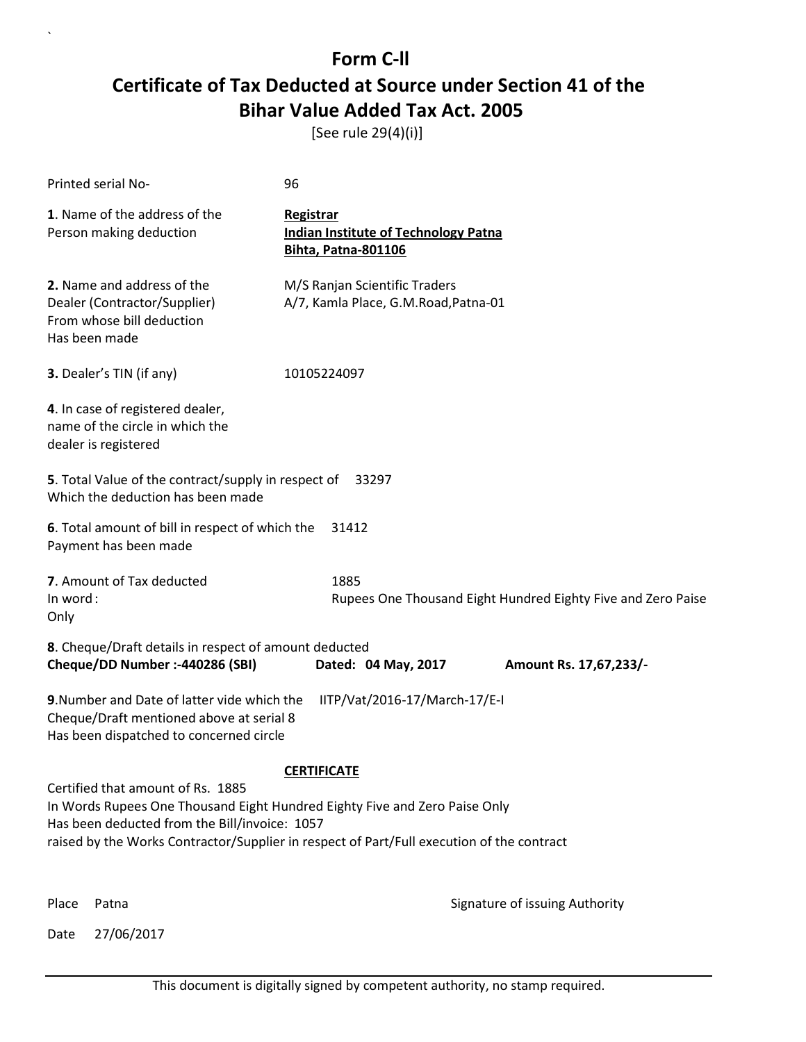# Form C-ll

## Certificate of Tax Deducted at Source under Section 41 of the Bihar Value Added Tax Act. 2005

[See rule 29(4)(i)]

Printed serial No- 96

**1**. Name of the address of the Person making deduction

**Registrar**
**Indian Institute of Technology Patna**
**Bihta, Patna-801106**

**2.** Name and address of the Dealer (Contractor/Supplier) From whose bill deduction Has been made

M/S Ranjan Scientific Traders
A/7, Kamla Place, G.M.Road,Patna-01

**3.** Dealer's TIN (if any) 10105224097

**4**. In case of registered dealer, name of the circle in which the dealer is registered

**5**. Total Value of the contract/supply in respect of Which the deduction has been made 33297

**6**. Total amount of bill in respect of which the Payment has been made 31412

**7**. Amount of Tax deducted 1885
In word : Rupees One Thousand Eight Hundred Eighty Five and Zero Paise Only

**8**. Cheque/Draft details in respect of amount deducted
**Cheque/DD Number :-440286 (SBI)** **Dated: 04 May, 2017** **Amount Rs. 17,67,233/-**

**9**.Number and Date of latter vide which the Cheque/Draft mentioned above at serial 8 Has been dispatched to concerned circle IITP/Vat/2016-17/March-17/E-I

**CERTIFICATE**

Certified that amount of Rs. 1885
In Words Rupees One Thousand Eight Hundred Eighty Five and Zero Paise Only
Has been deducted from the Bill/invoice: 1057
raised by the Works Contractor/Supplier in respect of Part/Full execution of the contract

Place Patna

Signature of issuing Authority

Date 27/06/2017

This document is digitally signed by competent authority, no stamp required.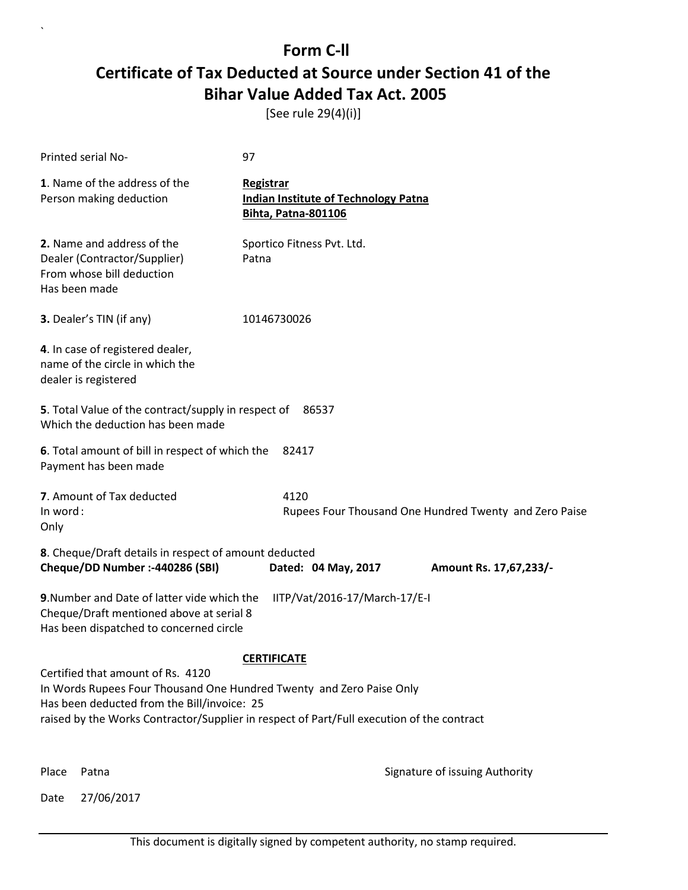# Form C-ll

## Certificate of Tax Deducted at Source under Section 41 of the Bihar Value Added Tax Act. 2005

[See rule 29(4)(i)]

Printed serial No- 97

**1**. Name of the address of the Person making deduction

**Registrar**
**Indian Institute of Technology Patna**
**Bihta, Patna-801106**

**2.** Name and address of the Dealer (Contractor/Supplier) From whose bill deduction Has been made

Sportico Fitness Pvt. Ltd.
Patna

**3.** Dealer's TIN (if any) 10146730026

**4**. In case of registered dealer, name of the circle in which the dealer is registered

**5**. Total Value of the contract/supply in respect of Which the deduction has been made 86537

**6**. Total amount of bill in respect of which the Payment has been made 82417

**7**. Amount of Tax deducted 4120
In word : Rupees Four Thousand One Hundred Twenty and Zero Paise Only

**8**. Cheque/Draft details in respect of amount deducted
**Cheque/DD Number :-440286 (SBI)** **Dated: 04 May, 2017** **Amount Rs. 17,67,233/-**

**9**.Number and Date of latter vide which the Cheque/Draft mentioned above at serial 8 Has been dispatched to concerned circle IITP/Vat/2016-17/March-17/E-I

**CERTIFICATE**

Certified that amount of Rs. 4120
In Words Rupees Four Thousand One Hundred Twenty and Zero Paise Only
Has been deducted from the Bill/invoice: 25
raised by the Works Contractor/Supplier in respect of Part/Full execution of the contract

Place Patna

Signature of issuing Authority

Date 27/06/2017

This document is digitally signed by competent authority, no stamp required.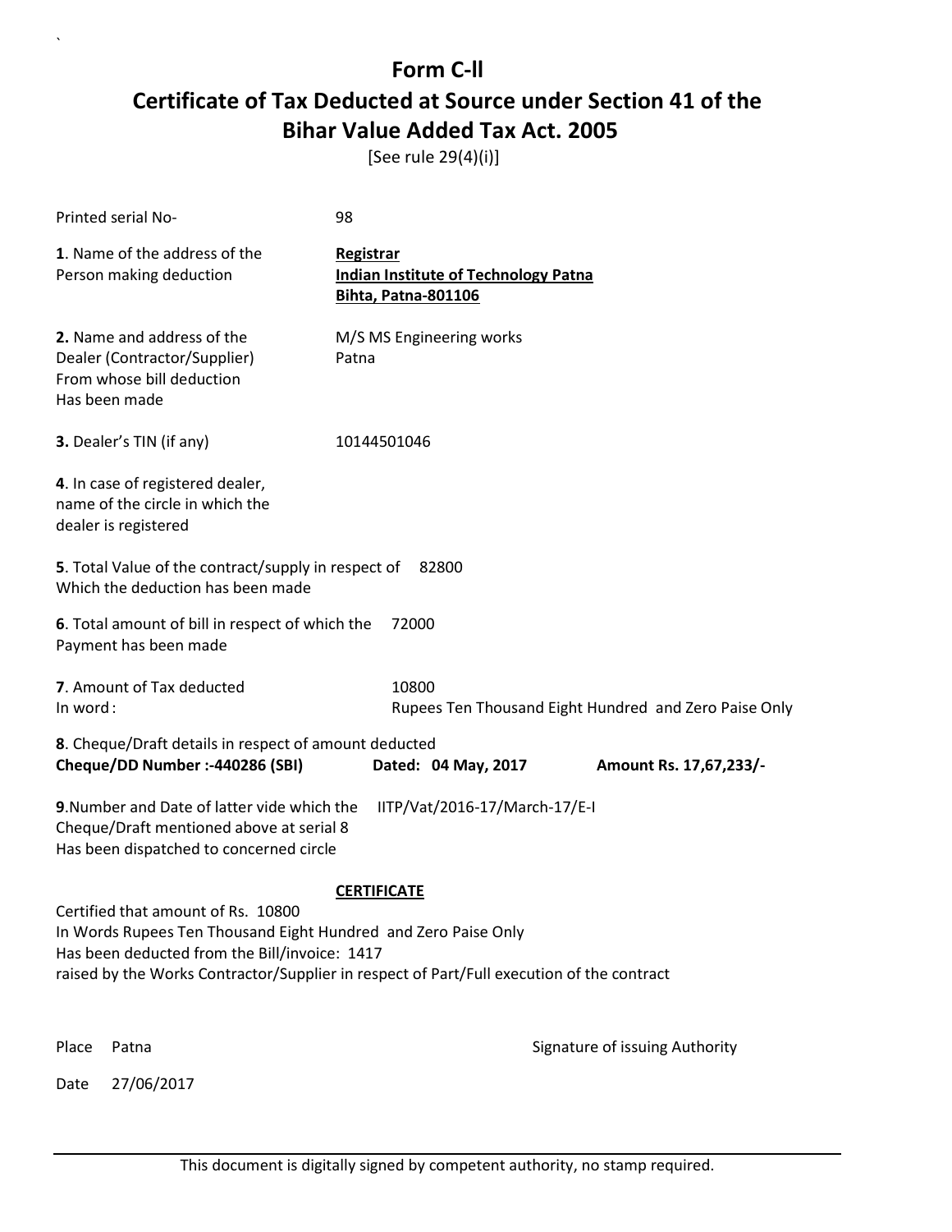# Form C-ll

## Certificate of Tax Deducted at Source under Section 41 of the Bihar Value Added Tax Act. 2005

[See rule 29(4)(i)]

Printed serial No- 98

**1**. Name of the address of the Person making deduction

**Registrar**
**Indian Institute of Technology Patna**
**Bihta, Patna-801106**

**2.** Name and address of the Dealer (Contractor/Supplier) From whose bill deduction Has been made

M/S MS Engineering works
Patna

**3.** Dealer's TIN (if any) 10144501046

**4**. In case of registered dealer, name of the circle in which the dealer is registered

**5**. Total Value of the contract/supply in respect of Which the deduction has been made 82800

**6**. Total amount of bill in respect of which the Payment has been made 72000

**7**. Amount of Tax deducted 10800
In word : Rupees Ten Thousand Eight Hundred and Zero Paise Only

**8**. Cheque/Draft details in respect of amount deducted
**Cheque/DD Number :-440286 (SBI)** **Dated: 04 May, 2017** **Amount Rs. 17,67,233/-**

**9**.Number and Date of latter vide which the Cheque/Draft mentioned above at serial 8 Has been dispatched to concerned circle IITP/Vat/2016-17/March-17/E-I

**CERTIFICATE**

Certified that amount of Rs. 10800
In Words Rupees Ten Thousand Eight Hundred and Zero Paise Only
Has been deducted from the Bill/invoice: 1417
raised by the Works Contractor/Supplier in respect of Part/Full execution of the contract

Place Patna

Signature of issuing Authority

Date 27/06/2017

This document is digitally signed by competent authority, no stamp required.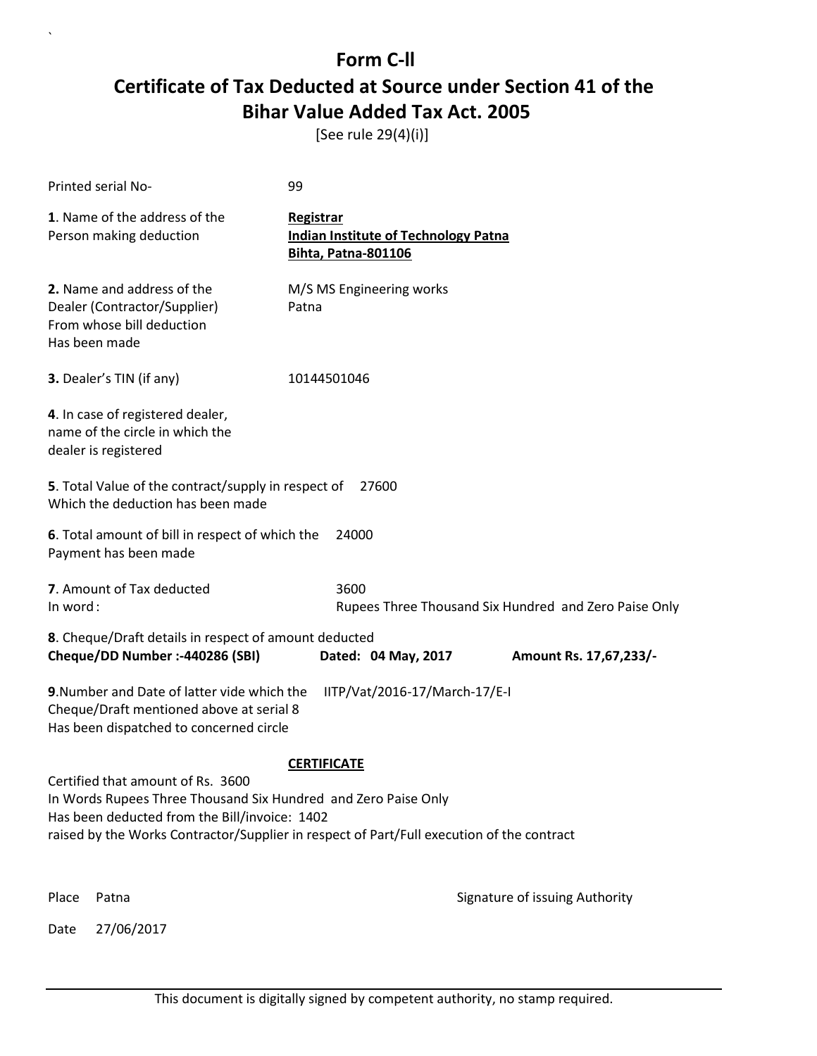# Form C-ll

## Certificate of Tax Deducted at Source under Section 41 of the Bihar Value Added Tax Act. 2005

[See rule 29(4)(i)]

Printed serial No- 99

**1**. Name of the address of the Person making deduction

**Registrar**
**Indian Institute of Technology Patna**
**Bihta, Patna-801106**

**2.** Name and address of the Dealer (Contractor/Supplier) From whose bill deduction Has been made

M/S MS Engineering works
Patna

**3.** Dealer's TIN (if any) 10144501046

**4**. In case of registered dealer, name of the circle in which the dealer is registered

**5**. Total Value of the contract/supply in respect of Which the deduction has been made 27600

**6**. Total amount of bill in respect of which the Payment has been made 24000

**7**. Amount of Tax deducted 3600
In word : Rupees Three Thousand Six Hundred and Zero Paise Only

**8**. Cheque/Draft details in respect of amount deducted
**Cheque/DD Number :-440286 (SBI)** **Dated: 04 May, 2017** **Amount Rs. 17,67,233/-**

**9**.Number and Date of latter vide which the Cheque/Draft mentioned above at serial 8 Has been dispatched to concerned circle IITP/Vat/2016-17/March-17/E-I

**CERTIFICATE**

Certified that amount of Rs. 3600
In Words Rupees Three Thousand Six Hundred and Zero Paise Only
Has been deducted from the Bill/invoice: 1402
raised by the Works Contractor/Supplier in respect of Part/Full execution of the contract

Place Patna

Signature of issuing Authority

Date 27/06/2017

This document is digitally signed by competent authority, no stamp required.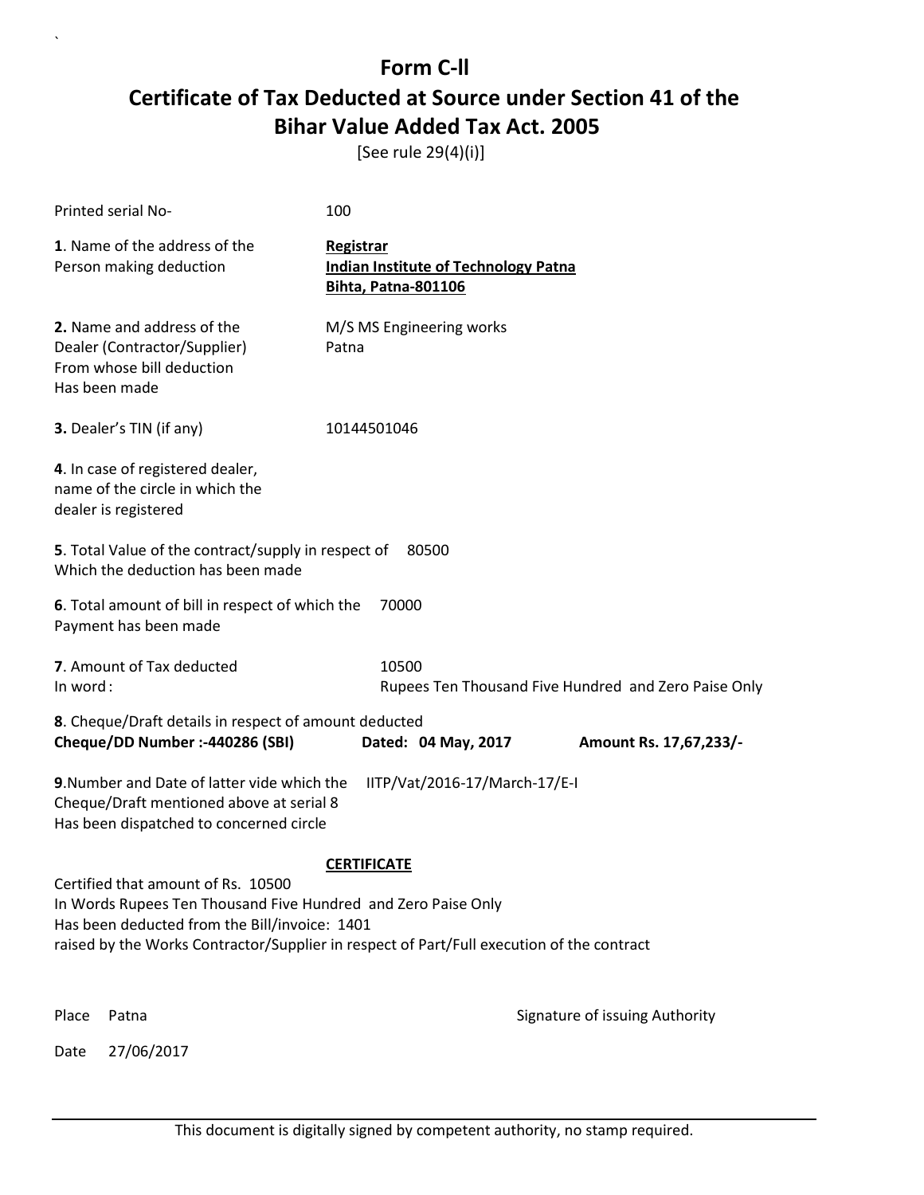# Form C-ll

## Certificate of Tax Deducted at Source under Section 41 of the Bihar Value Added Tax Act. 2005

[See rule 29(4)(i)]

Printed serial No- 100

**1**. Name of the address of the Person making deduction

**Registrar**
**Indian Institute of Technology Patna**
**Bihta, Patna-801106**

**2.** Name and address of the Dealer (Contractor/Supplier) From whose bill deduction Has been made

M/S MS Engineering works
Patna

**3.** Dealer's TIN (if any) 10144501046

**4**. In case of registered dealer, name of the circle in which the dealer is registered

**5**. Total Value of the contract/supply in respect of Which the deduction has been made 80500

**6**. Total amount of bill in respect of which the Payment has been made 70000

**7**. Amount of Tax deducted 10500
In word : Rupees Ten Thousand Five Hundred and Zero Paise Only

**8**. Cheque/Draft details in respect of amount deducted
**Cheque/DD Number :-440286 (SBI)** **Dated: 04 May, 2017** **Amount Rs. 17,67,233/-**

**9**.Number and Date of latter vide which the Cheque/Draft mentioned above at serial 8 Has been dispatched to concerned circle IITP/Vat/2016-17/March-17/E-I

**CERTIFICATE**

Certified that amount of Rs. 10500
In Words Rupees Ten Thousand Five Hundred and Zero Paise Only
Has been deducted from the Bill/invoice: 1401
raised by the Works Contractor/Supplier in respect of Part/Full execution of the contract

Place Patna

Signature of issuing Authority

Date 27/06/2017

This document is digitally signed by competent authority, no stamp required.